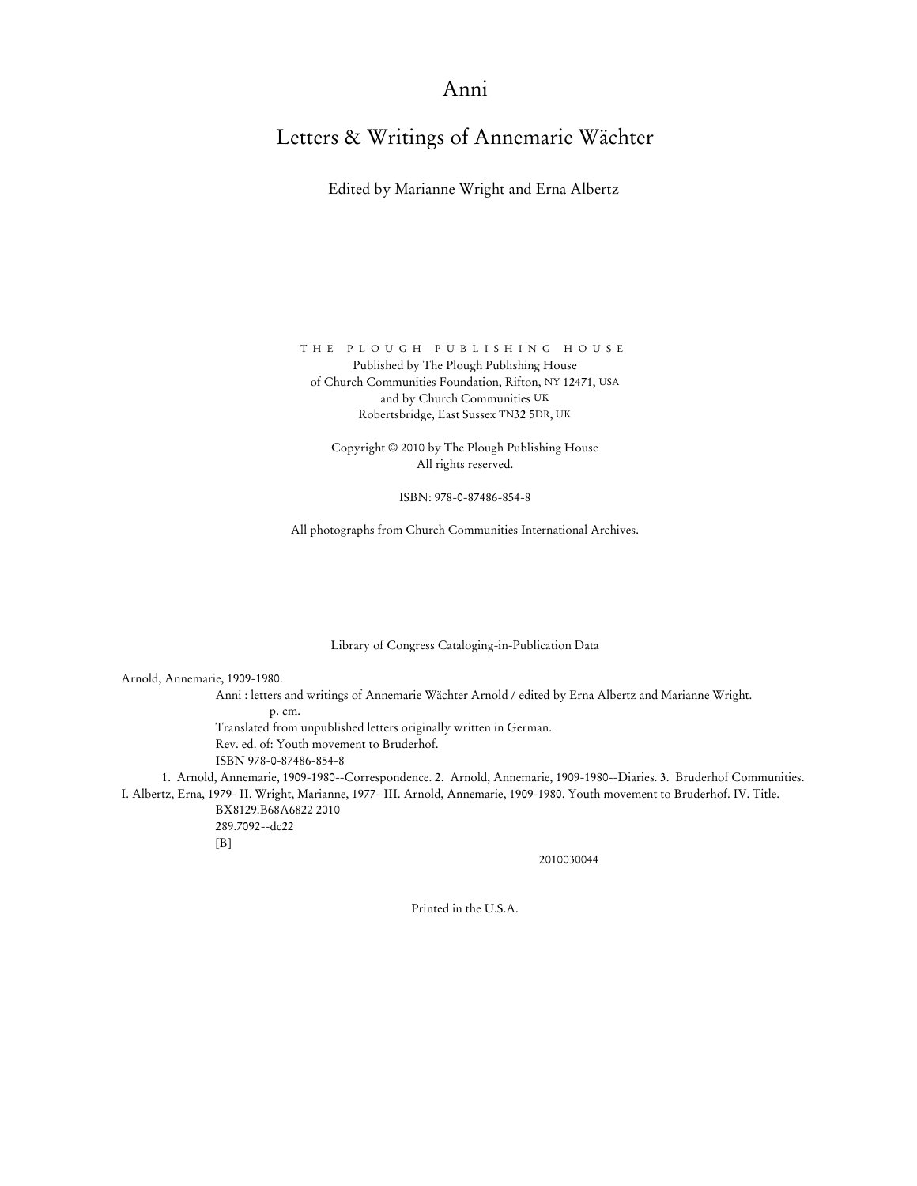# Anni

## Letters & Writings of Annemarie Wächter

Edited by Marianne Wright and Erna Albertz

THE PLOUGH PUBLISHING HOUSE

Published by The Plough Publishing House
of Church Communities Foundation, Rifton, NY 12471, USA
and by Church Communities UK
Robertsbridge, East Sussex TN32 5DR, UK

Copyright © 2010 by The Plough Publishing House
All rights reserved.

ISBN: 978-0-87486-854-8

All photographs from Church Communities International Archives.

Library of Congress Cataloging-in-Publication Data

Arnold, Annemarie, 1909-1980.
Anni : letters and writings of Annemarie Wächter Arnold / edited by Erna Albertz and Marianne Wright.
p. cm.
Translated from unpublished letters originally written in German.
Rev. ed. of: Youth movement to Bruderhof.
ISBN 978-0-87486-854-8
1. Arnold, Annemarie, 1909-1980--Correspondence. 2. Arnold, Annemarie, 1909-1980--Diaries. 3. Bruderhof Communities. I. Albertz, Erna, 1979- II. Wright, Marianne, 1977- III. Arnold, Annemarie, 1909-1980. Youth movement to Bruderhof. IV. Title.
BX8129.B68A6822 2010
289.7092--dc22
[B]

2010030044

Printed in the U.S.A.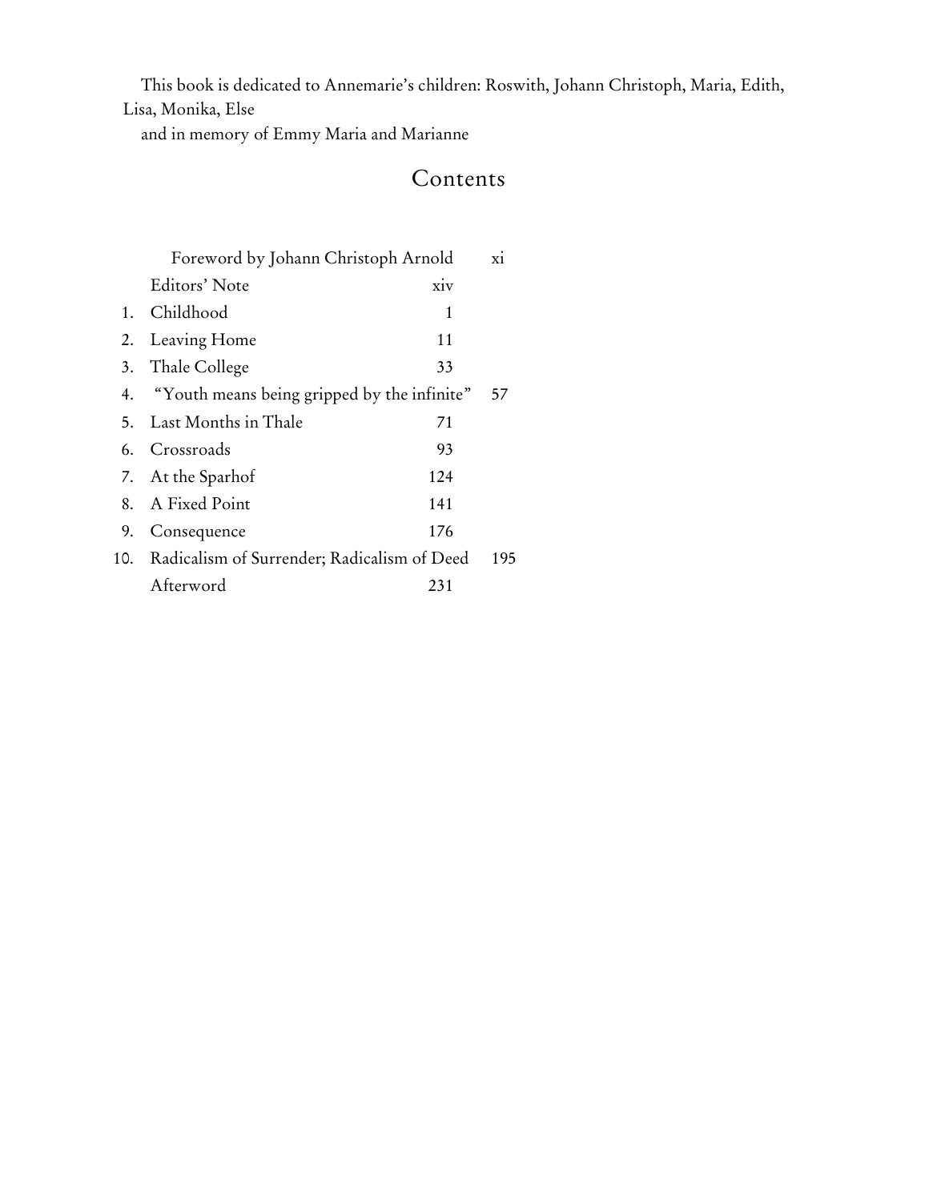This book is dedicated to Annemarie's children: Roswith, Johann Christoph, Maria, Edith, Lisa, Monika, Else

and in memory of Emmy Maria and Marianne

# Contents

| | | |
|---|---|---|
| | Foreword by Johann Christoph Arnold | xi |
| | Editors' Note | xiv |
| 1. | Childhood | 1 |
| 2. | Leaving Home | 11 |
| 3. | Thale College | 33 |
| 4. | "Youth means being gripped by the infinite" | 57 |
| 5. | Last Months in Thale | 71 |
| 6. | Crossroads | 93 |
| 7. | At the Sparhof | 124 |
| 8. | A Fixed Point | 141 |
| 9. | Consequence | 176 |
| 10. | Radicalism of Surrender; Radicalism of Deed | 195 |
| | Afterword | 231 |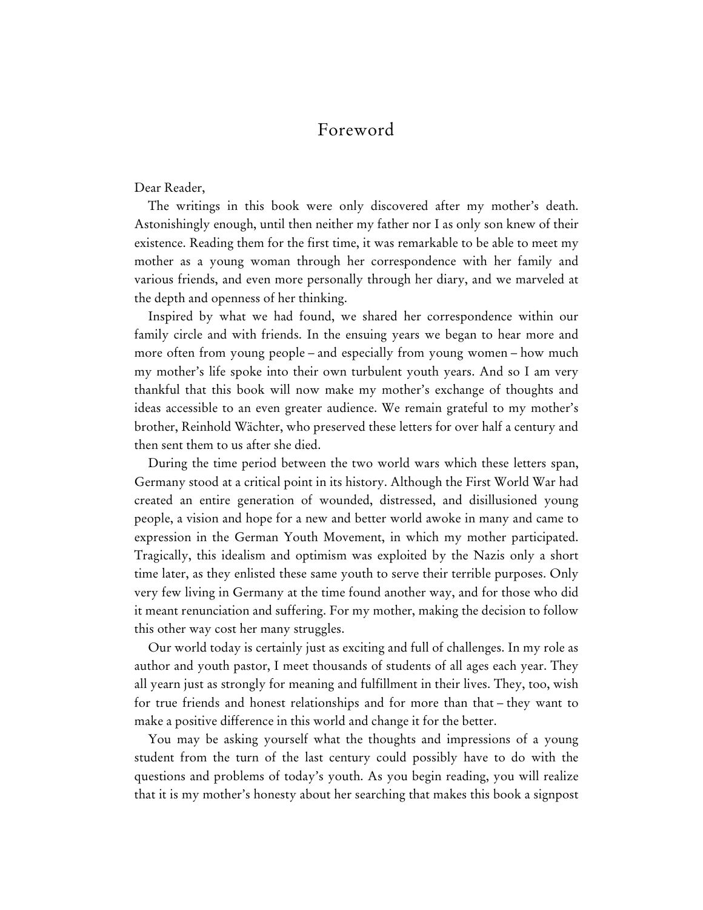# Foreword

Dear Reader,

The writings in this book were only discovered after my mother's death. Astonishingly enough, until then neither my father nor I as only son knew of their existence. Reading them for the first time, it was remarkable to be able to meet my mother as a young woman through her correspondence with her family and various friends, and even more personally through her diary, and we marveled at the depth and openness of her thinking.

Inspired by what we had found, we shared her correspondence within our family circle and with friends. In the ensuing years we began to hear more and more often from young people – and especially from young women – how much my mother's life spoke into their own turbulent youth years. And so I am very thankful that this book will now make my mother's exchange of thoughts and ideas accessible to an even greater audience. We remain grateful to my mother's brother, Reinhold Wächter, who preserved these letters for over half a century and then sent them to us after she died.

During the time period between the two world wars which these letters span, Germany stood at a critical point in its history. Although the First World War had created an entire generation of wounded, distressed, and disillusioned young people, a vision and hope for a new and better world awoke in many and came to expression in the German Youth Movement, in which my mother participated. Tragically, this idealism and optimism was exploited by the Nazis only a short time later, as they enlisted these same youth to serve their terrible purposes. Only very few living in Germany at the time found another way, and for those who did it meant renunciation and suffering. For my mother, making the decision to follow this other way cost her many struggles.

Our world today is certainly just as exciting and full of challenges. In my role as author and youth pastor, I meet thousands of students of all ages each year. They all yearn just as strongly for meaning and fulfillment in their lives. They, too, wish for true friends and honest relationships and for more than that – they want to make a positive difference in this world and change it for the better.

You may be asking yourself what the thoughts and impressions of a young student from the turn of the last century could possibly have to do with the questions and problems of today's youth. As you begin reading, you will realize that it is my mother's honesty about her searching that makes this book a signpost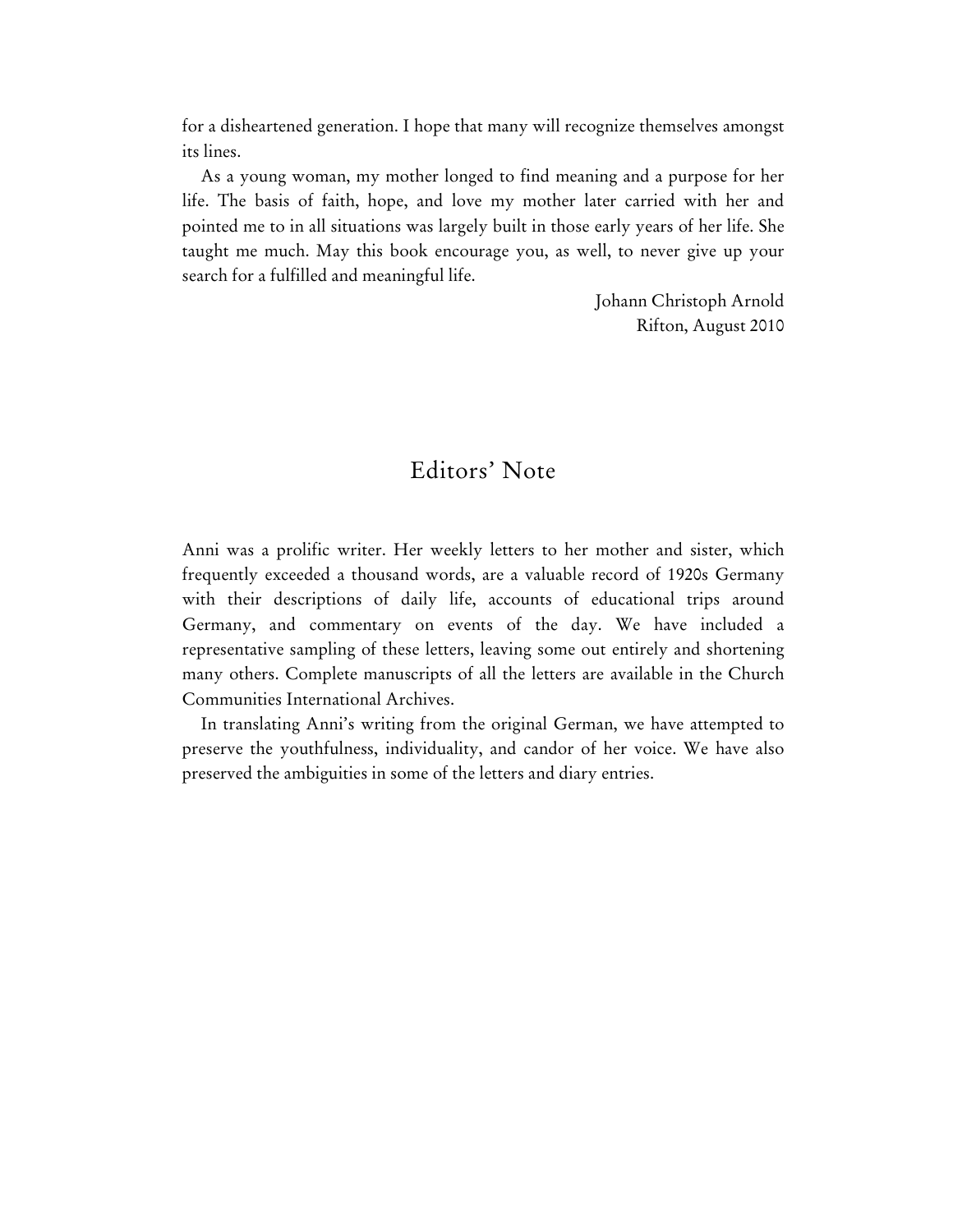for a disheartened generation. I hope that many will recognize themselves amongst its lines.

As a young woman, my mother longed to find meaning and a purpose for her life. The basis of faith, hope, and love my mother later carried with her and pointed me to in all situations was largely built in those early years of her life. She taught me much. May this book encourage you, as well, to never give up your search for a fulfilled and meaningful life.

Johann Christoph Arnold
Rifton, August 2010

## Editors' Note

Anni was a prolific writer. Her weekly letters to her mother and sister, which frequently exceeded a thousand words, are a valuable record of 1920s Germany with their descriptions of daily life, accounts of educational trips around Germany, and commentary on events of the day. We have included a representative sampling of these letters, leaving some out entirely and shortening many others. Complete manuscripts of all the letters are available in the Church Communities International Archives.

In translating Anni's writing from the original German, we have attempted to preserve the youthfulness, individuality, and candor of her voice. We have also preserved the ambiguities in some of the letters and diary entries.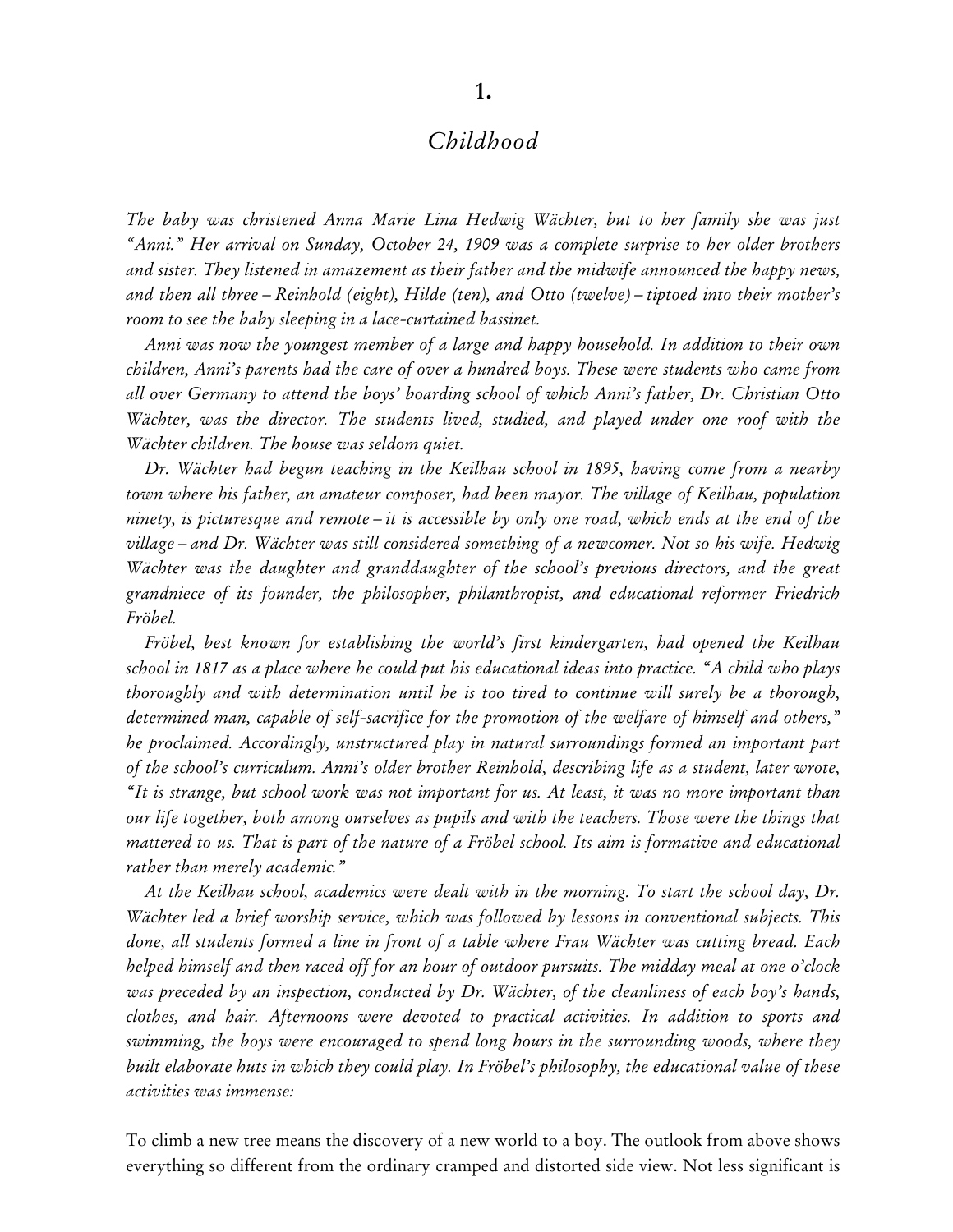# 1.

## *Childhood*

*The baby was christened Anna Marie Lina Hedwig Wächter, but to her family she was just "Anni." Her arrival on Sunday, October 24, 1909 was a complete surprise to her older brothers and sister. They listened in amazement as their father and the midwife announced the happy news, and then all three – Reinhold (eight), Hilde (ten), and Otto (twelve) – tiptoed into their mother's room to see the baby sleeping in a lace-curtained bassinet.*

*Anni was now the youngest member of a large and happy household. In addition to their own children, Anni's parents had the care of over a hundred boys. These were students who came from all over Germany to attend the boys' boarding school of which Anni's father, Dr. Christian Otto Wächter, was the director. The students lived, studied, and played under one roof with the Wächter children. The house was seldom quiet.*

*Dr. Wächter had begun teaching in the Keilhau school in 1895, having come from a nearby town where his father, an amateur composer, had been mayor. The village of Keilhau, population ninety, is picturesque and remote – it is accessible by only one road, which ends at the end of the village – and Dr. Wächter was still considered something of a newcomer. Not so his wife. Hedwig Wächter was the daughter and granddaughter of the school's previous directors, and the great grandniece of its founder, the philosopher, philanthropist, and educational reformer Friedrich Fröbel.*

*Fröbel, best known for establishing the world's first kindergarten, had opened the Keilhau school in 1817 as a place where he could put his educational ideas into practice. "A child who plays thoroughly and with determination until he is too tired to continue will surely be a thorough, determined man, capable of self-sacrifice for the promotion of the welfare of himself and others," he proclaimed. Accordingly, unstructured play in natural surroundings formed an important part of the school's curriculum. Anni's older brother Reinhold, describing life as a student, later wrote, "It is strange, but school work was not important for us. At least, it was no more important than our life together, both among ourselves as pupils and with the teachers. Those were the things that mattered to us. That is part of the nature of a Fröbel school. Its aim is formative and educational rather than merely academic."*

*At the Keilhau school, academics were dealt with in the morning. To start the school day, Dr. Wächter led a brief worship service, which was followed by lessons in conventional subjects. This done, all students formed a line in front of a table where Frau Wächter was cutting bread. Each helped himself and then raced off for an hour of outdoor pursuits. The midday meal at one o'clock was preceded by an inspection, conducted by Dr. Wächter, of the cleanliness of each boy's hands, clothes, and hair. Afternoons were devoted to practical activities. In addition to sports and swimming, the boys were encouraged to spend long hours in the surrounding woods, where they built elaborate huts in which they could play. In Fröbel's philosophy, the educational value of these activities was immense:*

To climb a new tree means the discovery of a new world to a boy. The outlook from above shows everything so different from the ordinary cramped and distorted side view. Not less significant is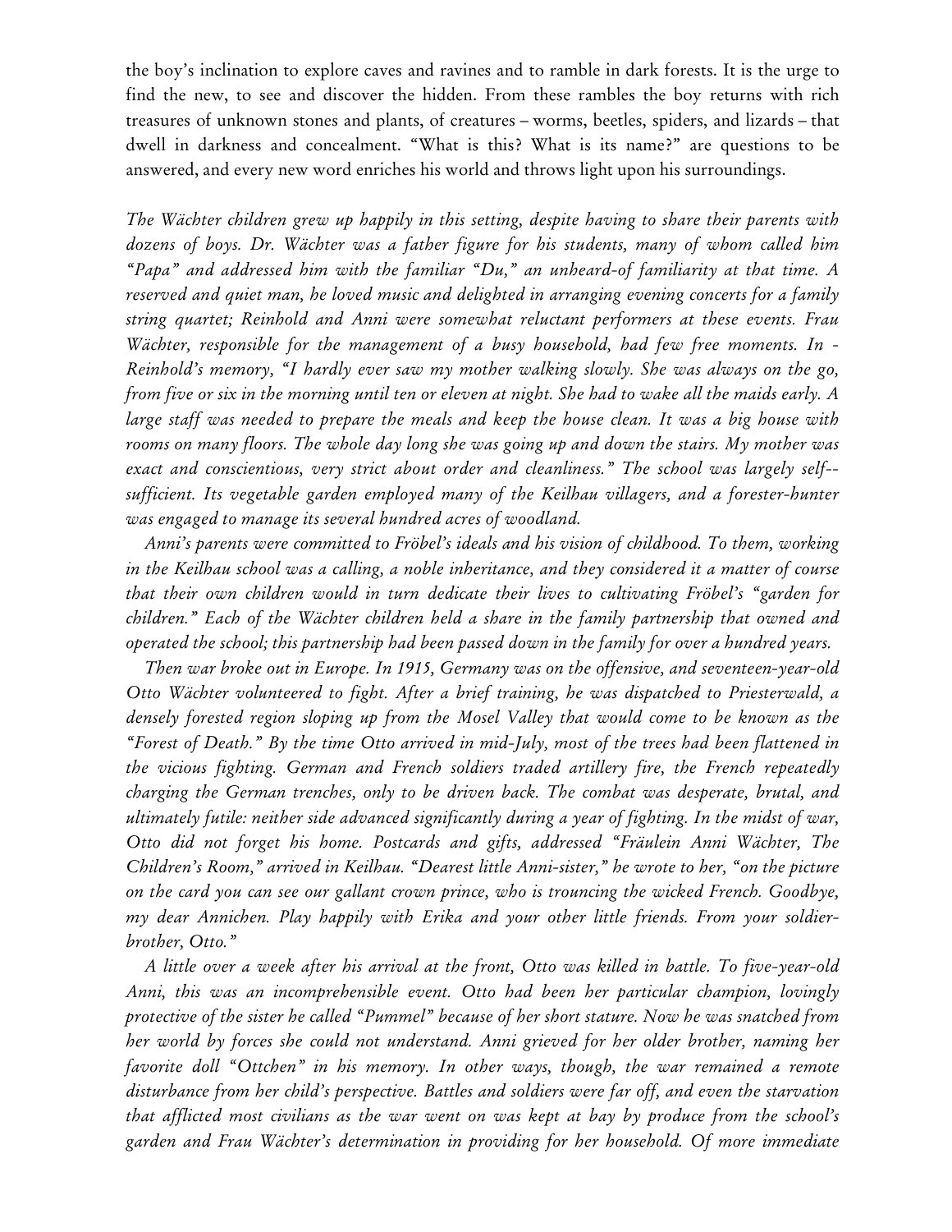the boy's inclination to explore caves and ravines and to ramble in dark forests. It is the urge to find the new, to see and discover the hidden. From these rambles the boy returns with rich treasures of unknown stones and plants, of creatures – worms, beetles, spiders, and lizards – that dwell in darkness and concealment. "What is this? What is its name?" are questions to be answered, and every new word enriches his world and throws light upon his surroundings.

*The Wächter children grew up happily in this setting, despite having to share their parents with dozens of boys. Dr. Wächter was a father figure for his students, many of whom called him "Papa" and addressed him with the familiar "Du," an unheard-of familiarity at that time. A reserved and quiet man, he loved music and delighted in arranging evening concerts for a family string quartet; Reinhold and Anni were somewhat reluctant performers at these events. Frau Wächter, responsible for the management of a busy household, had few free moments. In Reinhold's memory, "I hardly ever saw my mother walking slowly. She was always on the go, from five or six in the morning until ten or eleven at night. She had to wake all the maids early. A large staff was needed to prepare the meals and keep the house clean. It was a big house with rooms on many floors. The whole day long she was going up and down the stairs. My mother was exact and conscientious, very strict about order and cleanliness." The school was largely self-sufficient. Its vegetable garden employed many of the Keilhau villagers, and a forester-hunter was engaged to manage its several hundred acres of woodland.*

*Anni's parents were committed to Fröbel's ideals and his vision of childhood. To them, working in the Keilhau school was a calling, a noble inheritance, and they considered it a matter of course that their own children would in turn dedicate their lives to cultivating Fröbel's "garden for children." Each of the Wächter children held a share in the family partnership that owned and operated the school; this partnership had been passed down in the family for over a hundred years.*

*Then war broke out in Europe. In 1915, Germany was on the offensive, and seventeen-year-old Otto Wächter volunteered to fight. After a brief training, he was dispatched to Priesterwald, a densely forested region sloping up from the Mosel Valley that would come to be known as the "Forest of Death." By the time Otto arrived in mid-July, most of the trees had been flattened in the vicious fighting. German and French soldiers traded artillery fire, the French repeatedly charging the German trenches, only to be driven back. The combat was desperate, brutal, and ultimately futile: neither side advanced significantly during a year of fighting. In the midst of war, Otto did not forget his home. Postcards and gifts, addressed "Fräulein Anni Wächter, The Children's Room," arrived in Keilhau. "Dearest little Anni-sister," he wrote to her, "on the picture on the card you can see our gallant crown prince, who is trouncing the wicked French. Goodbye, my dear Annichen. Play happily with Erika and your other little friends. From your soldier-brother, Otto."*

*A little over a week after his arrival at the front, Otto was killed in battle. To five-year-old Anni, this was an incomprehensible event. Otto had been her particular champion, lovingly protective of the sister he called "Pummel" because of her short stature. Now he was snatched from her world by forces she could not understand. Anni grieved for her older brother, naming her favorite doll "Ottchen" in his memory. In other ways, though, the war remained a remote disturbance from her child's perspective. Battles and soldiers were far off, and even the starvation that afflicted most civilians as the war went on was kept at bay by produce from the school's garden and Frau Wächter's determination in providing for her household. Of more immediate*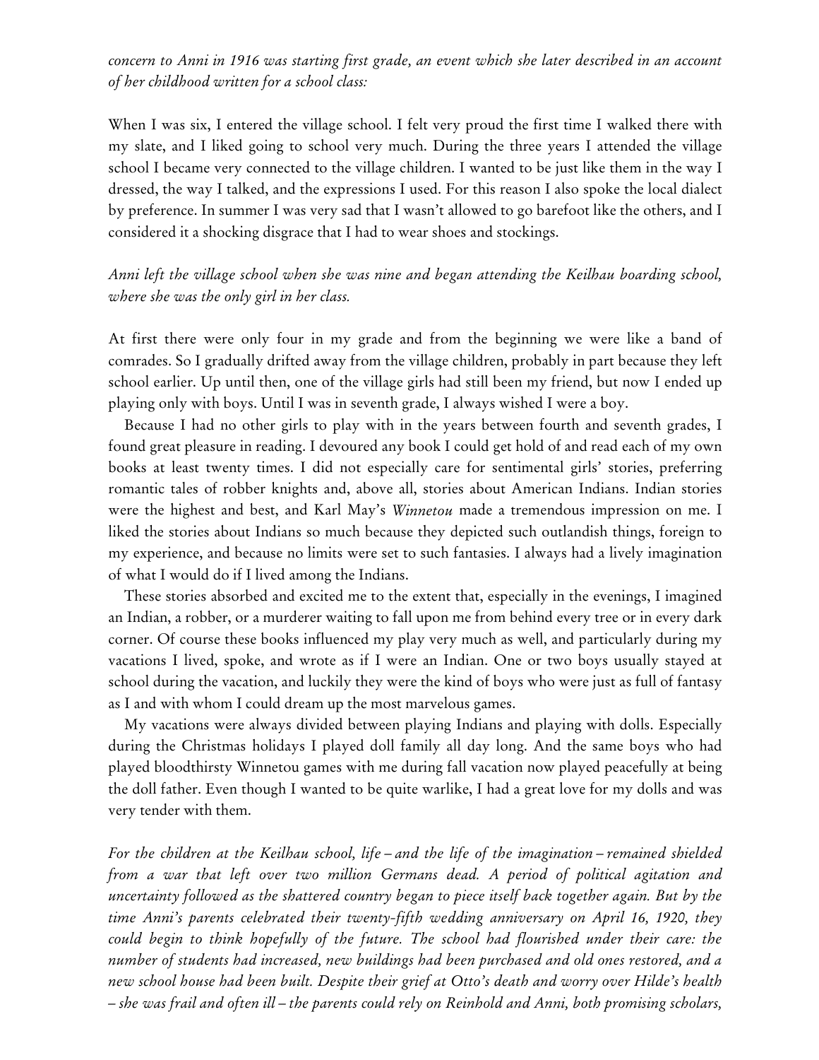*concern to Anni in 1916 was starting first grade, an event which she later described in an account of her childhood written for a school class:*

When I was six, I entered the village school. I felt very proud the first time I walked there with my slate, and I liked going to school very much. During the three years I attended the village school I became very connected to the village children. I wanted to be just like them in the way I dressed, the way I talked, and the expressions I used. For this reason I also spoke the local dialect by preference. In summer I was very sad that I wasn't allowed to go barefoot like the others, and I considered it a shocking disgrace that I had to wear shoes and stockings.

*Anni left the village school when she was nine and began attending the Keilhau boarding school, where she was the only girl in her class.*

At first there were only four in my grade and from the beginning we were like a band of comrades. So I gradually drifted away from the village children, probably in part because they left school earlier. Up until then, one of the village girls had still been my friend, but now I ended up playing only with boys. Until I was in seventh grade, I always wished I were a boy.

Because I had no other girls to play with in the years between fourth and seventh grades, I found great pleasure in reading. I devoured any book I could get hold of and read each of my own books at least twenty times. I did not especially care for sentimental girls' stories, preferring romantic tales of robber knights and, above all, stories about American Indians. Indian stories were the highest and best, and Karl May's *Winnetou* made a tremendous impression on me. I liked the stories about Indians so much because they depicted such outlandish things, foreign to my experience, and because no limits were set to such fantasies. I always had a lively imagination of what I would do if I lived among the Indians.

These stories absorbed and excited me to the extent that, especially in the evenings, I imagined an Indian, a robber, or a murderer waiting to fall upon me from behind every tree or in every dark corner. Of course these books influenced my play very much as well, and particularly during my vacations I lived, spoke, and wrote as if I were an Indian. One or two boys usually stayed at school during the vacation, and luckily they were the kind of boys who were just as full of fantasy as I and with whom I could dream up the most marvelous games.

My vacations were always divided between playing Indians and playing with dolls. Especially during the Christmas holidays I played doll family all day long. And the same boys who had played bloodthirsty Winnetou games with me during fall vacation now played peacefully at being the doll father. Even though I wanted to be quite warlike, I had a great love for my dolls and was very tender with them.

*For the children at the Keilhau school, life – and the life of the imagination – remained shielded from a war that left over two million Germans dead. A period of political agitation and uncertainty followed as the shattered country began to piece itself back together again. But by the time Anni's parents celebrated their twenty-fifth wedding anniversary on April 16, 1920, they could begin to think hopefully of the future. The school had flourished under their care: the number of students had increased, new buildings had been purchased and old ones restored, and a new school house had been built. Despite their grief at Otto's death and worry over Hilde's health – she was frail and often ill – the parents could rely on Reinhold and Anni, both promising scholars,*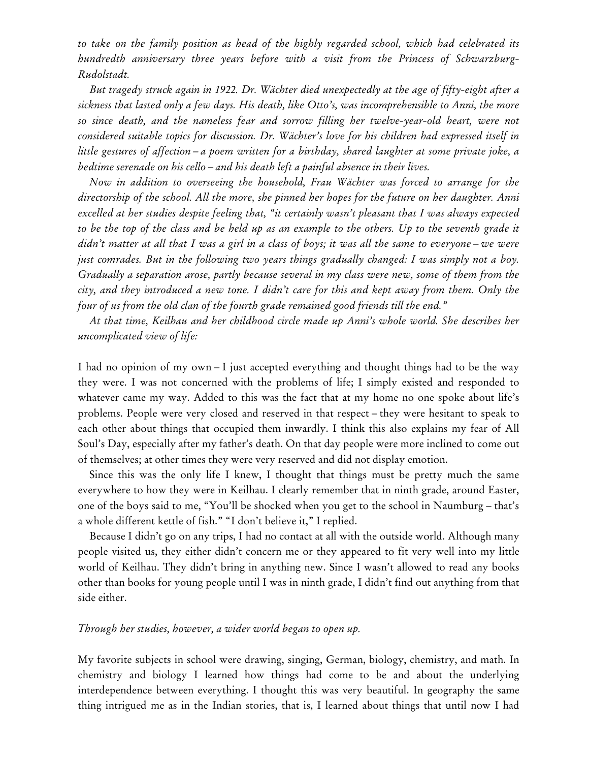*to take on the family position as head of the highly regarded school, which had celebrated its hundredth anniversary three years before with a visit from the Princess of Schwarzburg-Rudolstadt.*

*But tragedy struck again in 1922. Dr. Wächter died unexpectedly at the age of fifty-eight after a sickness that lasted only a few days. His death, like Otto's, was incomprehensible to Anni, the more so since death, and the nameless fear and sorrow filling her twelve-year-old heart, were not considered suitable topics for discussion. Dr. Wächter's love for his children had expressed itself in little gestures of affection – a poem written for a birthday, shared laughter at some private joke, a bedtime serenade on his cello – and his death left a painful absence in their lives.*

*Now in addition to overseeing the household, Frau Wächter was forced to arrange for the directorship of the school. All the more, she pinned her hopes for the future on her daughter. Anni excelled at her studies despite feeling that, "it certainly wasn't pleasant that I was always expected to be the top of the class and be held up as an example to the others. Up to the seventh grade it didn't matter at all that I was a girl in a class of boys; it was all the same to everyone – we were just comrades. But in the following two years things gradually changed: I was simply not a boy. Gradually a separation arose, partly because several in my class were new, some of them from the city, and they introduced a new tone. I didn't care for this and kept away from them. Only the four of us from the old clan of the fourth grade remained good friends till the end."*

*At that time, Keilhau and her childhood circle made up Anni's whole world. She describes her uncomplicated view of life:*

I had no opinion of my own – I just accepted everything and thought things had to be the way they were. I was not concerned with the problems of life; I simply existed and responded to whatever came my way. Added to this was the fact that at my home no one spoke about life's problems. People were very closed and reserved in that respect – they were hesitant to speak to each other about things that occupied them inwardly. I think this also explains my fear of All Soul's Day, especially after my father's death. On that day people were more inclined to come out of themselves; at other times they were very reserved and did not display emotion.

Since this was the only life I knew, I thought that things must be pretty much the same everywhere to how they were in Keilhau. I clearly remember that in ninth grade, around Easter, one of the boys said to me, "You'll be shocked when you get to the school in Naumburg – that's a whole different kettle of fish." "I don't believe it," I replied.

Because I didn't go on any trips, I had no contact at all with the outside world. Although many people visited us, they either didn't concern me or they appeared to fit very well into my little world of Keilhau. They didn't bring in anything new. Since I wasn't allowed to read any books other than books for young people until I was in ninth grade, I didn't find out anything from that side either.

*Through her studies, however, a wider world began to open up.*

My favorite subjects in school were drawing, singing, German, biology, chemistry, and math. In chemistry and biology I learned how things had come to be and about the underlying interdependence between everything. I thought this was very beautiful. In geography the same thing intrigued me as in the Indian stories, that is, I learned about things that until now I had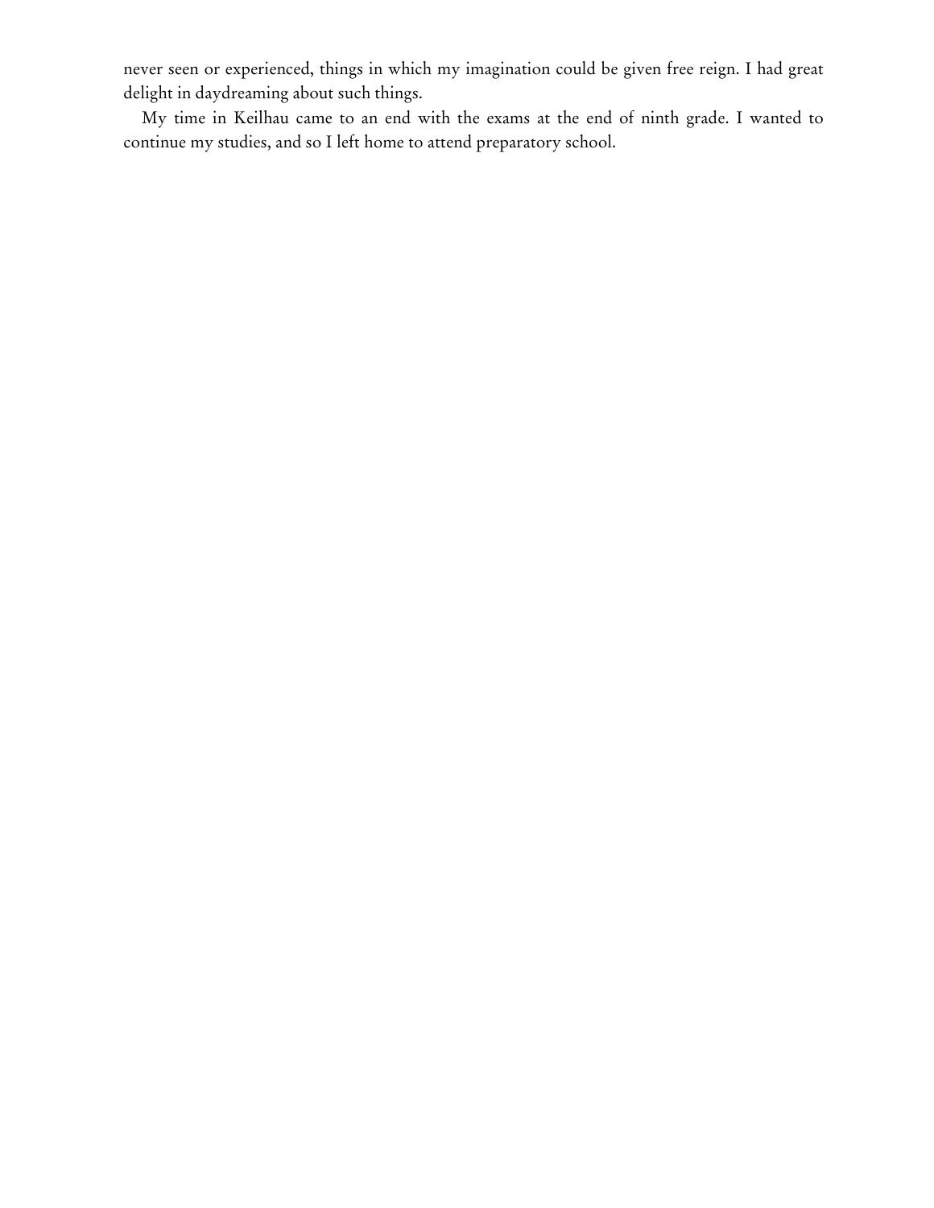never seen or experienced, things in which my imagination could be given free reign. I had great delight in daydreaming about such things.

My time in Keilhau came to an end with the exams at the end of ninth grade. I wanted to continue my studies, and so I left home to attend preparatory school.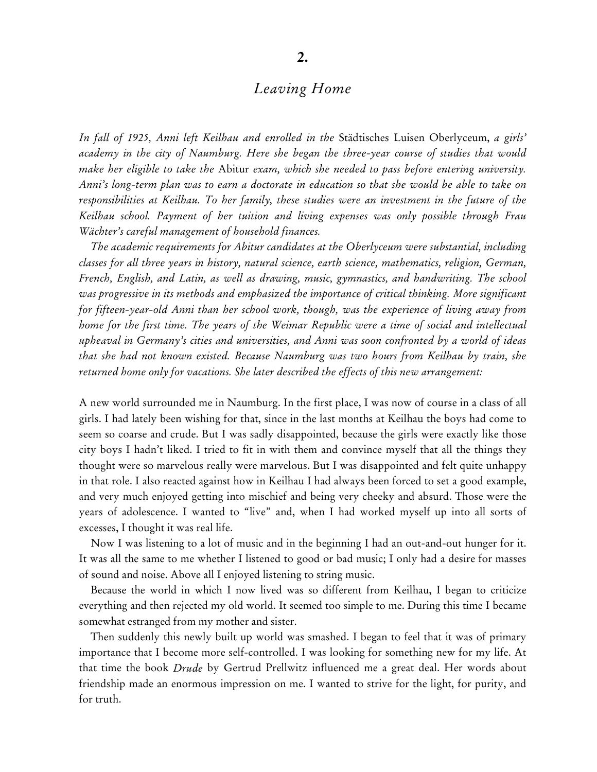## 2.

## *Leaving Home*

*In fall of 1925, Anni left Keilhau and enrolled in the* Städtisches Luisen Oberlyceum, *a girls' academy in the city of Naumburg. Here she began the three-year course of studies that would make her eligible to take the* Abitur *exam, which she needed to pass before entering university. Anni's long-term plan was to earn a doctorate in education so that she would be able to take on responsibilities at Keilhau. To her family, these studies were an investment in the future of the Keilhau school. Payment of her tuition and living expenses was only possible through Frau Wächter's careful management of household finances.*

*The academic requirements for Abitur candidates at the Oberlyceum were substantial, including classes for all three years in history, natural science, earth science, mathematics, religion, German, French, English, and Latin, as well as drawing, music, gymnastics, and handwriting. The school was progressive in its methods and emphasized the importance of critical thinking. More significant for fifteen-year-old Anni than her school work, though, was the experience of living away from home for the first time. The years of the Weimar Republic were a time of social and intellectual upheaval in Germany's cities and universities, and Anni was soon confronted by a world of ideas that she had not known existed. Because Naumburg was two hours from Keilhau by train, she returned home only for vacations. She later described the effects of this new arrangement:*

A new world surrounded me in Naumburg. In the first place, I was now of course in a class of all girls. I had lately been wishing for that, since in the last months at Keilhau the boys had come to seem so coarse and crude. But I was sadly disappointed, because the girls were exactly like those city boys I hadn't liked. I tried to fit in with them and convince myself that all the things they thought were so marvelous really were marvelous. But I was disappointed and felt quite unhappy in that role. I also reacted against how in Keilhau I had always been forced to set a good example, and very much enjoyed getting into mischief and being very cheeky and absurd. Those were the years of adolescence. I wanted to "live" and, when I had worked myself up into all sorts of excesses, I thought it was real life.

Now I was listening to a lot of music and in the beginning I had an out-and-out hunger for it. It was all the same to me whether I listened to good or bad music; I only had a desire for masses of sound and noise. Above all I enjoyed listening to string music.

Because the world in which I now lived was so different from Keilhau, I began to criticize everything and then rejected my old world. It seemed too simple to me. During this time I became somewhat estranged from my mother and sister.

Then suddenly this newly built up world was smashed. I began to feel that it was of primary importance that I become more self-controlled. I was looking for something new for my life. At that time the book *Drude* by Gertrud Prellwitz influenced me a great deal. Her words about friendship made an enormous impression on me. I wanted to strive for the light, for purity, and for truth.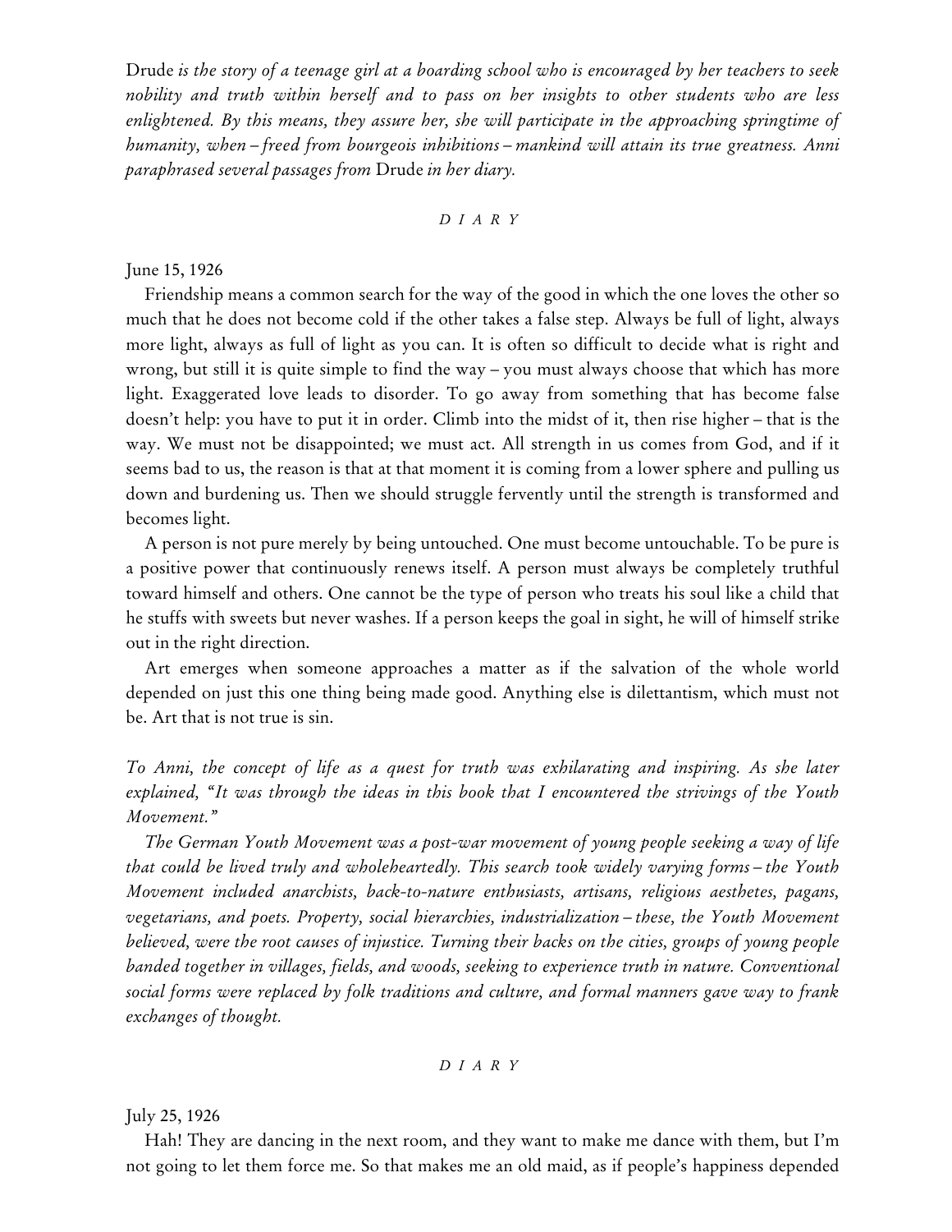*Drude is the story of a teenage girl at a boarding school who is encouraged by her teachers to seek nobility and truth within herself and to pass on her insights to other students who are less enlightened. By this means, they assure her, she will participate in the approaching springtime of humanity, when – freed from bourgeois inhibitions – mankind will attain its true greatness. Anni paraphrased several passages from* Drude *in her diary.*

*DIARY*

June 15, 1926

Friendship means a common search for the way of the good in which the one loves the other so much that he does not become cold if the other takes a false step. Always be full of light, always more light, always as full of light as you can. It is often so difficult to decide what is right and wrong, but still it is quite simple to find the way – you must always choose that which has more light. Exaggerated love leads to disorder. To go away from something that has become false doesn't help: you have to put it in order. Climb into the midst of it, then rise higher – that is the way. We must not be disappointed; we must act. All strength in us comes from God, and if it seems bad to us, the reason is that at that moment it is coming from a lower sphere and pulling us down and burdening us. Then we should struggle fervently until the strength is transformed and becomes light.

A person is not pure merely by being untouched. One must become untouchable. To be pure is a positive power that continuously renews itself. A person must always be completely truthful toward himself and others. One cannot be the type of person who treats his soul like a child that he stuffs with sweets but never washes. If a person keeps the goal in sight, he will of himself strike out in the right direction.

Art emerges when someone approaches a matter as if the salvation of the whole world depended on just this one thing being made good. Anything else is dilettantism, which must not be. Art that is not true is sin.

*To Anni, the concept of life as a quest for truth was exhilarating and inspiring. As she later explained, "It was through the ideas in this book that I encountered the strivings of the Youth Movement."*

*The German Youth Movement was a post-war movement of young people seeking a way of life that could be lived truly and wholeheartedly. This search took widely varying forms – the Youth Movement included anarchists, back-to-nature enthusiasts, artisans, religious aesthetes, pagans, vegetarians, and poets. Property, social hierarchies, industrialization – these, the Youth Movement believed, were the root causes of injustice. Turning their backs on the cities, groups of young people banded together in villages, fields, and woods, seeking to experience truth in nature. Conventional social forms were replaced by folk traditions and culture, and formal manners gave way to frank exchanges of thought.*

*DIARY*

July 25, 1926

Hah! They are dancing in the next room, and they want to make me dance with them, but I'm not going to let them force me. So that makes me an old maid, as if people's happiness depended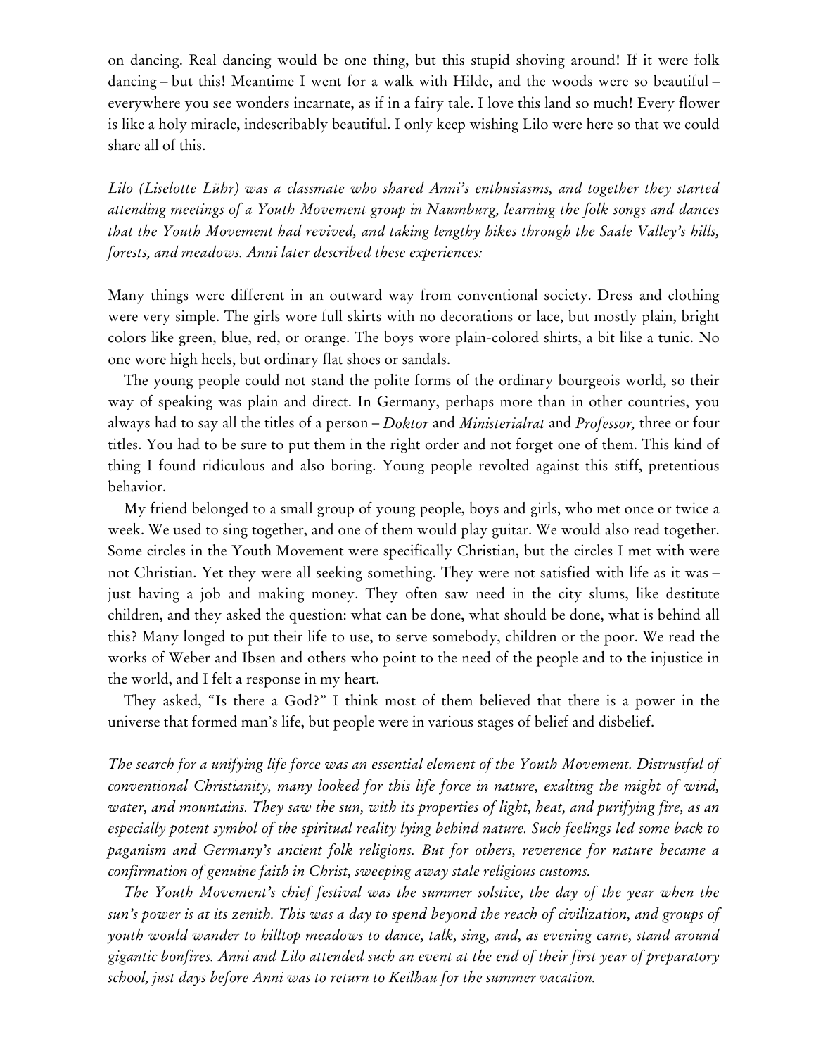on dancing. Real dancing would be one thing, but this stupid shoving around! If it were folk dancing – but this! Meantime I went for a walk with Hilde, and the woods were so beautiful – everywhere you see wonders incarnate, as if in a fairy tale. I love this land so much! Every flower is like a holy miracle, indescribably beautiful. I only keep wishing Lilo were here so that we could share all of this.

*Lilo (Liselotte Lühr) was a classmate who shared Anni's enthusiasms, and together they started attending meetings of a Youth Movement group in Naumburg, learning the folk songs and dances that the Youth Movement had revived, and taking lengthy hikes through the Saale Valley's hills, forests, and meadows. Anni later described these experiences:*

Many things were different in an outward way from conventional society. Dress and clothing were very simple. The girls wore full skirts with no decorations or lace, but mostly plain, bright colors like green, blue, red, or orange. The boys wore plain-colored shirts, a bit like a tunic. No one wore high heels, but ordinary flat shoes or sandals.

The young people could not stand the polite forms of the ordinary bourgeois world, so their way of speaking was plain and direct. In Germany, perhaps more than in other countries, you always had to say all the titles of a person – *Doktor* and *Ministerialrat* and *Professor,* three or four titles. You had to be sure to put them in the right order and not forget one of them. This kind of thing I found ridiculous and also boring. Young people revolted against this stiff, pretentious behavior.

My friend belonged to a small group of young people, boys and girls, who met once or twice a week. We used to sing together, and one of them would play guitar. We would also read together. Some circles in the Youth Movement were specifically Christian, but the circles I met with were not Christian. Yet they were all seeking something. They were not satisfied with life as it was – just having a job and making money. They often saw need in the city slums, like destitute children, and they asked the question: what can be done, what should be done, what is behind all this? Many longed to put their life to use, to serve somebody, children or the poor. We read the works of Weber and Ibsen and others who point to the need of the people and to the injustice in the world, and I felt a response in my heart.

They asked, "Is there a God?" I think most of them believed that there is a power in the universe that formed man's life, but people were in various stages of belief and disbelief.

*The search for a unifying life force was an essential element of the Youth Movement. Distrustful of conventional Christianity, many looked for this life force in nature, exalting the might of wind, water, and mountains. They saw the sun, with its properties of light, heat, and purifying fire, as an especially potent symbol of the spiritual reality lying behind nature. Such feelings led some back to paganism and Germany's ancient folk religions. But for others, reverence for nature became a confirmation of genuine faith in Christ, sweeping away stale religious customs.*

*The Youth Movement's chief festival was the summer solstice, the day of the year when the sun's power is at its zenith. This was a day to spend beyond the reach of civilization, and groups of youth would wander to hilltop meadows to dance, talk, sing, and, as evening came, stand around gigantic bonfires. Anni and Lilo attended such an event at the end of their first year of preparatory school, just days before Anni was to return to Keilhau for the summer vacation.*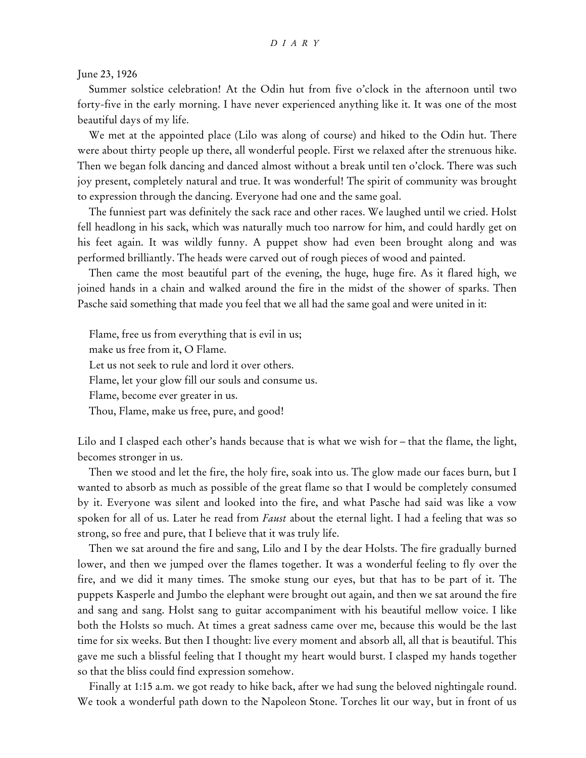June 23, 1926

Summer solstice celebration! At the Odin hut from five o'clock in the afternoon until two forty-five in the early morning. I have never experienced anything like it. It was one of the most beautiful days of my life.

We met at the appointed place (Lilo was along of course) and hiked to the Odin hut. There were about thirty people up there, all wonderful people. First we relaxed after the strenuous hike. Then we began folk dancing and danced almost without a break until ten o'clock. There was such joy present, completely natural and true. It was wonderful! The spirit of community was brought to expression through the dancing. Everyone had one and the same goal.

The funniest part was definitely the sack race and other races. We laughed until we cried. Holst fell headlong in his sack, which was naturally much too narrow for him, and could hardly get on his feet again. It was wildly funny. A puppet show had even been brought along and was performed brilliantly. The heads were carved out of rough pieces of wood and painted.

Then came the most beautiful part of the evening, the huge, huge fire. As it flared high, we joined hands in a chain and walked around the fire in the midst of the shower of sparks. Then Pasche said something that made you feel that we all had the same goal and were united in it:

> Flame, free us from everything that is evil in us;
> make us free from it, O Flame.
> Let us not seek to rule and lord it over others.
> Flame, let your glow fill our souls and consume us.
> Flame, become ever greater in us.
> Thou, Flame, make us free, pure, and good!

Lilo and I clasped each other's hands because that is what we wish for – that the flame, the light, becomes stronger in us.

Then we stood and let the fire, the holy fire, soak into us. The glow made our faces burn, but I wanted to absorb as much as possible of the great flame so that I would be completely consumed by it. Everyone was silent and looked into the fire, and what Pasche had said was like a vow spoken for all of us. Later he read from *Faust* about the eternal light. I had a feeling that was so strong, so free and pure, that I believe that it was truly life.

Then we sat around the fire and sang, Lilo and I by the dear Holsts. The fire gradually burned lower, and then we jumped over the flames together. It was a wonderful feeling to fly over the fire, and we did it many times. The smoke stung our eyes, but that has to be part of it. The puppets Kasperle and Jumbo the elephant were brought out again, and then we sat around the fire and sang and sang. Holst sang to guitar accompaniment with his beautiful mellow voice. I like both the Holsts so much. At times a great sadness came over me, because this would be the last time for six weeks. But then I thought: live every moment and absorb all, all that is beautiful. This gave me such a blissful feeling that I thought my heart would burst. I clasped my hands together so that the bliss could find expression somehow.

Finally at 1:15 a.m. we got ready to hike back, after we had sung the beloved nightingale round. We took a wonderful path down to the Napoleon Stone. Torches lit our way, but in front of us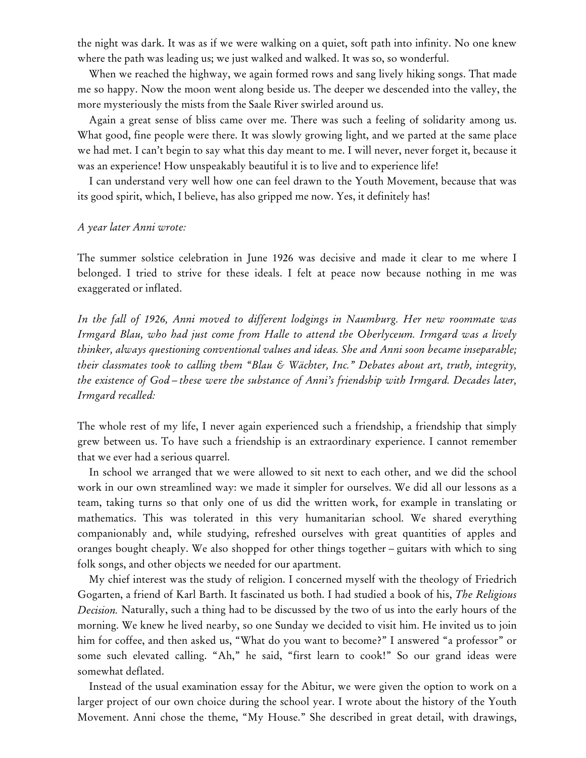the night was dark. It was as if we were walking on a quiet, soft path into infinity. No one knew where the path was leading us; we just walked and walked. It was so, so wonderful.

When we reached the highway, we again formed rows and sang lively hiking songs. That made me so happy. Now the moon went along beside us. The deeper we descended into the valley, the more mysteriously the mists from the Saale River swirled around us.

Again a great sense of bliss came over me. There was such a feeling of solidarity among us. What good, fine people were there. It was slowly growing light, and we parted at the same place we had met. I can't begin to say what this day meant to me. I will never, never forget it, because it was an experience! How unspeakably beautiful it is to live and to experience life!

I can understand very well how one can feel drawn to the Youth Movement, because that was its good spirit, which, I believe, has also gripped me now. Yes, it definitely has!

*A year later Anni wrote:*

The summer solstice celebration in June 1926 was decisive and made it clear to me where I belonged. I tried to strive for these ideals. I felt at peace now because nothing in me was exaggerated or inflated.

*In the fall of 1926, Anni moved to different lodgings in Naumburg. Her new roommate was Irmgard Blau, who had just come from Halle to attend the Oberlyceum. Irmgard was a lively thinker, always questioning conventional values and ideas. She and Anni soon became inseparable; their classmates took to calling them "Blau & Wächter, Inc." Debates about art, truth, integrity, the existence of God – these were the substance of Anni's friendship with Irmgard. Decades later, Irmgard recalled:*

The whole rest of my life, I never again experienced such a friendship, a friendship that simply grew between us. To have such a friendship is an extraordinary experience. I cannot remember that we ever had a serious quarrel.

In school we arranged that we were allowed to sit next to each other, and we did the school work in our own streamlined way: we made it simpler for ourselves. We did all our lessons as a team, taking turns so that only one of us did the written work, for example in translating or mathematics. This was tolerated in this very humanitarian school. We shared everything companionably and, while studying, refreshed ourselves with great quantities of apples and oranges bought cheaply. We also shopped for other things together – guitars with which to sing folk songs, and other objects we needed for our apartment.

My chief interest was the study of religion. I concerned myself with the theology of Friedrich Gogarten, a friend of Karl Barth. It fascinated us both. I had studied a book of his, *The Religious Decision.* Naturally, such a thing had to be discussed by the two of us into the early hours of the morning. We knew he lived nearby, so one Sunday we decided to visit him. He invited us to join him for coffee, and then asked us, "What do you want to become?" I answered "a professor" or some such elevated calling. "Ah," he said, "first learn to cook!" So our grand ideas were somewhat deflated.

Instead of the usual examination essay for the Abitur, we were given the option to work on a larger project of our own choice during the school year. I wrote about the history of the Youth Movement. Anni chose the theme, "My House." She described in great detail, with drawings,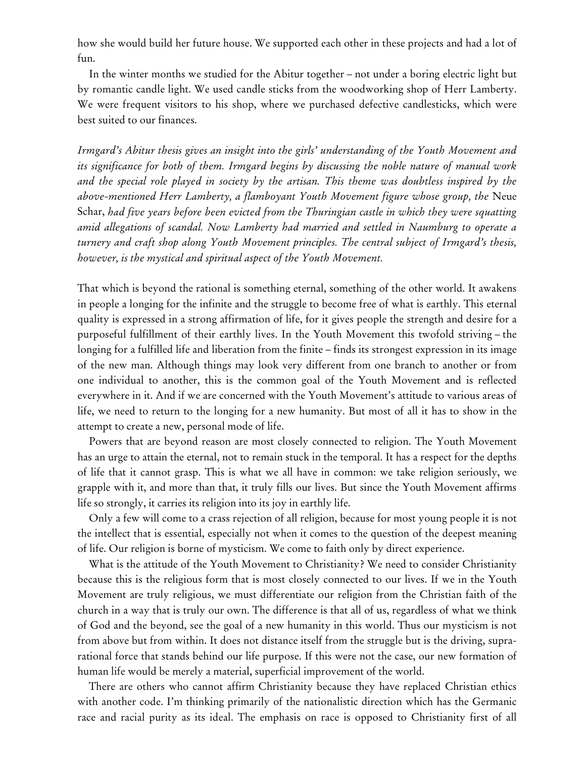how she would build her future house. We supported each other in these projects and had a lot of fun.

In the winter months we studied for the Abitur together – not under a boring electric light but by romantic candle light. We used candle sticks from the woodworking shop of Herr Lamberty. We were frequent visitors to his shop, where we purchased defective candlesticks, which were best suited to our finances.

*Irmgard's Abitur thesis gives an insight into the girls' understanding of the Youth Movement and its significance for both of them. Irmgard begins by discussing the noble nature of manual work and the special role played in society by the artisan. This theme was doubtless inspired by the above-mentioned Herr Lamberty, a flamboyant Youth Movement figure whose group, the* Neue Schar, *had five years before been evicted from the Thuringian castle in which they were squatting amid allegations of scandal. Now Lamberty had married and settled in Naumburg to operate a turnery and craft shop along Youth Movement principles. The central subject of Irmgard's thesis, however, is the mystical and spiritual aspect of the Youth Movement.*

That which is beyond the rational is something eternal, something of the other world. It awakens in people a longing for the infinite and the struggle to become free of what is earthly. This eternal quality is expressed in a strong affirmation of life, for it gives people the strength and desire for a purposeful fulfillment of their earthly lives. In the Youth Movement this twofold striving – the longing for a fulfilled life and liberation from the finite – finds its strongest expression in its image of the new man. Although things may look very different from one branch to another or from one individual to another, this is the common goal of the Youth Movement and is reflected everywhere in it. And if we are concerned with the Youth Movement's attitude to various areas of life, we need to return to the longing for a new humanity. But most of all it has to show in the attempt to create a new, personal mode of life.

Powers that are beyond reason are most closely connected to religion. The Youth Movement has an urge to attain the eternal, not to remain stuck in the temporal. It has a respect for the depths of life that it cannot grasp. This is what we all have in common: we take religion seriously, we grapple with it, and more than that, it truly fills our lives. But since the Youth Movement affirms life so strongly, it carries its religion into its joy in earthly life.

Only a few will come to a crass rejection of all religion, because for most young people it is not the intellect that is essential, especially not when it comes to the question of the deepest meaning of life. Our religion is borne of mysticism. We come to faith only by direct experience.

What is the attitude of the Youth Movement to Christianity? We need to consider Christianity because this is the religious form that is most closely connected to our lives. If we in the Youth Movement are truly religious, we must differentiate our religion from the Christian faith of the church in a way that is truly our own. The difference is that all of us, regardless of what we think of God and the beyond, see the goal of a new humanity in this world. Thus our mysticism is not from above but from within. It does not distance itself from the struggle but is the driving, supra-rational force that stands behind our life purpose. If this were not the case, our new formation of human life would be merely a material, superficial improvement of the world.

There are others who cannot affirm Christianity because they have replaced Christian ethics with another code. I'm thinking primarily of the nationalistic direction which has the Germanic race and racial purity as its ideal. The emphasis on race is opposed to Christianity first of all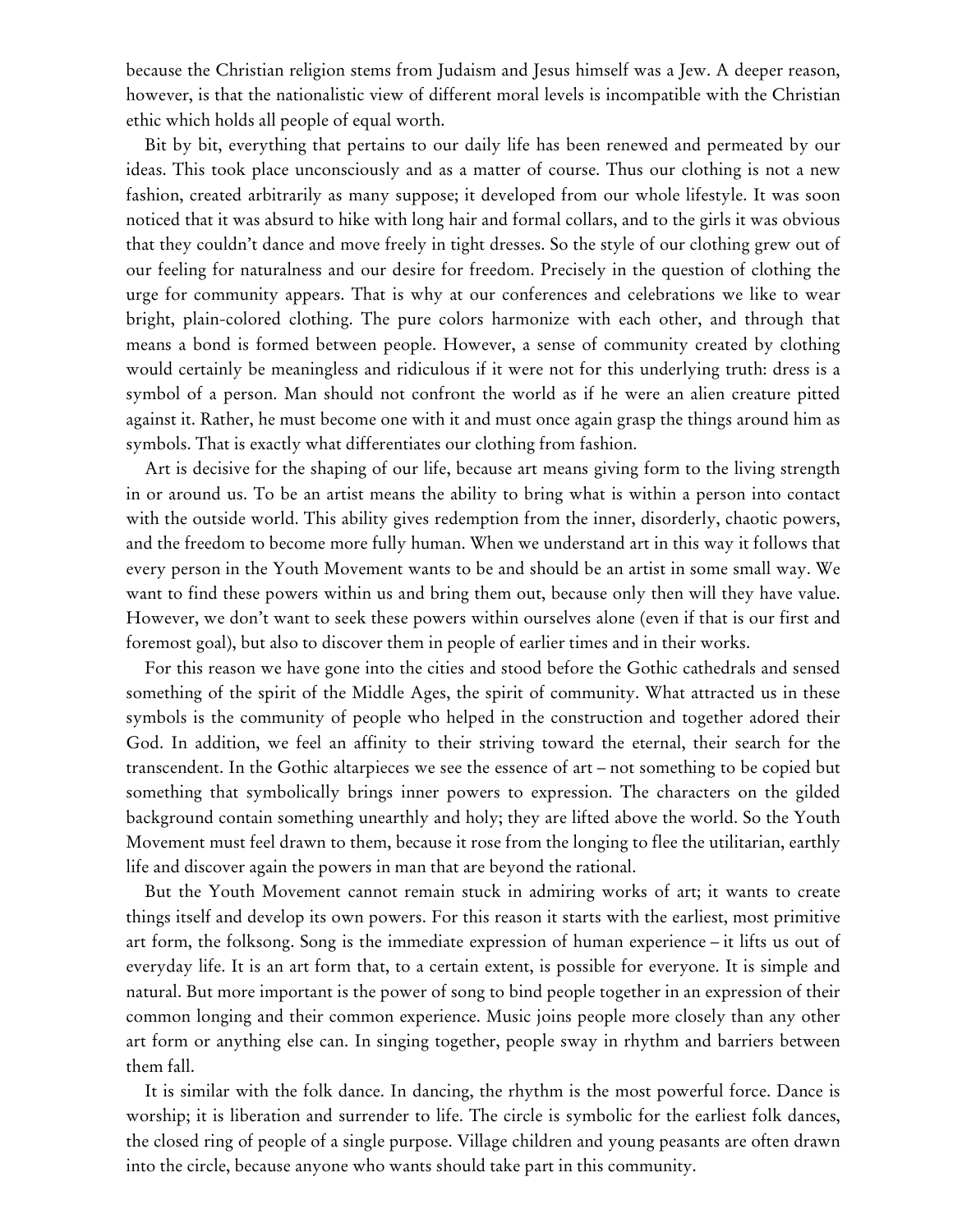because the Christian religion stems from Judaism and Jesus himself was a Jew. A deeper reason, however, is that the nationalistic view of different moral levels is incompatible with the Christian ethic which holds all people of equal worth.

Bit by bit, everything that pertains to our daily life has been renewed and permeated by our ideas. This took place unconsciously and as a matter of course. Thus our clothing is not a new fashion, created arbitrarily as many suppose; it developed from our whole lifestyle. It was soon noticed that it was absurd to hike with long hair and formal collars, and to the girls it was obvious that they couldn't dance and move freely in tight dresses. So the style of our clothing grew out of our feeling for naturalness and our desire for freedom. Precisely in the question of clothing the urge for community appears. That is why at our conferences and celebrations we like to wear bright, plain-colored clothing. The pure colors harmonize with each other, and through that means a bond is formed between people. However, a sense of community created by clothing would certainly be meaningless and ridiculous if it were not for this underlying truth: dress is a symbol of a person. Man should not confront the world as if he were an alien creature pitted against it. Rather, he must become one with it and must once again grasp the things around him as symbols. That is exactly what differentiates our clothing from fashion.

Art is decisive for the shaping of our life, because art means giving form to the living strength in or around us. To be an artist means the ability to bring what is within a person into contact with the outside world. This ability gives redemption from the inner, disorderly, chaotic powers, and the freedom to become more fully human. When we understand art in this way it follows that every person in the Youth Movement wants to be and should be an artist in some small way. We want to find these powers within us and bring them out, because only then will they have value. However, we don't want to seek these powers within ourselves alone (even if that is our first and foremost goal), but also to discover them in people of earlier times and in their works.

For this reason we have gone into the cities and stood before the Gothic cathedrals and sensed something of the spirit of the Middle Ages, the spirit of community. What attracted us in these symbols is the community of people who helped in the construction and together adored their God. In addition, we feel an affinity to their striving toward the eternal, their search for the transcendent. In the Gothic altarpieces we see the essence of art – not something to be copied but something that symbolically brings inner powers to expression. The characters on the gilded background contain something unearthly and holy; they are lifted above the world. So the Youth Movement must feel drawn to them, because it rose from the longing to flee the utilitarian, earthly life and discover again the powers in man that are beyond the rational.

But the Youth Movement cannot remain stuck in admiring works of art; it wants to create things itself and develop its own powers. For this reason it starts with the earliest, most primitive art form, the folksong. Song is the immediate expression of human experience – it lifts us out of everyday life. It is an art form that, to a certain extent, is possible for everyone. It is simple and natural. But more important is the power of song to bind people together in an expression of their common longing and their common experience. Music joins people more closely than any other art form or anything else can. In singing together, people sway in rhythm and barriers between them fall.

It is similar with the folk dance. In dancing, the rhythm is the most powerful force. Dance is worship; it is liberation and surrender to life. The circle is symbolic for the earliest folk dances, the closed ring of people of a single purpose. Village children and young peasants are often drawn into the circle, because anyone who wants should take part in this community.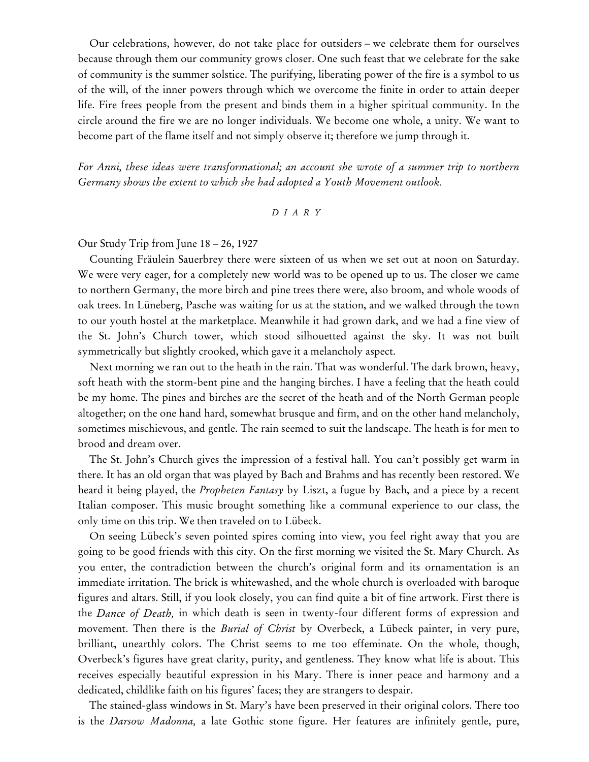Our celebrations, however, do not take place for outsiders – we celebrate them for ourselves because through them our community grows closer. One such feast that we celebrate for the sake of community is the summer solstice. The purifying, liberating power of the fire is a symbol to us of the will, of the inner powers through which we overcome the finite in order to attain deeper life. Fire frees people from the present and binds them in a higher spiritual community. In the circle around the fire we are no longer individuals. We become one whole, a unity. We want to become part of the flame itself and not simply observe it; therefore we jump through it.

*For Anni, these ideas were transformational; an account she wrote of a summer trip to northern Germany shows the extent to which she had adopted a Youth Movement outlook.*

*DIARY*

Our Study Trip from June 18 – 26, 1927

Counting Fräulein Sauerbrey there were sixteen of us when we set out at noon on Saturday. We were very eager, for a completely new world was to be opened up to us. The closer we came to northern Germany, the more birch and pine trees there were, also broom, and whole woods of oak trees. In Lüneberg, Pasche was waiting for us at the station, and we walked through the town to our youth hostel at the marketplace. Meanwhile it had grown dark, and we had a fine view of the St. John's Church tower, which stood silhouetted against the sky. It was not built symmetrically but slightly crooked, which gave it a melancholy aspect.

Next morning we ran out to the heath in the rain. That was wonderful. The dark brown, heavy, soft heath with the storm-bent pine and the hanging birches. I have a feeling that the heath could be my home. The pines and birches are the secret of the heath and of the North German people altogether; on the one hand hard, somewhat brusque and firm, and on the other hand melancholy, sometimes mischievous, and gentle. The rain seemed to suit the landscape. The heath is for men to brood and dream over.

The St. John's Church gives the impression of a festival hall. You can't possibly get warm in there. It has an old organ that was played by Bach and Brahms and has recently been restored. We heard it being played, the *Propheten Fantasy* by Liszt, a fugue by Bach, and a piece by a recent Italian composer. This music brought something like a communal experience to our class, the only time on this trip. We then traveled on to Lübeck.

On seeing Lübeck's seven pointed spires coming into view, you feel right away that you are going to be good friends with this city. On the first morning we visited the St. Mary Church. As you enter, the contradiction between the church's original form and its ornamentation is an immediate irritation. The brick is whitewashed, and the whole church is overloaded with baroque figures and altars. Still, if you look closely, you can find quite a bit of fine artwork. First there is the *Dance of Death,* in which death is seen in twenty-four different forms of expression and movement. Then there is the *Burial of Christ* by Overbeck, a Lübeck painter, in very pure, brilliant, unearthly colors. The Christ seems to me too effeminate. On the whole, though, Overbeck's figures have great clarity, purity, and gentleness. They know what life is about. This receives especially beautiful expression in his Mary. There is inner peace and harmony and a dedicated, childlike faith on his figures' faces; they are strangers to despair.

The stained-glass windows in St. Mary's have been preserved in their original colors. There too is the *Darsow Madonna,* a late Gothic stone figure. Her features are infinitely gentle, pure,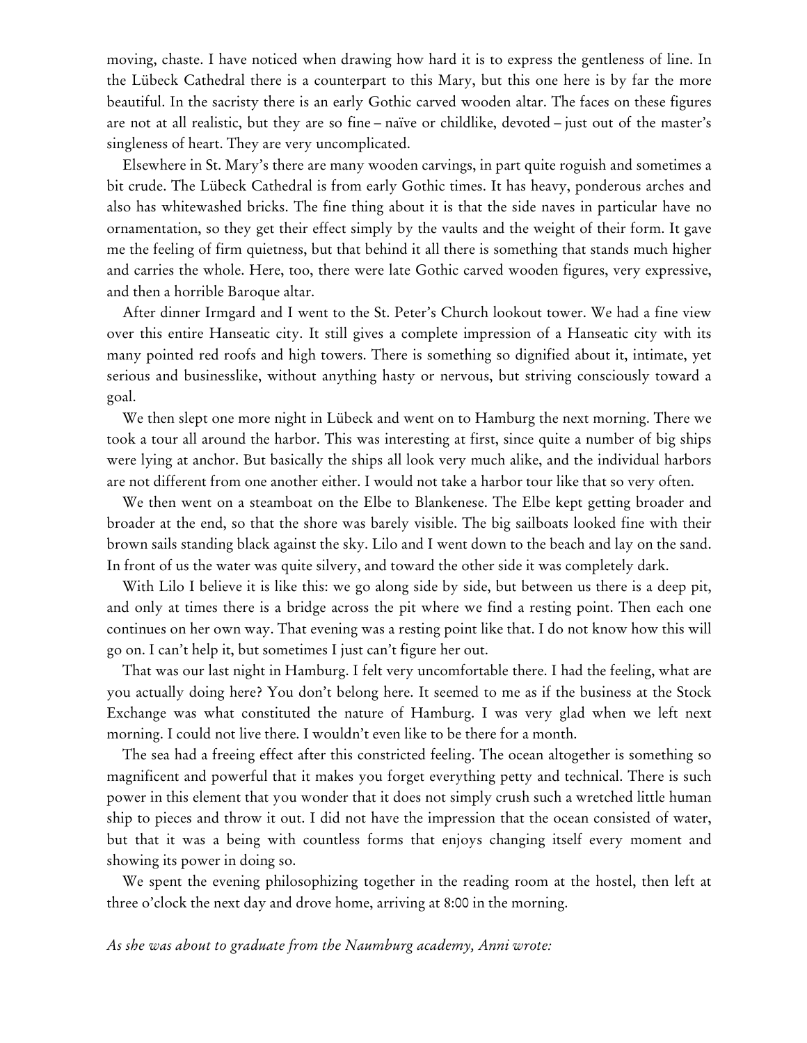moving, chaste. I have noticed when drawing how hard it is to express the gentleness of line. In the Lübeck Cathedral there is a counterpart to this Mary, but this one here is by far the more beautiful. In the sacristy there is an early Gothic carved wooden altar. The faces on these figures are not at all realistic, but they are so fine – naïve or childlike, devoted – just out of the master's singleness of heart. They are very uncomplicated.

Elsewhere in St. Mary's there are many wooden carvings, in part quite roguish and sometimes a bit crude. The Lübeck Cathedral is from early Gothic times. It has heavy, ponderous arches and also has whitewashed bricks. The fine thing about it is that the side naves in particular have no ornamentation, so they get their effect simply by the vaults and the weight of their form. It gave me the feeling of firm quietness, but that behind it all there is something that stands much higher and carries the whole. Here, too, there were late Gothic carved wooden figures, very expressive, and then a horrible Baroque altar.

After dinner Irmgard and I went to the St. Peter's Church lookout tower. We had a fine view over this entire Hanseatic city. It still gives a complete impression of a Hanseatic city with its many pointed red roofs and high towers. There is something so dignified about it, intimate, yet serious and businesslike, without anything hasty or nervous, but striving consciously toward a goal.

We then slept one more night in Lübeck and went on to Hamburg the next morning. There we took a tour all around the harbor. This was interesting at first, since quite a number of big ships were lying at anchor. But basically the ships all look very much alike, and the individual harbors are not different from one another either. I would not take a harbor tour like that so very often.

We then went on a steamboat on the Elbe to Blankenese. The Elbe kept getting broader and broader at the end, so that the shore was barely visible. The big sailboats looked fine with their brown sails standing black against the sky. Lilo and I went down to the beach and lay on the sand. In front of us the water was quite silvery, and toward the other side it was completely dark.

With Lilo I believe it is like this: we go along side by side, but between us there is a deep pit, and only at times there is a bridge across the pit where we find a resting point. Then each one continues on her own way. That evening was a resting point like that. I do not know how this will go on. I can't help it, but sometimes I just can't figure her out.

That was our last night in Hamburg. I felt very uncomfortable there. I had the feeling, what are you actually doing here? You don't belong here. It seemed to me as if the business at the Stock Exchange was what constituted the nature of Hamburg. I was very glad when we left next morning. I could not live there. I wouldn't even like to be there for a month.

The sea had a freeing effect after this constricted feeling. The ocean altogether is something so magnificent and powerful that it makes you forget everything petty and technical. There is such power in this element that you wonder that it does not simply crush such a wretched little human ship to pieces and throw it out. I did not have the impression that the ocean consisted of water, but that it was a being with countless forms that enjoys changing itself every moment and showing its power in doing so.

We spent the evening philosophizing together in the reading room at the hostel, then left at three o'clock the next day and drove home, arriving at 8:00 in the morning.

*As she was about to graduate from the Naumburg academy, Anni wrote:*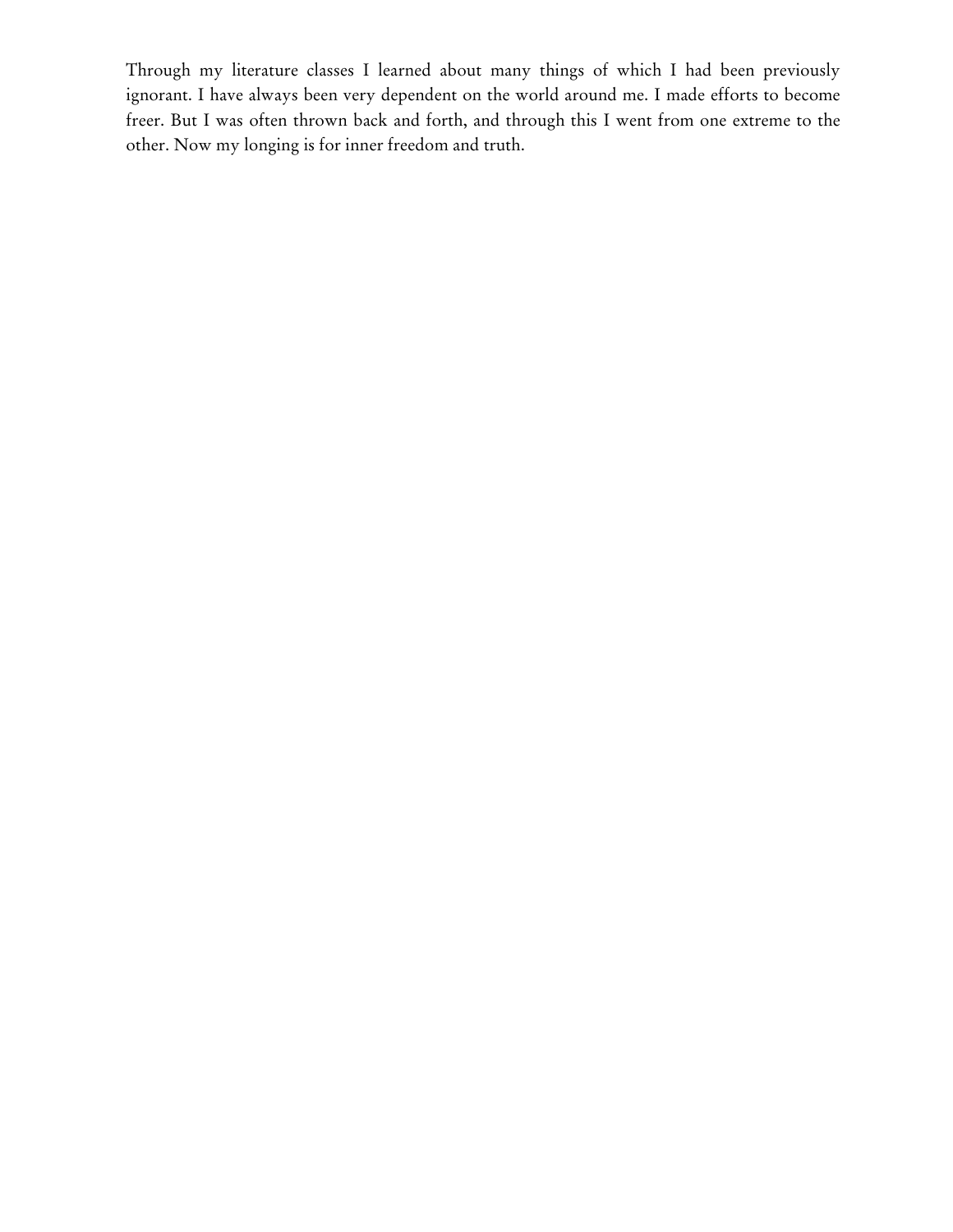Through my literature classes I learned about many things of which I had been previously ignorant. I have always been very dependent on the world around me. I made efforts to become freer. But I was often thrown back and forth, and through this I went from one extreme to the other. Now my longing is for inner freedom and truth.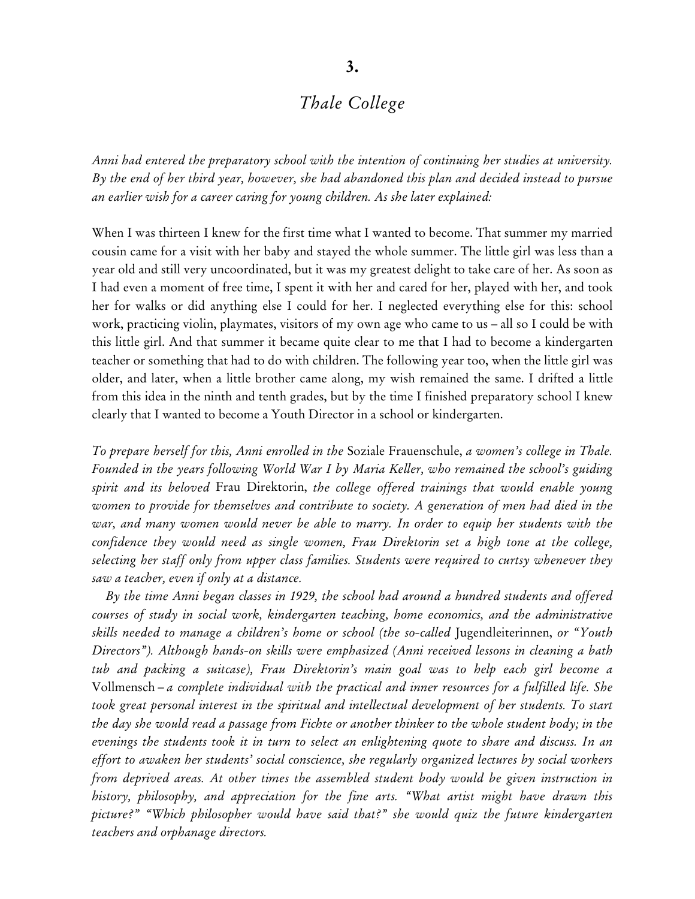## 3.

# *Thale College*

*Anni had entered the preparatory school with the intention of continuing her studies at university. By the end of her third year, however, she had abandoned this plan and decided instead to pursue an earlier wish for a career caring for young children. As she later explained:*

When I was thirteen I knew for the first time what I wanted to become. That summer my married cousin came for a visit with her baby and stayed the whole summer. The little girl was less than a year old and still very uncoordinated, but it was my greatest delight to take care of her. As soon as I had even a moment of free time, I spent it with her and cared for her, played with her, and took her for walks or did anything else I could for her. I neglected everything else for this: school work, practicing violin, playmates, visitors of my own age who came to us – all so I could be with this little girl. And that summer it became quite clear to me that I had to become a kindergarten teacher or something that had to do with children. The following year too, when the little girl was older, and later, when a little brother came along, my wish remained the same. I drifted a little from this idea in the ninth and tenth grades, but by the time I finished preparatory school I knew clearly that I wanted to become a Youth Director in a school or kindergarten.

*To prepare herself for this, Anni enrolled in the* Soziale Frauenschule, *a women's college in Thale. Founded in the years following World War I by Maria Keller, who remained the school's guiding spirit and its beloved* Frau Direktorin, *the college offered trainings that would enable young women to provide for themselves and contribute to society. A generation of men had died in the war, and many women would never be able to marry. In order to equip her students with the confidence they would need as single women, Frau Direktorin set a high tone at the college, selecting her staff only from upper class families. Students were required to curtsy whenever they saw a teacher, even if only at a distance.*

*By the time Anni began classes in 1929, the school had around a hundred students and offered courses of study in social work, kindergarten teaching, home economics, and the administrative skills needed to manage a children's home or school (the so-called* Jugendleiterinnen, *or "Youth Directors"). Although hands-on skills were emphasized (Anni received lessons in cleaning a bath tub and packing a suitcase), Frau Direktorin's main goal was to help each girl become a* Vollmensch *– a complete individual with the practical and inner resources for a fulfilled life. She took great personal interest in the spiritual and intellectual development of her students. To start the day she would read a passage from Fichte or another thinker to the whole student body; in the evenings the students took it in turn to select an enlightening quote to share and discuss. In an effort to awaken her students' social conscience, she regularly organized lectures by social workers from deprived areas. At other times the assembled student body would be given instruction in history, philosophy, and appreciation for the fine arts. "What artist might have drawn this picture?" "Which philosopher would have said that?" she would quiz the future kindergarten teachers and orphanage directors.*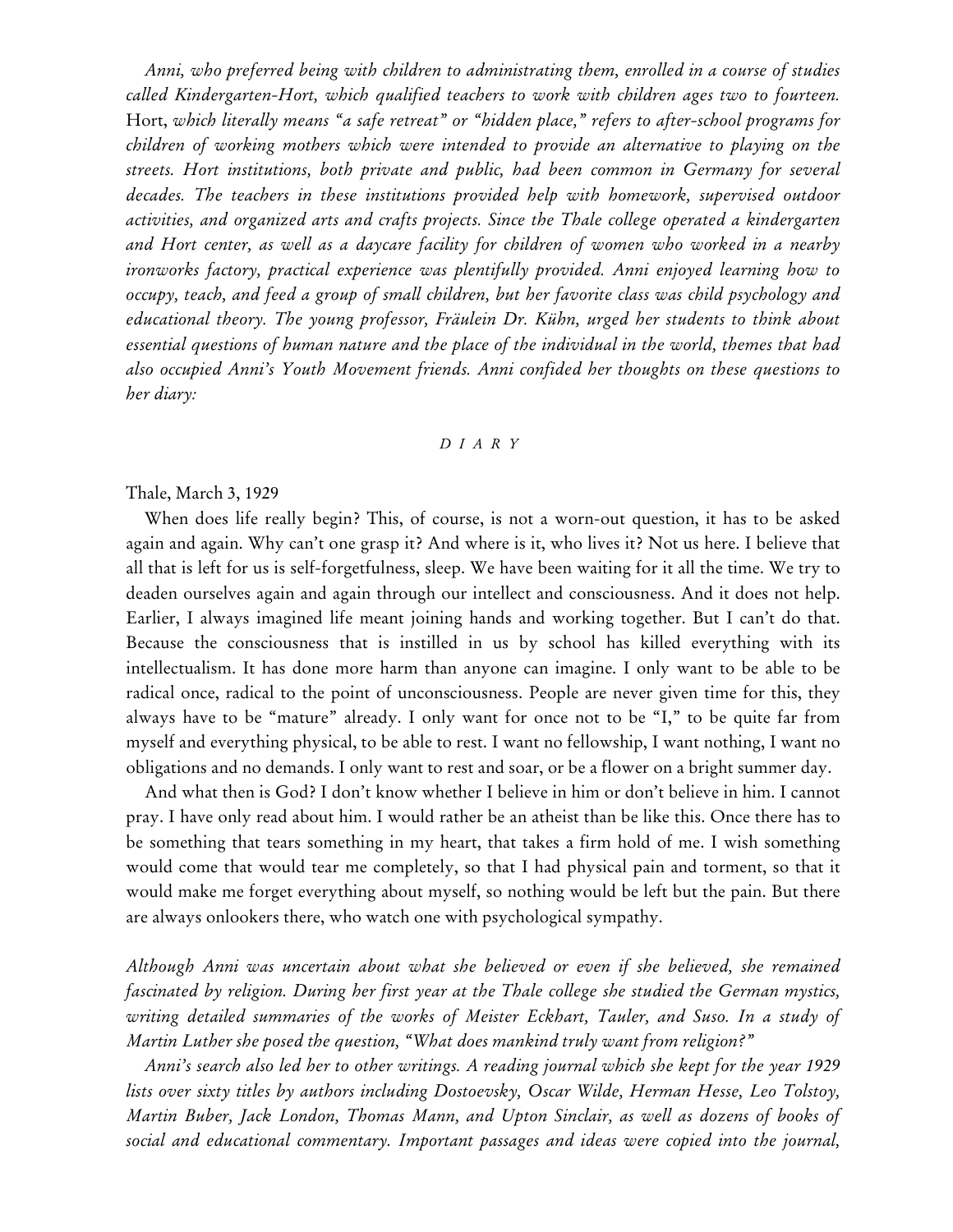*Anni, who preferred being with children to administrating them, enrolled in a course of studies called Kindergarten-Hort, which qualified teachers to work with children ages two to fourteen.* Hort, *which literally means "a safe retreat" or "hidden place," refers to after-school programs for children of working mothers which were intended to provide an alternative to playing on the streets. Hort institutions, both private and public, had been common in Germany for several decades. The teachers in these institutions provided help with homework, supervised outdoor activities, and organized arts and crafts projects. Since the Thale college operated a kindergarten and Hort center, as well as a daycare facility for children of women who worked in a nearby ironworks factory, practical experience was plentifully provided. Anni enjoyed learning how to occupy, teach, and feed a group of small children, but her favorite class was child psychology and educational theory. The young professor, Fräulein Dr. Kühn, urged her students to think about essential questions of human nature and the place of the individual in the world, themes that had also occupied Anni's Youth Movement friends. Anni confided her thoughts on these questions to her diary:*

*D I A R Y*

Thale, March 3, 1929

When does life really begin? This, of course, is not a worn-out question, it has to be asked again and again. Why can't one grasp it? And where is it, who lives it? Not us here. I believe that all that is left for us is self-forgetfulness, sleep. We have been waiting for it all the time. We try to deaden ourselves again and again through our intellect and consciousness. And it does not help. Earlier, I always imagined life meant joining hands and working together. But I can't do that. Because the consciousness that is instilled in us by school has killed everything with its intellectualism. It has done more harm than anyone can imagine. I only want to be able to be radical once, radical to the point of unconsciousness. People are never given time for this, they always have to be "mature" already. I only want for once not to be "I," to be quite far from myself and everything physical, to be able to rest. I want no fellowship, I want nothing, I want no obligations and no demands. I only want to rest and soar, or be a flower on a bright summer day.

And what then is God? I don't know whether I believe in him or don't believe in him. I cannot pray. I have only read about him. I would rather be an atheist than be like this. Once there has to be something that tears something in my heart, that takes a firm hold of me. I wish something would come that would tear me completely, so that I had physical pain and torment, so that it would make me forget everything about myself, so nothing would be left but the pain. But there are always onlookers there, who watch one with psychological sympathy.

*Although Anni was uncertain about what she believed or even if she believed, she remained fascinated by religion. During her first year at the Thale college she studied the German mystics, writing detailed summaries of the works of Meister Eckhart, Tauler, and Suso. In a study of Martin Luther she posed the question, "What does mankind truly want from religion?"*

*Anni's search also led her to other writings. A reading journal which she kept for the year 1929 lists over sixty titles by authors including Dostoevsky, Oscar Wilde, Herman Hesse, Leo Tolstoy, Martin Buber, Jack London, Thomas Mann, and Upton Sinclair, as well as dozens of books of social and educational commentary. Important passages and ideas were copied into the journal,*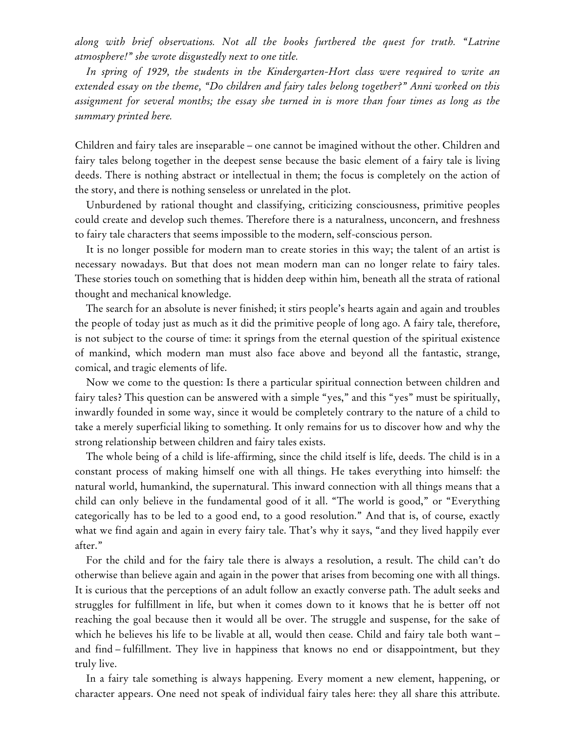*along with brief observations. Not all the books furthered the quest for truth. "Latrine atmosphere!" she wrote disgustedly next to one title.*

*In spring of 1929, the students in the Kindergarten-Hort class were required to write an extended essay on the theme, "Do children and fairy tales belong together?" Anni worked on this assignment for several months; the essay she turned in is more than four times as long as the summary printed here.*

Children and fairy tales are inseparable – one cannot be imagined without the other. Children and fairy tales belong together in the deepest sense because the basic element of a fairy tale is living deeds. There is nothing abstract or intellectual in them; the focus is completely on the action of the story, and there is nothing senseless or unrelated in the plot.

Unburdened by rational thought and classifying, criticizing consciousness, primitive peoples could create and develop such themes. Therefore there is a naturalness, unconcern, and freshness to fairy tale characters that seems impossible to the modern, self-conscious person.

It is no longer possible for modern man to create stories in this way; the talent of an artist is necessary nowadays. But that does not mean modern man can no longer relate to fairy tales. These stories touch on something that is hidden deep within him, beneath all the strata of rational thought and mechanical knowledge.

The search for an absolute is never finished; it stirs people's hearts again and again and troubles the people of today just as much as it did the primitive people of long ago. A fairy tale, therefore, is not subject to the course of time: it springs from the eternal question of the spiritual existence of mankind, which modern man must also face above and beyond all the fantastic, strange, comical, and tragic elements of life.

Now we come to the question: Is there a particular spiritual connection between children and fairy tales? This question can be answered with a simple "yes," and this "yes" must be spiritually, inwardly founded in some way, since it would be completely contrary to the nature of a child to take a merely superficial liking to something. It only remains for us to discover how and why the strong relationship between children and fairy tales exists.

The whole being of a child is life-affirming, since the child itself is life, deeds. The child is in a constant process of making himself one with all things. He takes everything into himself: the natural world, humankind, the supernatural. This inward connection with all things means that a child can only believe in the fundamental good of it all. "The world is good," or "Everything categorically has to be led to a good end, to a good resolution." And that is, of course, exactly what we find again and again in every fairy tale. That's why it says, "and they lived happily ever after."

For the child and for the fairy tale there is always a resolution, a result. The child can't do otherwise than believe again and again in the power that arises from becoming one with all things. It is curious that the perceptions of an adult follow an exactly converse path. The adult seeks and struggles for fulfillment in life, but when it comes down to it knows that he is better off not reaching the goal because then it would all be over. The struggle and suspense, for the sake of which he believes his life to be livable at all, would then cease. Child and fairy tale both want – and find – fulfillment. They live in happiness that knows no end or disappointment, but they truly live.

In a fairy tale something is always happening. Every moment a new element, happening, or character appears. One need not speak of individual fairy tales here: they all share this attribute.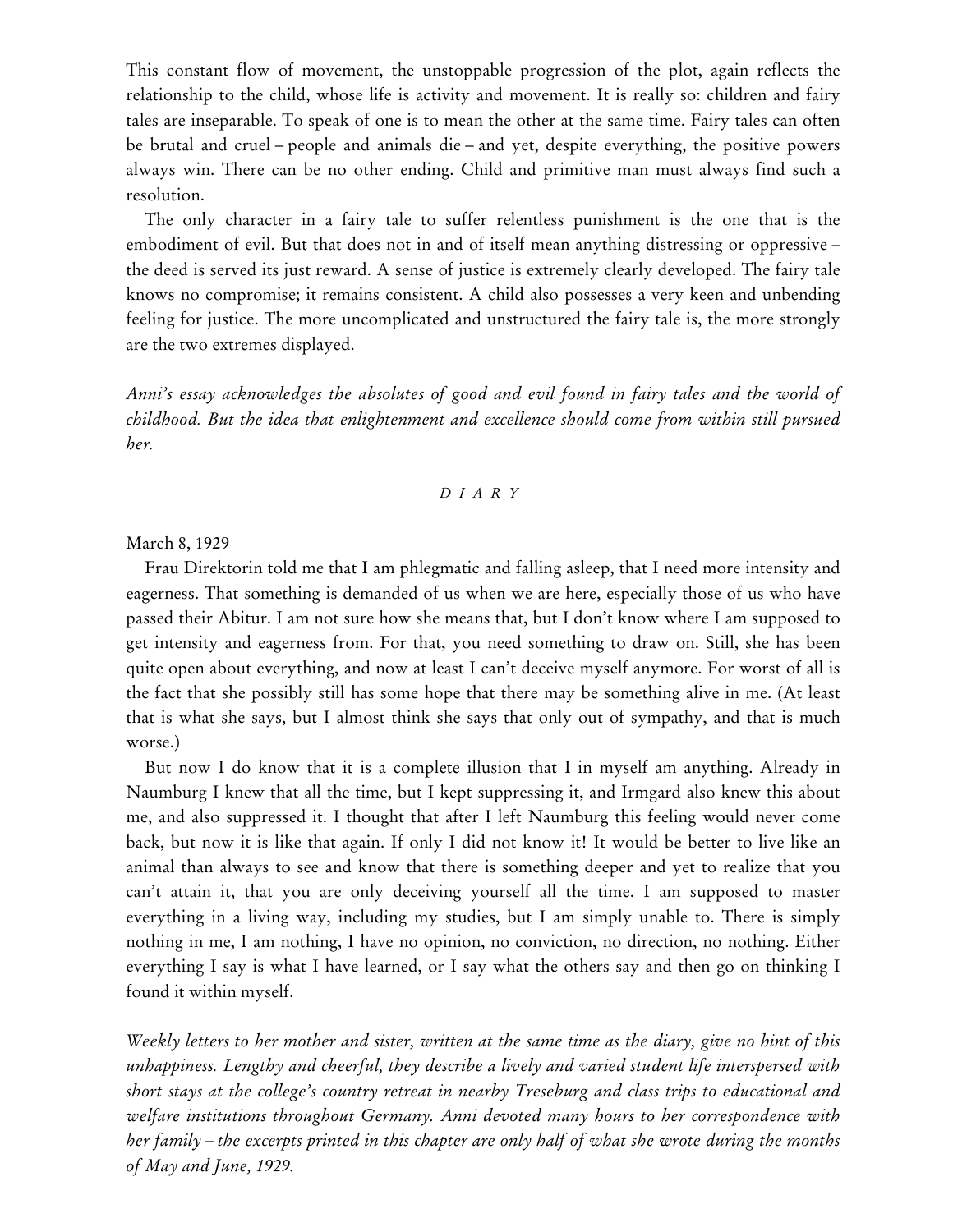This constant flow of movement, the unstoppable progression of the plot, again reflects the relationship to the child, whose life is activity and movement. It is really so: children and fairy tales are inseparable. To speak of one is to mean the other at the same time. Fairy tales can often be brutal and cruel – people and animals die – and yet, despite everything, the positive powers always win. There can be no other ending. Child and primitive man must always find such a resolution.

The only character in a fairy tale to suffer relentless punishment is the one that is the embodiment of evil. But that does not in and of itself mean anything distressing or oppressive – the deed is served its just reward. A sense of justice is extremely clearly developed. The fairy tale knows no compromise; it remains consistent. A child also possesses a very keen and unbending feeling for justice. The more uncomplicated and unstructured the fairy tale is, the more strongly are the two extremes displayed.

*Anni's essay acknowledges the absolutes of good and evil found in fairy tales and the world of childhood. But the idea that enlightenment and excellence should come from within still pursued her.*

*DIARY*

March 8, 1929

Frau Direktorin told me that I am phlegmatic and falling asleep, that I need more intensity and eagerness. That something is demanded of us when we are here, especially those of us who have passed their Abitur. I am not sure how she means that, but I don't know where I am supposed to get intensity and eagerness from. For that, you need something to draw on. Still, she has been quite open about everything, and now at least I can't deceive myself anymore. For worst of all is the fact that she possibly still has some hope that there may be something alive in me. (At least that is what she says, but I almost think she says that only out of sympathy, and that is much worse.)

But now I do know that it is a complete illusion that I in myself am anything. Already in Naumburg I knew that all the time, but I kept suppressing it, and Irmgard also knew this about me, and also suppressed it. I thought that after I left Naumburg this feeling would never come back, but now it is like that again. If only I did not know it! It would be better to live like an animal than always to see and know that there is something deeper and yet to realize that you can't attain it, that you are only deceiving yourself all the time. I am supposed to master everything in a living way, including my studies, but I am simply unable to. There is simply nothing in me, I am nothing, I have no opinion, no conviction, no direction, no nothing. Either everything I say is what I have learned, or I say what the others say and then go on thinking I found it within myself.

*Weekly letters to her mother and sister, written at the same time as the diary, give no hint of this unhappiness. Lengthy and cheerful, they describe a lively and varied student life interspersed with short stays at the college's country retreat in nearby Treseburg and class trips to educational and welfare institutions throughout Germany. Anni devoted many hours to her correspondence with her family – the excerpts printed in this chapter are only half of what she wrote during the months of May and June, 1929.*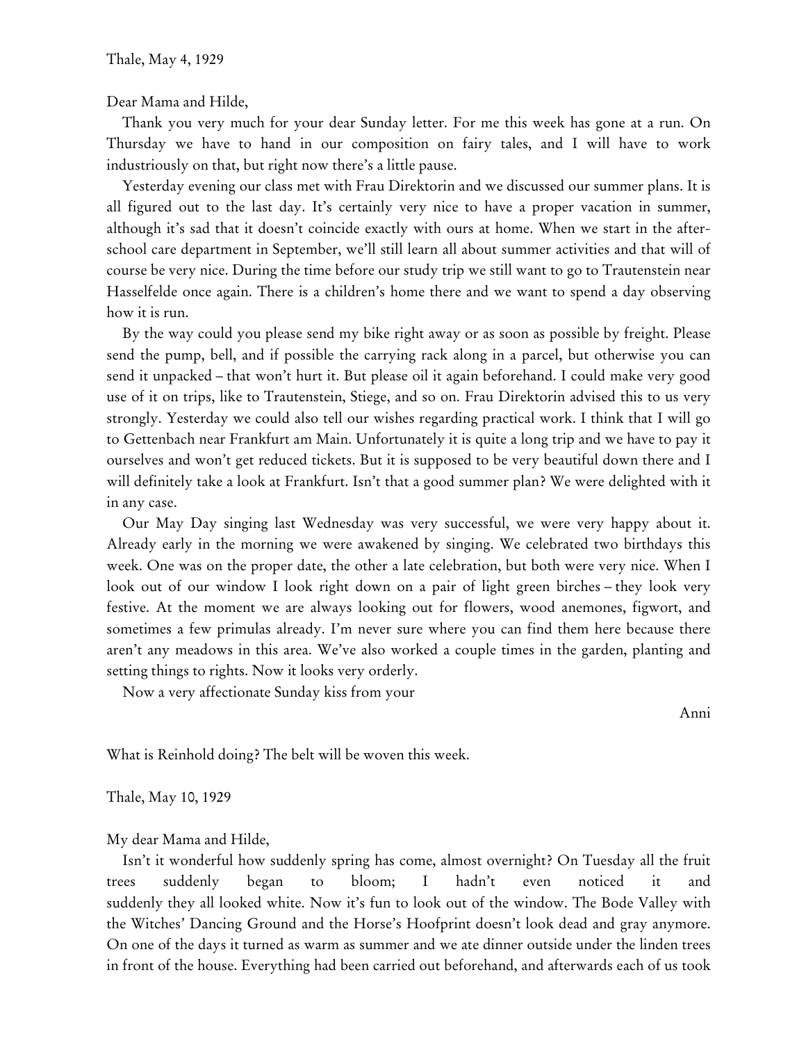Thale, May 4, 1929

Dear Mama and Hilde,

Thank you very much for your dear Sunday letter. For me this week has gone at a run. On Thursday we have to hand in our composition on fairy tales, and I will have to work industriously on that, but right now there's a little pause.

Yesterday evening our class met with Frau Direktorin and we discussed our summer plans. It is all figured out to the last day. It's certainly very nice to have a proper vacation in summer, although it's sad that it doesn't coincide exactly with ours at home. When we start in the after-school care department in September, we'll still learn all about summer activities and that will of course be very nice. During the time before our study trip we still want to go to Trautenstein near Hasselfelde once again. There is a children's home there and we want to spend a day observing how it is run.

By the way could you please send my bike right away or as soon as possible by freight. Please send the pump, bell, and if possible the carrying rack along in a parcel, but otherwise you can send it unpacked – that won't hurt it. But please oil it again beforehand. I could make very good use of it on trips, like to Trautenstein, Stiege, and so on. Frau Direktorin advised this to us very strongly. Yesterday we could also tell our wishes regarding practical work. I think that I will go to Gettenbach near Frankfurt am Main. Unfortunately it is quite a long trip and we have to pay it ourselves and won't get reduced tickets. But it is supposed to be very beautiful down there and I will definitely take a look at Frankfurt. Isn't that a good summer plan? We were delighted with it in any case.

Our May Day singing last Wednesday was very successful, we were very happy about it. Already early in the morning we were awakened by singing. We celebrated two birthdays this week. One was on the proper date, the other a late celebration, but both were very nice. When I look out of our window I look right down on a pair of light green birches – they look very festive. At the moment we are always looking out for flowers, wood anemones, figwort, and sometimes a few primulas already. I'm never sure where you can find them here because there aren't any meadows in this area. We've also worked a couple times in the garden, planting and setting things to rights. Now it looks very orderly.

Now a very affectionate Sunday kiss from your

Anni

What is Reinhold doing? The belt will be woven this week.

Thale, May 10, 1929

My dear Mama and Hilde,

Isn't it wonderful how suddenly spring has come, almost overnight? On Tuesday all the fruit trees suddenly began to bloom; I hadn't even noticed it and suddenly they all looked white. Now it's fun to look out of the window. The Bode Valley with the Witches' Dancing Ground and the Horse's Hoofprint doesn't look dead and gray anymore. On one of the days it turned as warm as summer and we ate dinner outside under the linden trees in front of the house. Everything had been carried out beforehand, and afterwards each of us took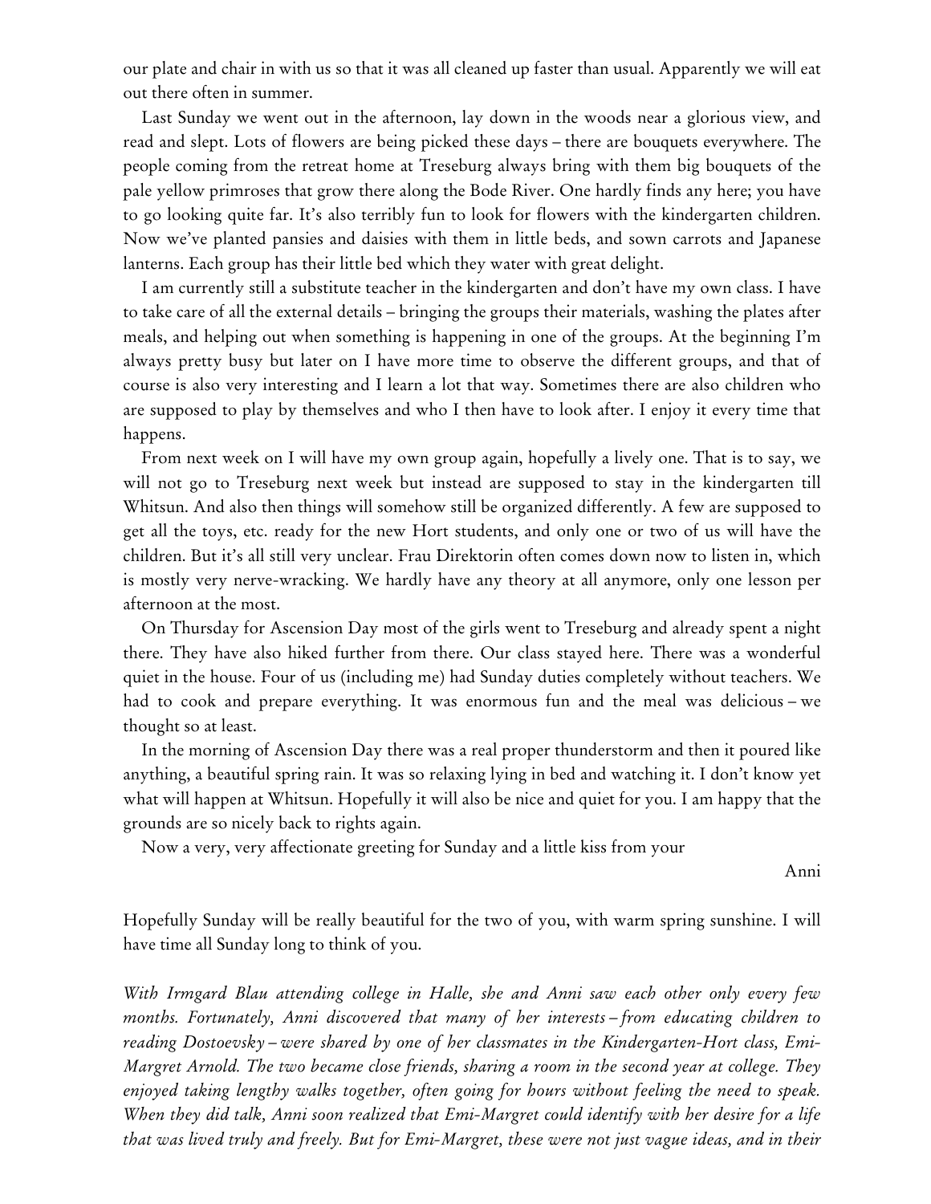our plate and chair in with us so that it was all cleaned up faster than usual. Apparently we will eat out there often in summer.

Last Sunday we went out in the afternoon, lay down in the woods near a glorious view, and read and slept. Lots of flowers are being picked these days – there are bouquets everywhere. The people coming from the retreat home at Treseburg always bring with them big bouquets of the pale yellow primroses that grow there along the Bode River. One hardly finds any here; you have to go looking quite far. It's also terribly fun to look for flowers with the kindergarten children. Now we've planted pansies and daisies with them in little beds, and sown carrots and Japanese lanterns. Each group has their little bed which they water with great delight.

I am currently still a substitute teacher in the kindergarten and don't have my own class. I have to take care of all the external details – bringing the groups their materials, washing the plates after meals, and helping out when something is happening in one of the groups. At the beginning I'm always pretty busy but later on I have more time to observe the different groups, and that of course is also very interesting and I learn a lot that way. Sometimes there are also children who are supposed to play by themselves and who I then have to look after. I enjoy it every time that happens.

From next week on I will have my own group again, hopefully a lively one. That is to say, we will not go to Treseburg next week but instead are supposed to stay in the kindergarten till Whitsun. And also then things will somehow still be organized differently. A few are supposed to get all the toys, etc. ready for the new Hort students, and only one or two of us will have the children. But it's all still very unclear. Frau Direktorin often comes down now to listen in, which is mostly very nerve-wracking. We hardly have any theory at all anymore, only one lesson per afternoon at the most.

On Thursday for Ascension Day most of the girls went to Treseburg and already spent a night there. They have also hiked further from there. Our class stayed here. There was a wonderful quiet in the house. Four of us (including me) had Sunday duties completely without teachers. We had to cook and prepare everything. It was enormous fun and the meal was delicious – we thought so at least.

In the morning of Ascension Day there was a real proper thunderstorm and then it poured like anything, a beautiful spring rain. It was so relaxing lying in bed and watching it. I don't know yet what will happen at Whitsun. Hopefully it will also be nice and quiet for you. I am happy that the grounds are so nicely back to rights again.

Now a very, very affectionate greeting for Sunday and a little kiss from your

Anni

Hopefully Sunday will be really beautiful for the two of you, with warm spring sunshine. I will have time all Sunday long to think of you.

*With Irmgard Blau attending college in Halle, she and Anni saw each other only every few months. Fortunately, Anni discovered that many of her interests – from educating children to reading Dostoevsky – were shared by one of her classmates in the Kindergarten-Hort class, Emi-Margret Arnold. The two became close friends, sharing a room in the second year at college. They enjoyed taking lengthy walks together, often going for hours without feeling the need to speak. When they did talk, Anni soon realized that Emi-Margret could identify with her desire for a life that was lived truly and freely. But for Emi-Margret, these were not just vague ideas, and in their*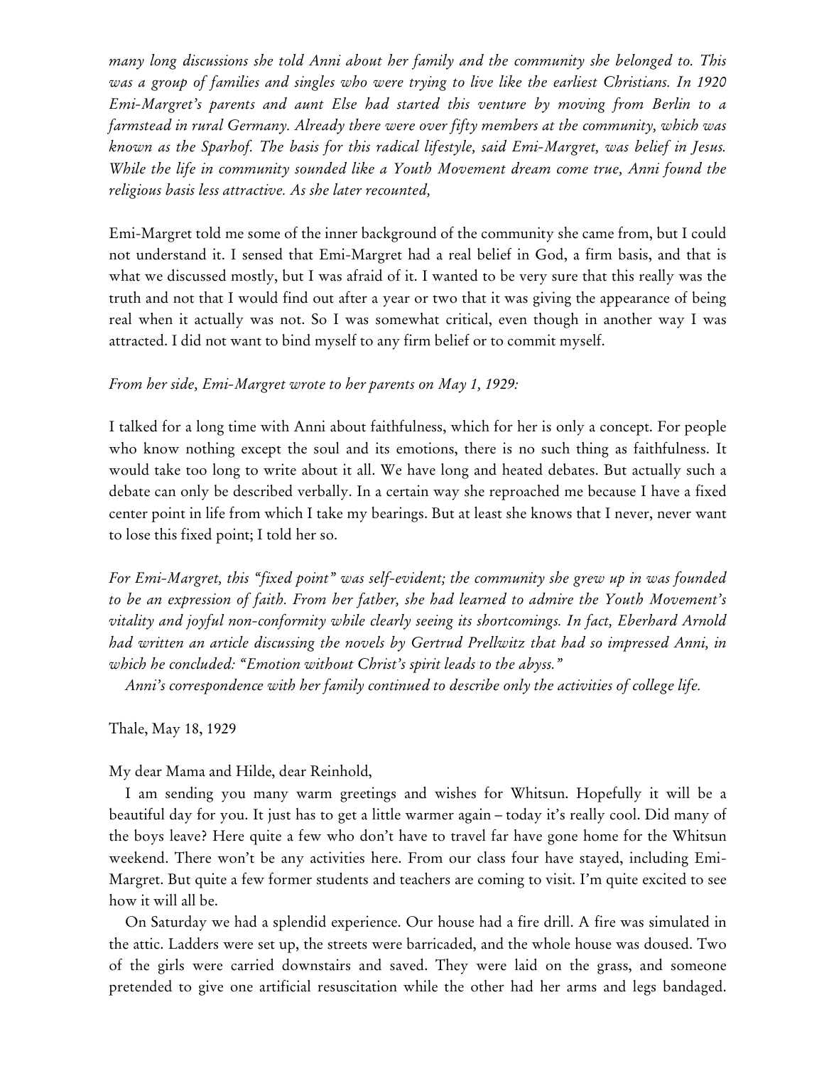*many long discussions she told Anni about her family and the community she belonged to. This was a group of families and singles who were trying to live like the earliest Christians. In 1920 Emi-Margret's parents and aunt Else had started this venture by moving from Berlin to a farmstead in rural Germany. Already there were over fifty members at the community, which was known as the Sparhof. The basis for this radical lifestyle, said Emi-Margret, was belief in Jesus. While the life in community sounded like a Youth Movement dream come true, Anni found the religious basis less attractive. As she later recounted,*

Emi-Margret told me some of the inner background of the community she came from, but I could not understand it. I sensed that Emi-Margret had a real belief in God, a firm basis, and that is what we discussed mostly, but I was afraid of it. I wanted to be very sure that this really was the truth and not that I would find out after a year or two that it was giving the appearance of being real when it actually was not. So I was somewhat critical, even though in another way I was attracted. I did not want to bind myself to any firm belief or to commit myself.

*From her side, Emi-Margret wrote to her parents on May 1, 1929:*

I talked for a long time with Anni about faithfulness, which for her is only a concept. For people who know nothing except the soul and its emotions, there is no such thing as faithfulness. It would take too long to write about it all. We have long and heated debates. But actually such a debate can only be described verbally. In a certain way she reproached me because I have a fixed center point in life from which I take my bearings. But at least she knows that I never, never want to lose this fixed point; I told her so.

*For Emi-Margret, this "fixed point" was self-evident; the community she grew up in was founded to be an expression of faith. From her father, she had learned to admire the Youth Movement's vitality and joyful non-conformity while clearly seeing its shortcomings. In fact, Eberhard Arnold had written an article discussing the novels by Gertrud Prellwitz that had so impressed Anni, in which he concluded: "Emotion without Christ's spirit leads to the abyss."*

*Anni's correspondence with her family continued to describe only the activities of college life.*

Thale, May 18, 1929

My dear Mama and Hilde, dear Reinhold,

I am sending you many warm greetings and wishes for Whitsun. Hopefully it will be a beautiful day for you. It just has to get a little warmer again – today it's really cool. Did many of the boys leave? Here quite a few who don't have to travel far have gone home for the Whitsun weekend. There won't be any activities here. From our class four have stayed, including Emi-Margret. But quite a few former students and teachers are coming to visit. I'm quite excited to see how it will all be.

On Saturday we had a splendid experience. Our house had a fire drill. A fire was simulated in the attic. Ladders were set up, the streets were barricaded, and the whole house was doused. Two of the girls were carried downstairs and saved. They were laid on the grass, and someone pretended to give one artificial resuscitation while the other had her arms and legs bandaged.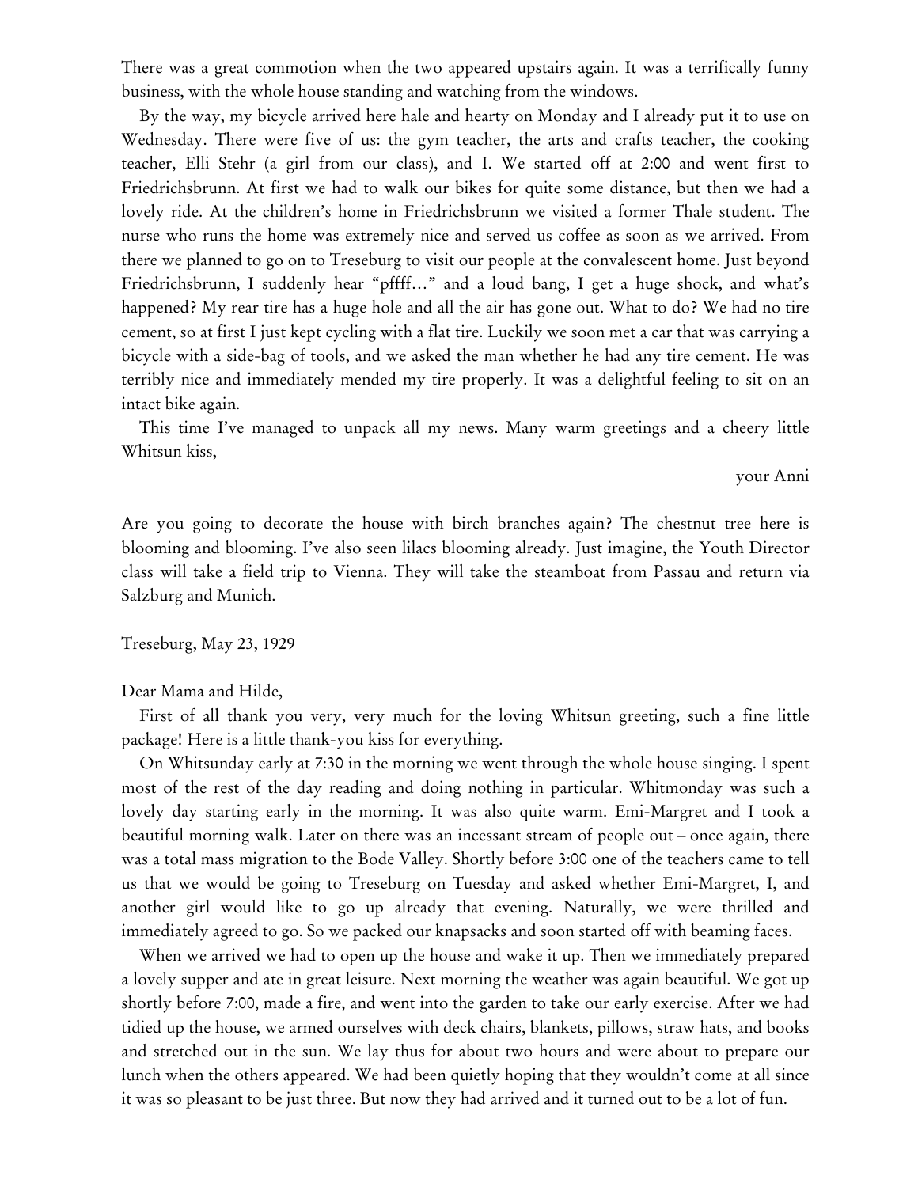There was a great commotion when the two appeared upstairs again. It was a terrifically funny business, with the whole house standing and watching from the windows.

By the way, my bicycle arrived here hale and hearty on Monday and I already put it to use on Wednesday. There were five of us: the gym teacher, the arts and crafts teacher, the cooking teacher, Elli Stehr (a girl from our class), and I. We started off at 2:00 and went first to Friedrichsbrunn. At first we had to walk our bikes for quite some distance, but then we had a lovely ride. At the children's home in Friedrichsbrunn we visited a former Thale student. The nurse who runs the home was extremely nice and served us coffee as soon as we arrived. From there we planned to go on to Treseburg to visit our people at the convalescent home. Just beyond Friedrichsbrunn, I suddenly hear "pffff…" and a loud bang, I get a huge shock, and what's happened? My rear tire has a huge hole and all the air has gone out. What to do? We had no tire cement, so at first I just kept cycling with a flat tire. Luckily we soon met a car that was carrying a bicycle with a side-bag of tools, and we asked the man whether he had any tire cement. He was terribly nice and immediately mended my tire properly. It was a delightful feeling to sit on an intact bike again.

This time I've managed to unpack all my news. Many warm greetings and a cheery little Whitsun kiss,

your Anni

Are you going to decorate the house with birch branches again? The chestnut tree here is blooming and blooming. I've also seen lilacs blooming already. Just imagine, the Youth Director class will take a field trip to Vienna. They will take the steamboat from Passau and return via Salzburg and Munich.

Treseburg, May 23, 1929

Dear Mama and Hilde,

First of all thank you very, very much for the loving Whitsun greeting, such a fine little package! Here is a little thank-you kiss for everything.

On Whitsunday early at 7:30 in the morning we went through the whole house singing. I spent most of the rest of the day reading and doing nothing in particular. Whitmonday was such a lovely day starting early in the morning. It was also quite warm. Emi-Margret and I took a beautiful morning walk. Later on there was an incessant stream of people out – once again, there was a total mass migration to the Bode Valley. Shortly before 3:00 one of the teachers came to tell us that we would be going to Treseburg on Tuesday and asked whether Emi-Margret, I, and another girl would like to go up already that evening. Naturally, we were thrilled and immediately agreed to go. So we packed our knapsacks and soon started off with beaming faces.

When we arrived we had to open up the house and wake it up. Then we immediately prepared a lovely supper and ate in great leisure. Next morning the weather was again beautiful. We got up shortly before 7:00, made a fire, and went into the garden to take our early exercise. After we had tidied up the house, we armed ourselves with deck chairs, blankets, pillows, straw hats, and books and stretched out in the sun. We lay thus for about two hours and were about to prepare our lunch when the others appeared. We had been quietly hoping that they wouldn't come at all since it was so pleasant to be just three. But now they had arrived and it turned out to be a lot of fun.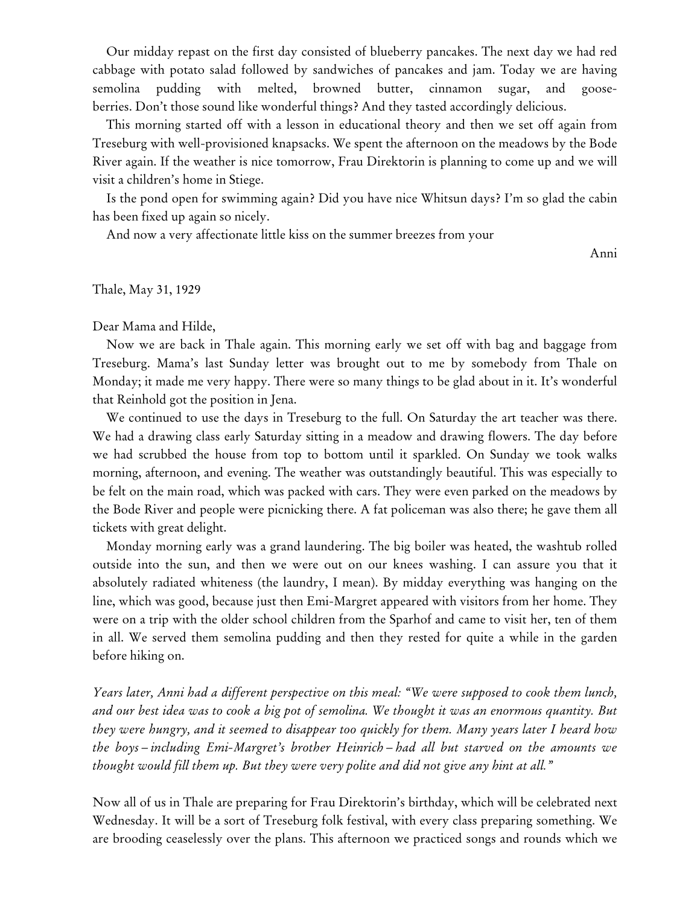Our midday repast on the first day consisted of blueberry pancakes. The next day we had red cabbage with potato salad followed by sandwiches of pancakes and jam. Today we are having semolina pudding with melted, browned butter, cinnamon sugar, and gooseberries. Don't those sound like wonderful things? And they tasted accordingly delicious.

This morning started off with a lesson in educational theory and then we set off again from Treseburg with well-provisioned knapsacks. We spent the afternoon on the meadows by the Bode River again. If the weather is nice tomorrow, Frau Direktorin is planning to come up and we will visit a children's home in Stiege.

Is the pond open for swimming again? Did you have nice Whitsun days? I'm so glad the cabin has been fixed up again so nicely.

And now a very affectionate little kiss on the summer breezes from your

Anni

Thale, May 31, 1929

Dear Mama and Hilde,

Now we are back in Thale again. This morning early we set off with bag and baggage from Treseburg. Mama's last Sunday letter was brought out to me by somebody from Thale on Monday; it made me very happy. There were so many things to be glad about in it. It's wonderful that Reinhold got the position in Jena.

We continued to use the days in Treseburg to the full. On Saturday the art teacher was there. We had a drawing class early Saturday sitting in a meadow and drawing flowers. The day before we had scrubbed the house from top to bottom until it sparkled. On Sunday we took walks morning, afternoon, and evening. The weather was outstandingly beautiful. This was especially to be felt on the main road, which was packed with cars. They were even parked on the meadows by the Bode River and people were picnicking there. A fat policeman was also there; he gave them all tickets with great delight.

Monday morning early was a grand laundering. The big boiler was heated, the washtub rolled outside into the sun, and then we were out on our knees washing. I can assure you that it absolutely radiated whiteness (the laundry, I mean). By midday everything was hanging on the line, which was good, because just then Emi-Margret appeared with visitors from her home. They were on a trip with the older school children from the Sparhof and came to visit her, ten of them in all. We served them semolina pudding and then they rested for quite a while in the garden before hiking on.

*Years later, Anni had a different perspective on this meal: "We were supposed to cook them lunch, and our best idea was to cook a big pot of semolina. We thought it was an enormous quantity. But they were hungry, and it seemed to disappear too quickly for them. Many years later I heard how the boys – including Emi-Margret's brother Heinrich – had all but starved on the amounts we thought would fill them up. But they were very polite and did not give any hint at all."*

Now all of us in Thale are preparing for Frau Direktorin's birthday, which will be celebrated next Wednesday. It will be a sort of Treseburg folk festival, with every class preparing something. We are brooding ceaselessly over the plans. This afternoon we practiced songs and rounds which we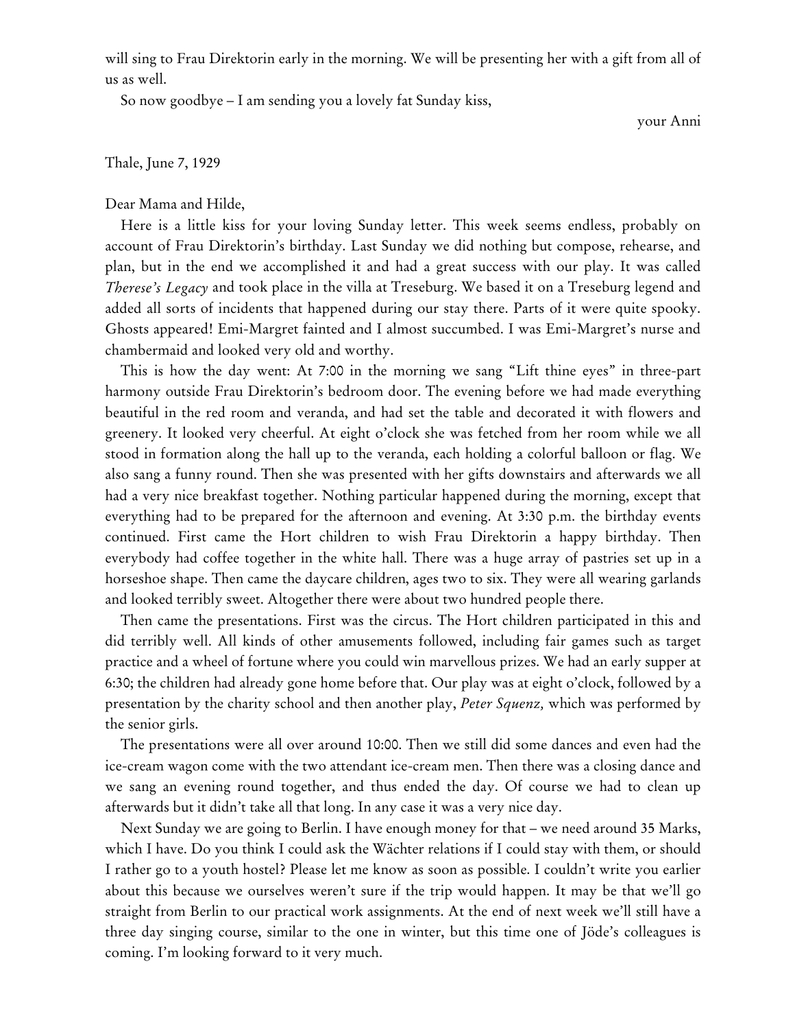will sing to Frau Direktorin early in the morning. We will be presenting her with a gift from all of us as well.

So now goodbye – I am sending you a lovely fat Sunday kiss,

your Anni

Thale, June 7, 1929

Dear Mama and Hilde,

Here is a little kiss for your loving Sunday letter. This week seems endless, probably on account of Frau Direktorin's birthday. Last Sunday we did nothing but compose, rehearse, and plan, but in the end we accomplished it and had a great success with our play. It was called *Therese's Legacy* and took place in the villa at Treseburg. We based it on a Treseburg legend and added all sorts of incidents that happened during our stay there. Parts of it were quite spooky. Ghosts appeared! Emi-Margret fainted and I almost succumbed. I was Emi-Margret's nurse and chambermaid and looked very old and worthy.

This is how the day went: At 7:00 in the morning we sang "Lift thine eyes" in three-part harmony outside Frau Direktorin's bedroom door. The evening before we had made everything beautiful in the red room and veranda, and had set the table and decorated it with flowers and greenery. It looked very cheerful. At eight o'clock she was fetched from her room while we all stood in formation along the hall up to the veranda, each holding a colorful balloon or flag. We also sang a funny round. Then she was presented with her gifts downstairs and afterwards we all had a very nice breakfast together. Nothing particular happened during the morning, except that everything had to be prepared for the afternoon and evening. At 3:30 p.m. the birthday events continued. First came the Hort children to wish Frau Direktorin a happy birthday. Then everybody had coffee together in the white hall. There was a huge array of pastries set up in a horseshoe shape. Then came the daycare children, ages two to six. They were all wearing garlands and looked terribly sweet. Altogether there were about two hundred people there.

Then came the presentations. First was the circus. The Hort children participated in this and did terribly well. All kinds of other amusements followed, including fair games such as target practice and a wheel of fortune where you could win marvellous prizes. We had an early supper at 6:30; the children had already gone home before that. Our play was at eight o'clock, followed by a presentation by the charity school and then another play, *Peter Squenz,* which was performed by the senior girls.

The presentations were all over around 10:00. Then we still did some dances and even had the ice-cream wagon come with the two attendant ice-cream men. Then there was a closing dance and we sang an evening round together, and thus ended the day. Of course we had to clean up afterwards but it didn't take all that long. In any case it was a very nice day.

Next Sunday we are going to Berlin. I have enough money for that – we need around 35 Marks, which I have. Do you think I could ask the Wächter relations if I could stay with them, or should I rather go to a youth hostel? Please let me know as soon as possible. I couldn't write you earlier about this because we ourselves weren't sure if the trip would happen. It may be that we'll go straight from Berlin to our practical work assignments. At the end of next week we'll still have a three day singing course, similar to the one in winter, but this time one of Jöde's colleagues is coming. I'm looking forward to it very much.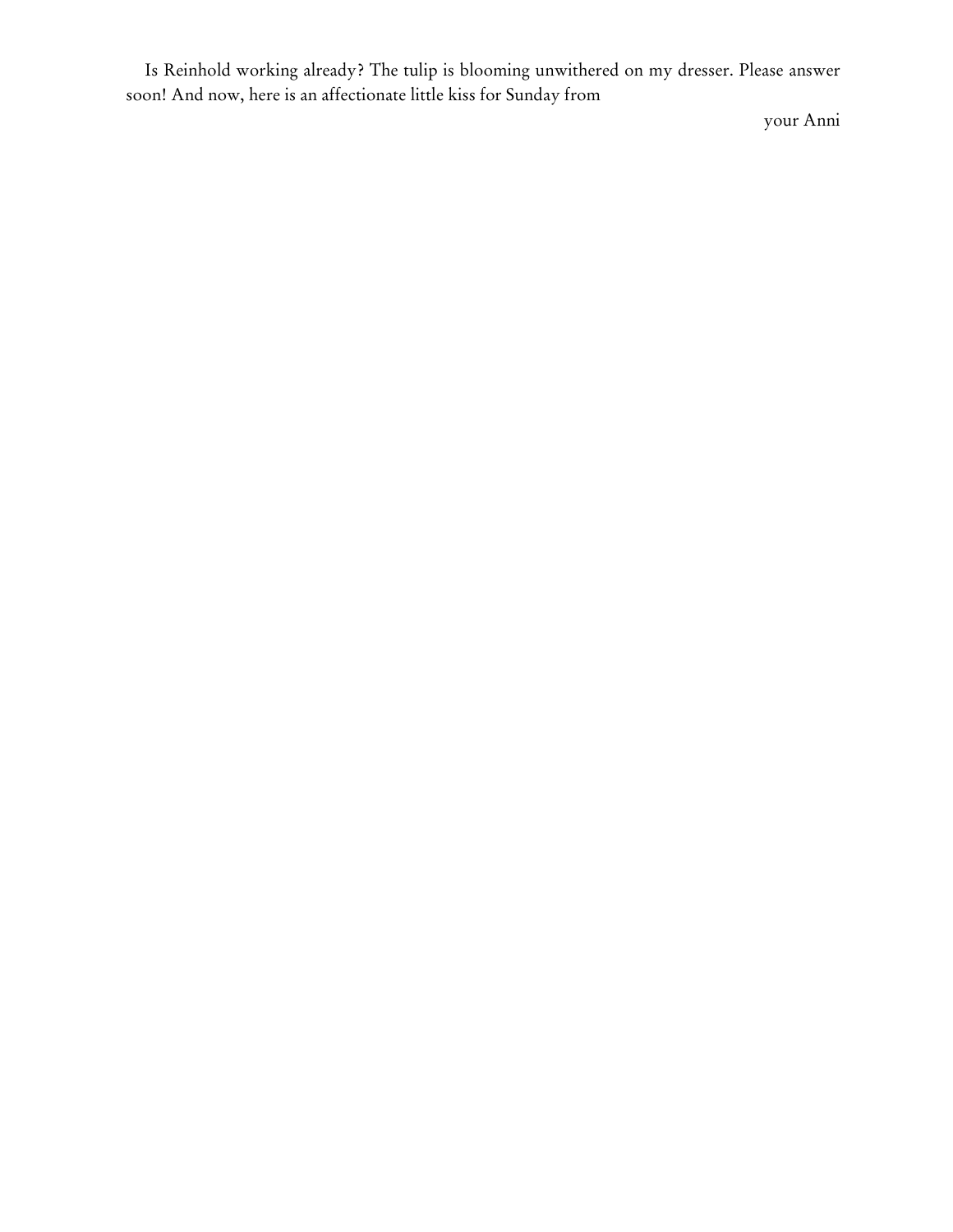Is Reinhold working already? The tulip is blooming unwithered on my dresser. Please answer soon! And now, here is an affectionate little kiss for Sunday from

your Anni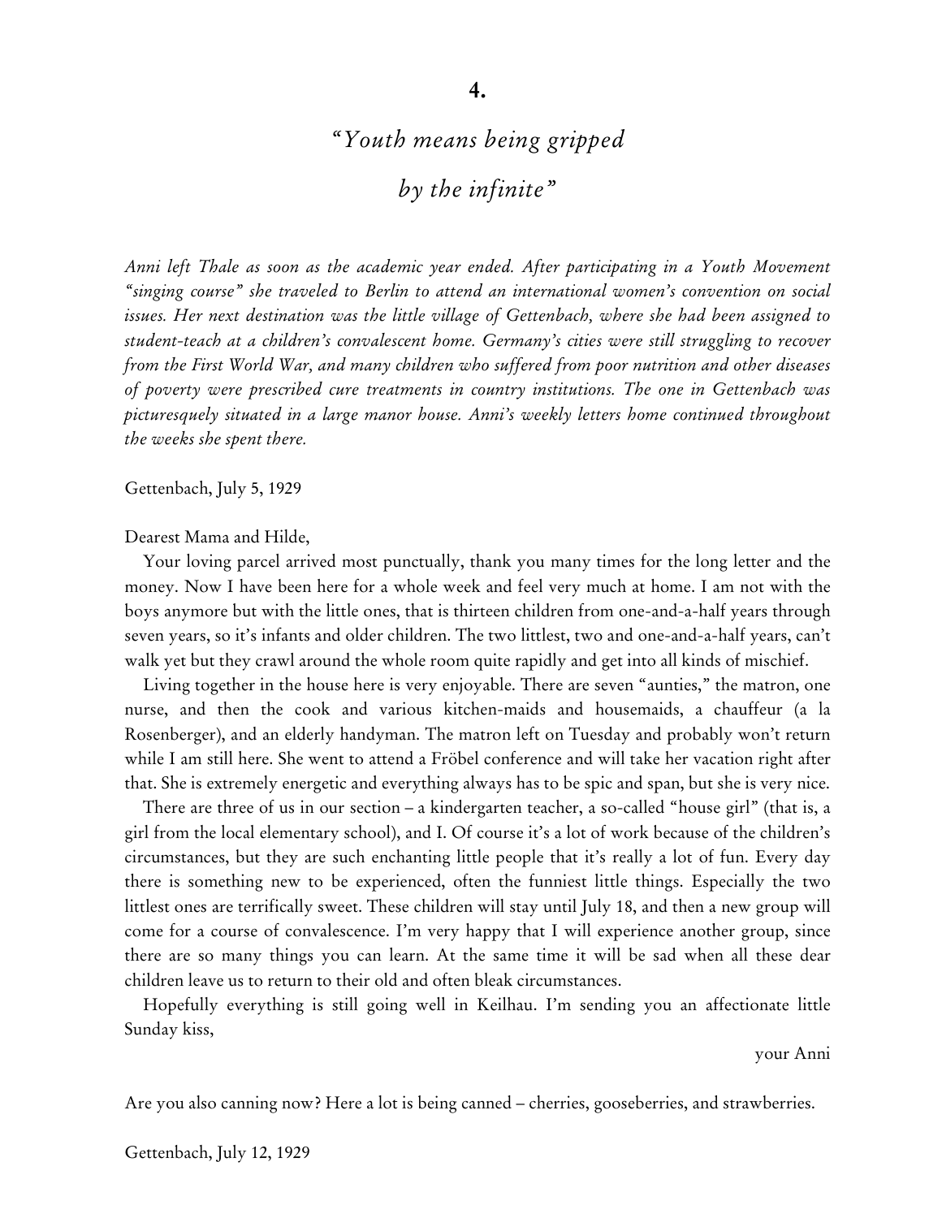# 4.

## *"Youth means being gripped by the infinite"*

*Anni left Thale as soon as the academic year ended. After participating in a Youth Movement "singing course" she traveled to Berlin to attend an international women's convention on social issues. Her next destination was the little village of Gettenbach, where she had been assigned to student-teach at a children's convalescent home. Germany's cities were still struggling to recover from the First World War, and many children who suffered from poor nutrition and other diseases of poverty were prescribed cure treatments in country institutions. The one in Gettenbach was picturesquely situated in a large manor house. Anni's weekly letters home continued throughout the weeks she spent there.*

Gettenbach, July 5, 1929

Dearest Mama and Hilde,

Your loving parcel arrived most punctually, thank you many times for the long letter and the money. Now I have been here for a whole week and feel very much at home. I am not with the boys anymore but with the little ones, that is thirteen children from one-and-a-half years through seven years, so it's infants and older children. The two littlest, two and one-and-a-half years, can't walk yet but they crawl around the whole room quite rapidly and get into all kinds of mischief.

Living together in the house here is very enjoyable. There are seven "aunties," the matron, one nurse, and then the cook and various kitchen-maids and housemaids, a chauffeur (a la Rosenberger), and an elderly handyman. The matron left on Tuesday and probably won't return while I am still here. She went to attend a Fröbel conference and will take her vacation right after that. She is extremely energetic and everything always has to be spic and span, but she is very nice.

There are three of us in our section – a kindergarten teacher, a so-called "house girl" (that is, a girl from the local elementary school), and I. Of course it's a lot of work because of the children's circumstances, but they are such enchanting little people that it's really a lot of fun. Every day there is something new to be experienced, often the funniest little things. Especially the two littlest ones are terrifically sweet. These children will stay until July 18, and then a new group will come for a course of convalescence. I'm very happy that I will experience another group, since there are so many things you can learn. At the same time it will be sad when all these dear children leave us to return to their old and often bleak circumstances.

Hopefully everything is still going well in Keilhau. I'm sending you an affectionate little Sunday kiss,

your Anni

Are you also canning now? Here a lot is being canned – cherries, gooseberries, and strawberries.

Gettenbach, July 12, 1929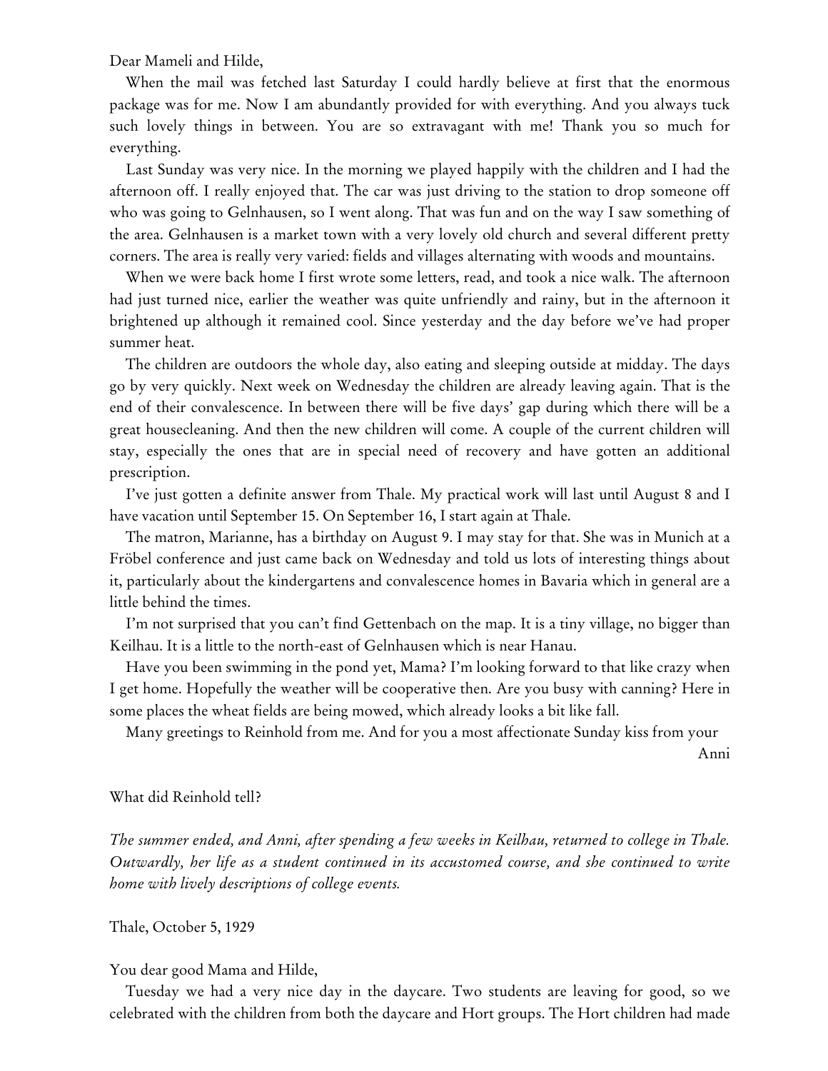Dear Mameli and Hilde,

When the mail was fetched last Saturday I could hardly believe at first that the enormous package was for me. Now I am abundantly provided for with everything. And you always tuck such lovely things in between. You are so extravagant with me! Thank you so much for everything.

Last Sunday was very nice. In the morning we played happily with the children and I had the afternoon off. I really enjoyed that. The car was just driving to the station to drop someone off who was going to Gelnhausen, so I went along. That was fun and on the way I saw something of the area. Gelnhausen is a market town with a very lovely old church and several different pretty corners. The area is really very varied: fields and villages alternating with woods and mountains.

When we were back home I first wrote some letters, read, and took a nice walk. The afternoon had just turned nice, earlier the weather was quite unfriendly and rainy, but in the afternoon it brightened up although it remained cool. Since yesterday and the day before we've had proper summer heat.

The children are outdoors the whole day, also eating and sleeping outside at midday. The days go by very quickly. Next week on Wednesday the children are already leaving again. That is the end of their convalescence. In between there will be five days' gap during which there will be a great housecleaning. And then the new children will come. A couple of the current children will stay, especially the ones that are in special need of recovery and have gotten an additional prescription.

I've just gotten a definite answer from Thale. My practical work will last until August 8 and I have vacation until September 15. On September 16, I start again at Thale.

The matron, Marianne, has a birthday on August 9. I may stay for that. She was in Munich at a Fröbel conference and just came back on Wednesday and told us lots of interesting things about it, particularly about the kindergartens and convalescence homes in Bavaria which in general are a little behind the times.

I'm not surprised that you can't find Gettenbach on the map. It is a tiny village, no bigger than Keilhau. It is a little to the north-east of Gelnhausen which is near Hanau.

Have you been swimming in the pond yet, Mama? I'm looking forward to that like crazy when I get home. Hopefully the weather will be cooperative then. Are you busy with canning? Here in some places the wheat fields are being mowed, which already looks a bit like fall.

Many greetings to Reinhold from me. And for you a most affectionate Sunday kiss from your

Anni

What did Reinhold tell?

*The summer ended, and Anni, after spending a few weeks in Keilhau, returned to college in Thale. Outwardly, her life as a student continued in its accustomed course, and she continued to write home with lively descriptions of college events.*

Thale, October 5, 1929

You dear good Mama and Hilde,

Tuesday we had a very nice day in the daycare. Two students are leaving for good, so we celebrated with the children from both the daycare and Hort groups. The Hort children had made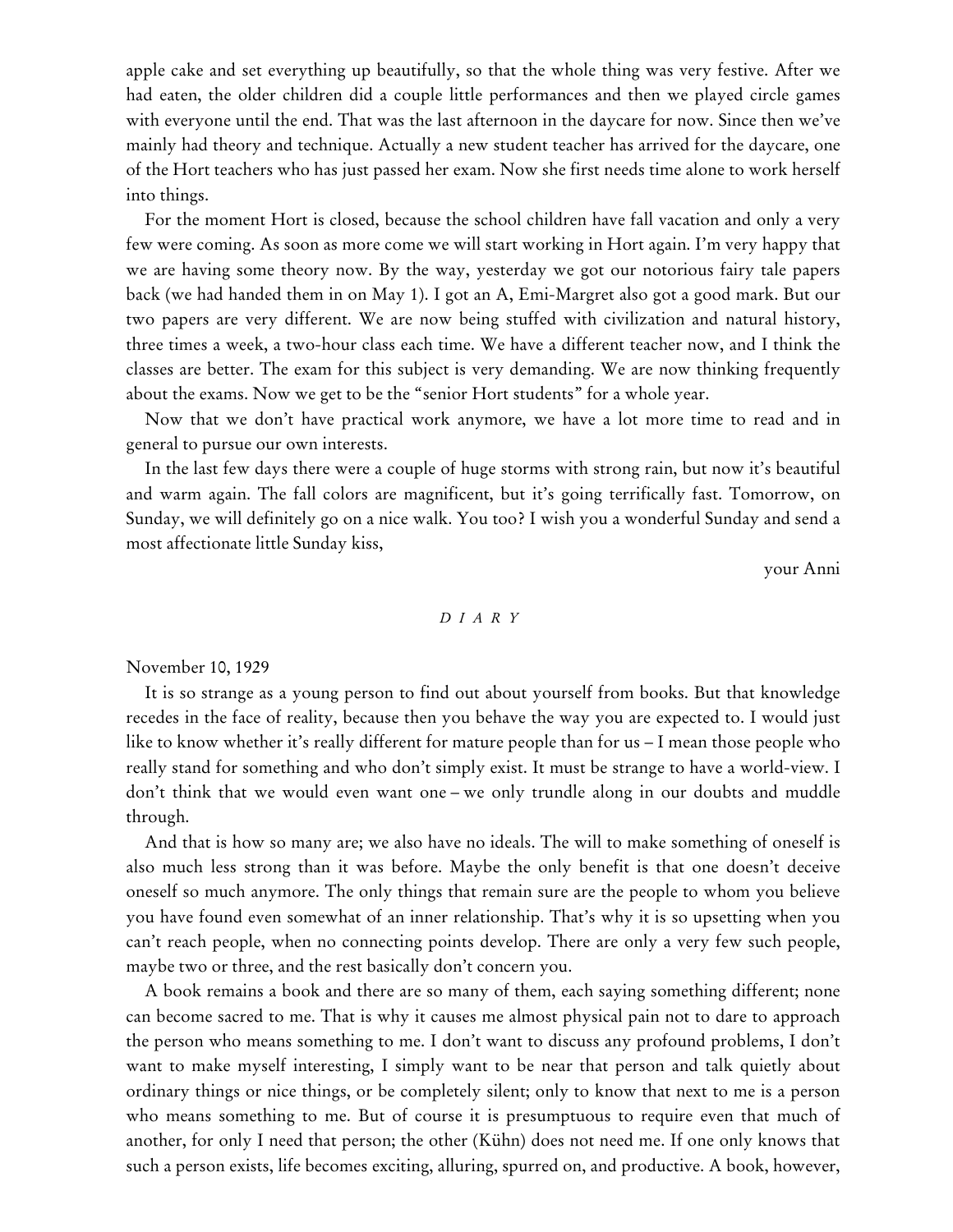apple cake and set everything up beautifully, so that the whole thing was very festive. After we had eaten, the older children did a couple little performances and then we played circle games with everyone until the end. That was the last afternoon in the daycare for now. Since then we've mainly had theory and technique. Actually a new student teacher has arrived for the daycare, one of the Hort teachers who has just passed her exam. Now she first needs time alone to work herself into things.

For the moment Hort is closed, because the school children have fall vacation and only a very few were coming. As soon as more come we will start working in Hort again. I'm very happy that we are having some theory now. By the way, yesterday we got our notorious fairy tale papers back (we had handed them in on May 1). I got an A, Emi-Margret also got a good mark. But our two papers are very different. We are now being stuffed with civilization and natural history, three times a week, a two-hour class each time. We have a different teacher now, and I think the classes are better. The exam for this subject is very demanding. We are now thinking frequently about the exams. Now we get to be the "senior Hort students" for a whole year.

Now that we don't have practical work anymore, we have a lot more time to read and in general to pursue our own interests.

In the last few days there were a couple of huge storms with strong rain, but now it's beautiful and warm again. The fall colors are magnificent, but it's going terrifically fast. Tomorrow, on Sunday, we will definitely go on a nice walk. You too? I wish you a wonderful Sunday and send a most affectionate little Sunday kiss,

your Anni

*DIARY*

November 10, 1929

It is so strange as a young person to find out about yourself from books. But that knowledge recedes in the face of reality, because then you behave the way you are expected to. I would just like to know whether it's really different for mature people than for us – I mean those people who really stand for something and who don't simply exist. It must be strange to have a world-view. I don't think that we would even want one – we only trundle along in our doubts and muddle through.

And that is how so many are; we also have no ideals. The will to make something of oneself is also much less strong than it was before. Maybe the only benefit is that one doesn't deceive oneself so much anymore. The only things that remain sure are the people to whom you believe you have found even somewhat of an inner relationship. That's why it is so upsetting when you can't reach people, when no connecting points develop. There are only a very few such people, maybe two or three, and the rest basically don't concern you.

A book remains a book and there are so many of them, each saying something different; none can become sacred to me. That is why it causes me almost physical pain not to dare to approach the person who means something to me. I don't want to discuss any profound problems, I don't want to make myself interesting, I simply want to be near that person and talk quietly about ordinary things or nice things, or be completely silent; only to know that next to me is a person who means something to me. But of course it is presumptuous to require even that much of another, for only I need that person; the other (Kühn) does not need me. If one only knows that such a person exists, life becomes exciting, alluring, spurred on, and productive. A book, however,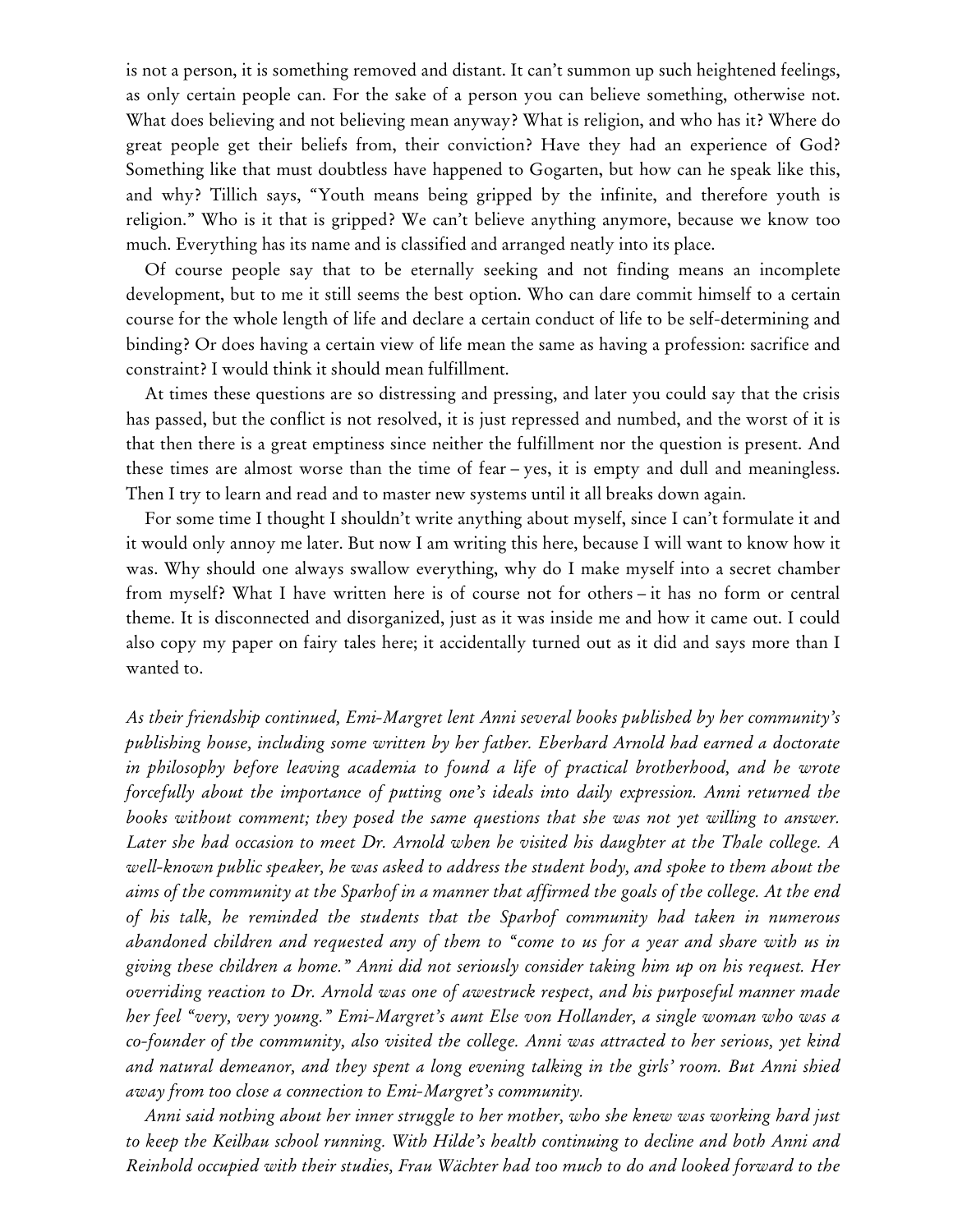is not a person, it is something removed and distant. It can't summon up such heightened feelings, as only certain people can. For the sake of a person you can believe something, otherwise not. What does believing and not believing mean anyway? What is religion, and who has it? Where do great people get their beliefs from, their conviction? Have they had an experience of God? Something like that must doubtless have happened to Gogarten, but how can he speak like this, and why? Tillich says, "Youth means being gripped by the infinite, and therefore youth is religion." Who is it that is gripped? We can't believe anything anymore, because we know too much. Everything has its name and is classified and arranged neatly into its place.

Of course people say that to be eternally seeking and not finding means an incomplete development, but to me it still seems the best option. Who can dare commit himself to a certain course for the whole length of life and declare a certain conduct of life to be self-determining and binding? Or does having a certain view of life mean the same as having a profession: sacrifice and constraint? I would think it should mean fulfillment.

At times these questions are so distressing and pressing, and later you could say that the crisis has passed, but the conflict is not resolved, it is just repressed and numbed, and the worst of it is that then there is a great emptiness since neither the fulfillment nor the question is present. And these times are almost worse than the time of fear – yes, it is empty and dull and meaningless. Then I try to learn and read and to master new systems until it all breaks down again.

For some time I thought I shouldn't write anything about myself, since I can't formulate it and it would only annoy me later. But now I am writing this here, because I will want to know how it was. Why should one always swallow everything, why do I make myself into a secret chamber from myself? What I have written here is of course not for others – it has no form or central theme. It is disconnected and disorganized, just as it was inside me and how it came out. I could also copy my paper on fairy tales here; it accidentally turned out as it did and says more than I wanted to.

*As their friendship continued, Emi-Margret lent Anni several books published by her community's publishing house, including some written by her father. Eberhard Arnold had earned a doctorate in philosophy before leaving academia to found a life of practical brotherhood, and he wrote forcefully about the importance of putting one's ideals into daily expression. Anni returned the books without comment; they posed the same questions that she was not yet willing to answer. Later she had occasion to meet Dr. Arnold when he visited his daughter at the Thale college. A well-known public speaker, he was asked to address the student body, and spoke to them about the aims of the community at the Sparhof in a manner that affirmed the goals of the college. At the end of his talk, he reminded the students that the Sparhof community had taken in numerous abandoned children and requested any of them to "come to us for a year and share with us in giving these children a home." Anni did not seriously consider taking him up on his request. Her overriding reaction to Dr. Arnold was one of awestruck respect, and his purposeful manner made her feel "very, very young." Emi-Margret's aunt Else von Hollander, a single woman who was a co-founder of the community, also visited the college. Anni was attracted to her serious, yet kind and natural demeanor, and they spent a long evening talking in the girls' room. But Anni shied away from too close a connection to Emi-Margret's community.*

*Anni said nothing about her inner struggle to her mother, who she knew was working hard just to keep the Keilhau school running. With Hilde's health continuing to decline and both Anni and Reinhold occupied with their studies, Frau Wächter had too much to do and looked forward to the*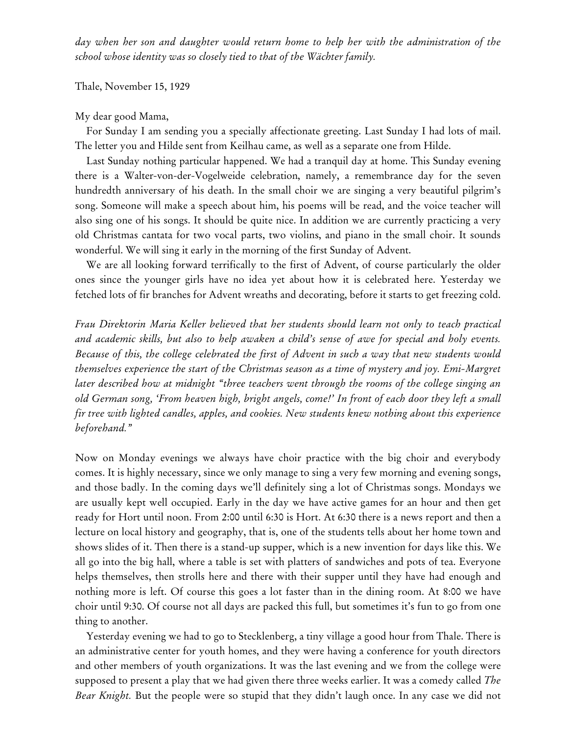*day when her son and daughter would return home to help her with the administration of the school whose identity was so closely tied to that of the Wächter family.*

Thale, November 15, 1929

My dear good Mama,

For Sunday I am sending you a specially affectionate greeting. Last Sunday I had lots of mail. The letter you and Hilde sent from Keilhau came, as well as a separate one from Hilde.

Last Sunday nothing particular happened. We had a tranquil day at home. This Sunday evening there is a Walter-von-der-Vogelweide celebration, namely, a remembrance day for the seven hundredth anniversary of his death. In the small choir we are singing a very beautiful pilgrim's song. Someone will make a speech about him, his poems will be read, and the voice teacher will also sing one of his songs. It should be quite nice. In addition we are currently practicing a very old Christmas cantata for two vocal parts, two violins, and piano in the small choir. It sounds wonderful. We will sing it early in the morning of the first Sunday of Advent.

We are all looking forward terrifically to the first of Advent, of course particularly the older ones since the younger girls have no idea yet about how it is celebrated here. Yesterday we fetched lots of fir branches for Advent wreaths and decorating, before it starts to get freezing cold.

*Frau Direktorin Maria Keller believed that her students should learn not only to teach practical and academic skills, but also to help awaken a child's sense of awe for special and holy events. Because of this, the college celebrated the first of Advent in such a way that new students would themselves experience the start of the Christmas season as a time of mystery and joy. Emi-Margret later described how at midnight "three teachers went through the rooms of the college singing an old German song, 'From heaven high, bright angels, come!' In front of each door they left a small fir tree with lighted candles, apples, and cookies. New students knew nothing about this experience beforehand."*

Now on Monday evenings we always have choir practice with the big choir and everybody comes. It is highly necessary, since we only manage to sing a very few morning and evening songs, and those badly. In the coming days we'll definitely sing a lot of Christmas songs. Mondays we are usually kept well occupied. Early in the day we have active games for an hour and then get ready for Hort until noon. From 2:00 until 6:30 is Hort. At 6:30 there is a news report and then a lecture on local history and geography, that is, one of the students tells about her home town and shows slides of it. Then there is a stand-up supper, which is a new invention for days like this. We all go into the big hall, where a table is set with platters of sandwiches and pots of tea. Everyone helps themselves, then strolls here and there with their supper until they have had enough and nothing more is left. Of course this goes a lot faster than in the dining room. At 8:00 we have choir until 9:30. Of course not all days are packed this full, but sometimes it's fun to go from one thing to another.

Yesterday evening we had to go to Stecklenberg, a tiny village a good hour from Thale. There is an administrative center for youth homes, and they were having a conference for youth directors and other members of youth organizations. It was the last evening and we from the college were supposed to present a play that we had given there three weeks earlier. It was a comedy called *The Bear Knight.* But the people were so stupid that they didn't laugh once. In any case we did not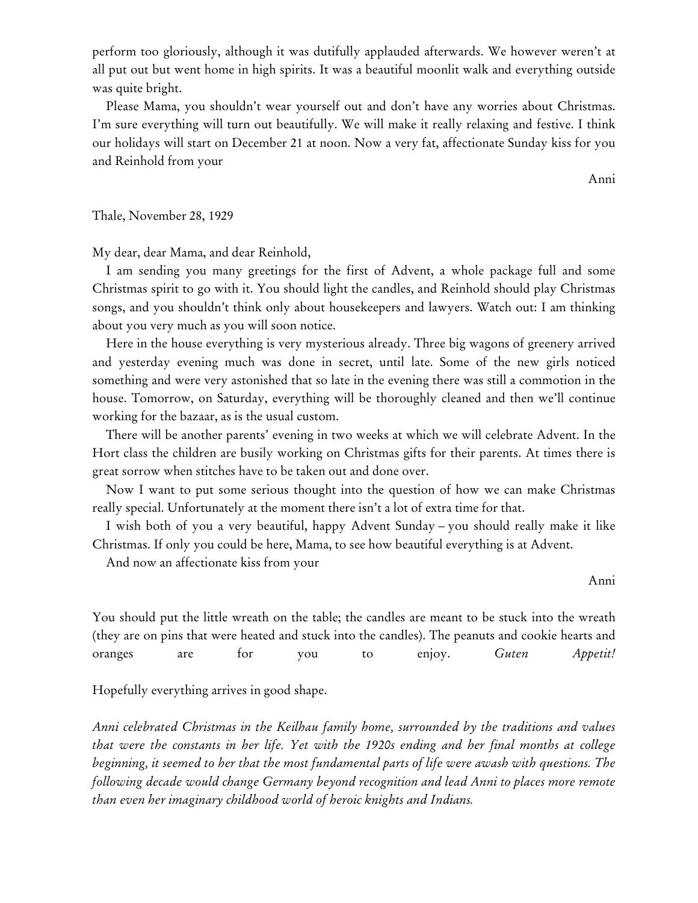perform too gloriously, although it was dutifully applauded afterwards. We however weren't at all put out but went home in high spirits. It was a beautiful moonlit walk and everything outside was quite bright.

Please Mama, you shouldn't wear yourself out and don't have any worries about Christmas. I'm sure everything will turn out beautifully. We will make it really relaxing and festive. I think our holidays will start on December 21 at noon. Now a very fat, affectionate Sunday kiss for you and Reinhold from your

Anni

Thale, November 28, 1929

My dear, dear Mama, and dear Reinhold,

I am sending you many greetings for the first of Advent, a whole package full and some Christmas spirit to go with it. You should light the candles, and Reinhold should play Christmas songs, and you shouldn't think only about housekeepers and lawyers. Watch out: I am thinking about you very much as you will soon notice.

Here in the house everything is very mysterious already. Three big wagons of greenery arrived and yesterday evening much was done in secret, until late. Some of the new girls noticed something and were very astonished that so late in the evening there was still a commotion in the house. Tomorrow, on Saturday, everything will be thoroughly cleaned and then we'll continue working for the bazaar, as is the usual custom.

There will be another parents' evening in two weeks at which we will celebrate Advent. In the Hort class the children are busily working on Christmas gifts for their parents. At times there is great sorrow when stitches have to be taken out and done over.

Now I want to put some serious thought into the question of how we can make Christmas really special. Unfortunately at the moment there isn't a lot of extra time for that.

I wish both of you a very beautiful, happy Advent Sunday – you should really make it like Christmas. If only you could be here, Mama, to see how beautiful everything is at Advent.

And now an affectionate kiss from your

Anni

You should put the little wreath on the table; the candles are meant to be stuck into the wreath (they are on pins that were heated and stuck into the candles). The peanuts and cookie hearts and oranges are for you to enjoy. *Guten Appetit!*

Hopefully everything arrives in good shape.

*Anni celebrated Christmas in the Keilhau family home, surrounded by the traditions and values that were the constants in her life. Yet with the 1920s ending and her final months at college beginning, it seemed to her that the most fundamental parts of life were awash with questions. The following decade would change Germany beyond recognition and lead Anni to places more remote than even her imaginary childhood world of heroic knights and Indians.*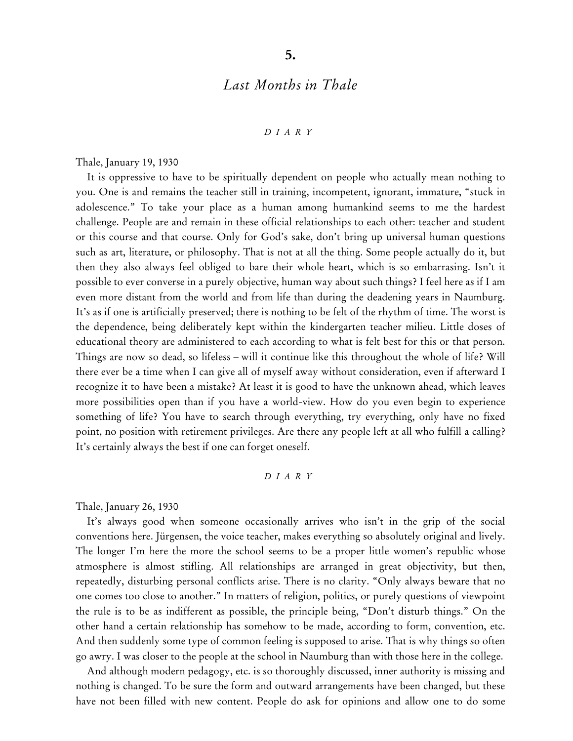# 5.

## *Last Months in Thale*

*DIARY*

Thale, January 19, 1930

It is oppressive to have to be spiritually dependent on people who actually mean nothing to you. One is and remains the teacher still in training, incompetent, ignorant, immature, "stuck in adolescence." To take your place as a human among humankind seems to me the hardest challenge. People are and remain in these official relationships to each other: teacher and student or this course and that course. Only for God's sake, don't bring up universal human questions such as art, literature, or philosophy. That is not at all the thing. Some people actually do it, but then they also always feel obliged to bare their whole heart, which is so embarrasing. Isn't it possible to ever converse in a purely objective, human way about such things? I feel here as if I am even more distant from the world and from life than during the deadening years in Naumburg. It's as if one is artificially preserved; there is nothing to be felt of the rhythm of time. The worst is the dependence, being deliberately kept within the kindergarten teacher milieu. Little doses of educational theory are administered to each according to what is felt best for this or that person. Things are now so dead, so lifeless – will it continue like this throughout the whole of life? Will there ever be a time when I can give all of myself away without consideration, even if afterward I recognize it to have been a mistake? At least it is good to have the unknown ahead, which leaves more possibilities open than if you have a world-view. How do you even begin to experience something of life? You have to search through everything, try everything, only have no fixed point, no position with retirement privileges. Are there any people left at all who fulfill a calling? It's certainly always the best if one can forget oneself.

*DIARY*

Thale, January 26, 1930

It's always good when someone occasionally arrives who isn't in the grip of the social conventions here. Jürgensen, the voice teacher, makes everything so absolutely original and lively. The longer I'm here the more the school seems to be a proper little women's republic whose atmosphere is almost stifling. All relationships are arranged in great objectivity, but then, repeatedly, disturbing personal conflicts arise. There is no clarity. "Only always beware that no one comes too close to another." In matters of religion, politics, or purely questions of viewpoint the rule is to be as indifferent as possible, the principle being, "Don't disturb things." On the other hand a certain relationship has somehow to be made, according to form, convention, etc. And then suddenly some type of common feeling is supposed to arise. That is why things so often go awry. I was closer to the people at the school in Naumburg than with those here in the college.

And although modern pedagogy, etc. is so thoroughly discussed, inner authority is missing and nothing is changed. To be sure the form and outward arrangements have been changed, but these have not been filled with new content. People do ask for opinions and allow one to do some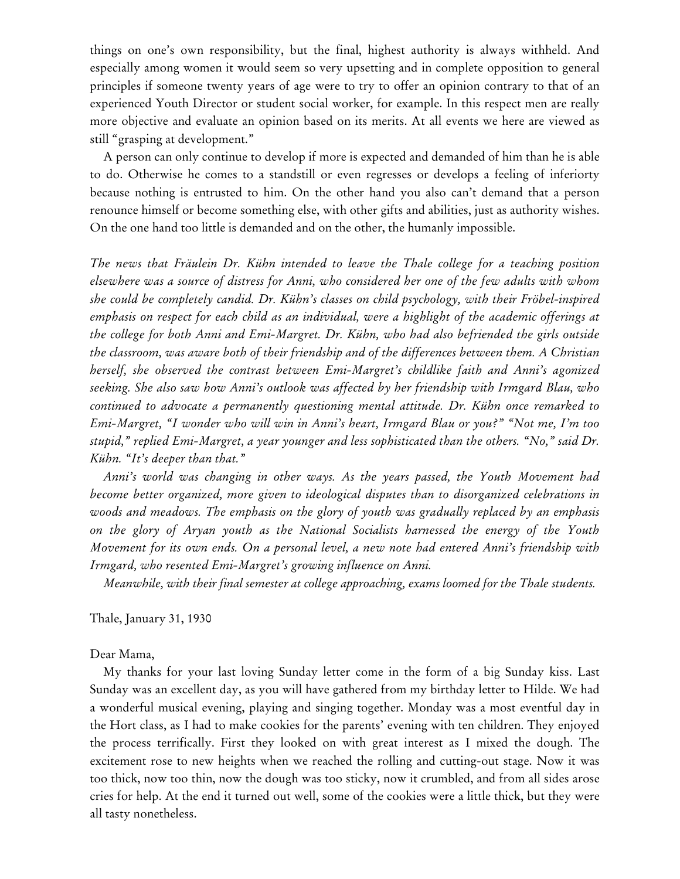things on one's own responsibility, but the final, highest authority is always withheld. And especially among women it would seem so very upsetting and in complete opposition to general principles if someone twenty years of age were to try to offer an opinion contrary to that of an experienced Youth Director or student social worker, for example. In this respect men are really more objective and evaluate an opinion based on its merits. At all events we here are viewed as still "grasping at development."

A person can only continue to develop if more is expected and demanded of him than he is able to do. Otherwise he comes to a standstill or even regresses or develops a feeling of inferiorty because nothing is entrusted to him. On the other hand you also can't demand that a person renounce himself or become something else, with other gifts and abilities, just as authority wishes. On the one hand too little is demanded and on the other, the humanly impossible.

*The news that Fräulein Dr. Kühn intended to leave the Thale college for a teaching position elsewhere was a source of distress for Anni, who considered her one of the few adults with whom she could be completely candid. Dr. Kühn's classes on child psychology, with their Fröbel-inspired emphasis on respect for each child as an individual, were a highlight of the academic offerings at the college for both Anni and Emi-Margret. Dr. Kühn, who had also befriended the girls outside the classroom, was aware both of their friendship and of the differences between them. A Christian herself, she observed the contrast between Emi-Margret's childlike faith and Anni's agonized seeking. She also saw how Anni's outlook was affected by her friendship with Irmgard Blau, who continued to advocate a permanently questioning mental attitude. Dr. Kühn once remarked to Emi-Margret, "I wonder who will win in Anni's heart, Irmgard Blau or you?" "Not me, I'm too stupid," replied Emi-Margret, a year younger and less sophisticated than the others. "No," said Dr. Kühn. "It's deeper than that."*

*Anni's world was changing in other ways. As the years passed, the Youth Movement had become better organized, more given to ideological disputes than to disorganized celebrations in woods and meadows. The emphasis on the glory of youth was gradually replaced by an emphasis on the glory of Aryan youth as the National Socialists harnessed the energy of the Youth Movement for its own ends. On a personal level, a new note had entered Anni's friendship with Irmgard, who resented Emi-Margret's growing influence on Anni.*

*Meanwhile, with their final semester at college approaching, exams loomed for the Thale students.*

Thale, January 31, 1930

Dear Mama,

My thanks for your last loving Sunday letter come in the form of a big Sunday kiss. Last Sunday was an excellent day, as you will have gathered from my birthday letter to Hilde. We had a wonderful musical evening, playing and singing together. Monday was a most eventful day in the Hort class, as I had to make cookies for the parents' evening with ten children. They enjoyed the process terrifically. First they looked on with great interest as I mixed the dough. The excitement rose to new heights when we reached the rolling and cutting-out stage. Now it was too thick, now too thin, now the dough was too sticky, now it crumbled, and from all sides arose cries for help. At the end it turned out well, some of the cookies were a little thick, but they were all tasty nonetheless.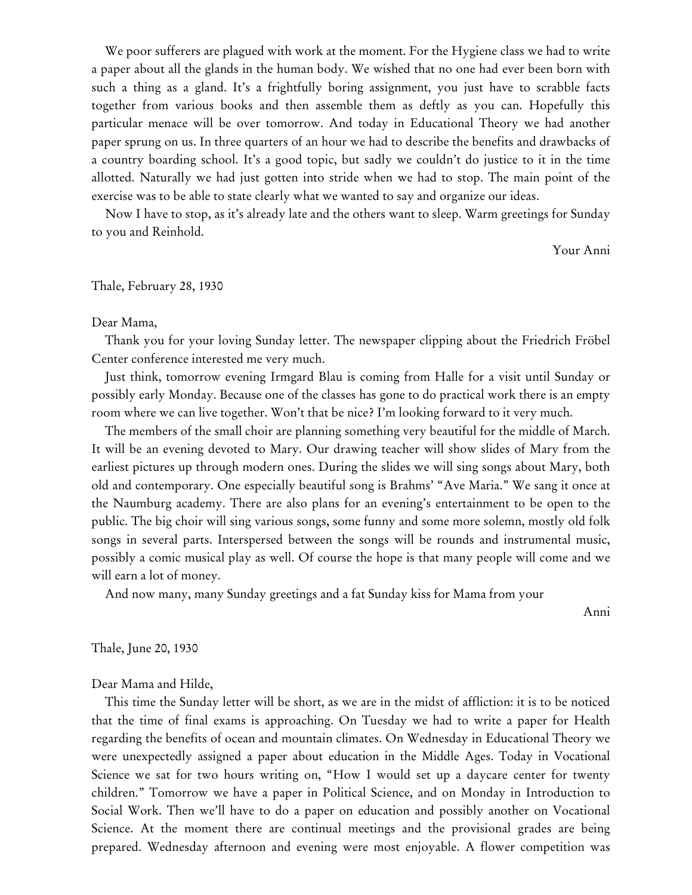We poor sufferers are plagued with work at the moment. For the Hygiene class we had to write a paper about all the glands in the human body. We wished that no one had ever been born with such a thing as a gland. It's a frightfully boring assignment, you just have to scrabble facts together from various books and then assemble them as deftly as you can. Hopefully this particular menace will be over tomorrow. And today in Educational Theory we had another paper sprung on us. In three quarters of an hour we had to describe the benefits and drawbacks of a country boarding school. It's a good topic, but sadly we couldn't do justice to it in the time allotted. Naturally we had just gotten into stride when we had to stop. The main point of the exercise was to be able to state clearly what we wanted to say and organize our ideas.

Now I have to stop, as it's already late and the others want to sleep. Warm greetings for Sunday to you and Reinhold.

Your Anni

Thale, February 28, 1930

Dear Mama,

Thank you for your loving Sunday letter. The newspaper clipping about the Friedrich Fröbel Center conference interested me very much.

Just think, tomorrow evening Irmgard Blau is coming from Halle for a visit until Sunday or possibly early Monday. Because one of the classes has gone to do practical work there is an empty room where we can live together. Won't that be nice? I'm looking forward to it very much.

The members of the small choir are planning something very beautiful for the middle of March. It will be an evening devoted to Mary. Our drawing teacher will show slides of Mary from the earliest pictures up through modern ones. During the slides we will sing songs about Mary, both old and contemporary. One especially beautiful song is Brahms' "Ave Maria." We sang it once at the Naumburg academy. There are also plans for an evening's entertainment to be open to the public. The big choir will sing various songs, some funny and some more solemn, mostly old folk songs in several parts. Interspersed between the songs will be rounds and instrumental music, possibly a comic musical play as well. Of course the hope is that many people will come and we will earn a lot of money.

And now many, many Sunday greetings and a fat Sunday kiss for Mama from your

Anni

Thale, June 20, 1930

Dear Mama and Hilde,

This time the Sunday letter will be short, as we are in the midst of affliction: it is to be noticed that the time of final exams is approaching. On Tuesday we had to write a paper for Health regarding the benefits of ocean and mountain climates. On Wednesday in Educational Theory we were unexpectedly assigned a paper about education in the Middle Ages. Today in Vocational Science we sat for two hours writing on, "How I would set up a daycare center for twenty children." Tomorrow we have a paper in Political Science, and on Monday in Introduction to Social Work. Then we'll have to do a paper on education and possibly another on Vocational Science. At the moment there are continual meetings and the provisional grades are being prepared. Wednesday afternoon and evening were most enjoyable. A flower competition was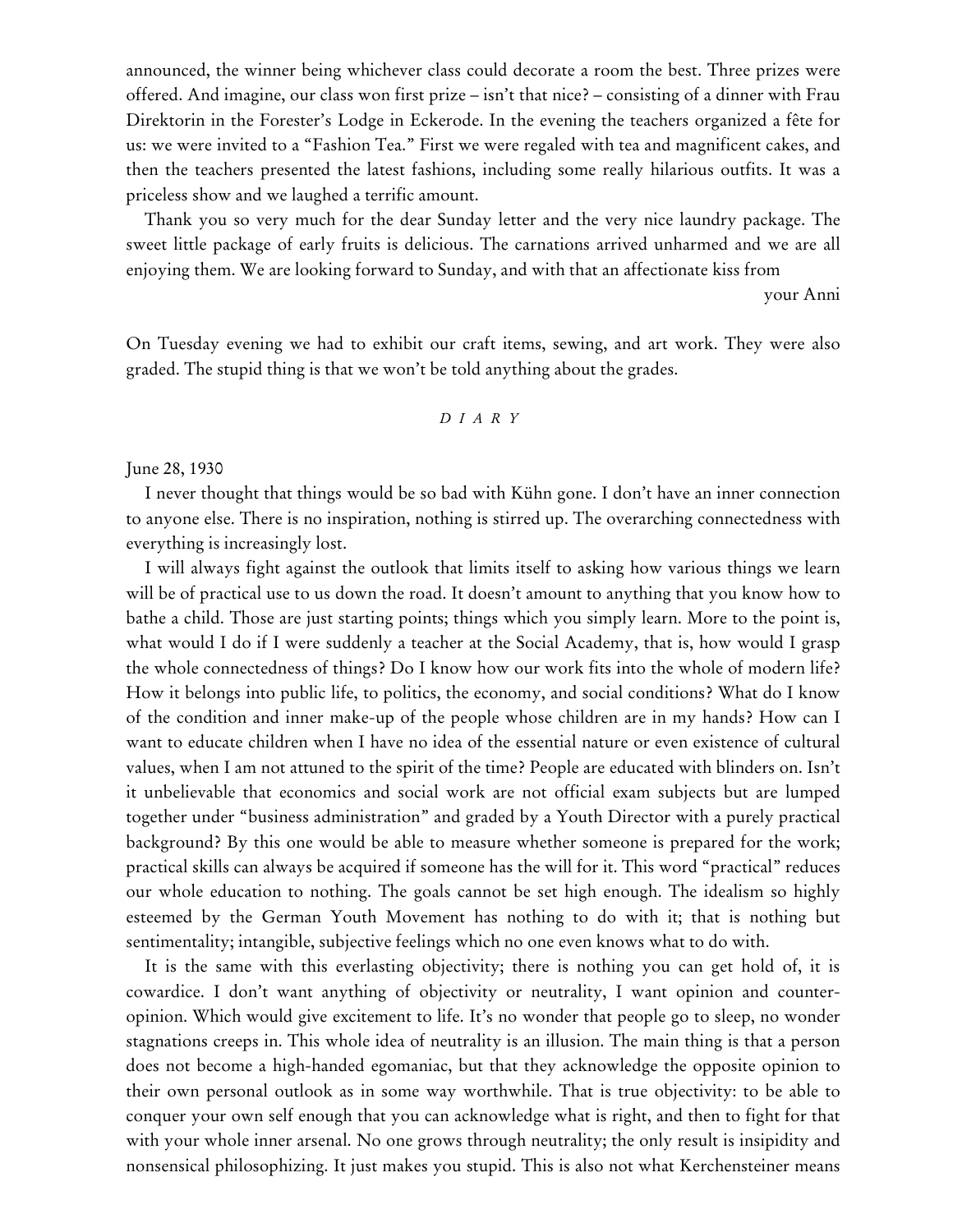announced, the winner being whichever class could decorate a room the best. Three prizes were offered. And imagine, our class won first prize – isn't that nice? – consisting of a dinner with Frau Direktorin in the Forester's Lodge in Eckerode. In the evening the teachers organized a fête for us: we were invited to a "Fashion Tea." First we were regaled with tea and magnificent cakes, and then the teachers presented the latest fashions, including some really hilarious outfits. It was a priceless show and we laughed a terrific amount.

Thank you so very much for the dear Sunday letter and the very nice laundry package. The sweet little package of early fruits is delicious. The carnations arrived unharmed and we are all enjoying them. We are looking forward to Sunday, and with that an affectionate kiss from

your Anni

On Tuesday evening we had to exhibit our craft items, sewing, and art work. They were also graded. The stupid thing is that we won't be told anything about the grades.

*DIARY*

June 28, 1930

I never thought that things would be so bad with Kühn gone. I don't have an inner connection to anyone else. There is no inspiration, nothing is stirred up. The overarching connectedness with everything is increasingly lost.

I will always fight against the outlook that limits itself to asking how various things we learn will be of practical use to us down the road. It doesn't amount to anything that you know how to bathe a child. Those are just starting points; things which you simply learn. More to the point is, what would I do if I were suddenly a teacher at the Social Academy, that is, how would I grasp the whole connectedness of things? Do I know how our work fits into the whole of modern life? How it belongs into public life, to politics, the economy, and social conditions? What do I know of the condition and inner make-up of the people whose children are in my hands? How can I want to educate children when I have no idea of the essential nature or even existence of cultural values, when I am not attuned to the spirit of the time? People are educated with blinders on. Isn't it unbelievable that economics and social work are not official exam subjects but are lumped together under "business administration" and graded by a Youth Director with a purely practical background? By this one would be able to measure whether someone is prepared for the work; practical skills can always be acquired if someone has the will for it. This word "practical" reduces our whole education to nothing. The goals cannot be set high enough. The idealism so highly esteemed by the German Youth Movement has nothing to do with it; that is nothing but sentimentality; intangible, subjective feelings which no one even knows what to do with.

It is the same with this everlasting objectivity; there is nothing you can get hold of, it is cowardice. I don't want anything of objectivity or neutrality, I want opinion and counter-opinion. Which would give excitement to life. It's no wonder that people go to sleep, no wonder stagnations creeps in. This whole idea of neutrality is an illusion. The main thing is that a person does not become a high-handed egomaniac, but that they acknowledge the opposite opinion to their own personal outlook as in some way worthwhile. That is true objectivity: to be able to conquer your own self enough that you can acknowledge what is right, and then to fight for that with your whole inner arsenal. No one grows through neutrality; the only result is insipidity and nonsensical philosophizing. It just makes you stupid. This is also not what Kerchensteiner means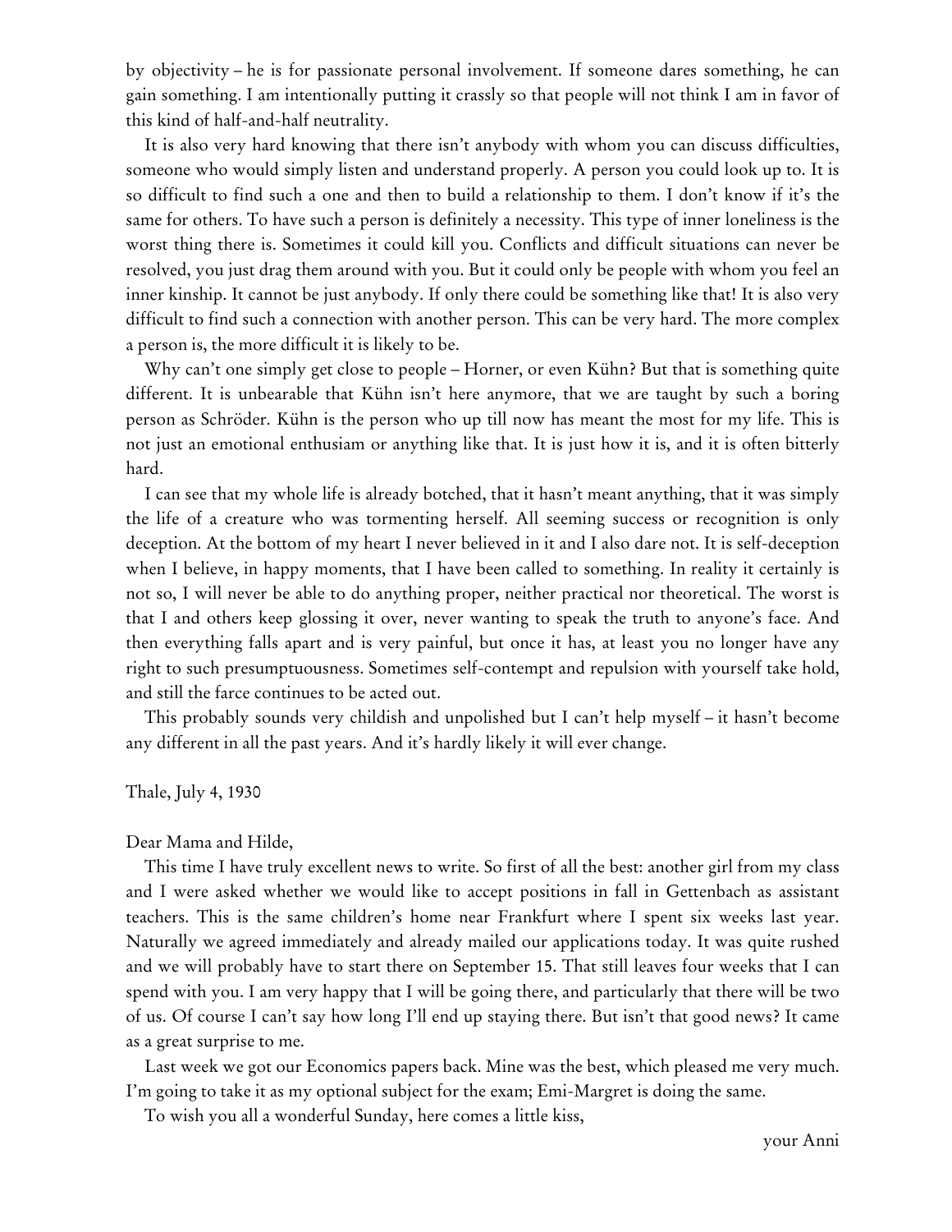by objectivity – he is for passionate personal involvement. If someone dares something, he can gain something. I am intentionally putting it crassly so that people will not think I am in favor of this kind of half-and-half neutrality.

It is also very hard knowing that there isn't anybody with whom you can discuss difficulties, someone who would simply listen and understand properly. A person you could look up to. It is so difficult to find such a one and then to build a relationship to them. I don't know if it's the same for others. To have such a person is definitely a necessity. This type of inner loneliness is the worst thing there is. Sometimes it could kill you. Conflicts and difficult situations can never be resolved, you just drag them around with you. But it could only be people with whom you feel an inner kinship. It cannot be just anybody. If only there could be something like that! It is also very difficult to find such a connection with another person. This can be very hard. The more complex a person is, the more difficult it is likely to be.

Why can't one simply get close to people – Horner, or even Kühn? But that is something quite different. It is unbearable that Kühn isn't here anymore, that we are taught by such a boring person as Schröder. Kühn is the person who up till now has meant the most for my life. This is not just an emotional enthusiam or anything like that. It is just how it is, and it is often bitterly hard.

I can see that my whole life is already botched, that it hasn't meant anything, that it was simply the life of a creature who was tormenting herself. All seeming success or recognition is only deception. At the bottom of my heart I never believed in it and I also dare not. It is self-deception when I believe, in happy moments, that I have been called to something. In reality it certainly is not so, I will never be able to do anything proper, neither practical nor theoretical. The worst is that I and others keep glossing it over, never wanting to speak the truth to anyone's face. And then everything falls apart and is very painful, but once it has, at least you no longer have any right to such presumptuousness. Sometimes self-contempt and repulsion with yourself take hold, and still the farce continues to be acted out.

This probably sounds very childish and unpolished but I can't help myself – it hasn't become any different in all the past years. And it's hardly likely it will ever change.

Thale, July 4, 1930

Dear Mama and Hilde,

This time I have truly excellent news to write. So first of all the best: another girl from my class and I were asked whether we would like to accept positions in fall in Gettenbach as assistant teachers. This is the same children's home near Frankfurt where I spent six weeks last year. Naturally we agreed immediately and already mailed our applications today. It was quite rushed and we will probably have to start there on September 15. That still leaves four weeks that I can spend with you. I am very happy that I will be going there, and particularly that there will be two of us. Of course I can't say how long I'll end up staying there. But isn't that good news? It came as a great surprise to me.

Last week we got our Economics papers back. Mine was the best, which pleased me very much. I'm going to take it as my optional subject for the exam; Emi-Margret is doing the same.

To wish you all a wonderful Sunday, here comes a little kiss,

your Anni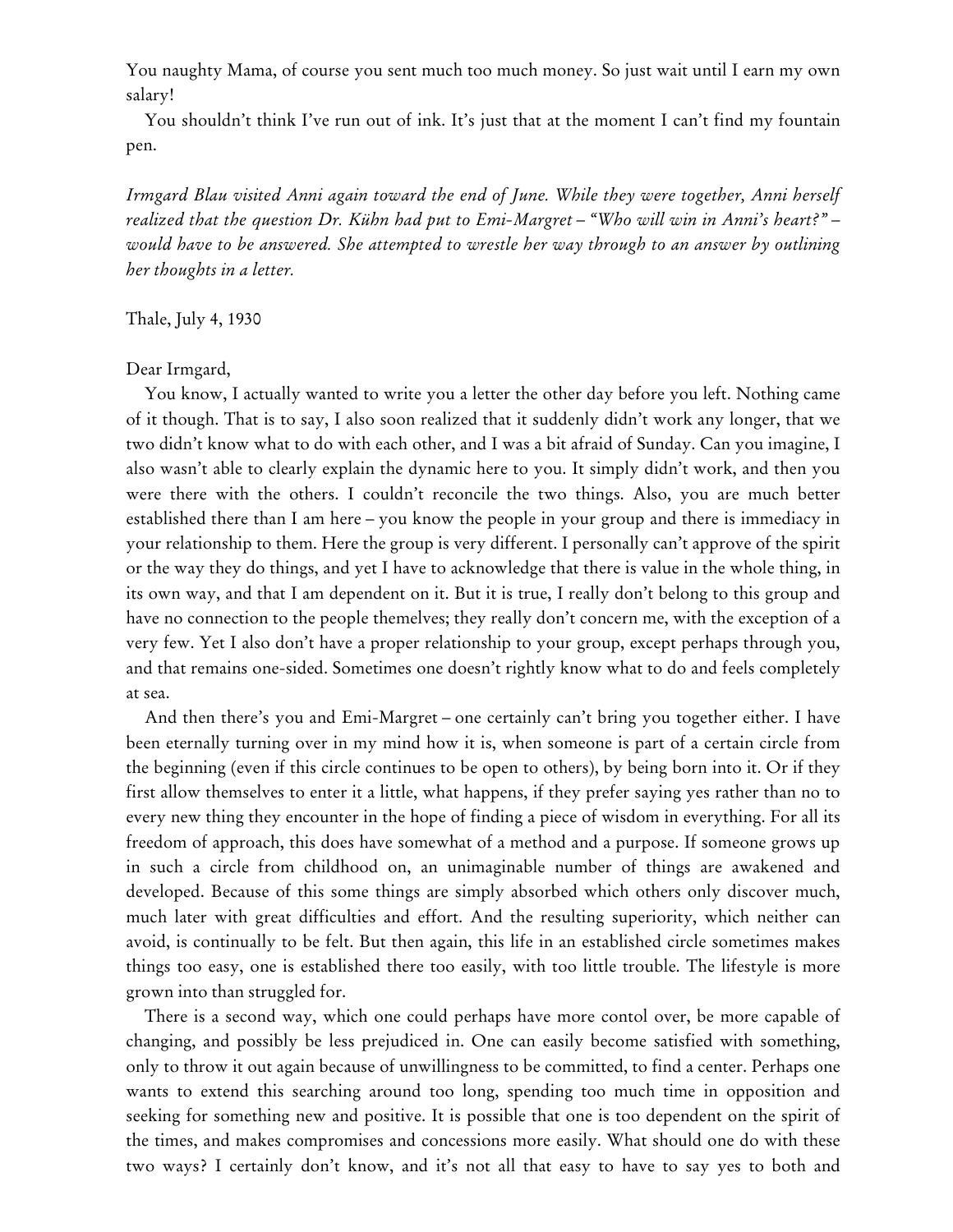You naughty Mama, of course you sent much too much money. So just wait until I earn my own salary!

You shouldn't think I've run out of ink. It's just that at the moment I can't find my fountain pen.

*Irmgard Blau visited Anni again toward the end of June. While they were together, Anni herself realized that the question Dr. Kühn had put to Emi-Margret – "Who will win in Anni's heart?" – would have to be answered. She attempted to wrestle her way through to an answer by outlining her thoughts in a letter.*

Thale, July 4, 1930

Dear Irmgard,

You know, I actually wanted to write you a letter the other day before you left. Nothing came of it though. That is to say, I also soon realized that it suddenly didn't work any longer, that we two didn't know what to do with each other, and I was a bit afraid of Sunday. Can you imagine, I also wasn't able to clearly explain the dynamic here to you. It simply didn't work, and then you were there with the others. I couldn't reconcile the two things. Also, you are much better established there than I am here – you know the people in your group and there is immediacy in your relationship to them. Here the group is very different. I personally can't approve of the spirit or the way they do things, and yet I have to acknowledge that there is value in the whole thing, in its own way, and that I am dependent on it. But it is true, I really don't belong to this group and have no connection to the people themelves; they really don't concern me, with the exception of a very few. Yet I also don't have a proper relationship to your group, except perhaps through you, and that remains one-sided. Sometimes one doesn't rightly know what to do and feels completely at sea.

And then there's you and Emi-Margret – one certainly can't bring you together either. I have been eternally turning over in my mind how it is, when someone is part of a certain circle from the beginning (even if this circle continues to be open to others), by being born into it. Or if they first allow themselves to enter it a little, what happens, if they prefer saying yes rather than no to every new thing they encounter in the hope of finding a piece of wisdom in everything. For all its freedom of approach, this does have somewhat of a method and a purpose. If someone grows up in such a circle from childhood on, an unimaginable number of things are awakened and developed. Because of this some things are simply absorbed which others only discover much, much later with great difficulties and effort. And the resulting superiority, which neither can avoid, is continually to be felt. But then again, this life in an established circle sometimes makes things too easy, one is established there too easily, with too little trouble. The lifestyle is more grown into than struggled for.

There is a second way, which one could perhaps have more contol over, be more capable of changing, and possibly be less prejudiced in. One can easily become satisfied with something, only to throw it out again because of unwillingness to be committed, to find a center. Perhaps one wants to extend this searching around too long, spending too much time in opposition and seeking for something new and positive. It is possible that one is too dependent on the spirit of the times, and makes compromises and concessions more easily. What should one do with these two ways? I certainly don't know, and it's not all that easy to have to say yes to both and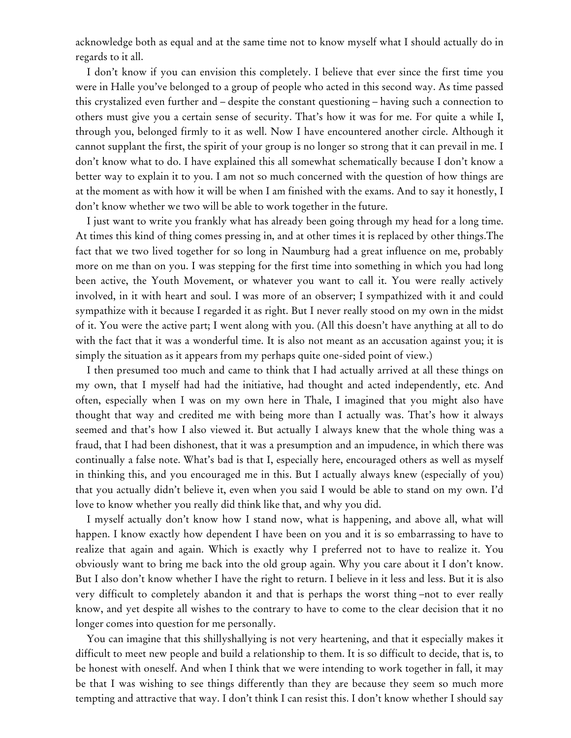acknowledge both as equal and at the same time not to know myself what I should actually do in regards to it all.

I don't know if you can envision this completely. I believe that ever since the first time you were in Halle you've belonged to a group of people who acted in this second way. As time passed this crystalized even further and – despite the constant questioning – having such a connection to others must give you a certain sense of security. That's how it was for me. For quite a while I, through you, belonged firmly to it as well. Now I have encountered another circle. Although it cannot supplant the first, the spirit of your group is no longer so strong that it can prevail in me. I don't know what to do. I have explained this all somewhat schematically because I don't know a better way to explain it to you. I am not so much concerned with the question of how things are at the moment as with how it will be when I am finished with the exams. And to say it honestly, I don't know whether we two will be able to work together in the future.

I just want to write you frankly what has already been going through my head for a long time. At times this kind of thing comes pressing in, and at other times it is replaced by other things.The fact that we two lived together for so long in Naumburg had a great influence on me, probably more on me than on you. I was stepping for the first time into something in which you had long been active, the Youth Movement, or whatever you want to call it. You were really actively involved, in it with heart and soul. I was more of an observer; I sympathized with it and could sympathize with it because I regarded it as right. But I never really stood on my own in the midst of it. You were the active part; I went along with you. (All this doesn't have anything at all to do with the fact that it was a wonderful time. It is also not meant as an accusation against you; it is simply the situation as it appears from my perhaps quite one-sided point of view.)

I then presumed too much and came to think that I had actually arrived at all these things on my own, that I myself had had the initiative, had thought and acted independently, etc. And often, especially when I was on my own here in Thale, I imagined that you might also have thought that way and credited me with being more than I actually was. That's how it always seemed and that's how I also viewed it. But actually I always knew that the whole thing was a fraud, that I had been dishonest, that it was a presumption and an impudence, in which there was continually a false note. What's bad is that I, especially here, encouraged others as well as myself in thinking this, and you encouraged me in this. But I actually always knew (especially of you) that you actually didn't believe it, even when you said I would be able to stand on my own. I'd love to know whether you really did think like that, and why you did.

I myself actually don't know how I stand now, what is happening, and above all, what will happen. I know exactly how dependent I have been on you and it is so embarrassing to have to realize that again and again. Which is exactly why I preferred not to have to realize it. You obviously want to bring me back into the old group again. Why you care about it I don't know. But I also don't know whether I have the right to return. I believe in it less and less. But it is also very difficult to completely abandon it and that is perhaps the worst thing –not to ever really know, and yet despite all wishes to the contrary to have to come to the clear decision that it no longer comes into question for me personally.

You can imagine that this shillyshallying is not very heartening, and that it especially makes it difficult to meet new people and build a relationship to them. It is so difficult to decide, that is, to be honest with oneself. And when I think that we were intending to work together in fall, it may be that I was wishing to see things differently than they are because they seem so much more tempting and attractive that way. I don't think I can resist this. I don't know whether I should say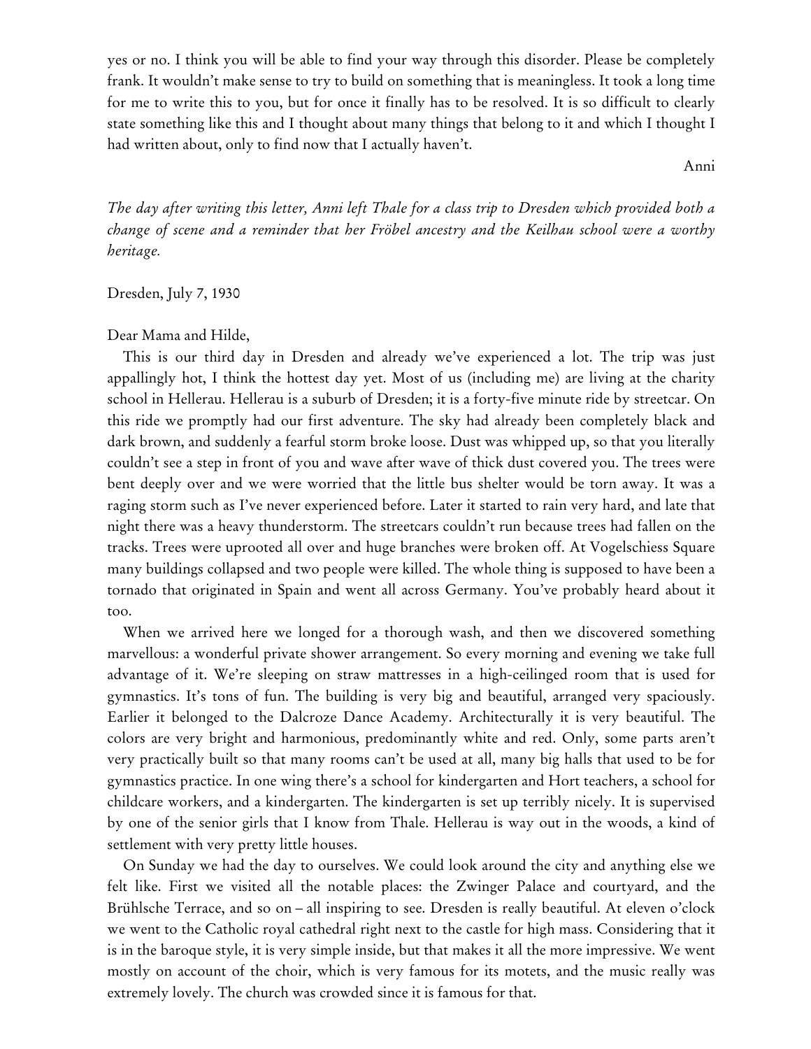yes or no. I think you will be able to find your way through this disorder. Please be completely frank. It wouldn't make sense to try to build on something that is meaningless. It took a long time for me to write this to you, but for once it finally has to be resolved. It is so difficult to clearly state something like this and I thought about many things that belong to it and which I thought I had written about, only to find now that I actually haven't.

Anni

*The day after writing this letter, Anni left Thale for a class trip to Dresden which provided both a change of scene and a reminder that her Fröbel ancestry and the Keilhau school were a worthy heritage.*

Dresden, July 7, 1930

Dear Mama and Hilde,

This is our third day in Dresden and already we've experienced a lot. The trip was just appallingly hot, I think the hottest day yet. Most of us (including me) are living at the charity school in Hellerau. Hellerau is a suburb of Dresden; it is a forty-five minute ride by streetcar. On this ride we promptly had our first adventure. The sky had already been completely black and dark brown, and suddenly a fearful storm broke loose. Dust was whipped up, so that you literally couldn't see a step in front of you and wave after wave of thick dust covered you. The trees were bent deeply over and we were worried that the little bus shelter would be torn away. It was a raging storm such as I've never experienced before. Later it started to rain very hard, and late that night there was a heavy thunderstorm. The streetcars couldn't run because trees had fallen on the tracks. Trees were uprooted all over and huge branches were broken off. At Vogelschiess Square many buildings collapsed and two people were killed. The whole thing is supposed to have been a tornado that originated in Spain and went all across Germany. You've probably heard about it too.

When we arrived here we longed for a thorough wash, and then we discovered something marvellous: a wonderful private shower arrangement. So every morning and evening we take full advantage of it. We're sleeping on straw mattresses in a high-ceilinged room that is used for gymnastics. It's tons of fun. The building is very big and beautiful, arranged very spaciously. Earlier it belonged to the Dalcroze Dance Academy. Architecturally it is very beautiful. The colors are very bright and harmonious, predominantly white and red. Only, some parts aren't very practically built so that many rooms can't be used at all, many big halls that used to be for gymnastics practice. In one wing there's a school for kindergarten and Hort teachers, a school for childcare workers, and a kindergarten. The kindergarten is set up terribly nicely. It is supervised by one of the senior girls that I know from Thale. Hellerau is way out in the woods, a kind of settlement with very pretty little houses.

On Sunday we had the day to ourselves. We could look around the city and anything else we felt like. First we visited all the notable places: the Zwinger Palace and courtyard, and the Brühlsche Terrace, and so on – all inspiring to see. Dresden is really beautiful. At eleven o'clock we went to the Catholic royal cathedral right next to the castle for high mass. Considering that it is in the baroque style, it is very simple inside, but that makes it all the more impressive. We went mostly on account of the choir, which is very famous for its motets, and the music really was extremely lovely. The church was crowded since it is famous for that.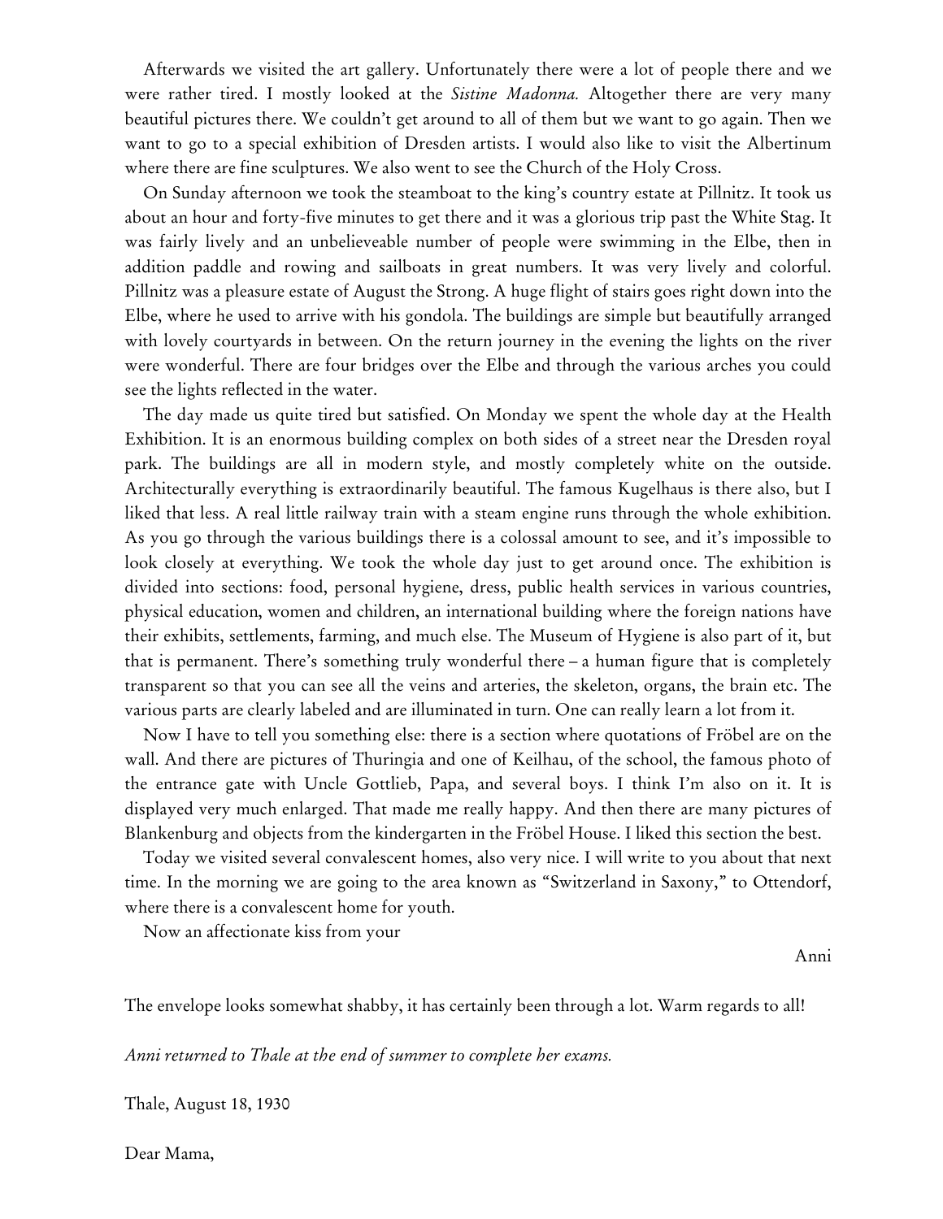Afterwards we visited the art gallery. Unfortunately there were a lot of people there and we were rather tired. I mostly looked at the *Sistine Madonna.* Altogether there are very many beautiful pictures there. We couldn't get around to all of them but we want to go again. Then we want to go to a special exhibition of Dresden artists. I would also like to visit the Albertinum where there are fine sculptures. We also went to see the Church of the Holy Cross.

On Sunday afternoon we took the steamboat to the king's country estate at Pillnitz. It took us about an hour and forty-five minutes to get there and it was a glorious trip past the White Stag. It was fairly lively and an unbelieveable number of people were swimming in the Elbe, then in addition paddle and rowing and sailboats in great numbers. It was very lively and colorful. Pillnitz was a pleasure estate of August the Strong. A huge flight of stairs goes right down into the Elbe, where he used to arrive with his gondola. The buildings are simple but beautifully arranged with lovely courtyards in between. On the return journey in the evening the lights on the river were wonderful. There are four bridges over the Elbe and through the various arches you could see the lights reflected in the water.

The day made us quite tired but satisfied. On Monday we spent the whole day at the Health Exhibition. It is an enormous building complex on both sides of a street near the Dresden royal park. The buildings are all in modern style, and mostly completely white on the outside. Architecturally everything is extraordinarily beautiful. The famous Kugelhaus is there also, but I liked that less. A real little railway train with a steam engine runs through the whole exhibition. As you go through the various buildings there is a colossal amount to see, and it's impossible to look closely at everything. We took the whole day just to get around once. The exhibition is divided into sections: food, personal hygiene, dress, public health services in various countries, physical education, women and children, an international building where the foreign nations have their exhibits, settlements, farming, and much else. The Museum of Hygiene is also part of it, but that is permanent. There's something truly wonderful there – a human figure that is completely transparent so that you can see all the veins and arteries, the skeleton, organs, the brain etc. The various parts are clearly labeled and are illuminated in turn. One can really learn a lot from it.

Now I have to tell you something else: there is a section where quotations of Fröbel are on the wall. And there are pictures of Thuringia and one of Keilhau, of the school, the famous photo of the entrance gate with Uncle Gottlieb, Papa, and several boys. I think I'm also on it. It is displayed very much enlarged. That made me really happy. And then there are many pictures of Blankenburg and objects from the kindergarten in the Fröbel House. I liked this section the best.

Today we visited several convalescent homes, also very nice. I will write to you about that next time. In the morning we are going to the area known as "Switzerland in Saxony," to Ottendorf, where there is a convalescent home for youth.

Now an affectionate kiss from your

Anni

The envelope looks somewhat shabby, it has certainly been through a lot. Warm regards to all!

*Anni returned to Thale at the end of summer to complete her exams.*

Thale, August 18, 1930

Dear Mama,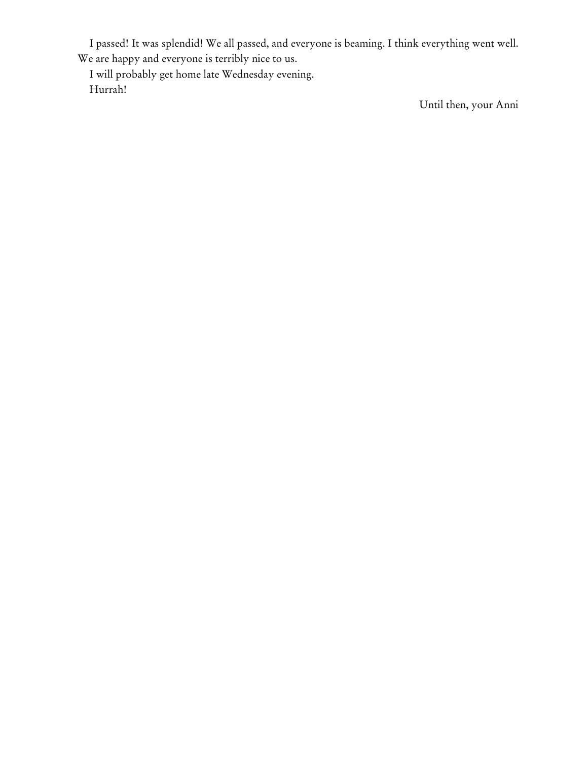I passed! It was splendid! We all passed, and everyone is beaming. I think everything went well. We are happy and everyone is terribly nice to us.

I will probably get home late Wednesday evening.

Hurrah!

Until then, your Anni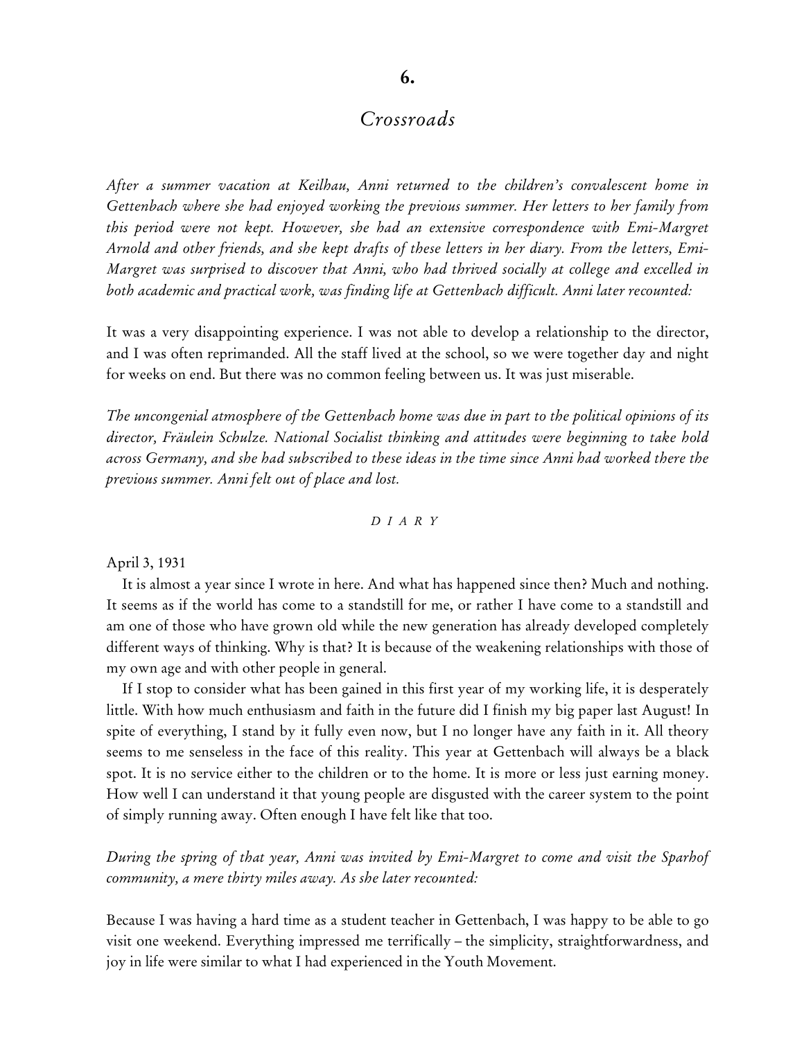## 6.

# *Crossroads*

*After a summer vacation at Keilhau, Anni returned to the children's convalescent home in Gettenbach where she had enjoyed working the previous summer. Her letters to her family from this period were not kept. However, she had an extensive correspondence with Emi-Margret Arnold and other friends, and she kept drafts of these letters in her diary. From the letters, Emi-Margret was surprised to discover that Anni, who had thrived socially at college and excelled in both academic and practical work, was finding life at Gettenbach difficult. Anni later recounted:*

It was a very disappointing experience. I was not able to develop a relationship to the director, and I was often reprimanded. All the staff lived at the school, so we were together day and night for weeks on end. But there was no common feeling between us. It was just miserable.

*The uncongenial atmosphere of the Gettenbach home was due in part to the political opinions of its director, Fräulein Schulze. National Socialist thinking and attitudes were beginning to take hold across Germany, and she had subscribed to these ideas in the time since Anni had worked there the previous summer. Anni felt out of place and lost.*

*DIARY*

April 3, 1931

It is almost a year since I wrote in here. And what has happened since then? Much and nothing. It seems as if the world has come to a standstill for me, or rather I have come to a standstill and am one of those who have grown old while the new generation has already developed completely different ways of thinking. Why is that? It is because of the weakening relationships with those of my own age and with other people in general.

If I stop to consider what has been gained in this first year of my working life, it is desperately little. With how much enthusiasm and faith in the future did I finish my big paper last August! In spite of everything, I stand by it fully even now, but I no longer have any faith in it. All theory seems to me senseless in the face of this reality. This year at Gettenbach will always be a black spot. It is no service either to the children or to the home. It is more or less just earning money. How well I can understand it that young people are disgusted with the career system to the point of simply running away. Often enough I have felt like that too.

*During the spring of that year, Anni was invited by Emi-Margret to come and visit the Sparhof community, a mere thirty miles away. As she later recounted:*

Because I was having a hard time as a student teacher in Gettenbach, I was happy to be able to go visit one weekend. Everything impressed me terrifically – the simplicity, straightforwardness, and joy in life were similar to what I had experienced in the Youth Movement.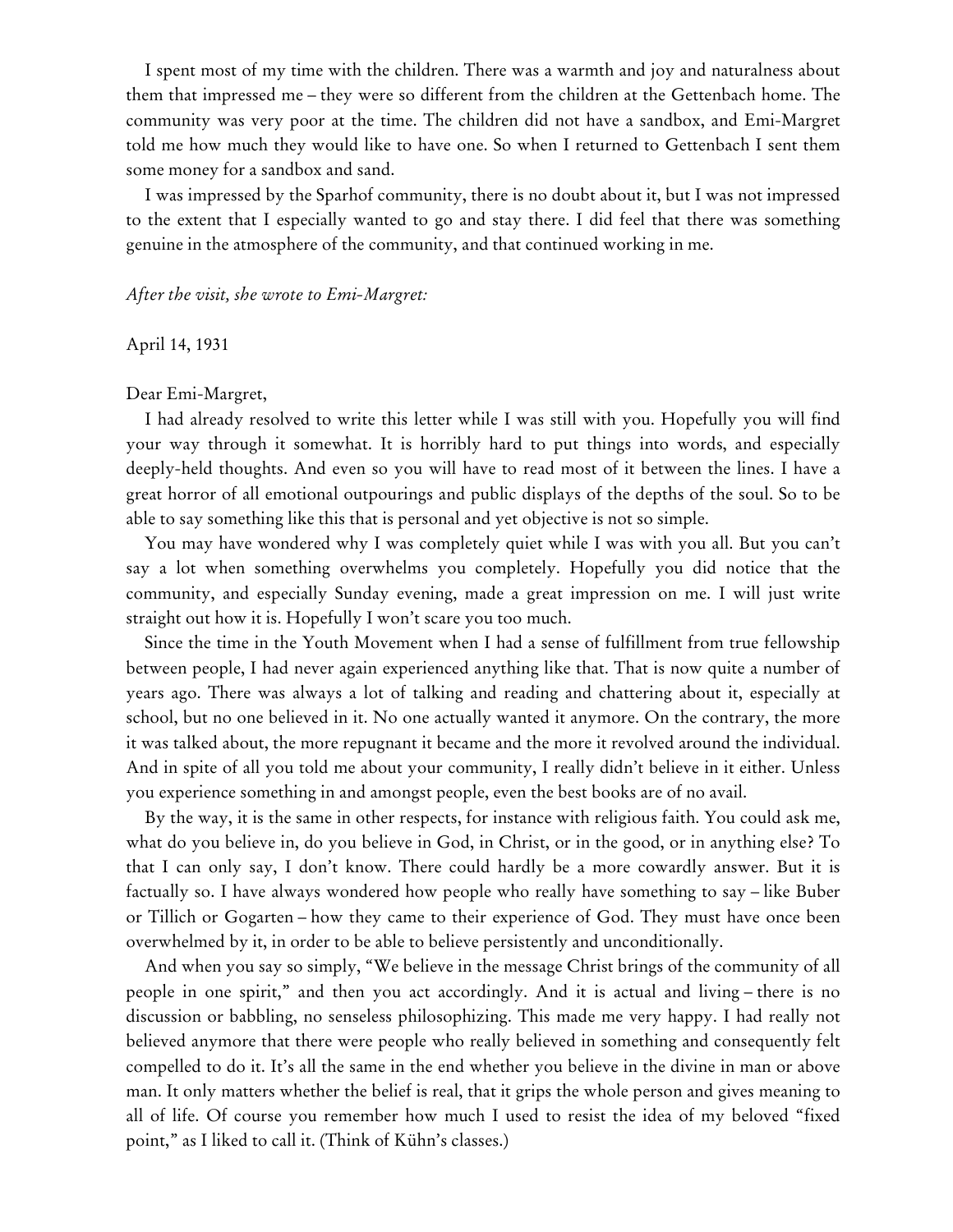I spent most of my time with the children. There was a warmth and joy and naturalness about them that impressed me – they were so different from the children at the Gettenbach home. The community was very poor at the time. The children did not have a sandbox, and Emi-Margret told me how much they would like to have one. So when I returned to Gettenbach I sent them some money for a sandbox and sand.

I was impressed by the Sparhof community, there is no doubt about it, but I was not impressed to the extent that I especially wanted to go and stay there. I did feel that there was something genuine in the atmosphere of the community, and that continued working in me.

*After the visit, she wrote to Emi-Margret:*

April 14, 1931

Dear Emi-Margret,

I had already resolved to write this letter while I was still with you. Hopefully you will find your way through it somewhat. It is horribly hard to put things into words, and especially deeply-held thoughts. And even so you will have to read most of it between the lines. I have a great horror of all emotional outpourings and public displays of the depths of the soul. So to be able to say something like this that is personal and yet objective is not so simple.

You may have wondered why I was completely quiet while I was with you all. But you can't say a lot when something overwhelms you completely. Hopefully you did notice that the community, and especially Sunday evening, made a great impression on me. I will just write straight out how it is. Hopefully I won't scare you too much.

Since the time in the Youth Movement when I had a sense of fulfillment from true fellowship between people, I had never again experienced anything like that. That is now quite a number of years ago. There was always a lot of talking and reading and chattering about it, especially at school, but no one believed in it. No one actually wanted it anymore. On the contrary, the more it was talked about, the more repugnant it became and the more it revolved around the individual. And in spite of all you told me about your community, I really didn't believe in it either. Unless you experience something in and amongst people, even the best books are of no avail.

By the way, it is the same in other respects, for instance with religious faith. You could ask me, what do you believe in, do you believe in God, in Christ, or in the good, or in anything else? To that I can only say, I don't know. There could hardly be a more cowardly answer. But it is factually so. I have always wondered how people who really have something to say – like Buber or Tillich or Gogarten – how they came to their experience of God. They must have once been overwhelmed by it, in order to be able to believe persistently and unconditionally.

And when you say so simply, "We believe in the message Christ brings of the community of all people in one spirit," and then you act accordingly. And it is actual and living – there is no discussion or babbling, no senseless philosophizing. This made me very happy. I had really not believed anymore that there were people who really believed in something and consequently felt compelled to do it. It's all the same in the end whether you believe in the divine in man or above man. It only matters whether the belief is real, that it grips the whole person and gives meaning to all of life. Of course you remember how much I used to resist the idea of my beloved "fixed point," as I liked to call it. (Think of Kühn's classes.)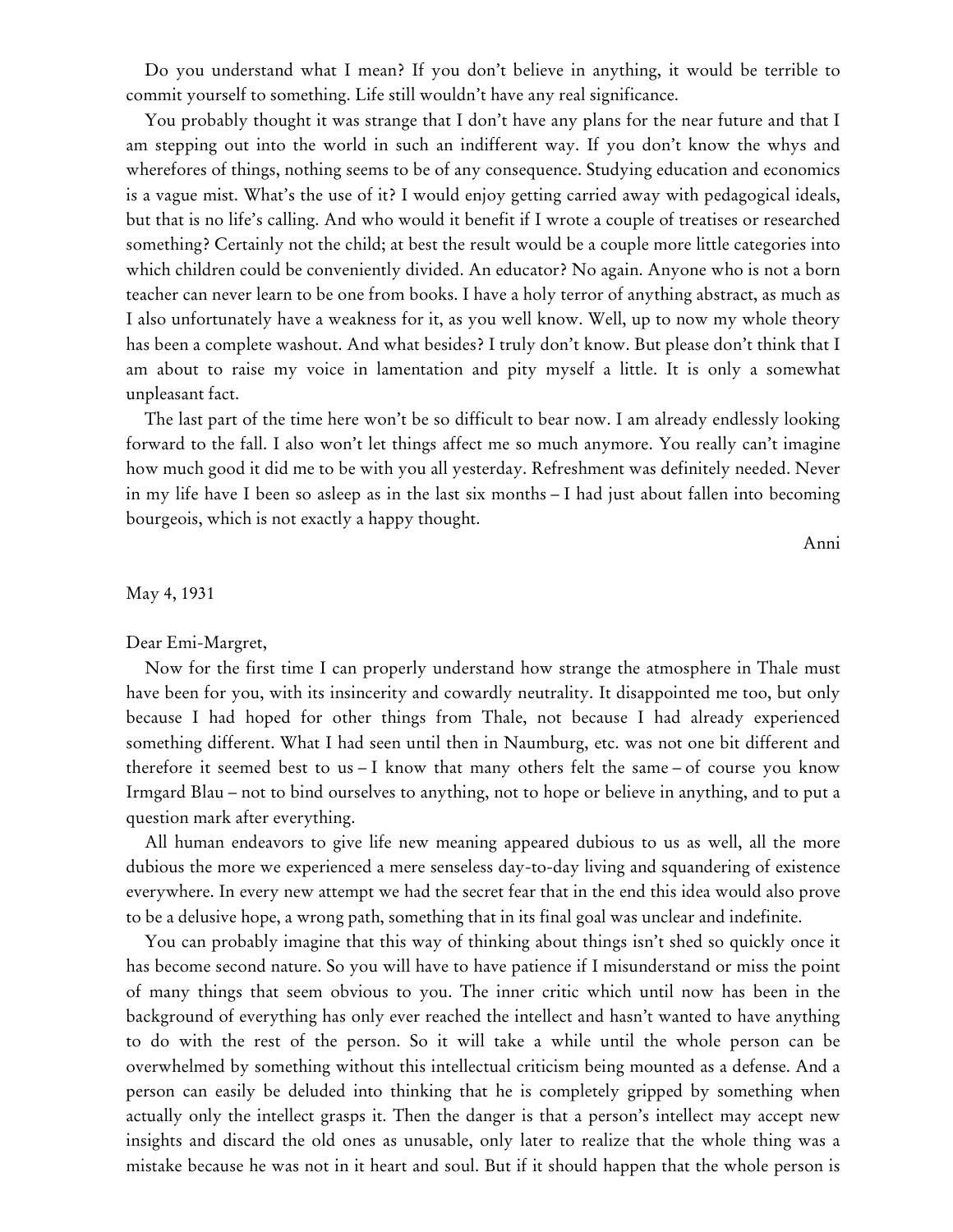Do you understand what I mean? If you don't believe in anything, it would be terrible to commit yourself to something. Life still wouldn't have any real significance.

You probably thought it was strange that I don't have any plans for the near future and that I am stepping out into the world in such an indifferent way. If you don't know the whys and wherefores of things, nothing seems to be of any consequence. Studying education and economics is a vague mist. What's the use of it? I would enjoy getting carried away with pedagogical ideals, but that is no life's calling. And who would it benefit if I wrote a couple of treatises or researched something? Certainly not the child; at best the result would be a couple more little categories into which children could be conveniently divided. An educator? No again. Anyone who is not a born teacher can never learn to be one from books. I have a holy terror of anything abstract, as much as I also unfortunately have a weakness for it, as you well know. Well, up to now my whole theory has been a complete washout. And what besides? I truly don't know. But please don't think that I am about to raise my voice in lamentation and pity myself a little. It is only a somewhat unpleasant fact.

The last part of the time here won't be so difficult to bear now. I am already endlessly looking forward to the fall. I also won't let things affect me so much anymore. You really can't imagine how much good it did me to be with you all yesterday. Refreshment was definitely needed. Never in my life have I been so asleep as in the last six months – I had just about fallen into becoming bourgeois, which is not exactly a happy thought.

Anni

May 4, 1931

Dear Emi-Margret,

Now for the first time I can properly understand how strange the atmosphere in Thale must have been for you, with its insincerity and cowardly neutrality. It disappointed me too, but only because I had hoped for other things from Thale, not because I had already experienced something different. What I had seen until then in Naumburg, etc. was not one bit different and therefore it seemed best to us – I know that many others felt the same – of course you know Irmgard Blau – not to bind ourselves to anything, not to hope or believe in anything, and to put a question mark after everything.

All human endeavors to give life new meaning appeared dubious to us as well, all the more dubious the more we experienced a mere senseless day-to-day living and squandering of existence everywhere. In every new attempt we had the secret fear that in the end this idea would also prove to be a delusive hope, a wrong path, something that in its final goal was unclear and indefinite.

You can probably imagine that this way of thinking about things isn't shed so quickly once it has become second nature. So you will have to have patience if I misunderstand or miss the point of many things that seem obvious to you. The inner critic which until now has been in the background of everything has only ever reached the intellect and hasn't wanted to have anything to do with the rest of the person. So it will take a while until the whole person can be overwhelmed by something without this intellectual criticism being mounted as a defense. And a person can easily be deluded into thinking that he is completely gripped by something when actually only the intellect grasps it. Then the danger is that a person's intellect may accept new insights and discard the old ones as unusable, only later to realize that the whole thing was a mistake because he was not in it heart and soul. But if it should happen that the whole person is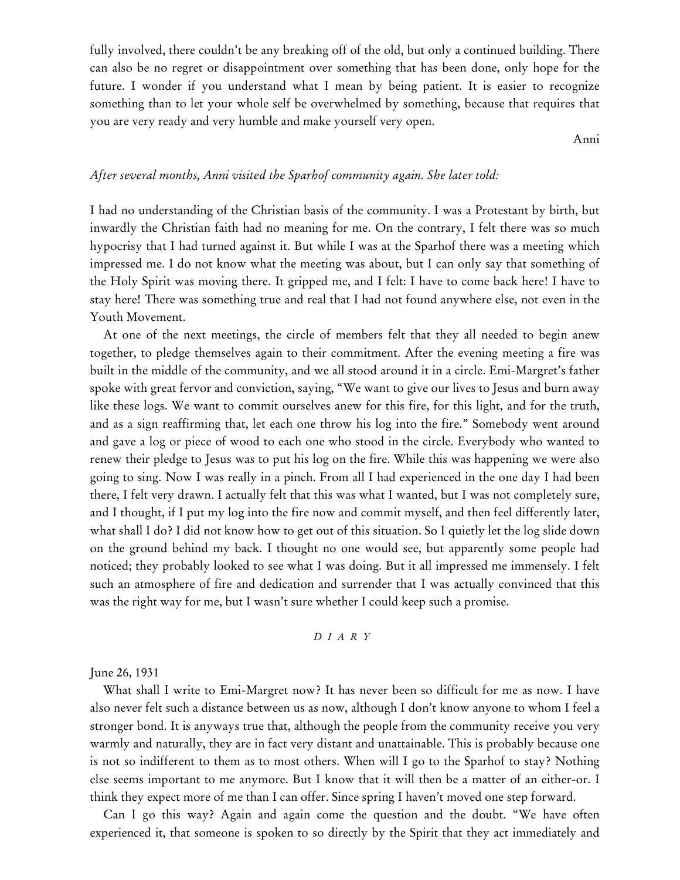fully involved, there couldn't be any breaking off of the old, but only a continued building. There can also be no regret or disappointment over something that has been done, only hope for the future. I wonder if you understand what I mean by being patient. It is easier to recognize something than to let your whole self be overwhelmed by something, because that requires that you are very ready and very humble and make yourself very open.

Anni

*After several months, Anni visited the Sparhof community again. She later told:*

I had no understanding of the Christian basis of the community. I was a Protestant by birth, but inwardly the Christian faith had no meaning for me. On the contrary, I felt there was so much hypocrisy that I had turned against it. But while I was at the Sparhof there was a meeting which impressed me. I do not know what the meeting was about, but I can only say that something of the Holy Spirit was moving there. It gripped me, and I felt: I have to come back here! I have to stay here! There was something true and real that I had not found anywhere else, not even in the Youth Movement.

At one of the next meetings, the circle of members felt that they all needed to begin anew together, to pledge themselves again to their commitment. After the evening meeting a fire was built in the middle of the community, and we all stood around it in a circle. Emi-Margret's father spoke with great fervor and conviction, saying, "We want to give our lives to Jesus and burn away like these logs. We want to commit ourselves anew for this fire, for this light, and for the truth, and as a sign reaffirming that, let each one throw his log into the fire." Somebody went around and gave a log or piece of wood to each one who stood in the circle. Everybody who wanted to renew their pledge to Jesus was to put his log on the fire. While this was happening we were also going to sing. Now I was really in a pinch. From all I had experienced in the one day I had been there, I felt very drawn. I actually felt that this was what I wanted, but I was not completely sure, and I thought, if I put my log into the fire now and commit myself, and then feel differently later, what shall I do? I did not know how to get out of this situation. So I quietly let the log slide down on the ground behind my back. I thought no one would see, but apparently some people had noticed; they probably looked to see what I was doing. But it all impressed me immensely. I felt such an atmosphere of fire and dedication and surrender that I was actually convinced that this was the right way for me, but I wasn't sure whether I could keep such a promise.

*DIARY*

June 26, 1931

What shall I write to Emi-Margret now? It has never been so difficult for me as now. I have also never felt such a distance between us as now, although I don't know anyone to whom I feel a stronger bond. It is anyways true that, although the people from the community receive you very warmly and naturally, they are in fact very distant and unattainable. This is probably because one is not so indifferent to them as to most others. When will I go to the Sparhof to stay? Nothing else seems important to me anymore. But I know that it will then be a matter of an either-or. I think they expect more of me than I can offer. Since spring I haven't moved one step forward.

Can I go this way? Again and again come the question and the doubt. "We have often experienced it, that someone is spoken to so directly by the Spirit that they act immediately and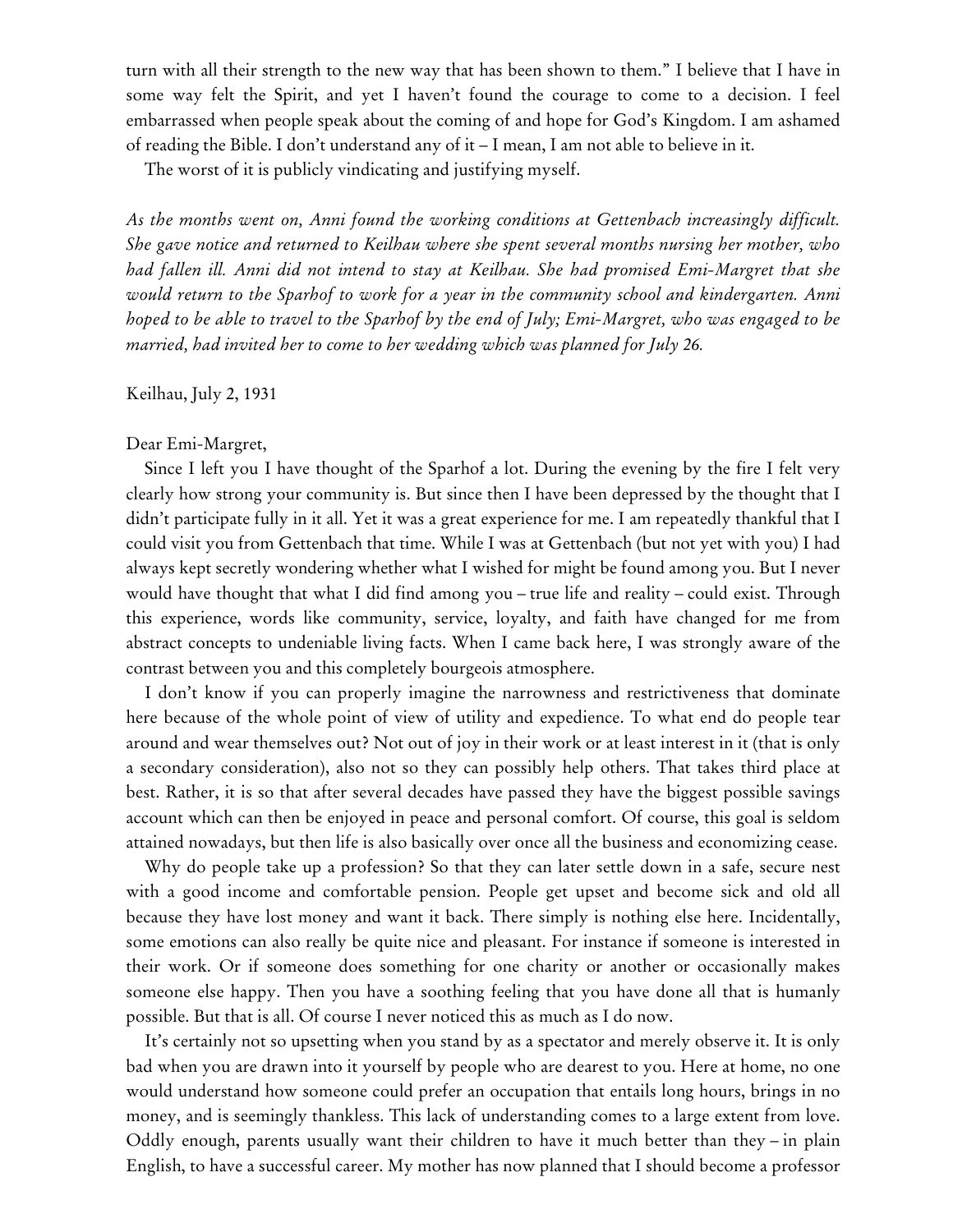turn with all their strength to the new way that has been shown to them." I believe that I have in some way felt the Spirit, and yet I haven't found the courage to come to a decision. I feel embarrassed when people speak about the coming of and hope for God's Kingdom. I am ashamed of reading the Bible. I don't understand any of it – I mean, I am not able to believe in it.

The worst of it is publicly vindicating and justifying myself.

*As the months went on, Anni found the working conditions at Gettenbach increasingly difficult. She gave notice and returned to Keilhau where she spent several months nursing her mother, who had fallen ill. Anni did not intend to stay at Keilhau. She had promised Emi-Margret that she would return to the Sparhof to work for a year in the community school and kindergarten. Anni hoped to be able to travel to the Sparhof by the end of July; Emi-Margret, who was engaged to be married, had invited her to come to her wedding which was planned for July 26.*

Keilhau, July 2, 1931

Dear Emi-Margret,

Since I left you I have thought of the Sparhof a lot. During the evening by the fire I felt very clearly how strong your community is. But since then I have been depressed by the thought that I didn't participate fully in it all. Yet it was a great experience for me. I am repeatedly thankful that I could visit you from Gettenbach that time. While I was at Gettenbach (but not yet with you) I had always kept secretly wondering whether what I wished for might be found among you. But I never would have thought that what I did find among you – true life and reality – could exist. Through this experience, words like community, service, loyalty, and faith have changed for me from abstract concepts to undeniable living facts. When I came back here, I was strongly aware of the contrast between you and this completely bourgeois atmosphere.

I don't know if you can properly imagine the narrowness and restrictiveness that dominate here because of the whole point of view of utility and expedience. To what end do people tear around and wear themselves out? Not out of joy in their work or at least interest in it (that is only a secondary consideration), also not so they can possibly help others. That takes third place at best. Rather, it is so that after several decades have passed they have the biggest possible savings account which can then be enjoyed in peace and personal comfort. Of course, this goal is seldom attained nowadays, but then life is also basically over once all the business and economizing cease.

Why do people take up a profession? So that they can later settle down in a safe, secure nest with a good income and comfortable pension. People get upset and become sick and old all because they have lost money and want it back. There simply is nothing else here. Incidentally, some emotions can also really be quite nice and pleasant. For instance if someone is interested in their work. Or if someone does something for one charity or another or occasionally makes someone else happy. Then you have a soothing feeling that you have done all that is humanly possible. But that is all. Of course I never noticed this as much as I do now.

It's certainly not so upsetting when you stand by as a spectator and merely observe it. It is only bad when you are drawn into it yourself by people who are dearest to you. Here at home, no one would understand how someone could prefer an occupation that entails long hours, brings in no money, and is seemingly thankless. This lack of understanding comes to a large extent from love. Oddly enough, parents usually want their children to have it much better than they – in plain English, to have a successful career. My mother has now planned that I should become a professor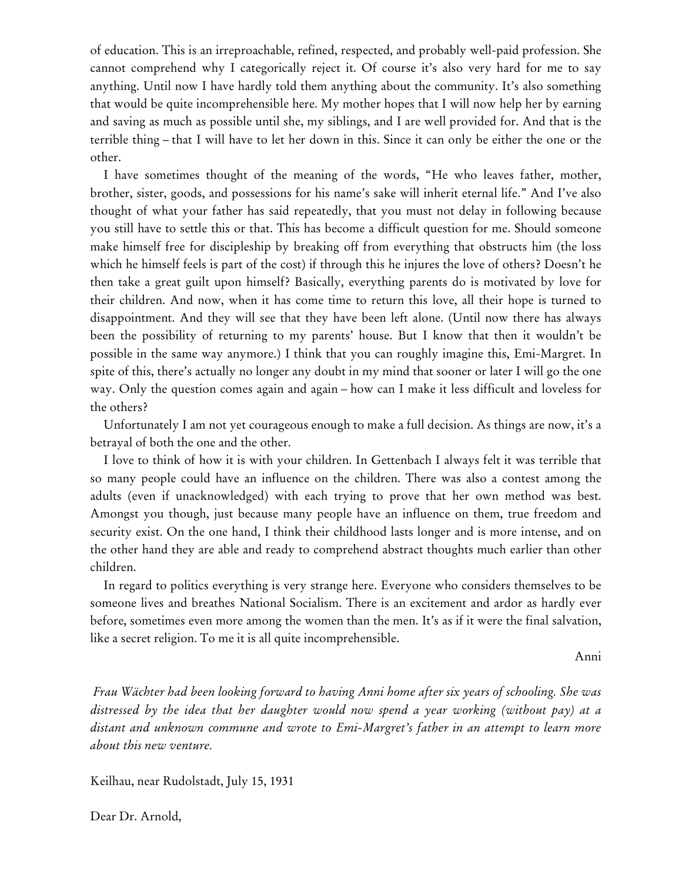of education. This is an irreproachable, refined, respected, and probably well-paid profession. She cannot comprehend why I categorically reject it. Of course it's also very hard for me to say anything. Until now I have hardly told them anything about the community. It's also something that would be quite incomprehensible here. My mother hopes that I will now help her by earning and saving as much as possible until she, my siblings, and I are well provided for. And that is the terrible thing – that I will have to let her down in this. Since it can only be either the one or the other.

I have sometimes thought of the meaning of the words, "He who leaves father, mother, brother, sister, goods, and possessions for his name's sake will inherit eternal life." And I've also thought of what your father has said repeatedly, that you must not delay in following because you still have to settle this or that. This has become a difficult question for me. Should someone make himself free for discipleship by breaking off from everything that obstructs him (the loss which he himself feels is part of the cost) if through this he injures the love of others? Doesn't he then take a great guilt upon himself? Basically, everything parents do is motivated by love for their children. And now, when it has come time to return this love, all their hope is turned to disappointment. And they will see that they have been left alone. (Until now there has always been the possibility of returning to my parents' house. But I know that then it wouldn't be possible in the same way anymore.) I think that you can roughly imagine this, Emi-Margret. In spite of this, there's actually no longer any doubt in my mind that sooner or later I will go the one way. Only the question comes again and again – how can I make it less difficult and loveless for the others?

Unfortunately I am not yet courageous enough to make a full decision. As things are now, it's a betrayal of both the one and the other.

I love to think of how it is with your children. In Gettenbach I always felt it was terrible that so many people could have an influence on the children. There was also a contest among the adults (even if unacknowledged) with each trying to prove that her own method was best. Amongst you though, just because many people have an influence on them, true freedom and security exist. On the one hand, I think their childhood lasts longer and is more intense, and on the other hand they are able and ready to comprehend abstract thoughts much earlier than other children.

In regard to politics everything is very strange here. Everyone who considers themselves to be someone lives and breathes National Socialism. There is an excitement and ardor as hardly ever before, sometimes even more among the women than the men. It's as if it were the final salvation, like a secret religion. To me it is all quite incomprehensible.

Anni

*Frau Wächter had been looking forward to having Anni home after six years of schooling. She was distressed by the idea that her daughter would now spend a year working (without pay) at a distant and unknown commune and wrote to Emi-Margret's father in an attempt to learn more about this new venture.*

Keilhau, near Rudolstadt, July 15, 1931

Dear Dr. Arnold,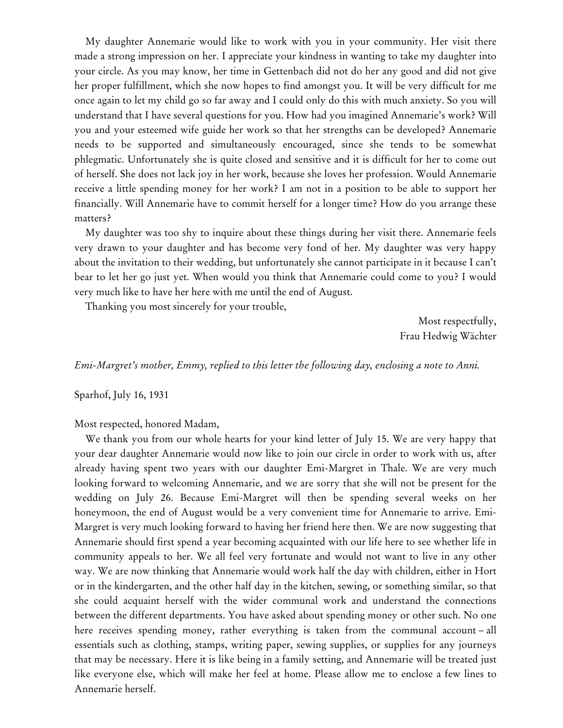My daughter Annemarie would like to work with you in your community. Her visit there made a strong impression on her. I appreciate your kindness in wanting to take my daughter into your circle. As you may know, her time in Gettenbach did not do her any good and did not give her proper fulfillment, which she now hopes to find amongst you. It will be very difficult for me once again to let my child go so far away and I could only do this with much anxiety. So you will understand that I have several questions for you. How had you imagined Annemarie's work? Will you and your esteemed wife guide her work so that her strengths can be developed? Annemarie needs to be supported and simultaneously encouraged, since she tends to be somewhat phlegmatic. Unfortunately she is quite closed and sensitive and it is difficult for her to come out of herself. She does not lack joy in her work, because she loves her profession. Would Annemarie receive a little spending money for her work? I am not in a position to be able to support her financially. Will Annemarie have to commit herself for a longer time? How do you arrange these matters?

My daughter was too shy to inquire about these things during her visit there. Annemarie feels very drawn to your daughter and has become very fond of her. My daughter was very happy about the invitation to their wedding, but unfortunately she cannot participate in it because I can't bear to let her go just yet. When would you think that Annemarie could come to you? I would very much like to have her here with me until the end of August.

Thanking you most sincerely for your trouble,

Most respectfully,
Frau Hedwig Wächter

*Emi-Margret's mother, Emmy, replied to this letter the following day, enclosing a note to Anni.*

Sparhof, July 16, 1931

Most respected, honored Madam,

We thank you from our whole hearts for your kind letter of July 15. We are very happy that your dear daughter Annemarie would now like to join our circle in order to work with us, after already having spent two years with our daughter Emi-Margret in Thale. We are very much looking forward to welcoming Annemarie, and we are sorry that she will not be present for the wedding on July 26. Because Emi-Margret will then be spending several weeks on her honeymoon, the end of August would be a very convenient time for Annemarie to arrive. Emi-Margret is very much looking forward to having her friend here then. We are now suggesting that Annemarie should first spend a year becoming acquainted with our life here to see whether life in community appeals to her. We all feel very fortunate and would not want to live in any other way. We are now thinking that Annemarie would work half the day with children, either in Hort or in the kindergarten, and the other half day in the kitchen, sewing, or something similar, so that she could acquaint herself with the wider communal work and understand the connections between the different departments. You have asked about spending money or other such. No one here receives spending money, rather everything is taken from the communal account – all essentials such as clothing, stamps, writing paper, sewing supplies, or supplies for any journeys that may be necessary. Here it is like being in a family setting, and Annemarie will be treated just like everyone else, which will make her feel at home. Please allow me to enclose a few lines to Annemarie herself.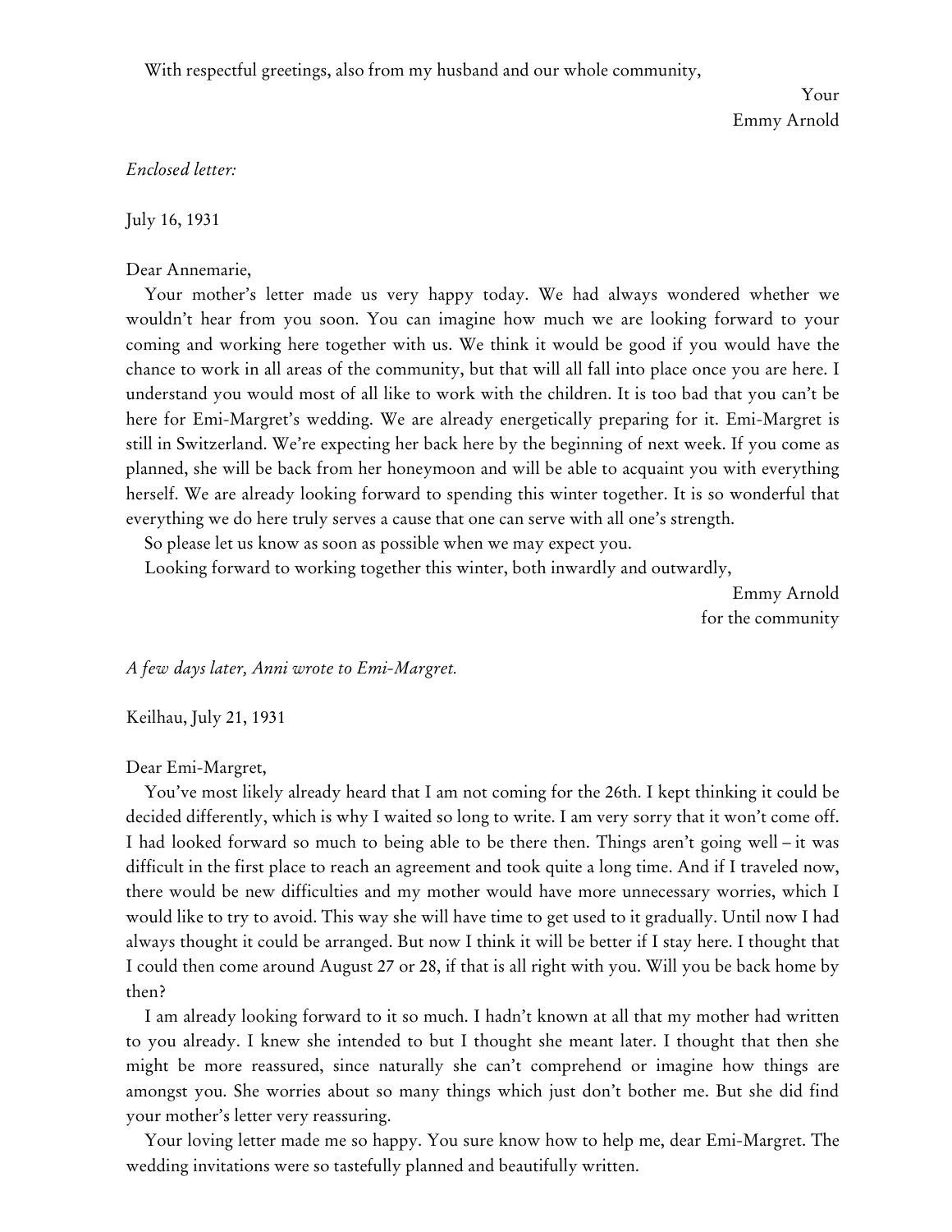With respectful greetings, also from my husband and our whole community,

Your
Emmy Arnold

*Enclosed letter:*

July 16, 1931

Dear Annemarie,

Your mother's letter made us very happy today. We had always wondered whether we wouldn't hear from you soon. You can imagine how much we are looking forward to your coming and working here together with us. We think it would be good if you would have the chance to work in all areas of the community, but that will all fall into place once you are here. I understand you would most of all like to work with the children. It is too bad that you can't be here for Emi-Margret's wedding. We are already energetically preparing for it. Emi-Margret is still in Switzerland. We're expecting her back here by the beginning of next week. If you come as planned, she will be back from her honeymoon and will be able to acquaint you with everything herself. We are already looking forward to spending this winter together. It is so wonderful that everything we do here truly serves a cause that one can serve with all one's strength.

So please let us know as soon as possible when we may expect you.

Looking forward to working together this winter, both inwardly and outwardly,

Emmy Arnold
for the community

*A few days later, Anni wrote to Emi-Margret.*

Keilhau, July 21, 1931

Dear Emi-Margret,

You've most likely already heard that I am not coming for the 26th. I kept thinking it could be decided differently, which is why I waited so long to write. I am very sorry that it won't come off. I had looked forward so much to being able to be there then. Things aren't going well – it was difficult in the first place to reach an agreement and took quite a long time. And if I traveled now, there would be new difficulties and my mother would have more unnecessary worries, which I would like to try to avoid. This way she will have time to get used to it gradually. Until now I had always thought it could be arranged. But now I think it will be better if I stay here. I thought that I could then come around August 27 or 28, if that is all right with you. Will you be back home by then?

I am already looking forward to it so much. I hadn't known at all that my mother had written to you already. I knew she intended to but I thought she meant later. I thought that then she might be more reassured, since naturally she can't comprehend or imagine how things are amongst you. She worries about so many things which just don't bother me. But she did find your mother's letter very reassuring.

Your loving letter made me so happy. You sure know how to help me, dear Emi-Margret. The wedding invitations were so tastefully planned and beautifully written.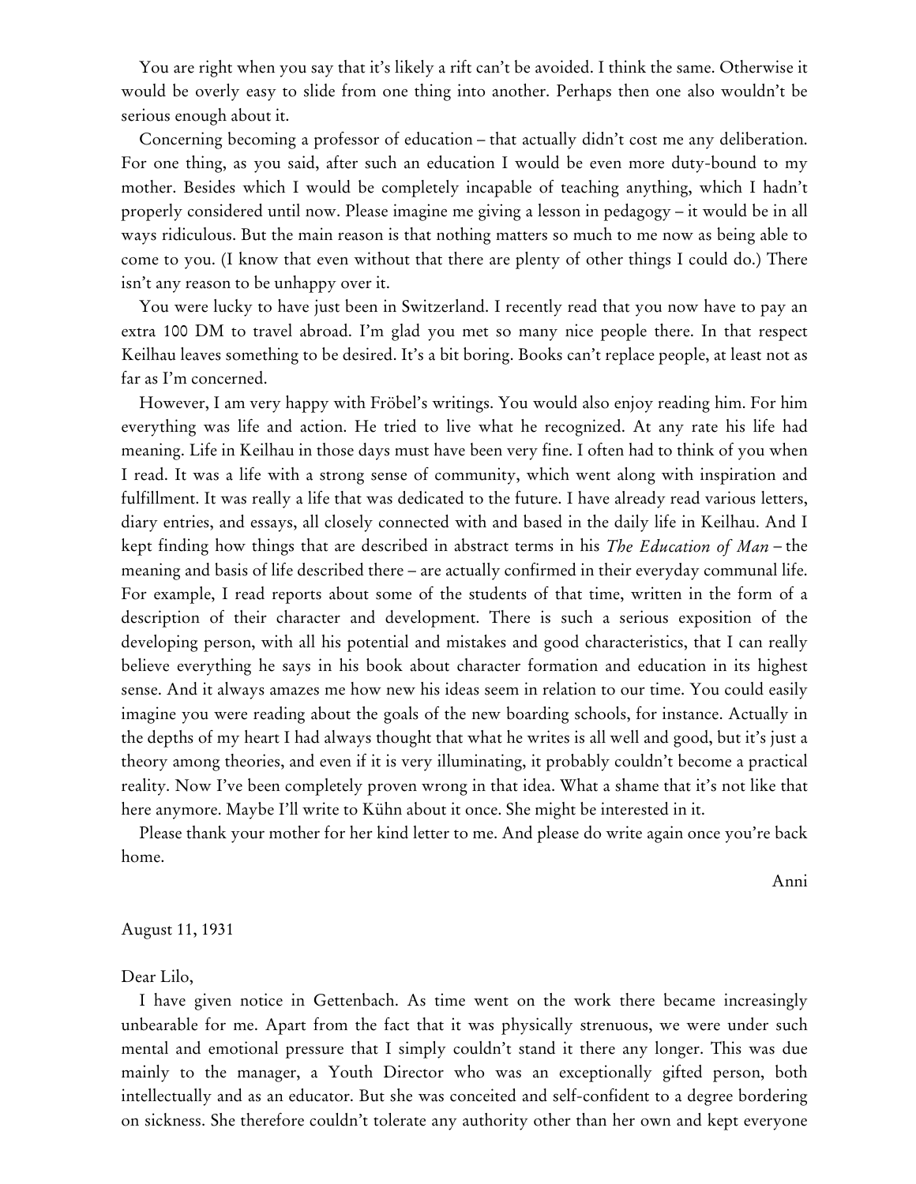You are right when you say that it's likely a rift can't be avoided. I think the same. Otherwise it would be overly easy to slide from one thing into another. Perhaps then one also wouldn't be serious enough about it.

Concerning becoming a professor of education – that actually didn't cost me any deliberation. For one thing, as you said, after such an education I would be even more duty-bound to my mother. Besides which I would be completely incapable of teaching anything, which I hadn't properly considered until now. Please imagine me giving a lesson in pedagogy – it would be in all ways ridiculous. But the main reason is that nothing matters so much to me now as being able to come to you. (I know that even without that there are plenty of other things I could do.) There isn't any reason to be unhappy over it.

You were lucky to have just been in Switzerland. I recently read that you now have to pay an extra 100 DM to travel abroad. I'm glad you met so many nice people there. In that respect Keilhau leaves something to be desired. It's a bit boring. Books can't replace people, at least not as far as I'm concerned.

However, I am very happy with Fröbel's writings. You would also enjoy reading him. For him everything was life and action. He tried to live what he recognized. At any rate his life had meaning. Life in Keilhau in those days must have been very fine. I often had to think of you when I read. It was a life with a strong sense of community, which went along with inspiration and fulfillment. It was really a life that was dedicated to the future. I have already read various letters, diary entries, and essays, all closely connected with and based in the daily life in Keilhau. And I kept finding how things that are described in abstract terms in his *The Education of Man* – the meaning and basis of life described there – are actually confirmed in their everyday communal life. For example, I read reports about some of the students of that time, written in the form of a description of their character and development. There is such a serious exposition of the developing person, with all his potential and mistakes and good characteristics, that I can really believe everything he says in his book about character formation and education in its highest sense. And it always amazes me how new his ideas seem in relation to our time. You could easily imagine you were reading about the goals of the new boarding schools, for instance. Actually in the depths of my heart I had always thought that what he writes is all well and good, but it's just a theory among theories, and even if it is very illuminating, it probably couldn't become a practical reality. Now I've been completely proven wrong in that idea. What a shame that it's not like that here anymore. Maybe I'll write to Kühn about it once. She might be interested in it.

Please thank your mother for her kind letter to me. And please do write again once you're back home.

Anni

August 11, 1931

Dear Lilo,

I have given notice in Gettenbach. As time went on the work there became increasingly unbearable for me. Apart from the fact that it was physically strenuous, we were under such mental and emotional pressure that I simply couldn't stand it there any longer. This was due mainly to the manager, a Youth Director who was an exceptionally gifted person, both intellectually and as an educator. But she was conceited and self-confident to a degree bordering on sickness. She therefore couldn't tolerate any authority other than her own and kept everyone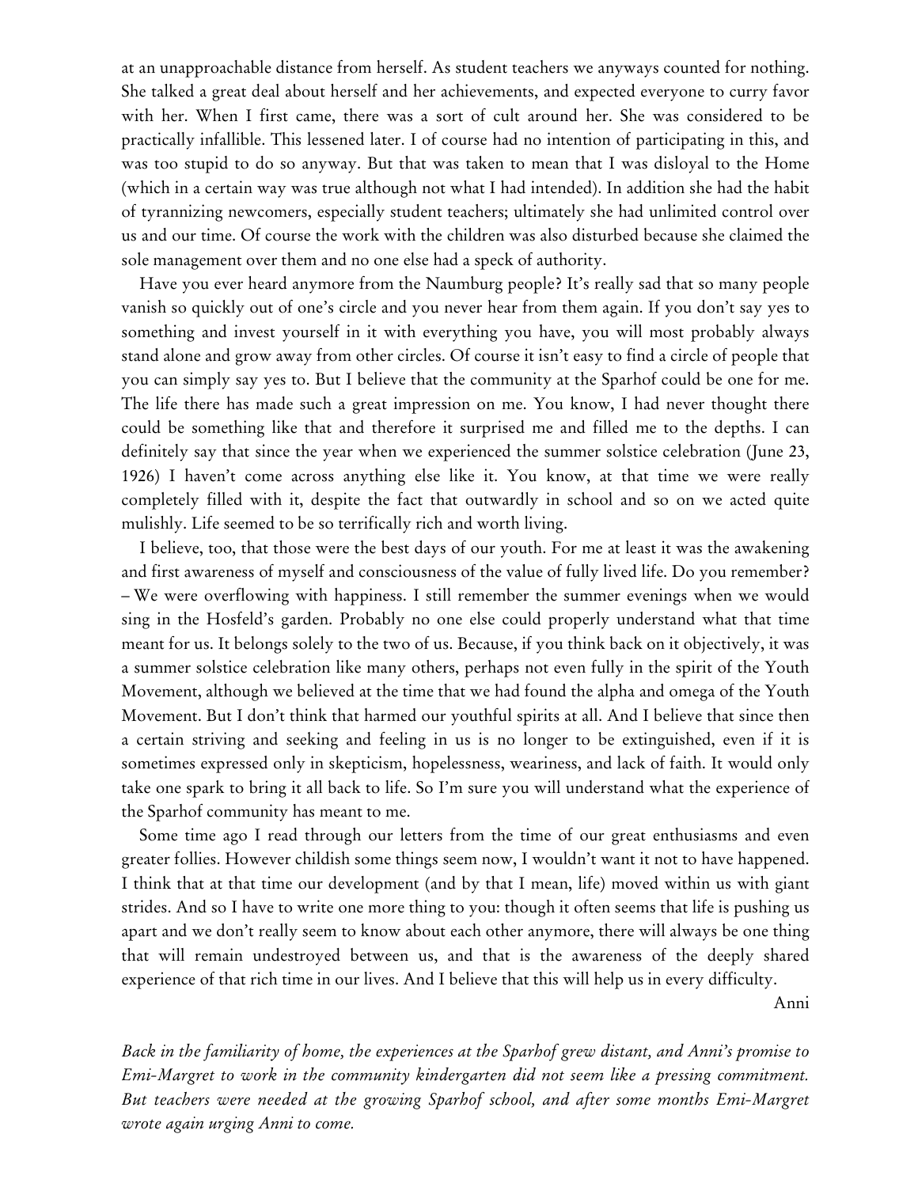at an unapproachable distance from herself. As student teachers we anyways counted for nothing. She talked a great deal about herself and her achievements, and expected everyone to curry favor with her. When I first came, there was a sort of cult around her. She was considered to be practically infallible. This lessened later. I of course had no intention of participating in this, and was too stupid to do so anyway. But that was taken to mean that I was disloyal to the Home (which in a certain way was true although not what I had intended). In addition she had the habit of tyrannizing newcomers, especially student teachers; ultimately she had unlimited control over us and our time. Of course the work with the children was also disturbed because she claimed the sole management over them and no one else had a speck of authority.

Have you ever heard anymore from the Naumburg people? It's really sad that so many people vanish so quickly out of one's circle and you never hear from them again. If you don't say yes to something and invest yourself in it with everything you have, you will most probably always stand alone and grow away from other circles. Of course it isn't easy to find a circle of people that you can simply say yes to. But I believe that the community at the Sparhof could be one for me. The life there has made such a great impression on me. You know, I had never thought there could be something like that and therefore it surprised me and filled me to the depths. I can definitely say that since the year when we experienced the summer solstice celebration (June 23, 1926) I haven't come across anything else like it. You know, at that time we were really completely filled with it, despite the fact that outwardly in school and so on we acted quite mulishly. Life seemed to be so terrifically rich and worth living.

I believe, too, that those were the best days of our youth. For me at least it was the awakening and first awareness of myself and consciousness of the value of fully lived life. Do you remember? – We were overflowing with happiness. I still remember the summer evenings when we would sing in the Hosfeld's garden. Probably no one else could properly understand what that time meant for us. It belongs solely to the two of us. Because, if you think back on it objectively, it was a summer solstice celebration like many others, perhaps not even fully in the spirit of the Youth Movement, although we believed at the time that we had found the alpha and omega of the Youth Movement. But I don't think that harmed our youthful spirits at all. And I believe that since then a certain striving and seeking and feeling in us is no longer to be extinguished, even if it is sometimes expressed only in skepticism, hopelessness, weariness, and lack of faith. It would only take one spark to bring it all back to life. So I'm sure you will understand what the experience of the Sparhof community has meant to me.

Some time ago I read through our letters from the time of our great enthusiasms and even greater follies. However childish some things seem now, I wouldn't want it not to have happened. I think that at that time our development (and by that I mean, life) moved within us with giant strides. And so I have to write one more thing to you: though it often seems that life is pushing us apart and we don't really seem to know about each other anymore, there will always be one thing that will remain undestroyed between us, and that is the awareness of the deeply shared experience of that rich time in our lives. And I believe that this will help us in every difficulty.

Anni

*Back in the familiarity of home, the experiences at the Sparhof grew distant, and Anni's promise to Emi-Margret to work in the community kindergarten did not seem like a pressing commitment. But teachers were needed at the growing Sparhof school, and after some months Emi-Margret wrote again urging Anni to come.*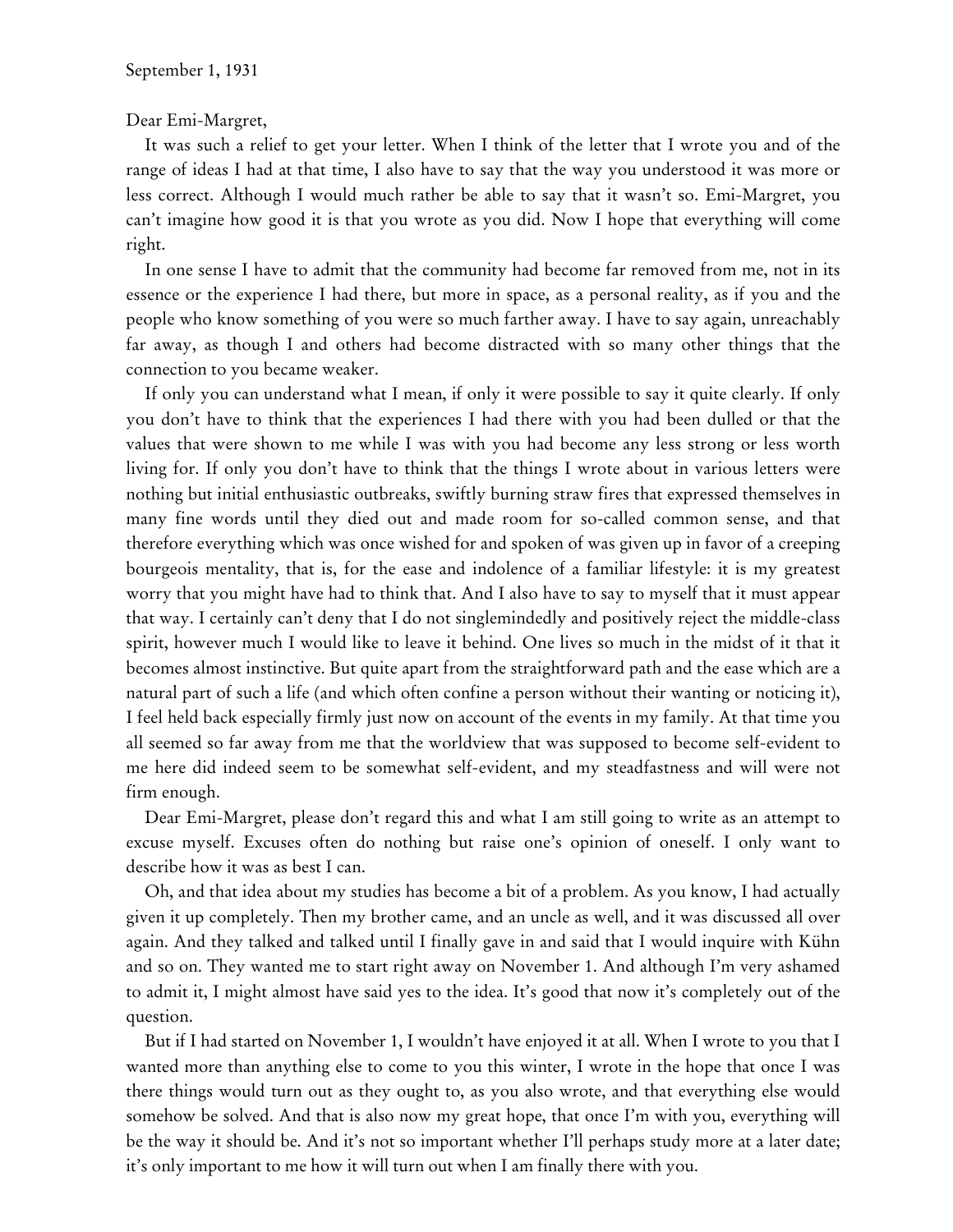September 1, 1931

Dear Emi-Margret,

It was such a relief to get your letter. When I think of the letter that I wrote you and of the range of ideas I had at that time, I also have to say that the way you understood it was more or less correct. Although I would much rather be able to say that it wasn't so. Emi-Margret, you can't imagine how good it is that you wrote as you did. Now I hope that everything will come right.

In one sense I have to admit that the community had become far removed from me, not in its essence or the experience I had there, but more in space, as a personal reality, as if you and the people who know something of you were so much farther away. I have to say again, unreachably far away, as though I and others had become distracted with so many other things that the connection to you became weaker.

If only you can understand what I mean, if only it were possible to say it quite clearly. If only you don't have to think that the experiences I had there with you had been dulled or that the values that were shown to me while I was with you had become any less strong or less worth living for. If only you don't have to think that the things I wrote about in various letters were nothing but initial enthusiastic outbreaks, swiftly burning straw fires that expressed themselves in many fine words until they died out and made room for so-called common sense, and that therefore everything which was once wished for and spoken of was given up in favor of a creeping bourgeois mentality, that is, for the ease and indolence of a familiar lifestyle: it is my greatest worry that you might have had to think that. And I also have to say to myself that it must appear that way. I certainly can't deny that I do not singlemindedly and positively reject the middle-class spirit, however much I would like to leave it behind. One lives so much in the midst of it that it becomes almost instinctive. But quite apart from the straightforward path and the ease which are a natural part of such a life (and which often confine a person without their wanting or noticing it), I feel held back especially firmly just now on account of the events in my family. At that time you all seemed so far away from me that the worldview that was supposed to become self-evident to me here did indeed seem to be somewhat self-evident, and my steadfastness and will were not firm enough.

Dear Emi-Margret, please don't regard this and what I am still going to write as an attempt to excuse myself. Excuses often do nothing but raise one's opinion of oneself. I only want to describe how it was as best I can.

Oh, and that idea about my studies has become a bit of a problem. As you know, I had actually given it up completely. Then my brother came, and an uncle as well, and it was discussed all over again. And they talked and talked until I finally gave in and said that I would inquire with Kühn and so on. They wanted me to start right away on November 1. And although I'm very ashamed to admit it, I might almost have said yes to the idea. It's good that now it's completely out of the question.

But if I had started on November 1, I wouldn't have enjoyed it at all. When I wrote to you that I wanted more than anything else to come to you this winter, I wrote in the hope that once I was there things would turn out as they ought to, as you also wrote, and that everything else would somehow be solved. And that is also now my great hope, that once I'm with you, everything will be the way it should be. And it's not so important whether I'll perhaps study more at a later date; it's only important to me how it will turn out when I am finally there with you.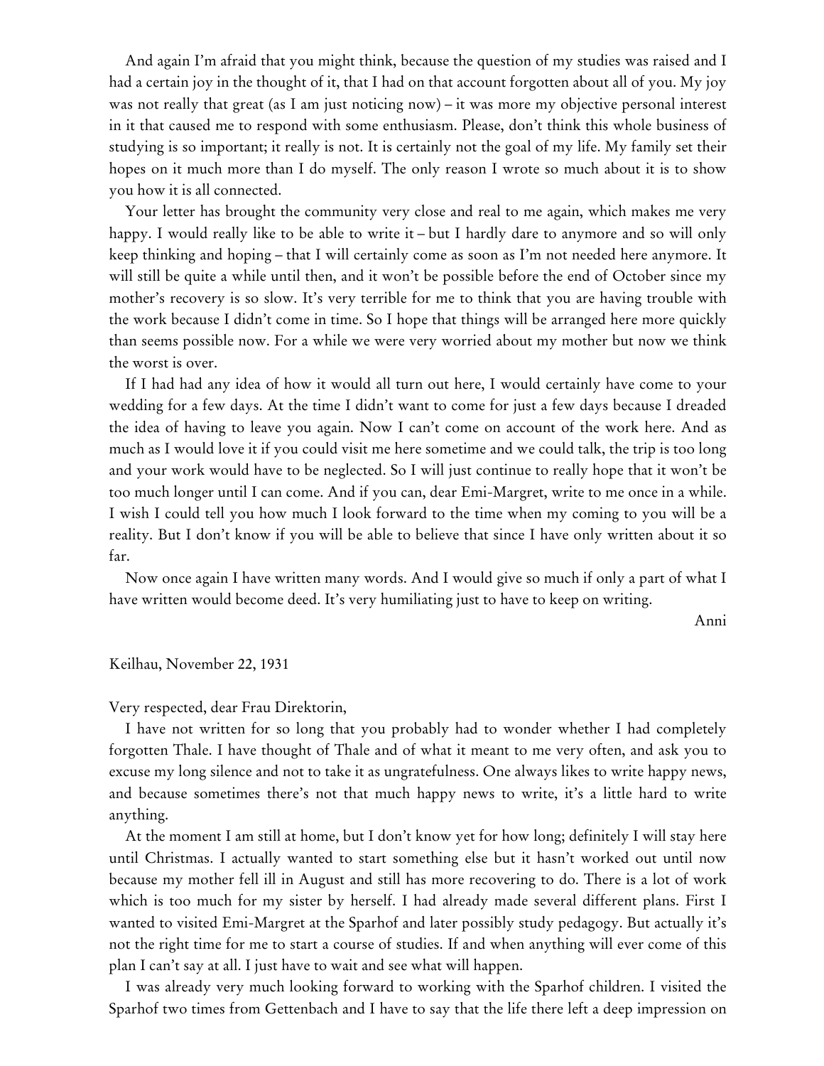And again I'm afraid that you might think, because the question of my studies was raised and I had a certain joy in the thought of it, that I had on that account forgotten about all of you. My joy was not really that great (as I am just noticing now) – it was more my objective personal interest in it that caused me to respond with some enthusiasm. Please, don't think this whole business of studying is so important; it really is not. It is certainly not the goal of my life. My family set their hopes on it much more than I do myself. The only reason I wrote so much about it is to show you how it is all connected.

Your letter has brought the community very close and real to me again, which makes me very happy. I would really like to be able to write it – but I hardly dare to anymore and so will only keep thinking and hoping – that I will certainly come as soon as I'm not needed here anymore. It will still be quite a while until then, and it won't be possible before the end of October since my mother's recovery is so slow. It's very terrible for me to think that you are having trouble with the work because I didn't come in time. So I hope that things will be arranged here more quickly than seems possible now. For a while we were very worried about my mother but now we think the worst is over.

If I had had any idea of how it would all turn out here, I would certainly have come to your wedding for a few days. At the time I didn't want to come for just a few days because I dreaded the idea of having to leave you again. Now I can't come on account of the work here. And as much as I would love it if you could visit me here sometime and we could talk, the trip is too long and your work would have to be neglected. So I will just continue to really hope that it won't be too much longer until I can come. And if you can, dear Emi-Margret, write to me once in a while. I wish I could tell you how much I look forward to the time when my coming to you will be a reality. But I don't know if you will be able to believe that since I have only written about it so far.

Now once again I have written many words. And I would give so much if only a part of what I have written would become deed. It's very humiliating just to have to keep on writing.

Anni

Keilhau, November 22, 1931

Very respected, dear Frau Direktorin,

I have not written for so long that you probably had to wonder whether I had completely forgotten Thale. I have thought of Thale and of what it meant to me very often, and ask you to excuse my long silence and not to take it as ungratefulness. One always likes to write happy news, and because sometimes there's not that much happy news to write, it's a little hard to write anything.

At the moment I am still at home, but I don't know yet for how long; definitely I will stay here until Christmas. I actually wanted to start something else but it hasn't worked out until now because my mother fell ill in August and still has more recovering to do. There is a lot of work which is too much for my sister by herself. I had already made several different plans. First I wanted to visited Emi-Margret at the Sparhof and later possibly study pedagogy. But actually it's not the right time for me to start a course of studies. If and when anything will ever come of this plan I can't say at all. I just have to wait and see what will happen.

I was already very much looking forward to working with the Sparhof children. I visited the Sparhof two times from Gettenbach and I have to say that the life there left a deep impression on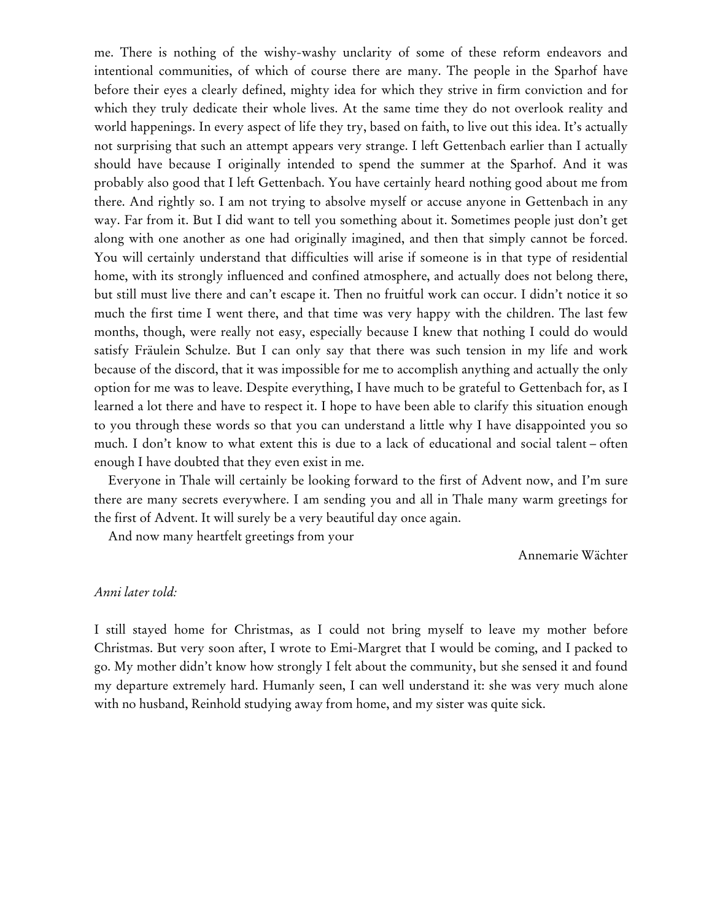me. There is nothing of the wishy-washy unclarity of some of these reform endeavors and intentional communities, of which of course there are many. The people in the Sparhof have before their eyes a clearly defined, mighty idea for which they strive in firm conviction and for which they truly dedicate their whole lives. At the same time they do not overlook reality and world happenings. In every aspect of life they try, based on faith, to live out this idea. It's actually not surprising that such an attempt appears very strange. I left Gettenbach earlier than I actually should have because I originally intended to spend the summer at the Sparhof. And it was probably also good that I left Gettenbach. You have certainly heard nothing good about me from there. And rightly so. I am not trying to absolve myself or accuse anyone in Gettenbach in any way. Far from it. But I did want to tell you something about it. Sometimes people just don't get along with one another as one had originally imagined, and then that simply cannot be forced. You will certainly understand that difficulties will arise if someone is in that type of residential home, with its strongly influenced and confined atmosphere, and actually does not belong there, but still must live there and can't escape it. Then no fruitful work can occur. I didn't notice it so much the first time I went there, and that time was very happy with the children. The last few months, though, were really not easy, especially because I knew that nothing I could do would satisfy Fräulein Schulze. But I can only say that there was such tension in my life and work because of the discord, that it was impossible for me to accomplish anything and actually the only option for me was to leave. Despite everything, I have much to be grateful to Gettenbach for, as I learned a lot there and have to respect it. I hope to have been able to clarify this situation enough to you through these words so that you can understand a little why I have disappointed you so much. I don't know to what extent this is due to a lack of educational and social talent – often enough I have doubted that they even exist in me.

Everyone in Thale will certainly be looking forward to the first of Advent now, and I'm sure there are many secrets everywhere. I am sending you and all in Thale many warm greetings for the first of Advent. It will surely be a very beautiful day once again.

And now many heartfelt greetings from your

Annemarie Wächter

*Anni later told:*

I still stayed home for Christmas, as I could not bring myself to leave my mother before Christmas. But very soon after, I wrote to Emi-Margret that I would be coming, and I packed to go. My mother didn't know how strongly I felt about the community, but she sensed it and found my departure extremely hard. Humanly seen, I can well understand it: she was very much alone with no husband, Reinhold studying away from home, and my sister was quite sick.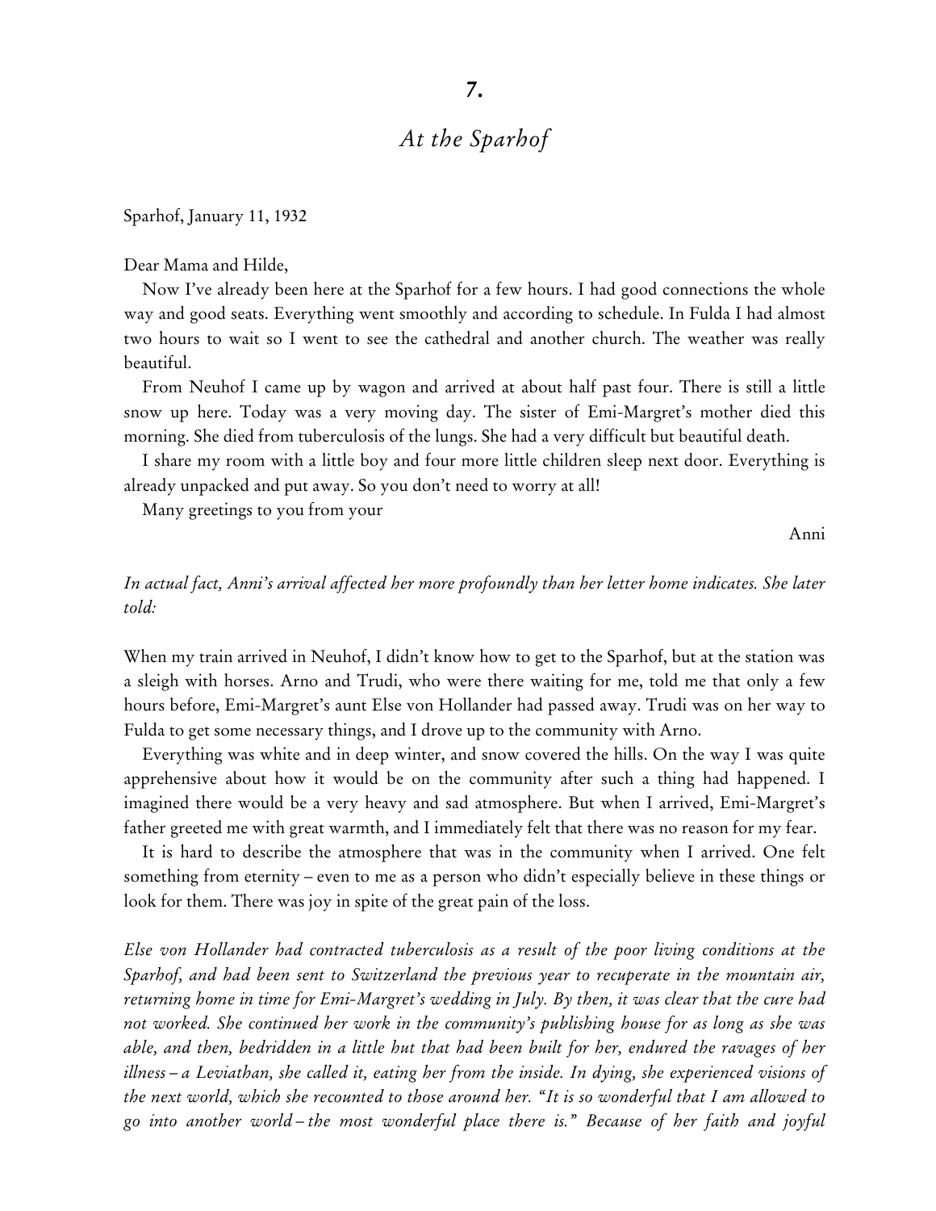# 7.

## *At the Sparhof*

Sparhof, January 11, 1932

Dear Mama and Hilde,

Now I've already been here at the Sparhof for a few hours. I had good connections the whole way and good seats. Everything went smoothly and according to schedule. In Fulda I had almost two hours to wait so I went to see the cathedral and another church. The weather was really beautiful.

From Neuhof I came up by wagon and arrived at about half past four. There is still a little snow up here. Today was a very moving day. The sister of Emi-Margret's mother died this morning. She died from tuberculosis of the lungs. She had a very difficult but beautiful death.

I share my room with a little boy and four more little children sleep next door. Everything is already unpacked and put away. So you don't need to worry at all!

Many greetings to you from your

Anni

*In actual fact, Anni's arrival affected her more profoundly than her letter home indicates. She later told:*

When my train arrived in Neuhof, I didn't know how to get to the Sparhof, but at the station was a sleigh with horses. Arno and Trudi, who were there waiting for me, told me that only a few hours before, Emi-Margret's aunt Else von Hollander had passed away. Trudi was on her way to Fulda to get some necessary things, and I drove up to the community with Arno.

Everything was white and in deep winter, and snow covered the hills. On the way I was quite apprehensive about how it would be on the community after such a thing had happened. I imagined there would be a very heavy and sad atmosphere. But when I arrived, Emi-Margret's father greeted me with great warmth, and I immediately felt that there was no reason for my fear.

It is hard to describe the atmosphere that was in the community when I arrived. One felt something from eternity – even to me as a person who didn't especially believe in these things or look for them. There was joy in spite of the great pain of the loss.

*Else von Hollander had contracted tuberculosis as a result of the poor living conditions at the Sparhof, and had been sent to Switzerland the previous year to recuperate in the mountain air, returning home in time for Emi-Margret's wedding in July. By then, it was clear that the cure had not worked. She continued her work in the community's publishing house for as long as she was able, and then, bedridden in a little hut that had been built for her, endured the ravages of her illness – a Leviathan, she called it, eating her from the inside. In dying, she experienced visions of the next world, which she recounted to those around her. "It is so wonderful that I am allowed to go into another world – the most wonderful place there is." Because of her faith and joyful*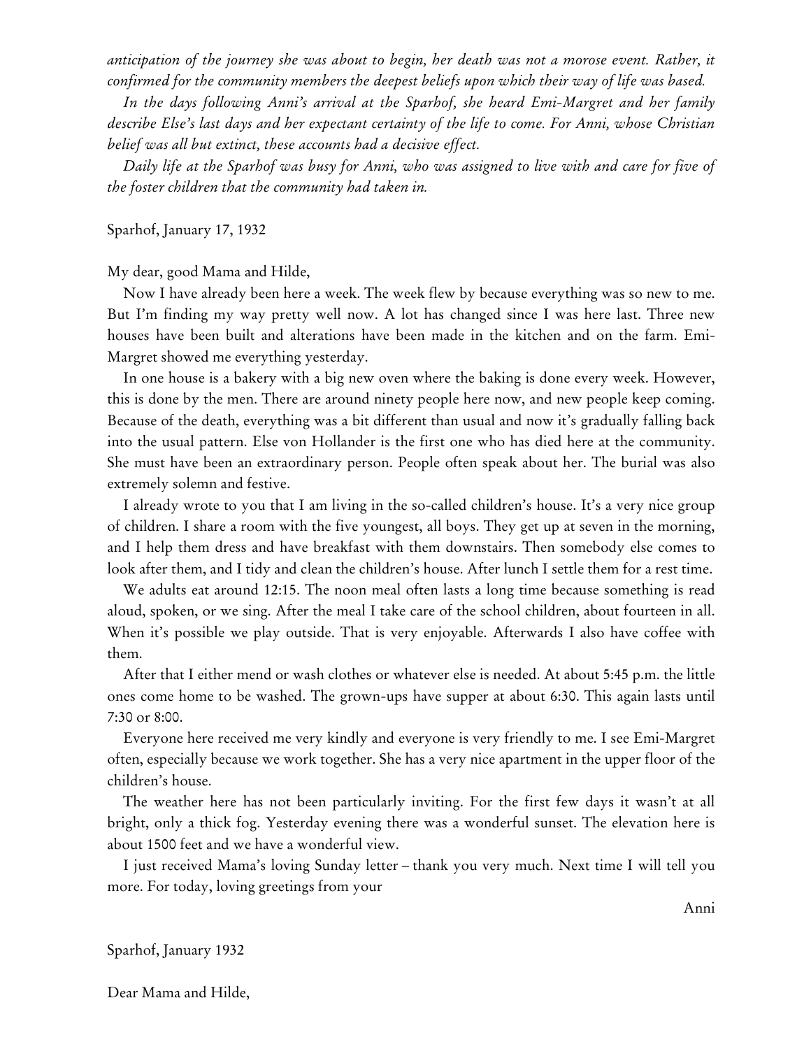*anticipation of the journey she was about to begin, her death was not a morose event. Rather, it confirmed for the community members the deepest beliefs upon which their way of life was based.*

*In the days following Anni's arrival at the Sparhof, she heard Emi-Margret and her family describe Else's last days and her expectant certainty of the life to come. For Anni, whose Christian belief was all but extinct, these accounts had a decisive effect.*

*Daily life at the Sparhof was busy for Anni, who was assigned to live with and care for five of the foster children that the community had taken in.*

Sparhof, January 17, 1932

My dear, good Mama and Hilde,

Now I have already been here a week. The week flew by because everything was so new to me. But I'm finding my way pretty well now. A lot has changed since I was here last. Three new houses have been built and alterations have been made in the kitchen and on the farm. Emi-Margret showed me everything yesterday.

In one house is a bakery with a big new oven where the baking is done every week. However, this is done by the men. There are around ninety people here now, and new people keep coming. Because of the death, everything was a bit different than usual and now it's gradually falling back into the usual pattern. Else von Hollander is the first one who has died here at the community. She must have been an extraordinary person. People often speak about her. The burial was also extremely solemn and festive.

I already wrote to you that I am living in the so-called children's house. It's a very nice group of children. I share a room with the five youngest, all boys. They get up at seven in the morning, and I help them dress and have breakfast with them downstairs. Then somebody else comes to look after them, and I tidy and clean the children's house. After lunch I settle them for a rest time.

We adults eat around 12:15. The noon meal often lasts a long time because something is read aloud, spoken, or we sing. After the meal I take care of the school children, about fourteen in all. When it's possible we play outside. That is very enjoyable. Afterwards I also have coffee with them.

After that I either mend or wash clothes or whatever else is needed. At about 5:45 p.m. the little ones come home to be washed. The grown-ups have supper at about 6:30. This again lasts until 7:30 or 8:00.

Everyone here received me very kindly and everyone is very friendly to me. I see Emi-Margret often, especially because we work together. She has a very nice apartment in the upper floor of the children's house.

The weather here has not been particularly inviting. For the first few days it wasn't at all bright, only a thick fog. Yesterday evening there was a wonderful sunset. The elevation here is about 1500 feet and we have a wonderful view.

I just received Mama's loving Sunday letter – thank you very much. Next time I will tell you more. For today, loving greetings from your

Anni

Sparhof, January 1932

Dear Mama and Hilde,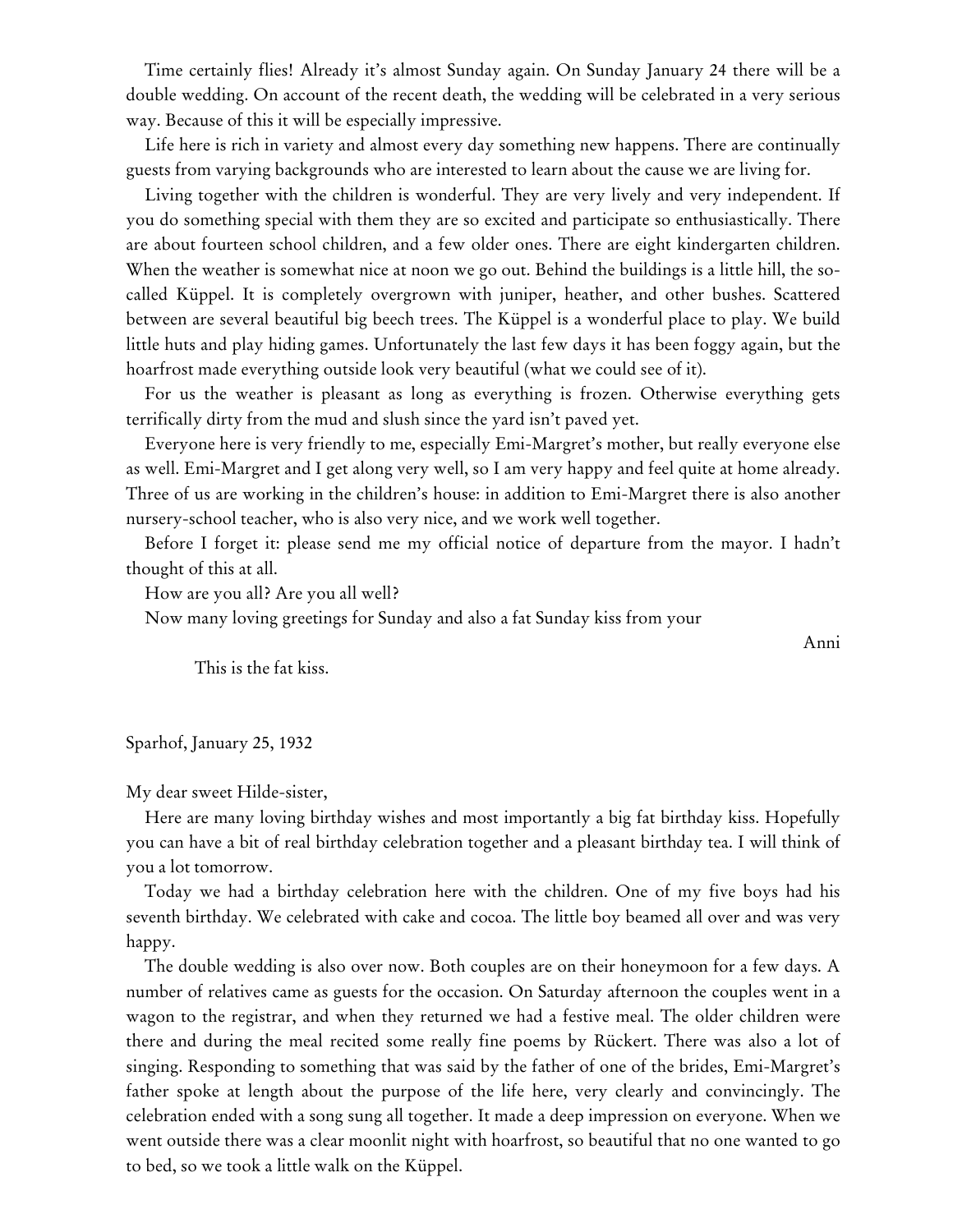Time certainly flies! Already it's almost Sunday again. On Sunday January 24 there will be a double wedding. On account of the recent death, the wedding will be celebrated in a very serious way. Because of this it will be especially impressive.

Life here is rich in variety and almost every day something new happens. There are continually guests from varying backgrounds who are interested to learn about the cause we are living for.

Living together with the children is wonderful. They are very lively and very independent. If you do something special with them they are so excited and participate so enthusiastically. There are about fourteen school children, and a few older ones. There are eight kindergarten children. When the weather is somewhat nice at noon we go out. Behind the buildings is a little hill, the so-called Küppel. It is completely overgrown with juniper, heather, and other bushes. Scattered between are several beautiful big beech trees. The Küppel is a wonderful place to play. We build little huts and play hiding games. Unfortunately the last few days it has been foggy again, but the hoarfrost made everything outside look very beautiful (what we could see of it).

For us the weather is pleasant as long as everything is frozen. Otherwise everything gets terrifically dirty from the mud and slush since the yard isn't paved yet.

Everyone here is very friendly to me, especially Emi-Margret's mother, but really everyone else as well. Emi-Margret and I get along very well, so I am very happy and feel quite at home already. Three of us are working in the children's house: in addition to Emi-Margret there is also another nursery-school teacher, who is also very nice, and we work well together.

Before I forget it: please send me my official notice of departure from the mayor. I hadn't thought of this at all.

How are you all? Are you all well?

Now many loving greetings for Sunday and also a fat Sunday kiss from your

Anni

This is the fat kiss.

Sparhof, January 25, 1932

My dear sweet Hilde-sister,

Here are many loving birthday wishes and most importantly a big fat birthday kiss. Hopefully you can have a bit of real birthday celebration together and a pleasant birthday tea. I will think of you a lot tomorrow.

Today we had a birthday celebration here with the children. One of my five boys had his seventh birthday. We celebrated with cake and cocoa. The little boy beamed all over and was very happy.

The double wedding is also over now. Both couples are on their honeymoon for a few days. A number of relatives came as guests for the occasion. On Saturday afternoon the couples went in a wagon to the registrar, and when they returned we had a festive meal. The older children were there and during the meal recited some really fine poems by Rückert. There was also a lot of singing. Responding to something that was said by the father of one of the brides, Emi-Margret's father spoke at length about the purpose of the life here, very clearly and convincingly. The celebration ended with a song sung all together. It made a deep impression on everyone. When we went outside there was a clear moonlit night with hoarfrost, so beautiful that no one wanted to go to bed, so we took a little walk on the Küppel.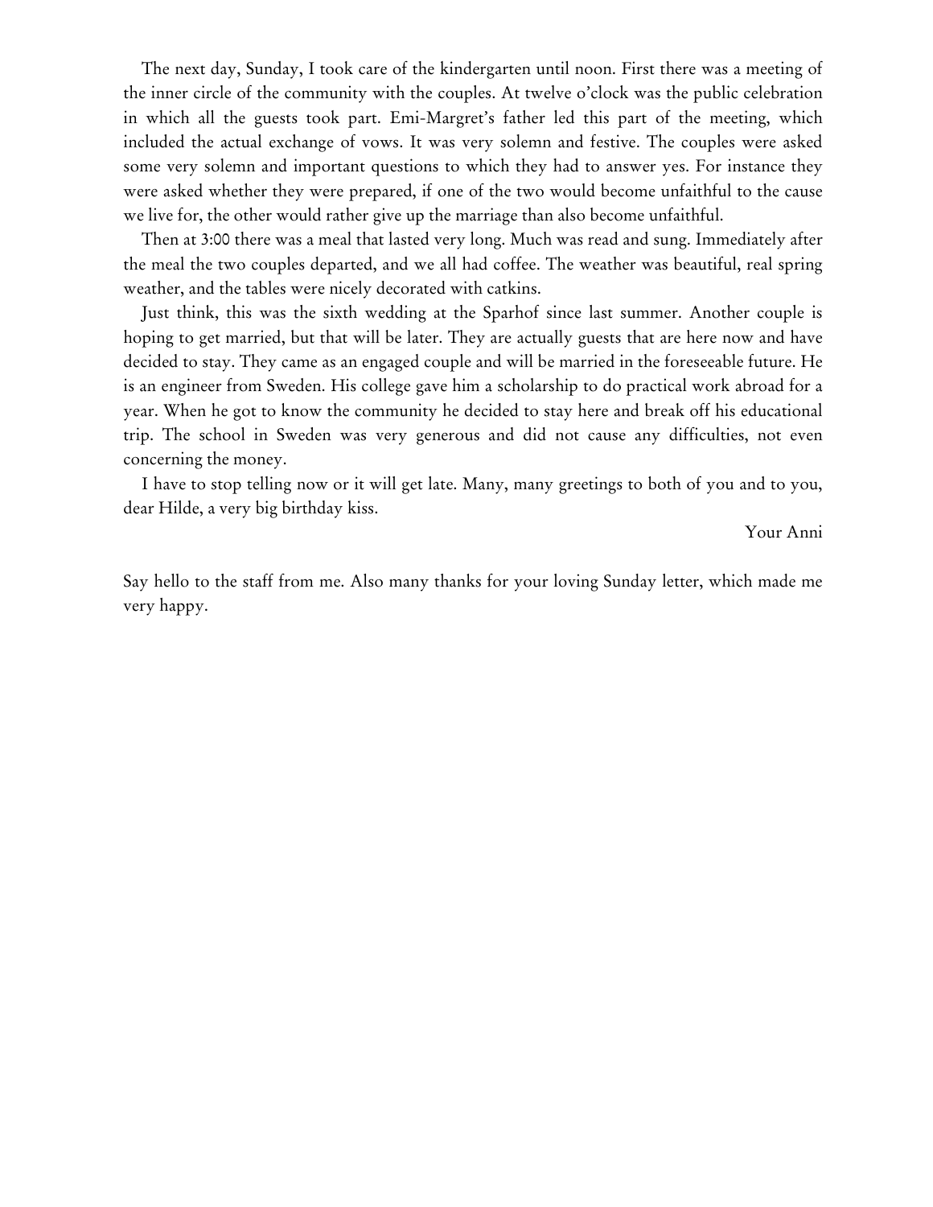The next day, Sunday, I took care of the kindergarten until noon. First there was a meeting of the inner circle of the community with the couples. At twelve o'clock was the public celebration in which all the guests took part. Emi-Margret's father led this part of the meeting, which included the actual exchange of vows. It was very solemn and festive. The couples were asked some very solemn and important questions to which they had to answer yes. For instance they were asked whether they were prepared, if one of the two would become unfaithful to the cause we live for, the other would rather give up the marriage than also become unfaithful.

Then at 3:00 there was a meal that lasted very long. Much was read and sung. Immediately after the meal the two couples departed, and we all had coffee. The weather was beautiful, real spring weather, and the tables were nicely decorated with catkins.

Just think, this was the sixth wedding at the Sparhof since last summer. Another couple is hoping to get married, but that will be later. They are actually guests that are here now and have decided to stay. They came as an engaged couple and will be married in the foreseeable future. He is an engineer from Sweden. His college gave him a scholarship to do practical work abroad for a year. When he got to know the community he decided to stay here and break off his educational trip. The school in Sweden was very generous and did not cause any difficulties, not even concerning the money.

I have to stop telling now or it will get late. Many, many greetings to both of you and to you, dear Hilde, a very big birthday kiss.

Your Anni

Say hello to the staff from me. Also many thanks for your loving Sunday letter, which made me very happy.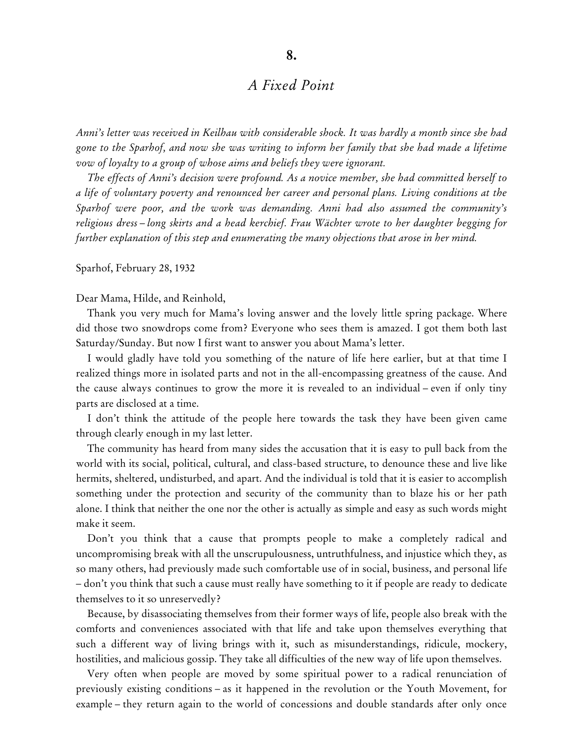# 8.

## *A Fixed Point*

*Anni's letter was received in Keilhau with considerable shock. It was hardly a month since she had gone to the Sparhof, and now she was writing to inform her family that she had made a lifetime vow of loyalty to a group of whose aims and beliefs they were ignorant.*

*The effects of Anni's decision were profound. As a novice member, she had committed herself to a life of voluntary poverty and renounced her career and personal plans. Living conditions at the Sparhof were poor, and the work was demanding. Anni had also assumed the community's religious dress – long skirts and a head kerchief. Frau Wächter wrote to her daughter begging for further explanation of this step and enumerating the many objections that arose in her mind.*

Sparhof, February 28, 1932

Dear Mama, Hilde, and Reinhold,

Thank you very much for Mama's loving answer and the lovely little spring package. Where did those two snowdrops come from? Everyone who sees them is amazed. I got them both last Saturday/Sunday. But now I first want to answer you about Mama's letter.

I would gladly have told you something of the nature of life here earlier, but at that time I realized things more in isolated parts and not in the all-encompassing greatness of the cause. And the cause always continues to grow the more it is revealed to an individual – even if only tiny parts are disclosed at a time.

I don't think the attitude of the people here towards the task they have been given came through clearly enough in my last letter.

The community has heard from many sides the accusation that it is easy to pull back from the world with its social, political, cultural, and class-based structure, to denounce these and live like hermits, sheltered, undisturbed, and apart. And the individual is told that it is easier to accomplish something under the protection and security of the community than to blaze his or her path alone. I think that neither the one nor the other is actually as simple and easy as such words might make it seem.

Don't you think that a cause that prompts people to make a completely radical and uncompromising break with all the unscrupulousness, untruthfulness, and injustice which they, as so many others, had previously made such comfortable use of in social, business, and personal life – don't you think that such a cause must really have something to it if people are ready to dedicate themselves to it so unreservedly?

Because, by disassociating themselves from their former ways of life, people also break with the comforts and conveniences associated with that life and take upon themselves everything that such a different way of living brings with it, such as misunderstandings, ridicule, mockery, hostilities, and malicious gossip. They take all difficulties of the new way of life upon themselves.

Very often when people are moved by some spiritual power to a radical renunciation of previously existing conditions – as it happened in the revolution or the Youth Movement, for example – they return again to the world of concessions and double standards after only once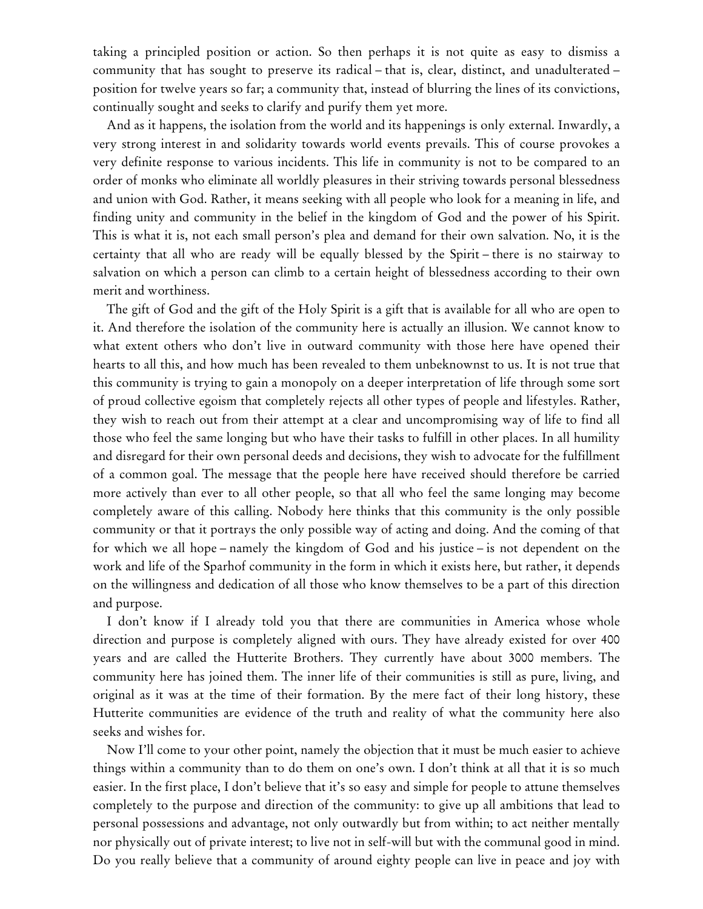taking a principled position or action. So then perhaps it is not quite as easy to dismiss a community that has sought to preserve its radical – that is, clear, distinct, and unadulterated – position for twelve years so far; a community that, instead of blurring the lines of its convictions, continually sought and seeks to clarify and purify them yet more.

And as it happens, the isolation from the world and its happenings is only external. Inwardly, a very strong interest in and solidarity towards world events prevails. This of course provokes a very definite response to various incidents. This life in community is not to be compared to an order of monks who eliminate all worldly pleasures in their striving towards personal blessedness and union with God. Rather, it means seeking with all people who look for a meaning in life, and finding unity and community in the belief in the kingdom of God and the power of his Spirit. This is what it is, not each small person's plea and demand for their own salvation. No, it is the certainty that all who are ready will be equally blessed by the Spirit – there is no stairway to salvation on which a person can climb to a certain height of blessedness according to their own merit and worthiness.

The gift of God and the gift of the Holy Spirit is a gift that is available for all who are open to it. And therefore the isolation of the community here is actually an illusion. We cannot know to what extent others who don't live in outward community with those here have opened their hearts to all this, and how much has been revealed to them unbeknownst to us. It is not true that this community is trying to gain a monopoly on a deeper interpretation of life through some sort of proud collective egoism that completely rejects all other types of people and lifestyles. Rather, they wish to reach out from their attempt at a clear and uncompromising way of life to find all those who feel the same longing but who have their tasks to fulfill in other places. In all humility and disregard for their own personal deeds and decisions, they wish to advocate for the fulfillment of a common goal. The message that the people here have received should therefore be carried more actively than ever to all other people, so that all who feel the same longing may become completely aware of this calling. Nobody here thinks that this community is the only possible community or that it portrays the only possible way of acting and doing. And the coming of that for which we all hope – namely the kingdom of God and his justice – is not dependent on the work and life of the Sparhof community in the form in which it exists here, but rather, it depends on the willingness and dedication of all those who know themselves to be a part of this direction and purpose.

I don't know if I already told you that there are communities in America whose whole direction and purpose is completely aligned with ours. They have already existed for over 400 years and are called the Hutterite Brothers. They currently have about 3000 members. The community here has joined them. The inner life of their communities is still as pure, living, and original as it was at the time of their formation. By the mere fact of their long history, these Hutterite communities are evidence of the truth and reality of what the community here also seeks and wishes for.

Now I'll come to your other point, namely the objection that it must be much easier to achieve things within a community than to do them on one's own. I don't think at all that it is so much easier. In the first place, I don't believe that it's so easy and simple for people to attune themselves completely to the purpose and direction of the community: to give up all ambitions that lead to personal possessions and advantage, not only outwardly but from within; to act neither mentally nor physically out of private interest; to live not in self-will but with the communal good in mind. Do you really believe that a community of around eighty people can live in peace and joy with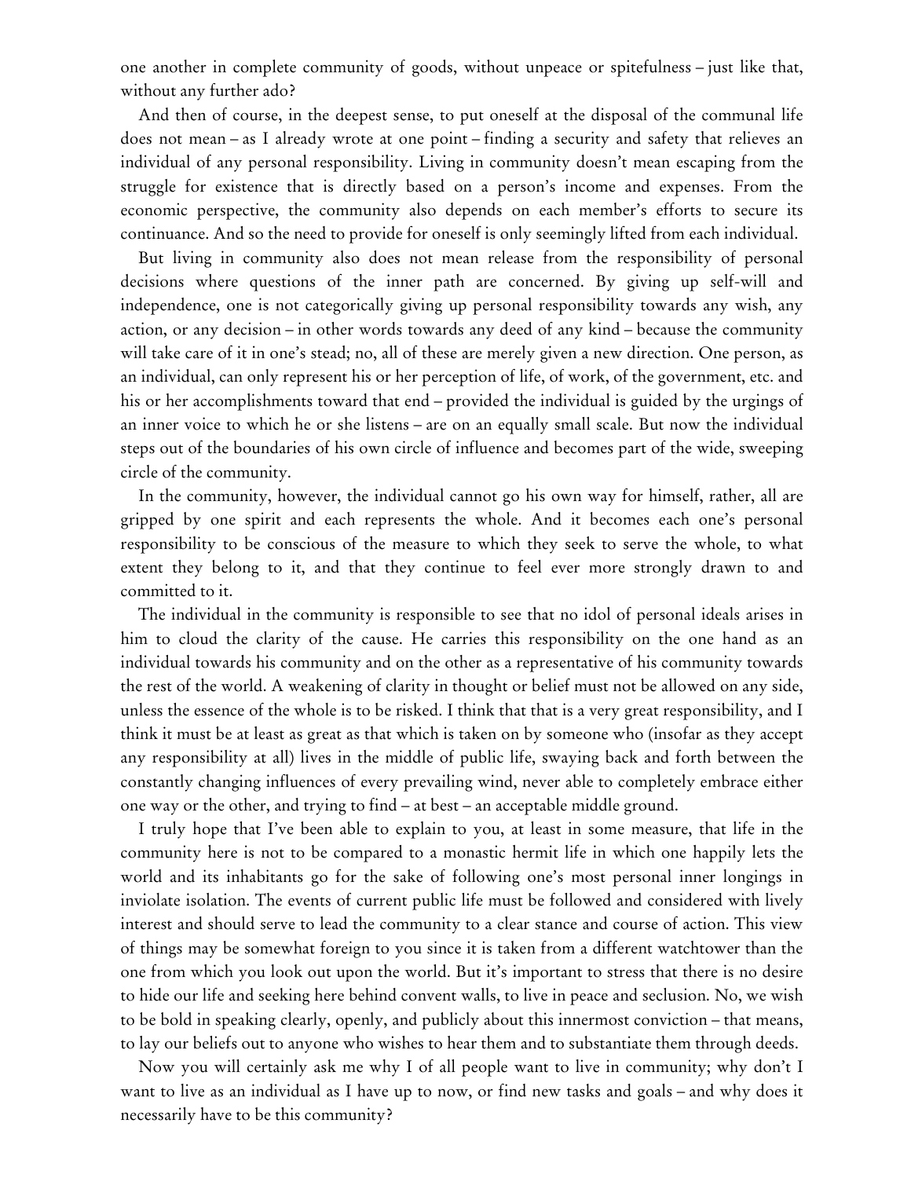one another in complete community of goods, without unpeace or spitefulness – just like that, without any further ado?

And then of course, in the deepest sense, to put oneself at the disposal of the communal life does not mean – as I already wrote at one point – finding a security and safety that relieves an individual of any personal responsibility. Living in community doesn't mean escaping from the struggle for existence that is directly based on a person's income and expenses. From the economic perspective, the community also depends on each member's efforts to secure its continuance. And so the need to provide for oneself is only seemingly lifted from each individual.

But living in community also does not mean release from the responsibility of personal decisions where questions of the inner path are concerned. By giving up self-will and independence, one is not categorically giving up personal responsibility towards any wish, any action, or any decision – in other words towards any deed of any kind – because the community will take care of it in one's stead; no, all of these are merely given a new direction. One person, as an individual, can only represent his or her perception of life, of work, of the government, etc. and his or her accomplishments toward that end – provided the individual is guided by the urgings of an inner voice to which he or she listens – are on an equally small scale. But now the individual steps out of the boundaries of his own circle of influence and becomes part of the wide, sweeping circle of the community.

In the community, however, the individual cannot go his own way for himself, rather, all are gripped by one spirit and each represents the whole. And it becomes each one's personal responsibility to be conscious of the measure to which they seek to serve the whole, to what extent they belong to it, and that they continue to feel ever more strongly drawn to and committed to it.

The individual in the community is responsible to see that no idol of personal ideals arises in him to cloud the clarity of the cause. He carries this responsibility on the one hand as an individual towards his community and on the other as a representative of his community towards the rest of the world. A weakening of clarity in thought or belief must not be allowed on any side, unless the essence of the whole is to be risked. I think that that is a very great responsibility, and I think it must be at least as great as that which is taken on by someone who (insofar as they accept any responsibility at all) lives in the middle of public life, swaying back and forth between the constantly changing influences of every prevailing wind, never able to completely embrace either one way or the other, and trying to find – at best – an acceptable middle ground.

I truly hope that I've been able to explain to you, at least in some measure, that life in the community here is not to be compared to a monastic hermit life in which one happily lets the world and its inhabitants go for the sake of following one's most personal inner longings in inviolate isolation. The events of current public life must be followed and considered with lively interest and should serve to lead the community to a clear stance and course of action. This view of things may be somewhat foreign to you since it is taken from a different watchtower than the one from which you look out upon the world. But it's important to stress that there is no desire to hide our life and seeking here behind convent walls, to live in peace and seclusion. No, we wish to be bold in speaking clearly, openly, and publicly about this innermost conviction – that means, to lay our beliefs out to anyone who wishes to hear them and to substantiate them through deeds.

Now you will certainly ask me why I of all people want to live in community; why don't I want to live as an individual as I have up to now, or find new tasks and goals – and why does it necessarily have to be this community?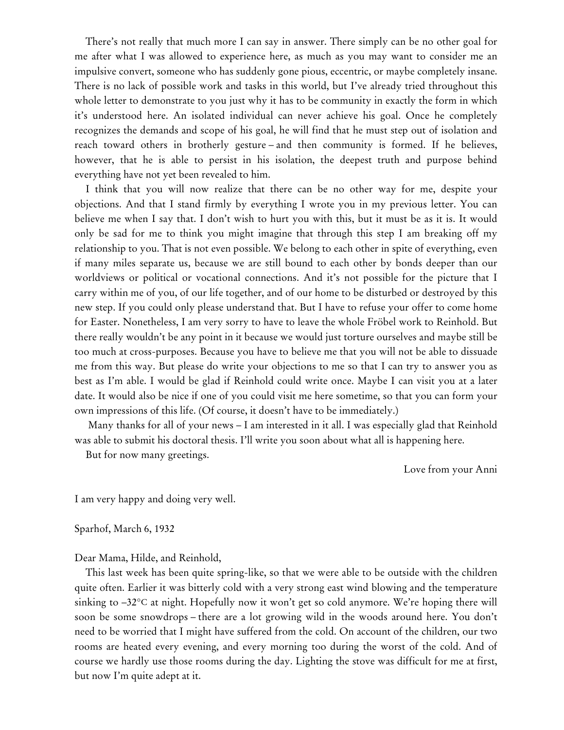There's not really that much more I can say in answer. There simply can be no other goal for me after what I was allowed to experience here, as much as you may want to consider me an impulsive convert, someone who has suddenly gone pious, eccentric, or maybe completely insane. There is no lack of possible work and tasks in this world, but I've already tried throughout this whole letter to demonstrate to you just why it has to be community in exactly the form in which it's understood here. An isolated individual can never achieve his goal. Once he completely recognizes the demands and scope of his goal, he will find that he must step out of isolation and reach toward others in brotherly gesture – and then community is formed. If he believes, however, that he is able to persist in his isolation, the deepest truth and purpose behind everything have not yet been revealed to him.

I think that you will now realize that there can be no other way for me, despite your objections. And that I stand firmly by everything I wrote you in my previous letter. You can believe me when I say that. I don't wish to hurt you with this, but it must be as it is. It would only be sad for me to think you might imagine that through this step I am breaking off my relationship to you. That is not even possible. We belong to each other in spite of everything, even if many miles separate us, because we are still bound to each other by bonds deeper than our worldviews or political or vocational connections. And it's not possible for the picture that I carry within me of you, of our life together, and of our home to be disturbed or destroyed by this new step. If you could only please understand that. But I have to refuse your offer to come home for Easter. Nonetheless, I am very sorry to have to leave the whole Fröbel work to Reinhold. But there really wouldn't be any point in it because we would just torture ourselves and maybe still be too much at cross-purposes. Because you have to believe me that you will not be able to dissuade me from this way. But please do write your objections to me so that I can try to answer you as best as I'm able. I would be glad if Reinhold could write once. Maybe I can visit you at a later date. It would also be nice if one of you could visit me here sometime, so that you can form your own impressions of this life. (Of course, it doesn't have to be immediately.)

Many thanks for all of your news – I am interested in it all. I was especially glad that Reinhold was able to submit his doctoral thesis. I'll write you soon about what all is happening here.

But for now many greetings.

Love from your Anni

I am very happy and doing very well.

Sparhof, March 6, 1932

Dear Mama, Hilde, and Reinhold,

This last week has been quite spring-like, so that we were able to be outside with the children quite often. Earlier it was bitterly cold with a very strong east wind blowing and the temperature sinking to –32°C at night. Hopefully now it won't get so cold anymore. We're hoping there will soon be some snowdrops – there are a lot growing wild in the woods around here. You don't need to be worried that I might have suffered from the cold. On account of the children, our two rooms are heated every evening, and every morning too during the worst of the cold. And of course we hardly use those rooms during the day. Lighting the stove was difficult for me at first, but now I'm quite adept at it.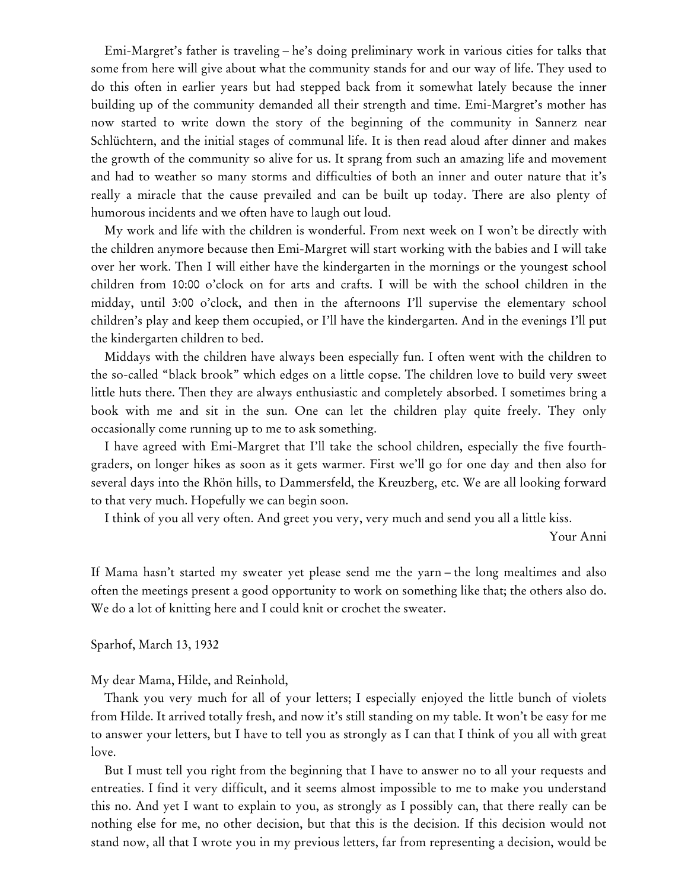Emi-Margret's father is traveling – he's doing preliminary work in various cities for talks that some from here will give about what the community stands for and our way of life. They used to do this often in earlier years but had stepped back from it somewhat lately because the inner building up of the community demanded all their strength and time. Emi-Margret's mother has now started to write down the story of the beginning of the community in Sannerz near Schlüchtern, and the initial stages of communal life. It is then read aloud after dinner and makes the growth of the community so alive for us. It sprang from such an amazing life and movement and had to weather so many storms and difficulties of both an inner and outer nature that it's really a miracle that the cause prevailed and can be built up today. There are also plenty of humorous incidents and we often have to laugh out loud.

My work and life with the children is wonderful. From next week on I won't be directly with the children anymore because then Emi-Margret will start working with the babies and I will take over her work. Then I will either have the kindergarten in the mornings or the youngest school children from 10:00 o'clock on for arts and crafts. I will be with the school children in the midday, until 3:00 o'clock, and then in the afternoons I'll supervise the elementary school children's play and keep them occupied, or I'll have the kindergarten. And in the evenings I'll put the kindergarten children to bed.

Middays with the children have always been especially fun. I often went with the children to the so-called "black brook" which edges on a little copse. The children love to build very sweet little huts there. Then they are always enthusiastic and completely absorbed. I sometimes bring a book with me and sit in the sun. One can let the children play quite freely. They only occasionally come running up to me to ask something.

I have agreed with Emi-Margret that I'll take the school children, especially the five fourth-graders, on longer hikes as soon as it gets warmer. First we'll go for one day and then also for several days into the Rhön hills, to Dammersfeld, the Kreuzberg, etc. We are all looking forward to that very much. Hopefully we can begin soon.

I think of you all very often. And greet you very, very much and send you all a little kiss.

Your Anni

If Mama hasn't started my sweater yet please send me the yarn – the long mealtimes and also often the meetings present a good opportunity to work on something like that; the others also do. We do a lot of knitting here and I could knit or crochet the sweater.

Sparhof, March 13, 1932

My dear Mama, Hilde, and Reinhold,

Thank you very much for all of your letters; I especially enjoyed the little bunch of violets from Hilde. It arrived totally fresh, and now it's still standing on my table. It won't be easy for me to answer your letters, but I have to tell you as strongly as I can that I think of you all with great love.

But I must tell you right from the beginning that I have to answer no to all your requests and entreaties. I find it very difficult, and it seems almost impossible to me to make you understand this no. And yet I want to explain to you, as strongly as I possibly can, that there really can be nothing else for me, no other decision, but that this is the decision. If this decision would not stand now, all that I wrote you in my previous letters, far from representing a decision, would be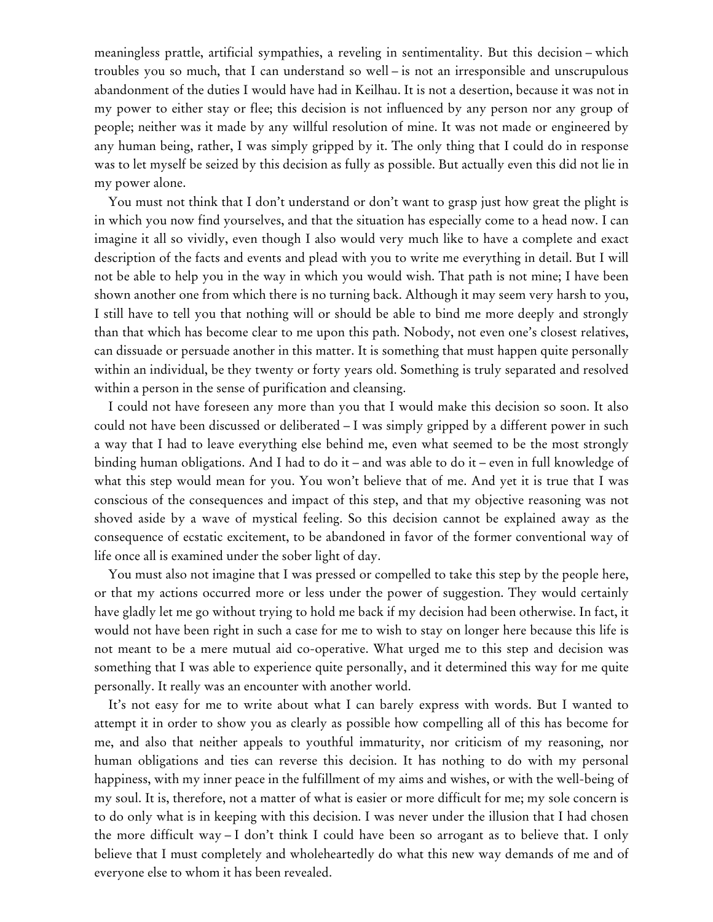meaningless prattle, artificial sympathies, a reveling in sentimentality. But this decision – which troubles you so much, that I can understand so well – is not an irresponsible and unscrupulous abandonment of the duties I would have had in Keilhau. It is not a desertion, because it was not in my power to either stay or flee; this decision is not influenced by any person nor any group of people; neither was it made by any willful resolution of mine. It was not made or engineered by any human being, rather, I was simply gripped by it. The only thing that I could do in response was to let myself be seized by this decision as fully as possible. But actually even this did not lie in my power alone.

You must not think that I don't understand or don't want to grasp just how great the plight is in which you now find yourselves, and that the situation has especially come to a head now. I can imagine it all so vividly, even though I also would very much like to have a complete and exact description of the facts and events and plead with you to write me everything in detail. But I will not be able to help you in the way in which you would wish. That path is not mine; I have been shown another one from which there is no turning back. Although it may seem very harsh to you, I still have to tell you that nothing will or should be able to bind me more deeply and strongly than that which has become clear to me upon this path. Nobody, not even one's closest relatives, can dissuade or persuade another in this matter. It is something that must happen quite personally within an individual, be they twenty or forty years old. Something is truly separated and resolved within a person in the sense of purification and cleansing.

I could not have foreseen any more than you that I would make this decision so soon. It also could not have been discussed or deliberated – I was simply gripped by a different power in such a way that I had to leave everything else behind me, even what seemed to be the most strongly binding human obligations. And I had to do it – and was able to do it – even in full knowledge of what this step would mean for you. You won't believe that of me. And yet it is true that I was conscious of the consequences and impact of this step, and that my objective reasoning was not shoved aside by a wave of mystical feeling. So this decision cannot be explained away as the consequence of ecstatic excitement, to be abandoned in favor of the former conventional way of life once all is examined under the sober light of day.

You must also not imagine that I was pressed or compelled to take this step by the people here, or that my actions occurred more or less under the power of suggestion. They would certainly have gladly let me go without trying to hold me back if my decision had been otherwise. In fact, it would not have been right in such a case for me to wish to stay on longer here because this life is not meant to be a mere mutual aid co-operative. What urged me to this step and decision was something that I was able to experience quite personally, and it determined this way for me quite personally. It really was an encounter with another world.

It's not easy for me to write about what I can barely express with words. But I wanted to attempt it in order to show you as clearly as possible how compelling all of this has become for me, and also that neither appeals to youthful immaturity, nor criticism of my reasoning, nor human obligations and ties can reverse this decision. It has nothing to do with my personal happiness, with my inner peace in the fulfillment of my aims and wishes, or with the well-being of my soul. It is, therefore, not a matter of what is easier or more difficult for me; my sole concern is to do only what is in keeping with this decision. I was never under the illusion that I had chosen the more difficult way – I don't think I could have been so arrogant as to believe that. I only believe that I must completely and wholeheartedly do what this new way demands of me and of everyone else to whom it has been revealed.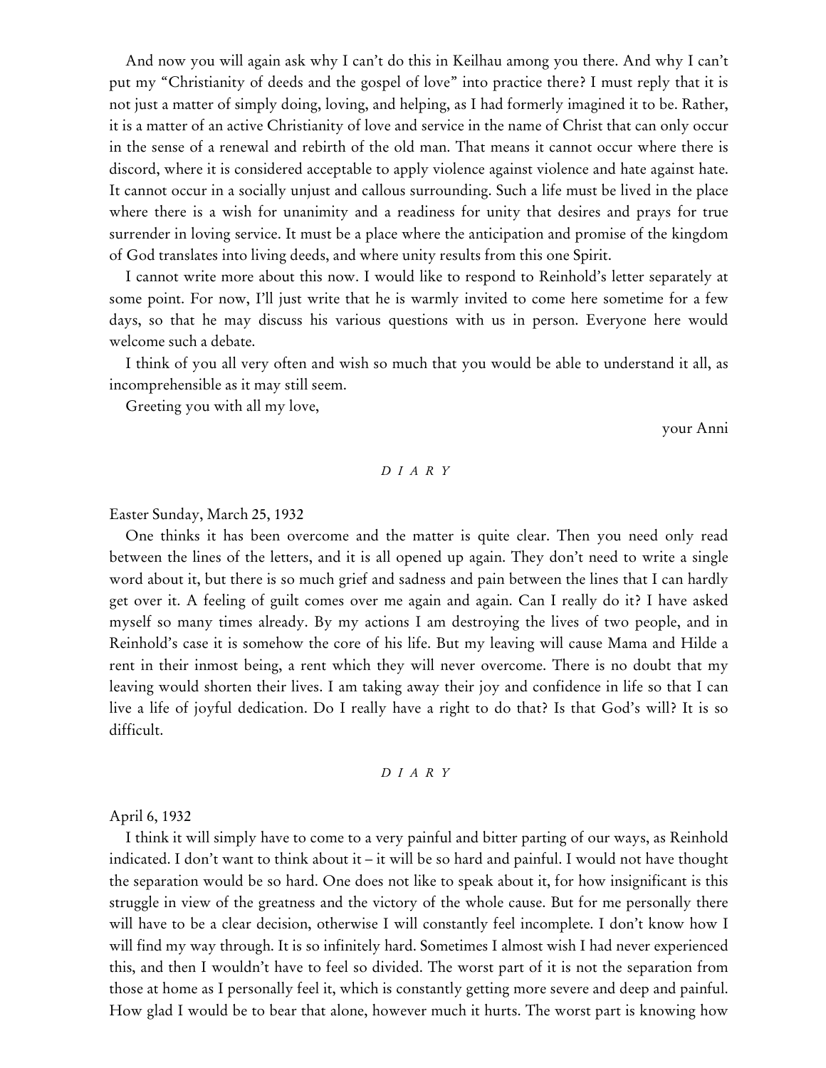And now you will again ask why I can't do this in Keilhau among you there. And why I can't put my "Christianity of deeds and the gospel of love" into practice there? I must reply that it is not just a matter of simply doing, loving, and helping, as I had formerly imagined it to be. Rather, it is a matter of an active Christianity of love and service in the name of Christ that can only occur in the sense of a renewal and rebirth of the old man. That means it cannot occur where there is discord, where it is considered acceptable to apply violence against violence and hate against hate. It cannot occur in a socially unjust and callous surrounding. Such a life must be lived in the place where there is a wish for unanimity and a readiness for unity that desires and prays for true surrender in loving service. It must be a place where the anticipation and promise of the kingdom of God translates into living deeds, and where unity results from this one Spirit.

I cannot write more about this now. I would like to respond to Reinhold's letter separately at some point. For now, I'll just write that he is warmly invited to come here sometime for a few days, so that he may discuss his various questions with us in person. Everyone here would welcome such a debate.

I think of you all very often and wish so much that you would be able to understand it all, as incomprehensible as it may still seem.

Greeting you with all my love,

your Anni

*DIARY*

Easter Sunday, March 25, 1932

One thinks it has been overcome and the matter is quite clear. Then you need only read between the lines of the letters, and it is all opened up again. They don't need to write a single word about it, but there is so much grief and sadness and pain between the lines that I can hardly get over it. A feeling of guilt comes over me again and again. Can I really do it? I have asked myself so many times already. By my actions I am destroying the lives of two people, and in Reinhold's case it is somehow the core of his life. But my leaving will cause Mama and Hilde a rent in their inmost being, a rent which they will never overcome. There is no doubt that my leaving would shorten their lives. I am taking away their joy and confidence in life so that I can live a life of joyful dedication. Do I really have a right to do that? Is that God's will? It is so difficult.

*DIARY*

April 6, 1932

I think it will simply have to come to a very painful and bitter parting of our ways, as Reinhold indicated. I don't want to think about it – it will be so hard and painful. I would not have thought the separation would be so hard. One does not like to speak about it, for how insignificant is this struggle in view of the greatness and the victory of the whole cause. But for me personally there will have to be a clear decision, otherwise I will constantly feel incomplete. I don't know how I will find my way through. It is so infinitely hard. Sometimes I almost wish I had never experienced this, and then I wouldn't have to feel so divided. The worst part of it is not the separation from those at home as I personally feel it, which is constantly getting more severe and deep and painful. How glad I would be to bear that alone, however much it hurts. The worst part is knowing how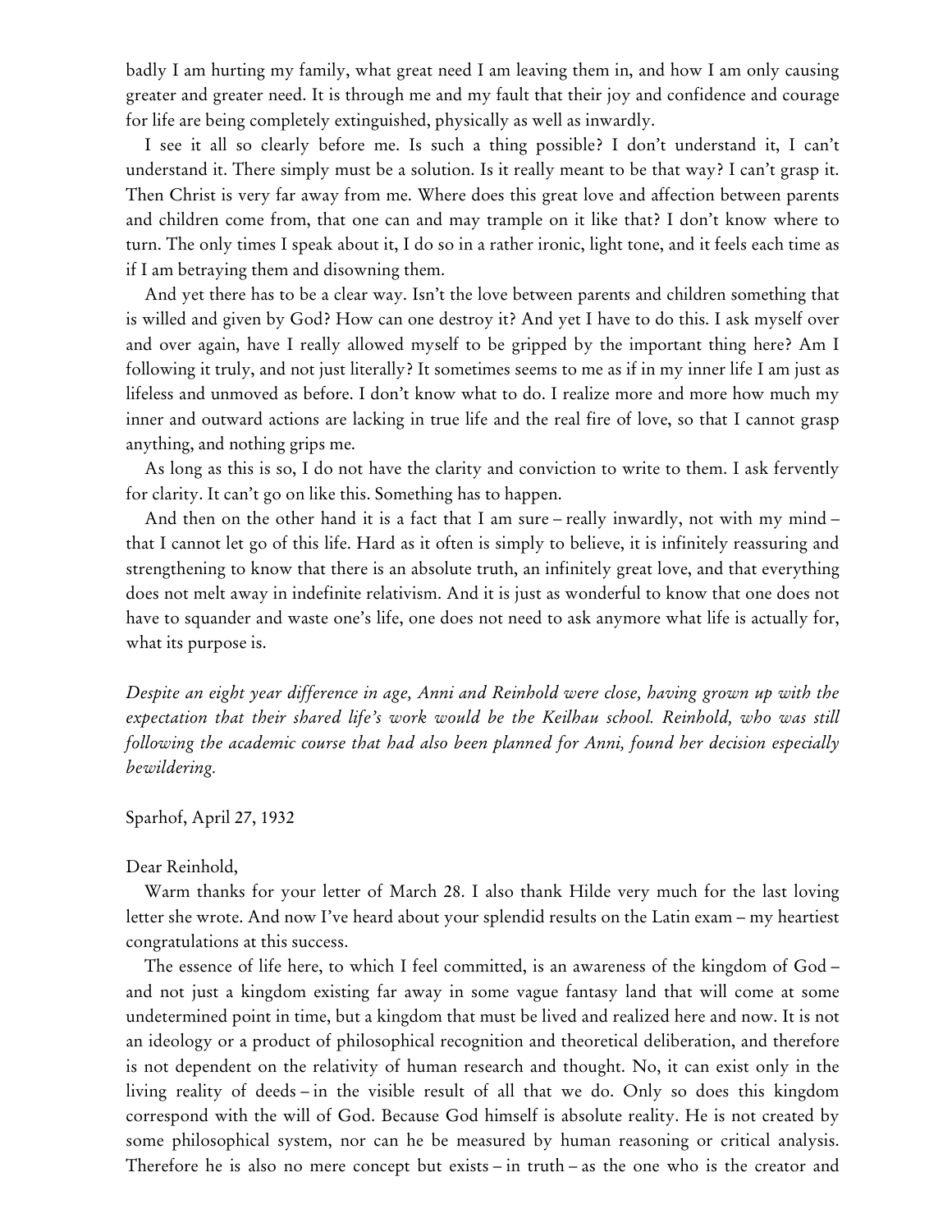badly I am hurting my family, what great need I am leaving them in, and how I am only causing greater and greater need. It is through me and my fault that their joy and confidence and courage for life are being completely extinguished, physically as well as inwardly.

I see it all so clearly before me. Is such a thing possible? I don't understand it, I can't understand it. There simply must be a solution. Is it really meant to be that way? I can't grasp it. Then Christ is very far away from me. Where does this great love and affection between parents and children come from, that one can and may trample on it like that? I don't know where to turn. The only times I speak about it, I do so in a rather ironic, light tone, and it feels each time as if I am betraying them and disowning them.

And yet there has to be a clear way. Isn't the love between parents and children something that is willed and given by God? How can one destroy it? And yet I have to do this. I ask myself over and over again, have I really allowed myself to be gripped by the important thing here? Am I following it truly, and not just literally? It sometimes seems to me as if in my inner life I am just as lifeless and unmoved as before. I don't know what to do. I realize more and more how much my inner and outward actions are lacking in true life and the real fire of love, so that I cannot grasp anything, and nothing grips me.

As long as this is so, I do not have the clarity and conviction to write to them. I ask fervently for clarity. It can't go on like this. Something has to happen.

And then on the other hand it is a fact that I am sure – really inwardly, not with my mind – that I cannot let go of this life. Hard as it often is simply to believe, it is infinitely reassuring and strengthening to know that there is an absolute truth, an infinitely great love, and that everything does not melt away in indefinite relativism. And it is just as wonderful to know that one does not have to squander and waste one's life, one does not need to ask anymore what life is actually for, what its purpose is.

*Despite an eight year difference in age, Anni and Reinhold were close, having grown up with the expectation that their shared life's work would be the Keilhau school. Reinhold, who was still following the academic course that had also been planned for Anni, found her decision especially bewildering.*

Sparhof, April 27, 1932

Dear Reinhold,

Warm thanks for your letter of March 28. I also thank Hilde very much for the last loving letter she wrote. And now I've heard about your splendid results on the Latin exam – my heartiest congratulations at this success.

The essence of life here, to which I feel committed, is an awareness of the kingdom of God – and not just a kingdom existing far away in some vague fantasy land that will come at some undetermined point in time, but a kingdom that must be lived and realized here and now. It is not an ideology or a product of philosophical recognition and theoretical deliberation, and therefore is not dependent on the relativity of human research and thought. No, it can exist only in the living reality of deeds – in the visible result of all that we do. Only so does this kingdom correspond with the will of God. Because God himself is absolute reality. He is not created by some philosophical system, nor can he be measured by human reasoning or critical analysis. Therefore he is also no mere concept but exists – in truth – as the one who is the creator and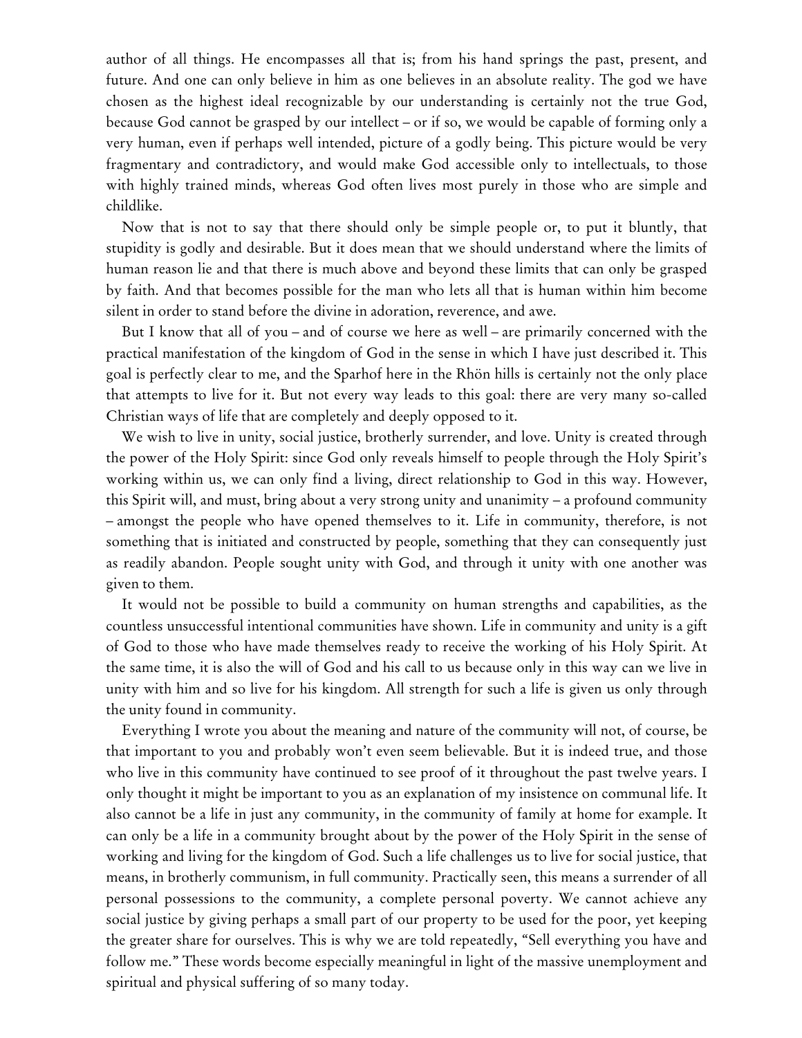author of all things. He encompasses all that is; from his hand springs the past, present, and future. And one can only believe in him as one believes in an absolute reality. The god we have chosen as the highest ideal recognizable by our understanding is certainly not the true God, because God cannot be grasped by our intellect – or if so, we would be capable of forming only a very human, even if perhaps well intended, picture of a godly being. This picture would be very fragmentary and contradictory, and would make God accessible only to intellectuals, to those with highly trained minds, whereas God often lives most purely in those who are simple and childlike.

Now that is not to say that there should only be simple people or, to put it bluntly, that stupidity is godly and desirable. But it does mean that we should understand where the limits of human reason lie and that there is much above and beyond these limits that can only be grasped by faith. And that becomes possible for the man who lets all that is human within him become silent in order to stand before the divine in adoration, reverence, and awe.

But I know that all of you – and of course we here as well – are primarily concerned with the practical manifestation of the kingdom of God in the sense in which I have just described it. This goal is perfectly clear to me, and the Sparhof here in the Rhön hills is certainly not the only place that attempts to live for it. But not every way leads to this goal: there are very many so-called Christian ways of life that are completely and deeply opposed to it.

We wish to live in unity, social justice, brotherly surrender, and love. Unity is created through the power of the Holy Spirit: since God only reveals himself to people through the Holy Spirit's working within us, we can only find a living, direct relationship to God in this way. However, this Spirit will, and must, bring about a very strong unity and unanimity – a profound community – amongst the people who have opened themselves to it. Life in community, therefore, is not something that is initiated and constructed by people, something that they can consequently just as readily abandon. People sought unity with God, and through it unity with one another was given to them.

It would not be possible to build a community on human strengths and capabilities, as the countless unsuccessful intentional communities have shown. Life in community and unity is a gift of God to those who have made themselves ready to receive the working of his Holy Spirit. At the same time, it is also the will of God and his call to us because only in this way can we live in unity with him and so live for his kingdom. All strength for such a life is given us only through the unity found in community.

Everything I wrote you about the meaning and nature of the community will not, of course, be that important to you and probably won't even seem believable. But it is indeed true, and those who live in this community have continued to see proof of it throughout the past twelve years. I only thought it might be important to you as an explanation of my insistence on communal life. It also cannot be a life in just any community, in the community of family at home for example. It can only be a life in a community brought about by the power of the Holy Spirit in the sense of working and living for the kingdom of God. Such a life challenges us to live for social justice, that means, in brotherly communism, in full community. Practically seen, this means a surrender of all personal possessions to the community, a complete personal poverty. We cannot achieve any social justice by giving perhaps a small part of our property to be used for the poor, yet keeping the greater share for ourselves. This is why we are told repeatedly, "Sell everything you have and follow me." These words become especially meaningful in light of the massive unemployment and spiritual and physical suffering of so many today.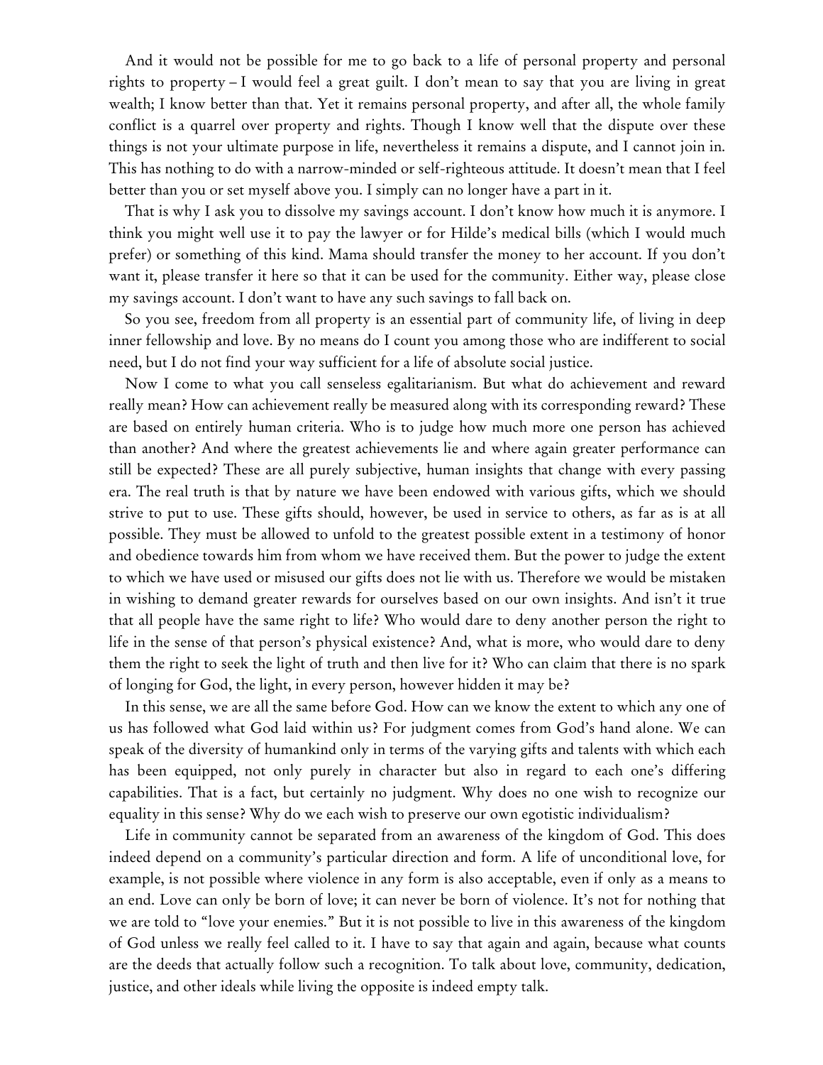And it would not be possible for me to go back to a life of personal property and personal rights to property – I would feel a great guilt. I don't mean to say that you are living in great wealth; I know better than that. Yet it remains personal property, and after all, the whole family conflict is a quarrel over property and rights. Though I know well that the dispute over these things is not your ultimate purpose in life, nevertheless it remains a dispute, and I cannot join in. This has nothing to do with a narrow-minded or self-righteous attitude. It doesn't mean that I feel better than you or set myself above you. I simply can no longer have a part in it.

That is why I ask you to dissolve my savings account. I don't know how much it is anymore. I think you might well use it to pay the lawyer or for Hilde's medical bills (which I would much prefer) or something of this kind. Mama should transfer the money to her account. If you don't want it, please transfer it here so that it can be used for the community. Either way, please close my savings account. I don't want to have any such savings to fall back on.

So you see, freedom from all property is an essential part of community life, of living in deep inner fellowship and love. By no means do I count you among those who are indifferent to social need, but I do not find your way sufficient for a life of absolute social justice.

Now I come to what you call senseless egalitarianism. But what do achievement and reward really mean? How can achievement really be measured along with its corresponding reward? These are based on entirely human criteria. Who is to judge how much more one person has achieved than another? And where the greatest achievements lie and where again greater performance can still be expected? These are all purely subjective, human insights that change with every passing era. The real truth is that by nature we have been endowed with various gifts, which we should strive to put to use. These gifts should, however, be used in service to others, as far as is at all possible. They must be allowed to unfold to the greatest possible extent in a testimony of honor and obedience towards him from whom we have received them. But the power to judge the extent to which we have used or misused our gifts does not lie with us. Therefore we would be mistaken in wishing to demand greater rewards for ourselves based on our own insights. And isn't it true that all people have the same right to life? Who would dare to deny another person the right to life in the sense of that person's physical existence? And, what is more, who would dare to deny them the right to seek the light of truth and then live for it? Who can claim that there is no spark of longing for God, the light, in every person, however hidden it may be?

In this sense, we are all the same before God. How can we know the extent to which any one of us has followed what God laid within us? For judgment comes from God's hand alone. We can speak of the diversity of humankind only in terms of the varying gifts and talents with which each has been equipped, not only purely in character but also in regard to each one's differing capabilities. That is a fact, but certainly no judgment. Why does no one wish to recognize our equality in this sense? Why do we each wish to preserve our own egotistic individualism?

Life in community cannot be separated from an awareness of the kingdom of God. This does indeed depend on a community's particular direction and form. A life of unconditional love, for example, is not possible where violence in any form is also acceptable, even if only as a means to an end. Love can only be born of love; it can never be born of violence. It's not for nothing that we are told to "love your enemies." But it is not possible to live in this awareness of the kingdom of God unless we really feel called to it. I have to say that again and again, because what counts are the deeds that actually follow such a recognition. To talk about love, community, dedication, justice, and other ideals while living the opposite is indeed empty talk.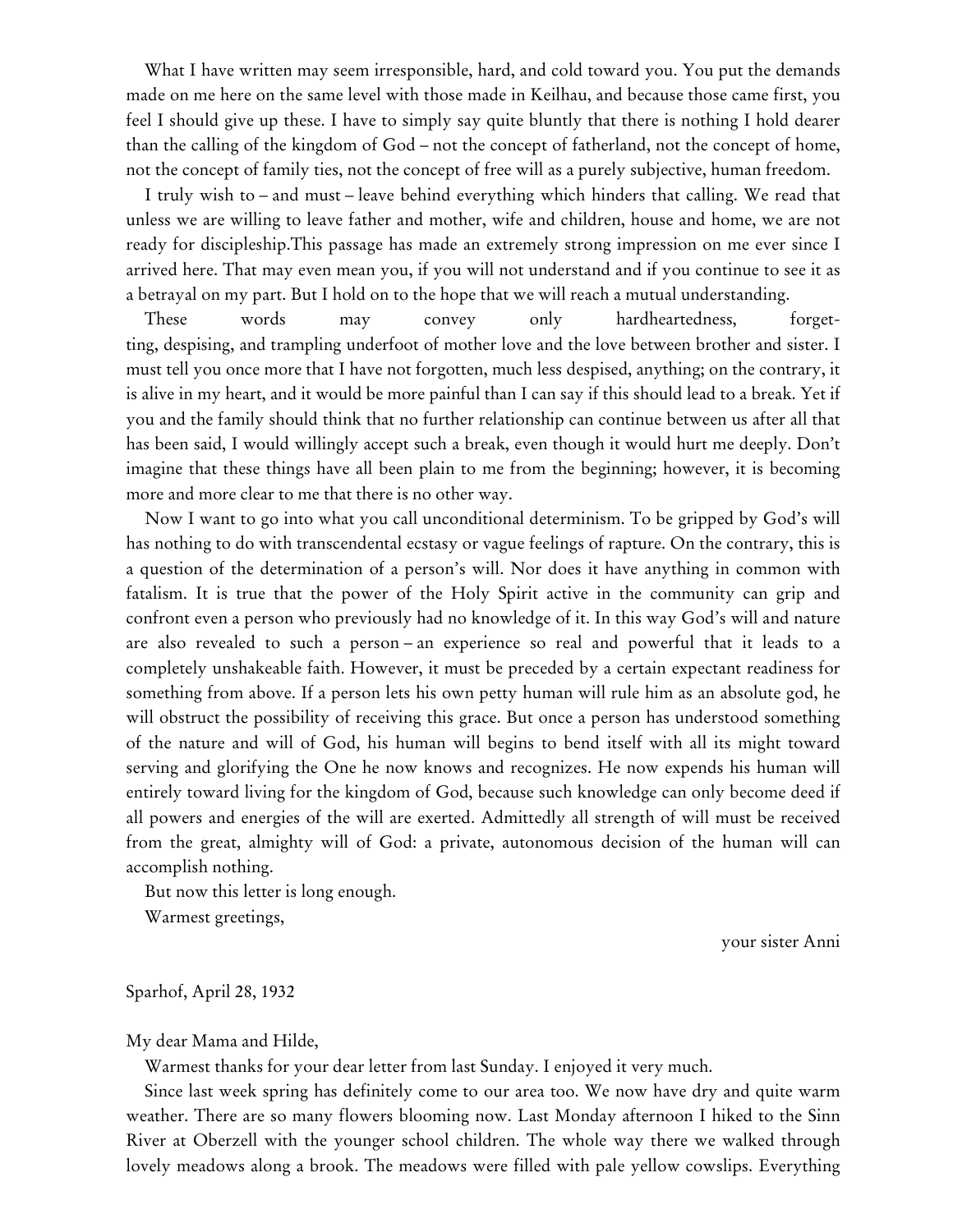What I have written may seem irresponsible, hard, and cold toward you. You put the demands made on me here on the same level with those made in Keilhau, and because those came first, you feel I should give up these. I have to simply say quite bluntly that there is nothing I hold dearer than the calling of the kingdom of God – not the concept of fatherland, not the concept of home, not the concept of family ties, not the concept of free will as a purely subjective, human freedom.

I truly wish to – and must – leave behind everything which hinders that calling. We read that unless we are willing to leave father and mother, wife and children, house and home, we are not ready for discipleship.This passage has made an extremely strong impression on me ever since I arrived here. That may even mean you, if you will not understand and if you continue to see it as a betrayal on my part. But I hold on to the hope that we will reach a mutual understanding.

These words may convey only hardheartedness, forgetting, despising, and trampling underfoot of mother love and the love between brother and sister. I must tell you once more that I have not forgotten, much less despised, anything; on the contrary, it is alive in my heart, and it would be more painful than I can say if this should lead to a break. Yet if you and the family should think that no further relationship can continue between us after all that has been said, I would willingly accept such a break, even though it would hurt me deeply. Don't imagine that these things have all been plain to me from the beginning; however, it is becoming more and more clear to me that there is no other way.

Now I want to go into what you call unconditional determinism. To be gripped by God's will has nothing to do with transcendental ecstasy or vague feelings of rapture. On the contrary, this is a question of the determination of a person's will. Nor does it have anything in common with fatalism. It is true that the power of the Holy Spirit active in the community can grip and confront even a person who previously had no knowledge of it. In this way God's will and nature are also revealed to such a person – an experience so real and powerful that it leads to a completely unshakeable faith. However, it must be preceded by a certain expectant readiness for something from above. If a person lets his own petty human will rule him as an absolute god, he will obstruct the possibility of receiving this grace. But once a person has understood something of the nature and will of God, his human will begins to bend itself with all its might toward serving and glorifying the One he now knows and recognizes. He now expends his human will entirely toward living for the kingdom of God, because such knowledge can only become deed if all powers and energies of the will are exerted. Admittedly all strength of will must be received from the great, almighty will of God: a private, autonomous decision of the human will can accomplish nothing.

But now this letter is long enough.

Warmest greetings,

your sister Anni

Sparhof, April 28, 1932

My dear Mama and Hilde,

Warmest thanks for your dear letter from last Sunday. I enjoyed it very much.

Since last week spring has definitely come to our area too. We now have dry and quite warm weather. There are so many flowers blooming now. Last Monday afternoon I hiked to the Sinn River at Oberzell with the younger school children. The whole way there we walked through lovely meadows along a brook. The meadows were filled with pale yellow cowslips. Everything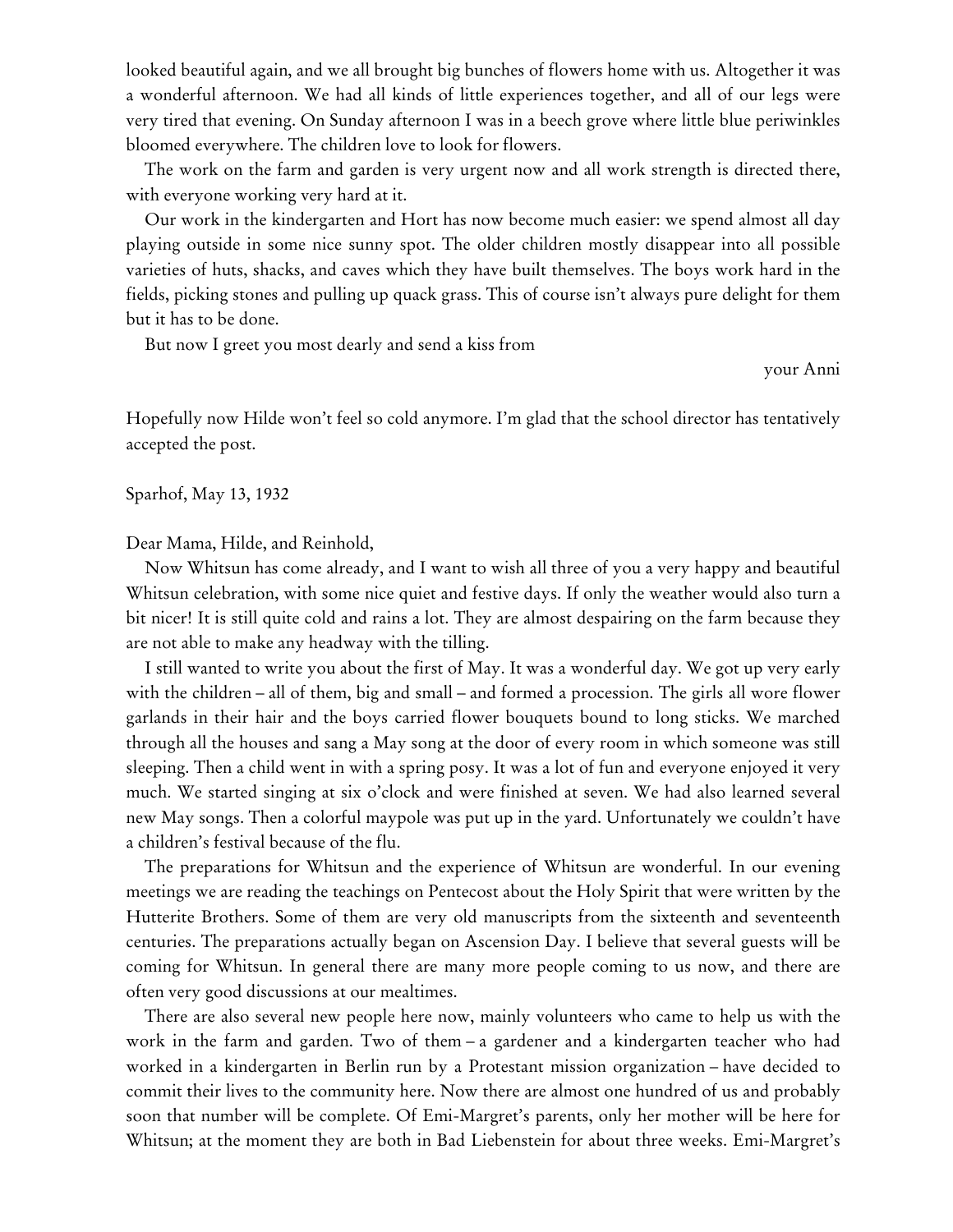looked beautiful again, and we all brought big bunches of flowers home with us. Altogether it was a wonderful afternoon. We had all kinds of little experiences together, and all of our legs were very tired that evening. On Sunday afternoon I was in a beech grove where little blue periwinkles bloomed everywhere. The children love to look for flowers.

The work on the farm and garden is very urgent now and all work strength is directed there, with everyone working very hard at it.

Our work in the kindergarten and Hort has now become much easier: we spend almost all day playing outside in some nice sunny spot. The older children mostly disappear into all possible varieties of huts, shacks, and caves which they have built themselves. The boys work hard in the fields, picking stones and pulling up quack grass. This of course isn't always pure delight for them but it has to be done.

But now I greet you most dearly and send a kiss from

your Anni

Hopefully now Hilde won't feel so cold anymore. I'm glad that the school director has tentatively accepted the post.

Sparhof, May 13, 1932

Dear Mama, Hilde, and Reinhold,

Now Whitsun has come already, and I want to wish all three of you a very happy and beautiful Whitsun celebration, with some nice quiet and festive days. If only the weather would also turn a bit nicer! It is still quite cold and rains a lot. They are almost despairing on the farm because they are not able to make any headway with the tilling.

I still wanted to write you about the first of May. It was a wonderful day. We got up very early with the children – all of them, big and small – and formed a procession. The girls all wore flower garlands in their hair and the boys carried flower bouquets bound to long sticks. We marched through all the houses and sang a May song at the door of every room in which someone was still sleeping. Then a child went in with a spring posy. It was a lot of fun and everyone enjoyed it very much. We started singing at six o'clock and were finished at seven. We had also learned several new May songs. Then a colorful maypole was put up in the yard. Unfortunately we couldn't have a children's festival because of the flu.

The preparations for Whitsun and the experience of Whitsun are wonderful. In our evening meetings we are reading the teachings on Pentecost about the Holy Spirit that were written by the Hutterite Brothers. Some of them are very old manuscripts from the sixteenth and seventeenth centuries. The preparations actually began on Ascension Day. I believe that several guests will be coming for Whitsun. In general there are many more people coming to us now, and there are often very good discussions at our mealtimes.

There are also several new people here now, mainly volunteers who came to help us with the work in the farm and garden. Two of them – a gardener and a kindergarten teacher who had worked in a kindergarten in Berlin run by a Protestant mission organization – have decided to commit their lives to the community here. Now there are almost one hundred of us and probably soon that number will be complete. Of Emi-Margret's parents, only her mother will be here for Whitsun; at the moment they are both in Bad Liebenstein for about three weeks. Emi-Margret's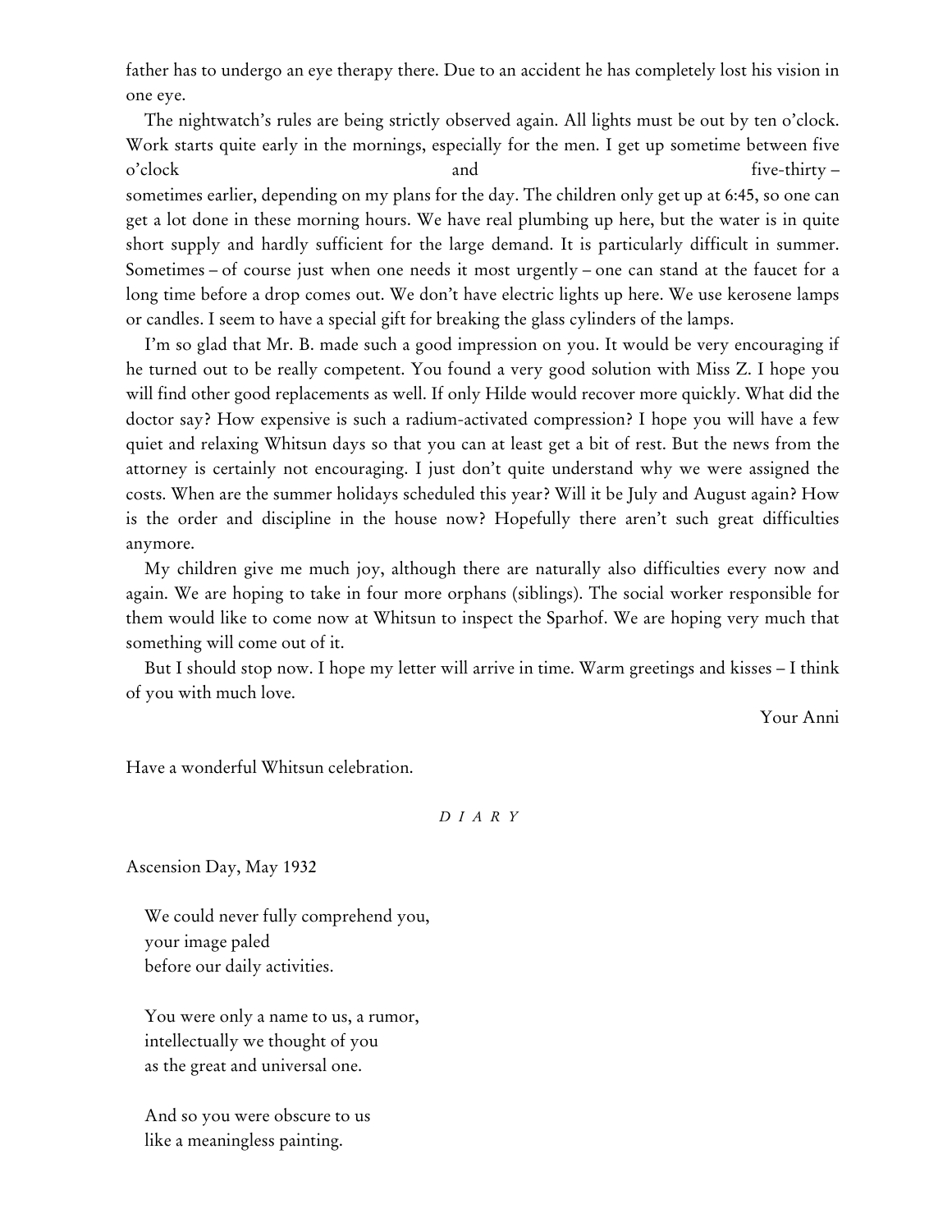father has to undergo an eye therapy there. Due to an accident he has completely lost his vision in one eye.

The nightwatch's rules are being strictly observed again. All lights must be out by ten o'clock. Work starts quite early in the mornings, especially for the men. I get up sometime between five o'clock and five-thirty – sometimes earlier, depending on my plans for the day. The children only get up at 6:45, so one can get a lot done in these morning hours. We have real plumbing up here, but the water is in quite short supply and hardly sufficient for the large demand. It is particularly difficult in summer. Sometimes – of course just when one needs it most urgently – one can stand at the faucet for a long time before a drop comes out. We don't have electric lights up here. We use kerosene lamps or candles. I seem to have a special gift for breaking the glass cylinders of the lamps.

I'm so glad that Mr. B. made such a good impression on you. It would be very encouraging if he turned out to be really competent. You found a very good solution with Miss Z. I hope you will find other good replacements as well. If only Hilde would recover more quickly. What did the doctor say? How expensive is such a radium-activated compression? I hope you will have a few quiet and relaxing Whitsun days so that you can at least get a bit of rest. But the news from the attorney is certainly not encouraging. I just don't quite understand why we were assigned the costs. When are the summer holidays scheduled this year? Will it be July and August again? How is the order and discipline in the house now? Hopefully there aren't such great difficulties anymore.

My children give me much joy, although there are naturally also difficulties every now and again. We are hoping to take in four more orphans (siblings). The social worker responsible for them would like to come now at Whitsun to inspect the Sparhof. We are hoping very much that something will come out of it.

But I should stop now. I hope my letter will arrive in time. Warm greetings and kisses – I think of you with much love.

Your Anni

Have a wonderful Whitsun celebration.

*DIARY*

Ascension Day, May 1932

We could never fully comprehend you,  
your image paled  
before our daily activities.

You were only a name to us, a rumor,  
intellectually we thought of you  
as the great and universal one.

And so you were obscure to us  
like a meaningless painting.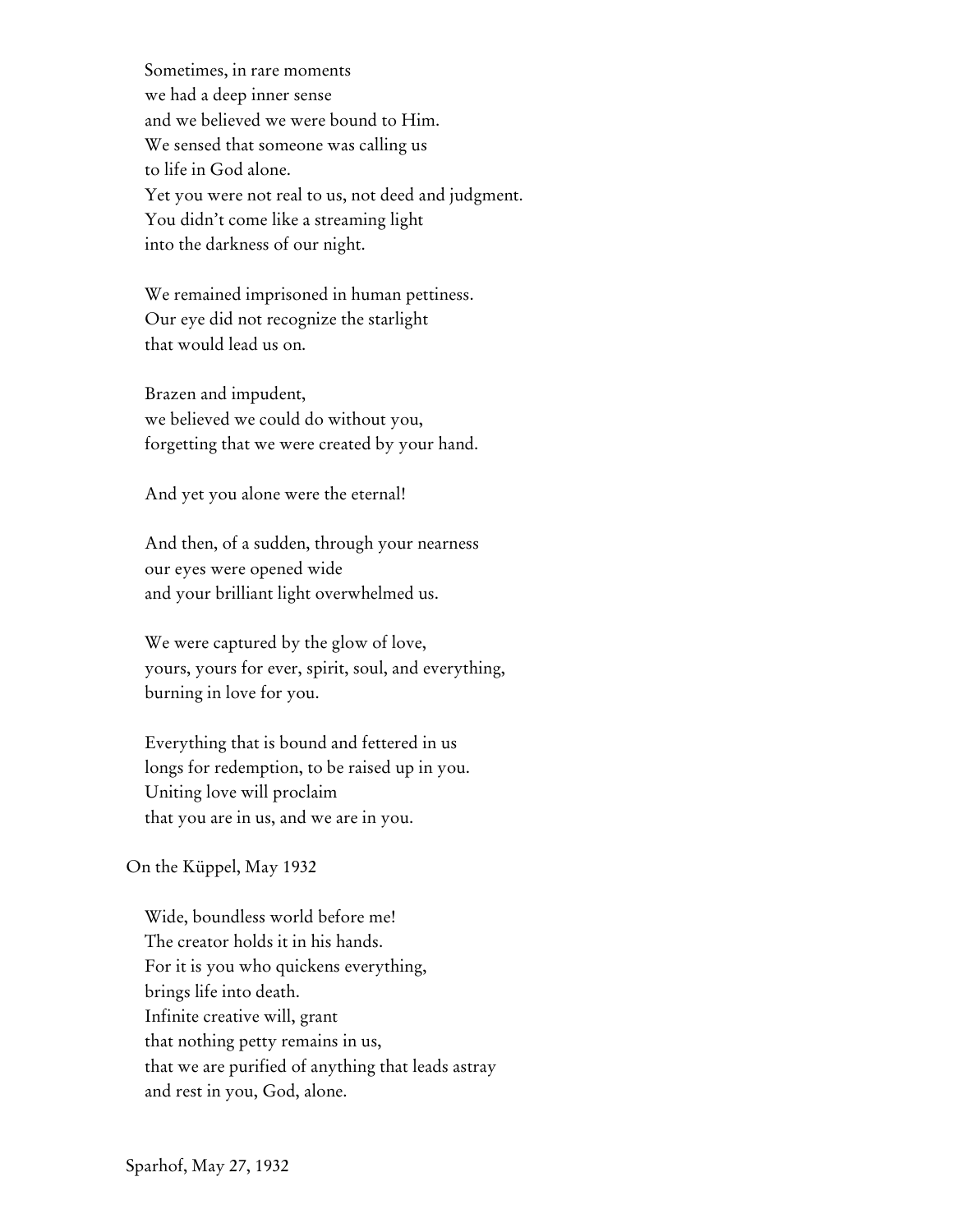Sometimes, in rare moments  
we had a deep inner sense  
and we believed we were bound to Him.  
We sensed that someone was calling us  
to life in God alone.  
Yet you were not real to us, not deed and judgment.  
You didn't come like a streaming light  
into the darkness of our night.

We remained imprisoned in human pettiness.  
Our eye did not recognize the starlight  
that would lead us on.

Brazen and impudent,  
we believed we could do without you,  
forgetting that we were created by your hand.

And yet you alone were the eternal!

And then, of a sudden, through your nearness  
our eyes were opened wide  
and your brilliant light overwhelmed us.

We were captured by the glow of love,  
yours, yours for ever, spirit, soul, and everything,  
burning in love for you.

Everything that is bound and fettered in us  
longs for redemption, to be raised up in you.  
Uniting love will proclaim  
that you are in us, and we are in you.

On the Küppel, May 1932

Wide, boundless world before me!  
The creator holds it in his hands.  
For it is you who quickens everything,  
brings life into death.  
Infinite creative will, grant  
that nothing petty remains in us,  
that we are purified of anything that leads astray  
and rest in you, God, alone.

Sparhof, May 27, 1932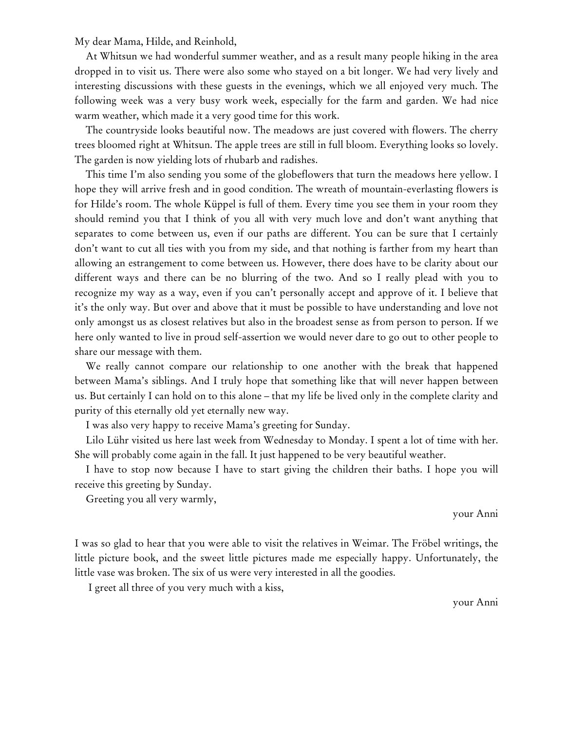My dear Mama, Hilde, and Reinhold,

At Whitsun we had wonderful summer weather, and as a result many people hiking in the area dropped in to visit us. There were also some who stayed on a bit longer. We had very lively and interesting discussions with these guests in the evenings, which we all enjoyed very much. The following week was a very busy work week, especially for the farm and garden. We had nice warm weather, which made it a very good time for this work.

The countryside looks beautiful now. The meadows are just covered with flowers. The cherry trees bloomed right at Whitsun. The apple trees are still in full bloom. Everything looks so lovely. The garden is now yielding lots of rhubarb and radishes.

This time I'm also sending you some of the globeflowers that turn the meadows here yellow. I hope they will arrive fresh and in good condition. The wreath of mountain-everlasting flowers is for Hilde's room. The whole Küppel is full of them. Every time you see them in your room they should remind you that I think of you all with very much love and don't want anything that separates to come between us, even if our paths are different. You can be sure that I certainly don't want to cut all ties with you from my side, and that nothing is farther from my heart than allowing an estrangement to come between us. However, there does have to be clarity about our different ways and there can be no blurring of the two. And so I really plead with you to recognize my way as a way, even if you can't personally accept and approve of it. I believe that it's the only way. But over and above that it must be possible to have understanding and love not only amongst us as closest relatives but also in the broadest sense as from person to person. If we here only wanted to live in proud self-assertion we would never dare to go out to other people to share our message with them.

We really cannot compare our relationship to one another with the break that happened between Mama's siblings. And I truly hope that something like that will never happen between us. But certainly I can hold on to this alone – that my life be lived only in the complete clarity and purity of this eternally old yet eternally new way.

I was also very happy to receive Mama's greeting for Sunday.

Lilo Lühr visited us here last week from Wednesday to Monday. I spent a lot of time with her. She will probably come again in the fall. It just happened to be very beautiful weather.

I have to stop now because I have to start giving the children their baths. I hope you will receive this greeting by Sunday.

Greeting you all very warmly,

your Anni

I was so glad to hear that you were able to visit the relatives in Weimar. The Fröbel writings, the little picture book, and the sweet little pictures made me especially happy. Unfortunately, the little vase was broken. The six of us were very interested in all the goodies.

I greet all three of you very much with a kiss,

your Anni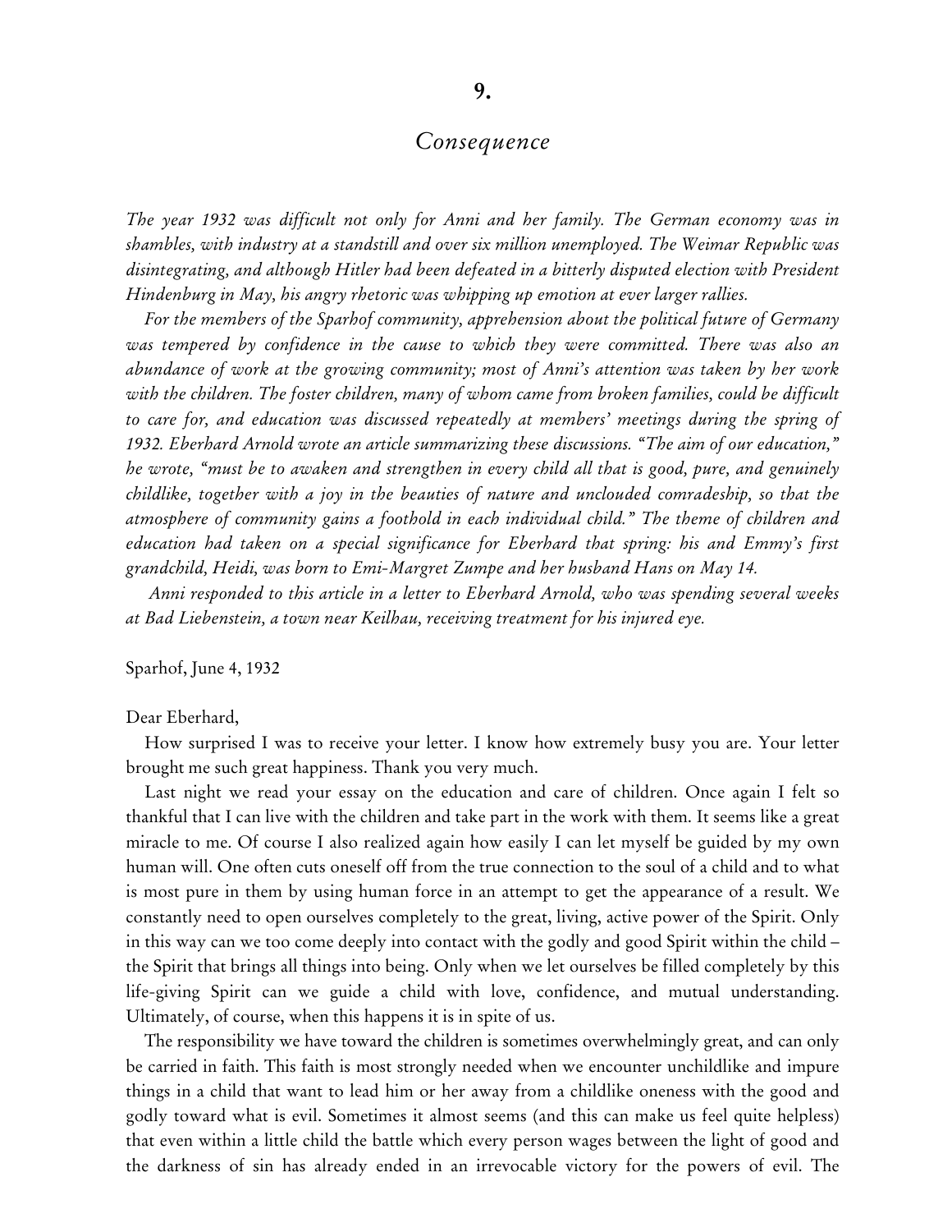# 9.

## *Consequence*

*The year 1932 was difficult not only for Anni and her family. The German economy was in shambles, with industry at a standstill and over six million unemployed. The Weimar Republic was disintegrating, and although Hitler had been defeated in a bitterly disputed election with President Hindenburg in May, his angry rhetoric was whipping up emotion at ever larger rallies.*

*For the members of the Sparhof community, apprehension about the political future of Germany was tempered by confidence in the cause to which they were committed. There was also an abundance of work at the growing community; most of Anni's attention was taken by her work with the children. The foster children, many of whom came from broken families, could be difficult to care for, and education was discussed repeatedly at members' meetings during the spring of 1932. Eberhard Arnold wrote an article summarizing these discussions. "The aim of our education," he wrote, "must be to awaken and strengthen in every child all that is good, pure, and genuinely childlike, together with a joy in the beauties of nature and unclouded comradeship, so that the atmosphere of community gains a foothold in each individual child." The theme of children and education had taken on a special significance for Eberhard that spring: his and Emmy's first grandchild, Heidi, was born to Emi-Margret Zumpe and her husband Hans on May 14.*

*Anni responded to this article in a letter to Eberhard Arnold, who was spending several weeks at Bad Liebenstein, a town near Keilhau, receiving treatment for his injured eye.*

Sparhof, June 4, 1932

Dear Eberhard,

How surprised I was to receive your letter. I know how extremely busy you are. Your letter brought me such great happiness. Thank you very much.

Last night we read your essay on the education and care of children. Once again I felt so thankful that I can live with the children and take part in the work with them. It seems like a great miracle to me. Of course I also realized again how easily I can let myself be guided by my own human will. One often cuts oneself off from the true connection to the soul of a child and to what is most pure in them by using human force in an attempt to get the appearance of a result. We constantly need to open ourselves completely to the great, living, active power of the Spirit. Only in this way can we too come deeply into contact with the godly and good Spirit within the child – the Spirit that brings all things into being. Only when we let ourselves be filled completely by this life-giving Spirit can we guide a child with love, confidence, and mutual understanding. Ultimately, of course, when this happens it is in spite of us.

The responsibility we have toward the children is sometimes overwhelmingly great, and can only be carried in faith. This faith is most strongly needed when we encounter unchildlike and impure things in a child that want to lead him or her away from a childlike oneness with the good and godly toward what is evil. Sometimes it almost seems (and this can make us feel quite helpless) that even within a little child the battle which every person wages between the light of good and the darkness of sin has already ended in an irrevocable victory for the powers of evil. The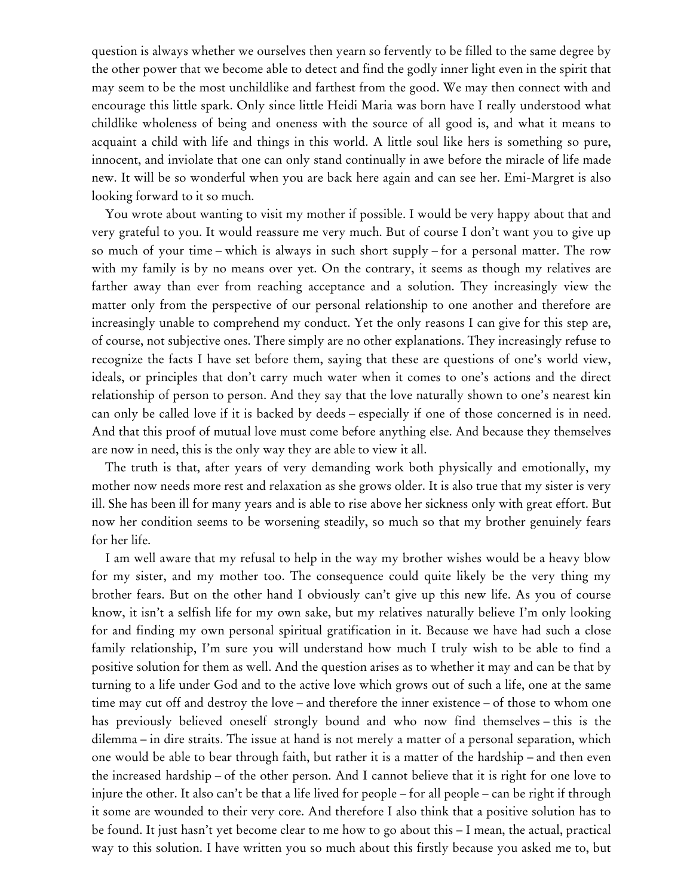question is always whether we ourselves then yearn so fervently to be filled to the same degree by the other power that we become able to detect and find the godly inner light even in the spirit that may seem to be the most unchildlike and farthest from the good. We may then connect with and encourage this little spark. Only since little Heidi Maria was born have I really understood what childlike wholeness of being and oneness with the source of all good is, and what it means to acquaint a child with life and things in this world. A little soul like hers is something so pure, innocent, and inviolate that one can only stand continually in awe before the miracle of life made new. It will be so wonderful when you are back here again and can see her. Emi-Margret is also looking forward to it so much.

You wrote about wanting to visit my mother if possible. I would be very happy about that and very grateful to you. It would reassure me very much. But of course I don't want you to give up so much of your time – which is always in such short supply – for a personal matter. The row with my family is by no means over yet. On the contrary, it seems as though my relatives are farther away than ever from reaching acceptance and a solution. They increasingly view the matter only from the perspective of our personal relationship to one another and therefore are increasingly unable to comprehend my conduct. Yet the only reasons I can give for this step are, of course, not subjective ones. There simply are no other explanations. They increasingly refuse to recognize the facts I have set before them, saying that these are questions of one's world view, ideals, or principles that don't carry much water when it comes to one's actions and the direct relationship of person to person. And they say that the love naturally shown to one's nearest kin can only be called love if it is backed by deeds – especially if one of those concerned is in need. And that this proof of mutual love must come before anything else. And because they themselves are now in need, this is the only way they are able to view it all.

The truth is that, after years of very demanding work both physically and emotionally, my mother now needs more rest and relaxation as she grows older. It is also true that my sister is very ill. She has been ill for many years and is able to rise above her sickness only with great effort. But now her condition seems to be worsening steadily, so much so that my brother genuinely fears for her life.

I am well aware that my refusal to help in the way my brother wishes would be a heavy blow for my sister, and my mother too. The consequence could quite likely be the very thing my brother fears. But on the other hand I obviously can't give up this new life. As you of course know, it isn't a selfish life for my own sake, but my relatives naturally believe I'm only looking for and finding my own personal spiritual gratification in it. Because we have had such a close family relationship, I'm sure you will understand how much I truly wish to be able to find a positive solution for them as well. And the question arises as to whether it may and can be that by turning to a life under God and to the active love which grows out of such a life, one at the same time may cut off and destroy the love – and therefore the inner existence – of those to whom one has previously believed oneself strongly bound and who now find themselves – this is the dilemma – in dire straits. The issue at hand is not merely a matter of a personal separation, which one would be able to bear through faith, but rather it is a matter of the hardship – and then even the increased hardship – of the other person. And I cannot believe that it is right for one love to injure the other. It also can't be that a life lived for people – for all people – can be right if through it some are wounded to their very core. And therefore I also think that a positive solution has to be found. It just hasn't yet become clear to me how to go about this – I mean, the actual, practical way to this solution. I have written you so much about this firstly because you asked me to, but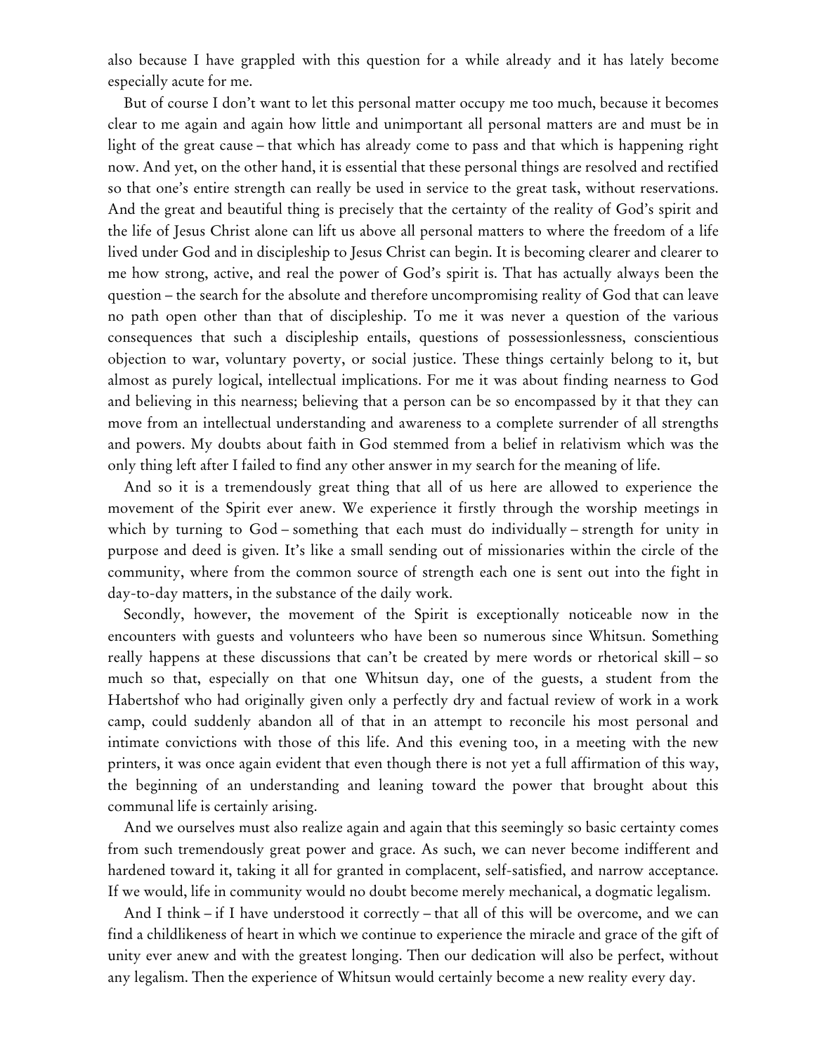also because I have grappled with this question for a while already and it has lately become especially acute for me.

But of course I don't want to let this personal matter occupy me too much, because it becomes clear to me again and again how little and unimportant all personal matters are and must be in light of the great cause – that which has already come to pass and that which is happening right now. And yet, on the other hand, it is essential that these personal things are resolved and rectified so that one's entire strength can really be used in service to the great task, without reservations. And the great and beautiful thing is precisely that the certainty of the reality of God's spirit and the life of Jesus Christ alone can lift us above all personal matters to where the freedom of a life lived under God and in discipleship to Jesus Christ can begin. It is becoming clearer and clearer to me how strong, active, and real the power of God's spirit is. That has actually always been the question – the search for the absolute and therefore uncompromising reality of God that can leave no path open other than that of discipleship. To me it was never a question of the various consequences that such a discipleship entails, questions of possessionlessness, conscientious objection to war, voluntary poverty, or social justice. These things certainly belong to it, but almost as purely logical, intellectual implications. For me it was about finding nearness to God and believing in this nearness; believing that a person can be so encompassed by it that they can move from an intellectual understanding and awareness to a complete surrender of all strengths and powers. My doubts about faith in God stemmed from a belief in relativism which was the only thing left after I failed to find any other answer in my search for the meaning of life.

And so it is a tremendously great thing that all of us here are allowed to experience the movement of the Spirit ever anew. We experience it firstly through the worship meetings in which by turning to God – something that each must do individually – strength for unity in purpose and deed is given. It's like a small sending out of missionaries within the circle of the community, where from the common source of strength each one is sent out into the fight in day-to-day matters, in the substance of the daily work.

Secondly, however, the movement of the Spirit is exceptionally noticeable now in the encounters with guests and volunteers who have been so numerous since Whitsun. Something really happens at these discussions that can't be created by mere words or rhetorical skill – so much so that, especially on that one Whitsun day, one of the guests, a student from the Habertshof who had originally given only a perfectly dry and factual review of work in a work camp, could suddenly abandon all of that in an attempt to reconcile his most personal and intimate convictions with those of this life. And this evening too, in a meeting with the new printers, it was once again evident that even though there is not yet a full affirmation of this way, the beginning of an understanding and leaning toward the power that brought about this communal life is certainly arising.

And we ourselves must also realize again and again that this seemingly so basic certainty comes from such tremendously great power and grace. As such, we can never become indifferent and hardened toward it, taking it all for granted in complacent, self-satisfied, and narrow acceptance. If we would, life in community would no doubt become merely mechanical, a dogmatic legalism.

And I think – if I have understood it correctly – that all of this will be overcome, and we can find a childlikeness of heart in which we continue to experience the miracle and grace of the gift of unity ever anew and with the greatest longing. Then our dedication will also be perfect, without any legalism. Then the experience of Whitsun would certainly become a new reality every day.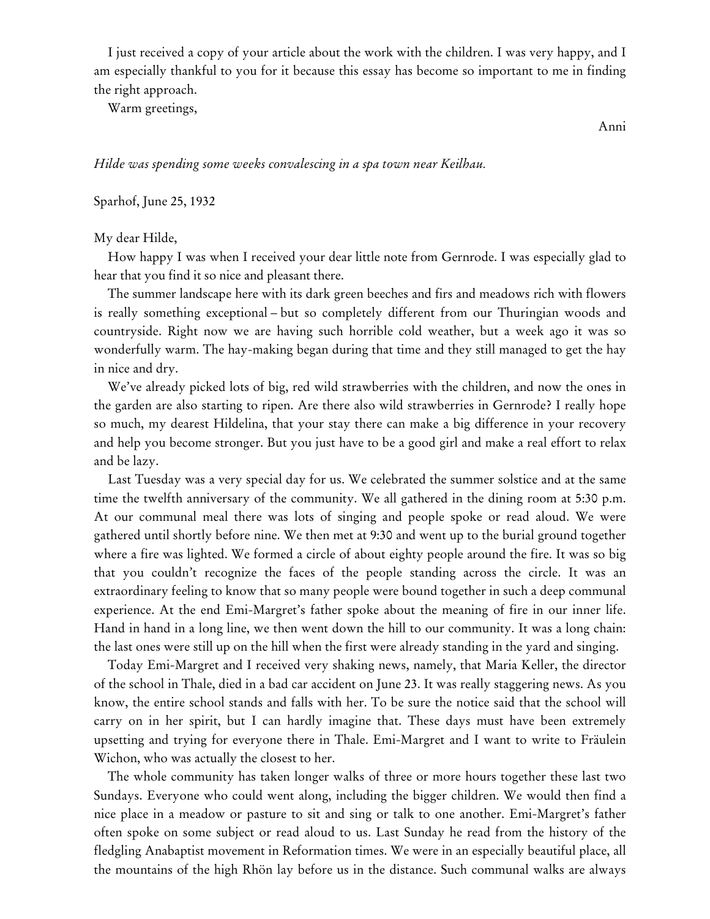I just received a copy of your article about the work with the children. I was very happy, and I am especially thankful to you for it because this essay has become so important to me in finding the right approach.

Warm greetings,

Anni

*Hilde was spending some weeks convalescing in a spa town near Keilhau.*

Sparhof, June 25, 1932

My dear Hilde,

How happy I was when I received your dear little note from Gernrode. I was especially glad to hear that you find it so nice and pleasant there.

The summer landscape here with its dark green beeches and firs and meadows rich with flowers is really something exceptional – but so completely different from our Thuringian woods and countryside. Right now we are having such horrible cold weather, but a week ago it was so wonderfully warm. The hay-making began during that time and they still managed to get the hay in nice and dry.

We've already picked lots of big, red wild strawberries with the children, and now the ones in the garden are also starting to ripen. Are there also wild strawberries in Gernrode? I really hope so much, my dearest Hildelina, that your stay there can make a big difference in your recovery and help you become stronger. But you just have to be a good girl and make a real effort to relax and be lazy.

Last Tuesday was a very special day for us. We celebrated the summer solstice and at the same time the twelfth anniversary of the community. We all gathered in the dining room at 5:30 p.m. At our communal meal there was lots of singing and people spoke or read aloud. We were gathered until shortly before nine. We then met at 9:30 and went up to the burial ground together where a fire was lighted. We formed a circle of about eighty people around the fire. It was so big that you couldn't recognize the faces of the people standing across the circle. It was an extraordinary feeling to know that so many people were bound together in such a deep communal experience. At the end Emi-Margret's father spoke about the meaning of fire in our inner life. Hand in hand in a long line, we then went down the hill to our community. It was a long chain: the last ones were still up on the hill when the first were already standing in the yard and singing.

Today Emi-Margret and I received very shaking news, namely, that Maria Keller, the director of the school in Thale, died in a bad car accident on June 23. It was really staggering news. As you know, the entire school stands and falls with her. To be sure the notice said that the school will carry on in her spirit, but I can hardly imagine that. These days must have been extremely upsetting and trying for everyone there in Thale. Emi-Margret and I want to write to Fräulein Wichon, who was actually the closest to her.

The whole community has taken longer walks of three or more hours together these last two Sundays. Everyone who could went along, including the bigger children. We would then find a nice place in a meadow or pasture to sit and sing or talk to one another. Emi-Margret's father often spoke on some subject or read aloud to us. Last Sunday he read from the history of the fledgling Anabaptist movement in Reformation times. We were in an especially beautiful place, all the mountains of the high Rhön lay before us in the distance. Such communal walks are always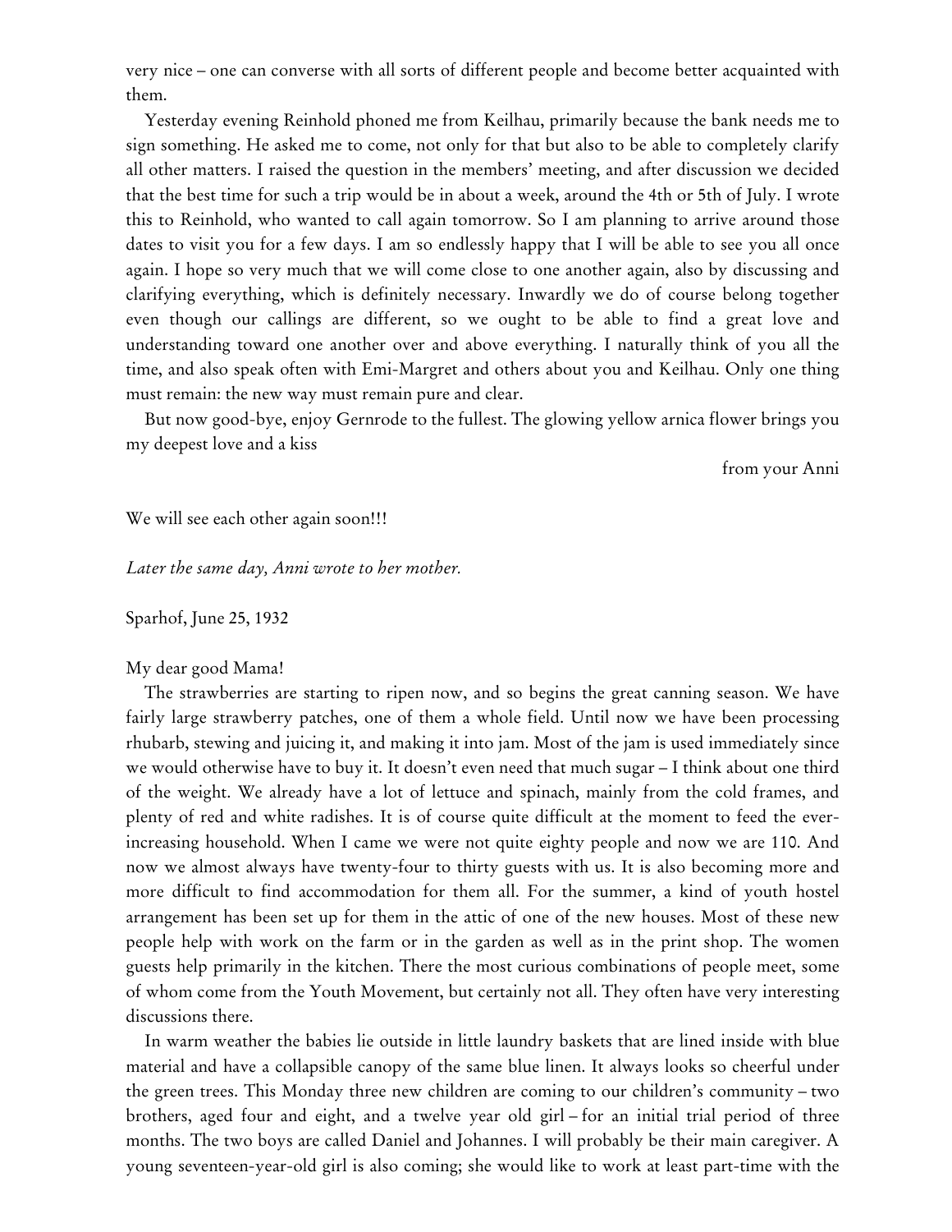very nice – one can converse with all sorts of different people and become better acquainted with them.

Yesterday evening Reinhold phoned me from Keilhau, primarily because the bank needs me to sign something. He asked me to come, not only for that but also to be able to completely clarify all other matters. I raised the question in the members' meeting, and after discussion we decided that the best time for such a trip would be in about a week, around the 4th or 5th of July. I wrote this to Reinhold, who wanted to call again tomorrow. So I am planning to arrive around those dates to visit you for a few days. I am so endlessly happy that I will be able to see you all once again. I hope so very much that we will come close to one another again, also by discussing and clarifying everything, which is definitely necessary. Inwardly we do of course belong together even though our callings are different, so we ought to be able to find a great love and understanding toward one another over and above everything. I naturally think of you all the time, and also speak often with Emi-Margret and others about you and Keilhau. Only one thing must remain: the new way must remain pure and clear.

But now good-bye, enjoy Gernrode to the fullest. The glowing yellow arnica flower brings you my deepest love and a kiss

from your Anni

We will see each other again soon!!!

*Later the same day, Anni wrote to her mother.*

Sparhof, June 25, 1932

My dear good Mama!

The strawberries are starting to ripen now, and so begins the great canning season. We have fairly large strawberry patches, one of them a whole field. Until now we have been processing rhubarb, stewing and juicing it, and making it into jam. Most of the jam is used immediately since we would otherwise have to buy it. It doesn't even need that much sugar – I think about one third of the weight. We already have a lot of lettuce and spinach, mainly from the cold frames, and plenty of red and white radishes. It is of course quite difficult at the moment to feed the ever-increasing household. When I came we were not quite eighty people and now we are 110. And now we almost always have twenty-four to thirty guests with us. It is also becoming more and more difficult to find accommodation for them all. For the summer, a kind of youth hostel arrangement has been set up for them in the attic of one of the new houses. Most of these new people help with work on the farm or in the garden as well as in the print shop. The women guests help primarily in the kitchen. There the most curious combinations of people meet, some of whom come from the Youth Movement, but certainly not all. They often have very interesting discussions there.

In warm weather the babies lie outside in little laundry baskets that are lined inside with blue material and have a collapsible canopy of the same blue linen. It always looks so cheerful under the green trees. This Monday three new children are coming to our children's community – two brothers, aged four and eight, and a twelve year old girl – for an initial trial period of three months. The two boys are called Daniel and Johannes. I will probably be their main caregiver. A young seventeen-year-old girl is also coming; she would like to work at least part-time with the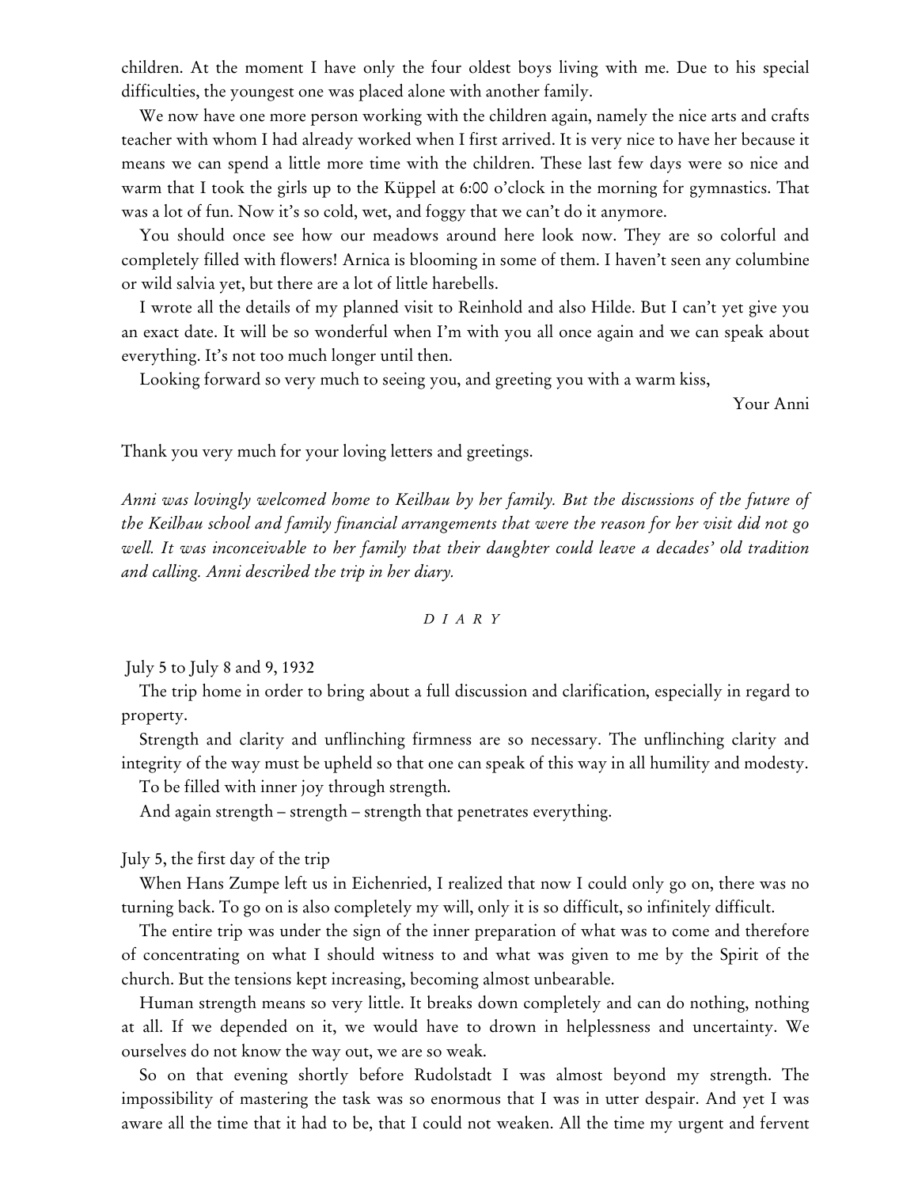children. At the moment I have only the four oldest boys living with me. Due to his special difficulties, the youngest one was placed alone with another family.

We now have one more person working with the children again, namely the nice arts and crafts teacher with whom I had already worked when I first arrived. It is very nice to have her because it means we can spend a little more time with the children. These last few days were so nice and warm that I took the girls up to the Küppel at 6:00 o'clock in the morning for gymnastics. That was a lot of fun. Now it's so cold, wet, and foggy that we can't do it anymore.

You should once see how our meadows around here look now. They are so colorful and completely filled with flowers! Arnica is blooming in some of them. I haven't seen any columbine or wild salvia yet, but there are a lot of little harebells.

I wrote all the details of my planned visit to Reinhold and also Hilde. But I can't yet give you an exact date. It will be so wonderful when I'm with you all once again and we can speak about everything. It's not too much longer until then.

Looking forward so very much to seeing you, and greeting you with a warm kiss,

Your Anni

Thank you very much for your loving letters and greetings.

*Anni was lovingly welcomed home to Keilhau by her family. But the discussions of the future of the Keilhau school and family financial arrangements that were the reason for her visit did not go well. It was inconceivable to her family that their daughter could leave a decades' old tradition and calling. Anni described the trip in her diary.*

*DIARY*

July 5 to July 8 and 9, 1932

The trip home in order to bring about a full discussion and clarification, especially in regard to property.

Strength and clarity and unflinching firmness are so necessary. The unflinching clarity and integrity of the way must be upheld so that one can speak of this way in all humility and modesty.

To be filled with inner joy through strength.

And again strength – strength – strength that penetrates everything.

July 5, the first day of the trip

When Hans Zumpe left us in Eichenried, I realized that now I could only go on, there was no turning back. To go on is also completely my will, only it is so difficult, so infinitely difficult.

The entire trip was under the sign of the inner preparation of what was to come and therefore of concentrating on what I should witness to and what was given to me by the Spirit of the church. But the tensions kept increasing, becoming almost unbearable.

Human strength means so very little. It breaks down completely and can do nothing, nothing at all. If we depended on it, we would have to drown in helplessness and uncertainty. We ourselves do not know the way out, we are so weak.

So on that evening shortly before Rudolstadt I was almost beyond my strength. The impossibility of mastering the task was so enormous that I was in utter despair. And yet I was aware all the time that it had to be, that I could not weaken. All the time my urgent and fervent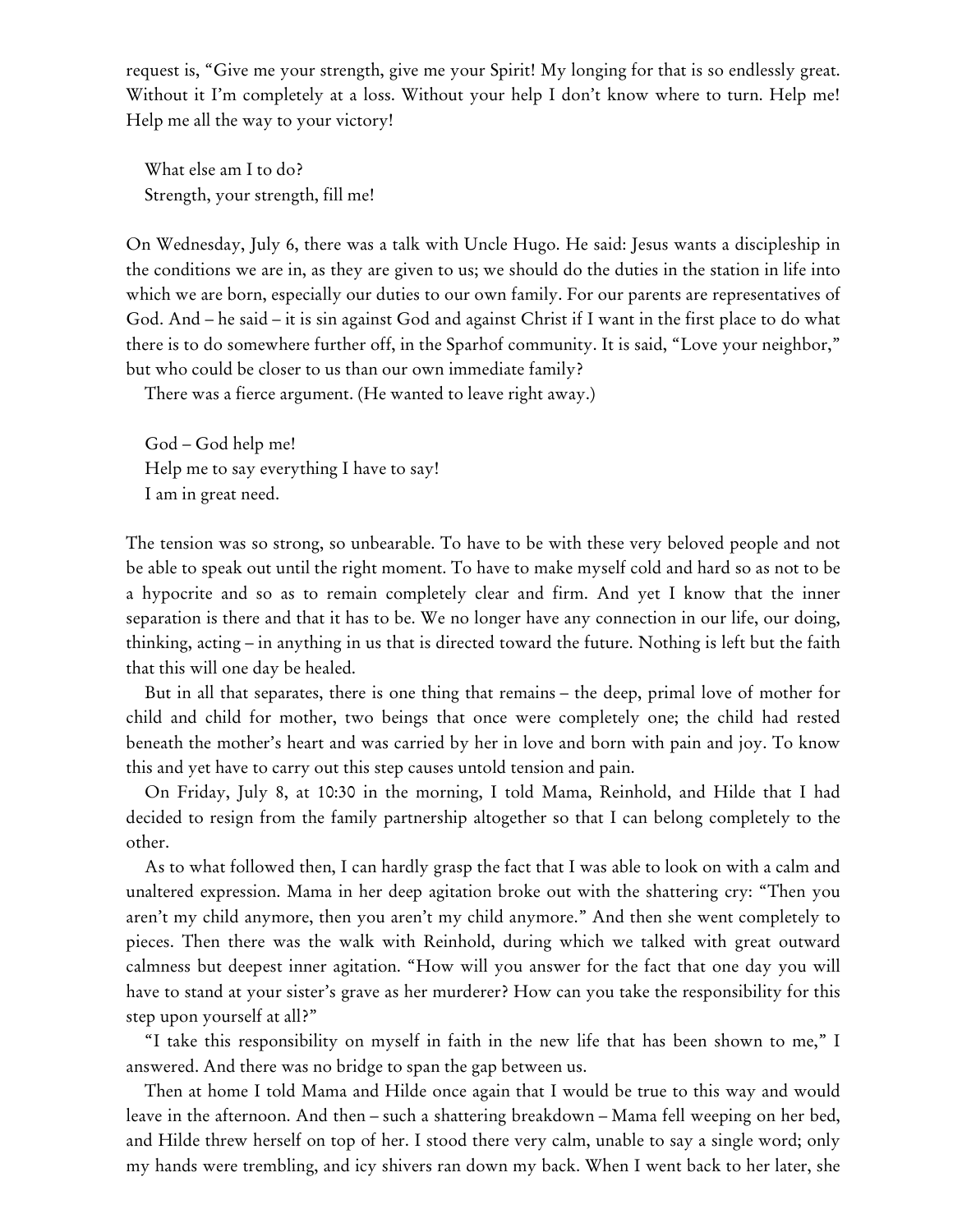request is, "Give me your strength, give me your Spirit! My longing for that is so endlessly great. Without it I'm completely at a loss. Without your help I don't know where to turn. Help me! Help me all the way to your victory!

What else am I to do?
Strength, your strength, fill me!

On Wednesday, July 6, there was a talk with Uncle Hugo. He said: Jesus wants a discipleship in the conditions we are in, as they are given to us; we should do the duties in the station in life into which we are born, especially our duties to our own family. For our parents are representatives of God. And – he said – it is sin against God and against Christ if I want in the first place to do what there is to do somewhere further off, in the Sparhof community. It is said, "Love your neighbor," but who could be closer to us than our own immediate family?

There was a fierce argument. (He wanted to leave right away.)

God – God help me!
Help me to say everything I have to say!
I am in great need.

The tension was so strong, so unbearable. To have to be with these very beloved people and not be able to speak out until the right moment. To have to make myself cold and hard so as not to be a hypocrite and so as to remain completely clear and firm. And yet I know that the inner separation is there and that it has to be. We no longer have any connection in our life, our doing, thinking, acting – in anything in us that is directed toward the future. Nothing is left but the faith that this will one day be healed.

But in all that separates, there is one thing that remains – the deep, primal love of mother for child and child for mother, two beings that once were completely one; the child had rested beneath the mother's heart and was carried by her in love and born with pain and joy. To know this and yet have to carry out this step causes untold tension and pain.

On Friday, July 8, at 10:30 in the morning, I told Mama, Reinhold, and Hilde that I had decided to resign from the family partnership altogether so that I can belong completely to the other.

As to what followed then, I can hardly grasp the fact that I was able to look on with a calm and unaltered expression. Mama in her deep agitation broke out with the shattering cry: "Then you aren't my child anymore, then you aren't my child anymore." And then she went completely to pieces. Then there was the walk with Reinhold, during which we talked with great outward calmness but deepest inner agitation. "How will you answer for the fact that one day you will have to stand at your sister's grave as her murderer? How can you take the responsibility for this step upon yourself at all?"

"I take this responsibility on myself in faith in the new life that has been shown to me," I answered. And there was no bridge to span the gap between us.

Then at home I told Mama and Hilde once again that I would be true to this way and would leave in the afternoon. And then – such a shattering breakdown – Mama fell weeping on her bed, and Hilde threw herself on top of her. I stood there very calm, unable to say a single word; only my hands were trembling, and icy shivers ran down my back. When I went back to her later, she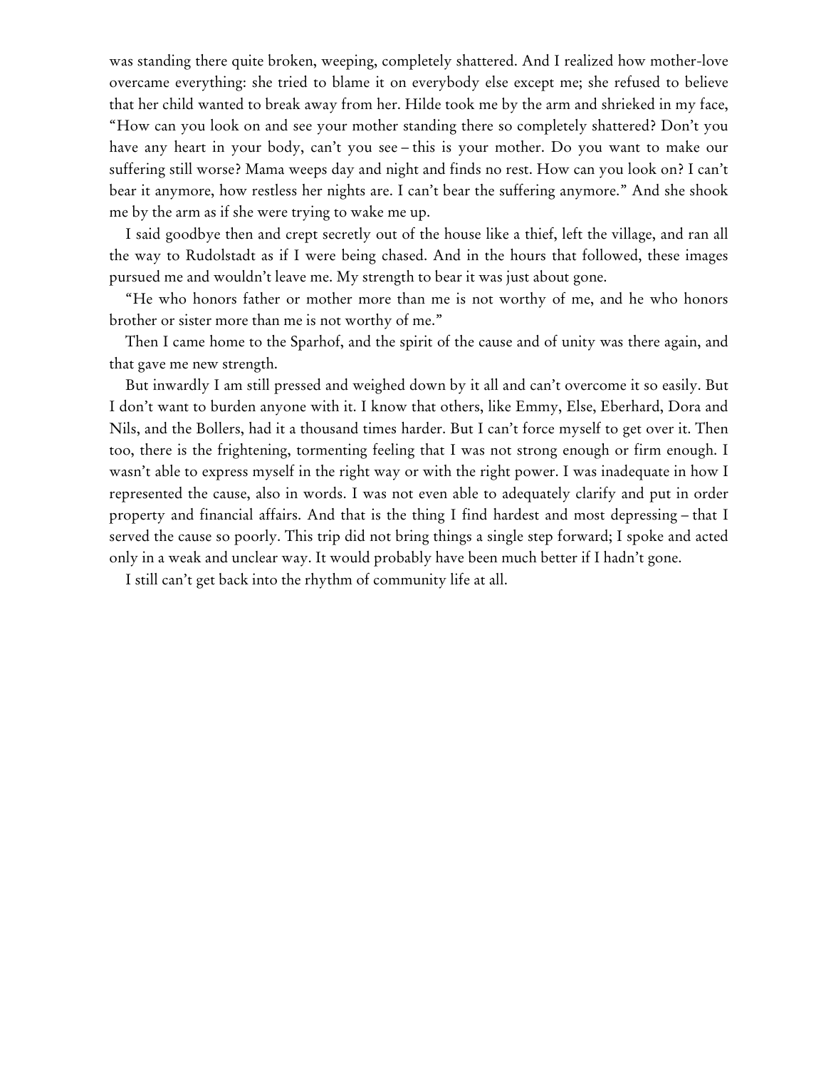was standing there quite broken, weeping, completely shattered. And I realized how mother-love overcame everything: she tried to blame it on everybody else except me; she refused to believe that her child wanted to break away from her. Hilde took me by the arm and shrieked in my face, "How can you look on and see your mother standing there so completely shattered? Don't you have any heart in your body, can't you see – this is your mother. Do you want to make our suffering still worse? Mama weeps day and night and finds no rest. How can you look on? I can't bear it anymore, how restless her nights are. I can't bear the suffering anymore." And she shook me by the arm as if she were trying to wake me up.

I said goodbye then and crept secretly out of the house like a thief, left the village, and ran all the way to Rudolstadt as if I were being chased. And in the hours that followed, these images pursued me and wouldn't leave me. My strength to bear it was just about gone.

"He who honors father or mother more than me is not worthy of me, and he who honors brother or sister more than me is not worthy of me."

Then I came home to the Sparhof, and the spirit of the cause and of unity was there again, and that gave me new strength.

But inwardly I am still pressed and weighed down by it all and can't overcome it so easily. But I don't want to burden anyone with it. I know that others, like Emmy, Else, Eberhard, Dora and Nils, and the Bollers, had it a thousand times harder. But I can't force myself to get over it. Then too, there is the frightening, tormenting feeling that I was not strong enough or firm enough. I wasn't able to express myself in the right way or with the right power. I was inadequate in how I represented the cause, also in words. I was not even able to adequately clarify and put in order property and financial affairs. And that is the thing I find hardest and most depressing – that I served the cause so poorly. This trip did not bring things a single step forward; I spoke and acted only in a weak and unclear way. It would probably have been much better if I hadn't gone.

I still can't get back into the rhythm of community life at all.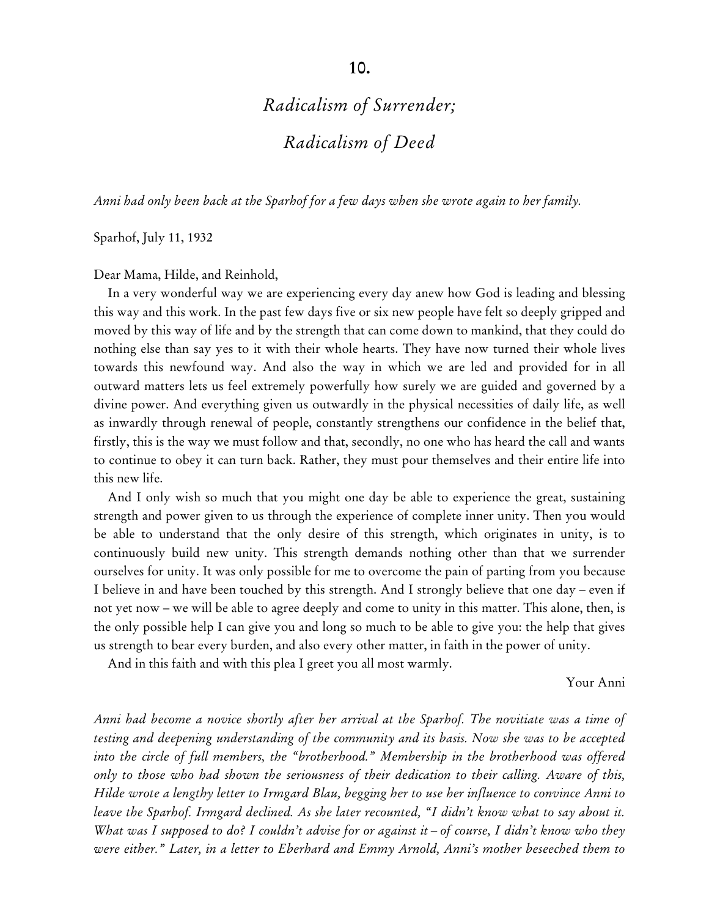# 10.

## *Radicalism of Surrender;*
## *Radicalism of Deed*

*Anni had only been back at the Sparhof for a few days when she wrote again to her family.*

Sparhof, July 11, 1932

Dear Mama, Hilde, and Reinhold,

In a very wonderful way we are experiencing every day anew how God is leading and blessing this way and this work. In the past few days five or six new people have felt so deeply gripped and moved by this way of life and by the strength that can come down to mankind, that they could do nothing else than say yes to it with their whole hearts. They have now turned their whole lives towards this newfound way. And also the way in which we are led and provided for in all outward matters lets us feel extremely powerfully how surely we are guided and governed by a divine power. And everything given us outwardly in the physical necessities of daily life, as well as inwardly through renewal of people, constantly strengthens our confidence in the belief that, firstly, this is the way we must follow and that, secondly, no one who has heard the call and wants to continue to obey it can turn back. Rather, they must pour themselves and their entire life into this new life.

And I only wish so much that you might one day be able to experience the great, sustaining strength and power given to us through the experience of complete inner unity. Then you would be able to understand that the only desire of this strength, which originates in unity, is to continuously build new unity. This strength demands nothing other than that we surrender ourselves for unity. It was only possible for me to overcome the pain of parting from you because I believe in and have been touched by this strength. And I strongly believe that one day – even if not yet now – we will be able to agree deeply and come to unity in this matter. This alone, then, is the only possible help I can give you and long so much to be able to give you: the help that gives us strength to bear every burden, and also every other matter, in faith in the power of unity.

And in this faith and with this plea I greet you all most warmly.

Your Anni

*Anni had become a novice shortly after her arrival at the Sparhof. The novitiate was a time of testing and deepening understanding of the community and its basis. Now she was to be accepted into the circle of full members, the "brotherhood." Membership in the brotherhood was offered only to those who had shown the seriousness of their dedication to their calling. Aware of this, Hilde wrote a lengthy letter to Irmgard Blau, begging her to use her influence to convince Anni to leave the Sparhof. Irmgard declined. As she later recounted, "I didn't know what to say about it. What was I supposed to do? I couldn't advise for or against it – of course, I didn't know who they were either." Later, in a letter to Eberhard and Emmy Arnold, Anni's mother beseeched them to*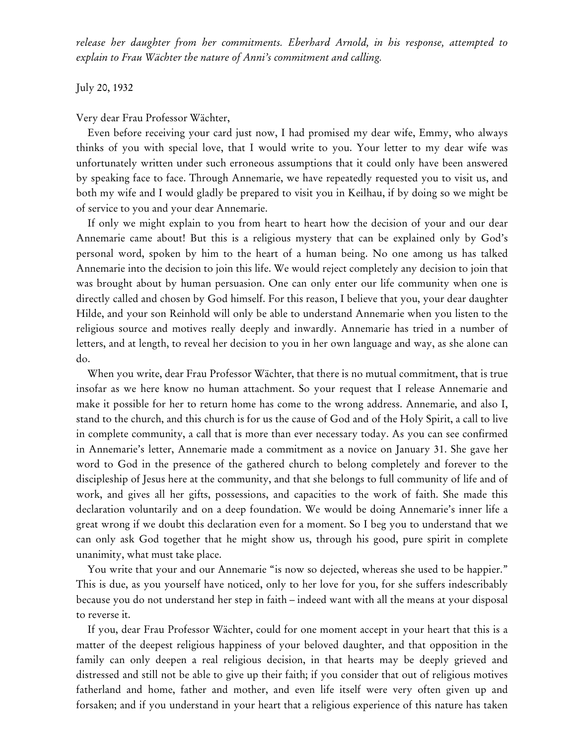*release her daughter from her commitments. Eberhard Arnold, in his response, attempted to explain to Frau Wächter the nature of Anni's commitment and calling.*

July 20, 1932

Very dear Frau Professor Wächter,

Even before receiving your card just now, I had promised my dear wife, Emmy, who always thinks of you with special love, that I would write to you. Your letter to my dear wife was unfortunately written under such erroneous assumptions that it could only have been answered by speaking face to face. Through Annemarie, we have repeatedly requested you to visit us, and both my wife and I would gladly be prepared to visit you in Keilhau, if by doing so we might be of service to you and your dear Annemarie.

If only we might explain to you from heart to heart how the decision of your and our dear Annemarie came about! But this is a religious mystery that can be explained only by God's personal word, spoken by him to the heart of a human being. No one among us has talked Annemarie into the decision to join this life. We would reject completely any decision to join that was brought about by human persuasion. One can only enter our life community when one is directly called and chosen by God himself. For this reason, I believe that you, your dear daughter Hilde, and your son Reinhold will only be able to understand Annemarie when you listen to the religious source and motives really deeply and inwardly. Annemarie has tried in a number of letters, and at length, to reveal her decision to you in her own language and way, as she alone can do.

When you write, dear Frau Professor Wächter, that there is no mutual commitment, that is true insofar as we here know no human attachment. So your request that I release Annemarie and make it possible for her to return home has come to the wrong address. Annemarie, and also I, stand to the church, and this church is for us the cause of God and of the Holy Spirit, a call to live in complete community, a call that is more than ever necessary today. As you can see confirmed in Annemarie's letter, Annemarie made a commitment as a novice on January 31. She gave her word to God in the presence of the gathered church to belong completely and forever to the discipleship of Jesus here at the community, and that she belongs to full community of life and of work, and gives all her gifts, possessions, and capacities to the work of faith. She made this declaration voluntarily and on a deep foundation. We would be doing Annemarie's inner life a great wrong if we doubt this declaration even for a moment. So I beg you to understand that we can only ask God together that he might show us, through his good, pure spirit in complete unanimity, what must take place.

You write that your and our Annemarie "is now so dejected, whereas she used to be happier." This is due, as you yourself have noticed, only to her love for you, for she suffers indescribably because you do not understand her step in faith – indeed want with all the means at your disposal to reverse it.

If you, dear Frau Professor Wächter, could for one moment accept in your heart that this is a matter of the deepest religious happiness of your beloved daughter, and that opposition in the family can only deepen a real religious decision, in that hearts may be deeply grieved and distressed and still not be able to give up their faith; if you consider that out of religious motives fatherland and home, father and mother, and even life itself were very often given up and forsaken; and if you understand in your heart that a religious experience of this nature has taken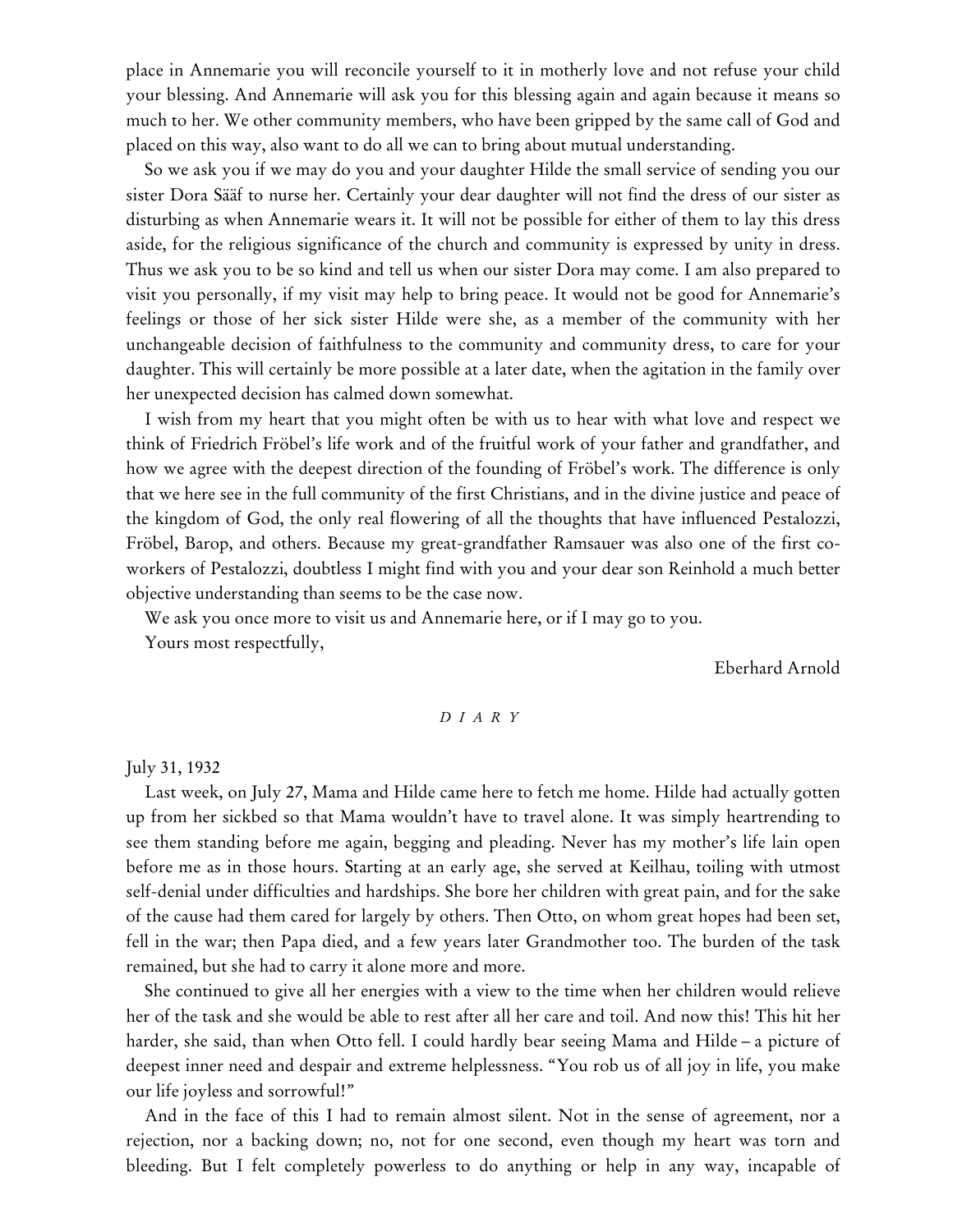place in Annemarie you will reconcile yourself to it in motherly love and not refuse your child your blessing. And Annemarie will ask you for this blessing again and again because it means so much to her. We other community members, who have been gripped by the same call of God and placed on this way, also want to do all we can to bring about mutual understanding.

So we ask you if we may do you and your daughter Hilde the small service of sending you our sister Dora Sääf to nurse her. Certainly your dear daughter will not find the dress of our sister as disturbing as when Annemarie wears it. It will not be possible for either of them to lay this dress aside, for the religious significance of the church and community is expressed by unity in dress. Thus we ask you to be so kind and tell us when our sister Dora may come. I am also prepared to visit you personally, if my visit may help to bring peace. It would not be good for Annemarie's feelings or those of her sick sister Hilde were she, as a member of the community with her unchangeable decision of faithfulness to the community and community dress, to care for your daughter. This will certainly be more possible at a later date, when the agitation in the family over her unexpected decision has calmed down somewhat.

I wish from my heart that you might often be with us to hear with what love and respect we think of Friedrich Fröbel's life work and of the fruitful work of your father and grandfather, and how we agree with the deepest direction of the founding of Fröbel's work. The difference is only that we here see in the full community of the first Christians, and in the divine justice and peace of the kingdom of God, the only real flowering of all the thoughts that have influenced Pestalozzi, Fröbel, Barop, and others. Because my great-grandfather Ramsauer was also one of the first co-workers of Pestalozzi, doubtless I might find with you and your dear son Reinhold a much better objective understanding than seems to be the case now.

We ask you once more to visit us and Annemarie here, or if I may go to you.

Yours most respectfully,

Eberhard Arnold

## *DIARY*

July 31, 1932

Last week, on July 27, Mama and Hilde came here to fetch me home. Hilde had actually gotten up from her sickbed so that Mama wouldn't have to travel alone. It was simply heartrending to see them standing before me again, begging and pleading. Never has my mother's life lain open before me as in those hours. Starting at an early age, she served at Keilhau, toiling with utmost self-denial under difficulties and hardships. She bore her children with great pain, and for the sake of the cause had them cared for largely by others. Then Otto, on whom great hopes had been set, fell in the war; then Papa died, and a few years later Grandmother too. The burden of the task remained, but she had to carry it alone more and more.

She continued to give all her energies with a view to the time when her children would relieve her of the task and she would be able to rest after all her care and toil. And now this! This hit her harder, she said, than when Otto fell. I could hardly bear seeing Mama and Hilde – a picture of deepest inner need and despair and extreme helplessness. "You rob us of all joy in life, you make our life joyless and sorrowful!"

And in the face of this I had to remain almost silent. Not in the sense of agreement, nor a rejection, nor a backing down; no, not for one second, even though my heart was torn and bleeding. But I felt completely powerless to do anything or help in any way, incapable of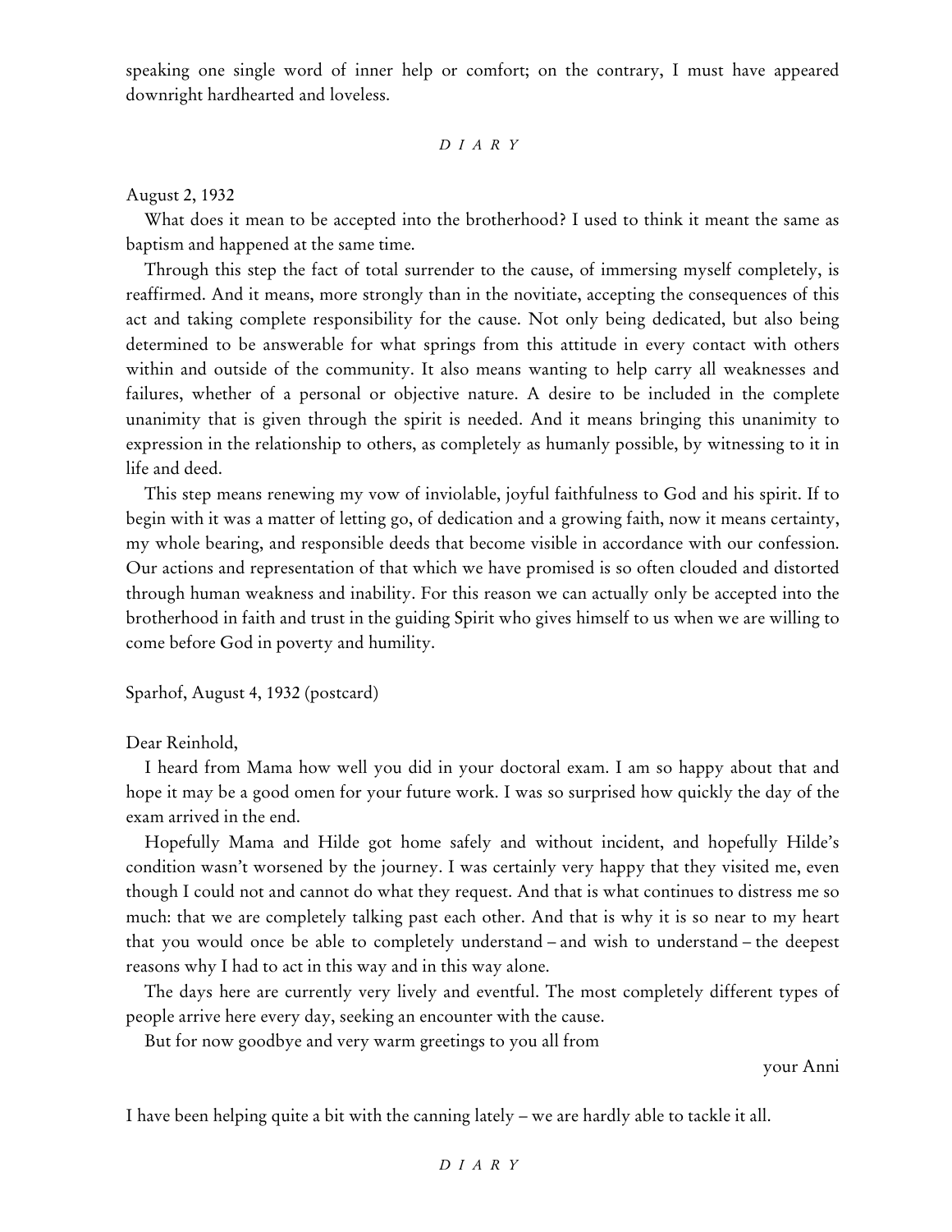speaking one single word of inner help or comfort; on the contrary, I must have appeared downright hardhearted and loveless.

*DIARY*

August 2, 1932

What does it mean to be accepted into the brotherhood? I used to think it meant the same as baptism and happened at the same time.

Through this step the fact of total surrender to the cause, of immersing myself completely, is reaffirmed. And it means, more strongly than in the novitiate, accepting the consequences of this act and taking complete responsibility for the cause. Not only being dedicated, but also being determined to be answerable for what springs from this attitude in every contact with others within and outside of the community. It also means wanting to help carry all weaknesses and failures, whether of a personal or objective nature. A desire to be included in the complete unanimity that is given through the spirit is needed. And it means bringing this unanimity to expression in the relationship to others, as completely as humanly possible, by witnessing to it in life and deed.

This step means renewing my vow of inviolable, joyful faithfulness to God and his spirit. If to begin with it was a matter of letting go, of dedication and a growing faith, now it means certainty, my whole bearing, and responsible deeds that become visible in accordance with our confession. Our actions and representation of that which we have promised is so often clouded and distorted through human weakness and inability. For this reason we can actually only be accepted into the brotherhood in faith and trust in the guiding Spirit who gives himself to us when we are willing to come before God in poverty and humility.

Sparhof, August 4, 1932 (postcard)

Dear Reinhold,

I heard from Mama how well you did in your doctoral exam. I am so happy about that and hope it may be a good omen for your future work. I was so surprised how quickly the day of the exam arrived in the end.

Hopefully Mama and Hilde got home safely and without incident, and hopefully Hilde's condition wasn't worsened by the journey. I was certainly very happy that they visited me, even though I could not and cannot do what they request. And that is what continues to distress me so much: that we are completely talking past each other. And that is why it is so near to my heart that you would once be able to completely understand – and wish to understand – the deepest reasons why I had to act in this way and in this way alone.

The days here are currently very lively and eventful. The most completely different types of people arrive here every day, seeking an encounter with the cause.

But for now goodbye and very warm greetings to you all from

your Anni

I have been helping quite a bit with the canning lately – we are hardly able to tackle it all.

*DIARY*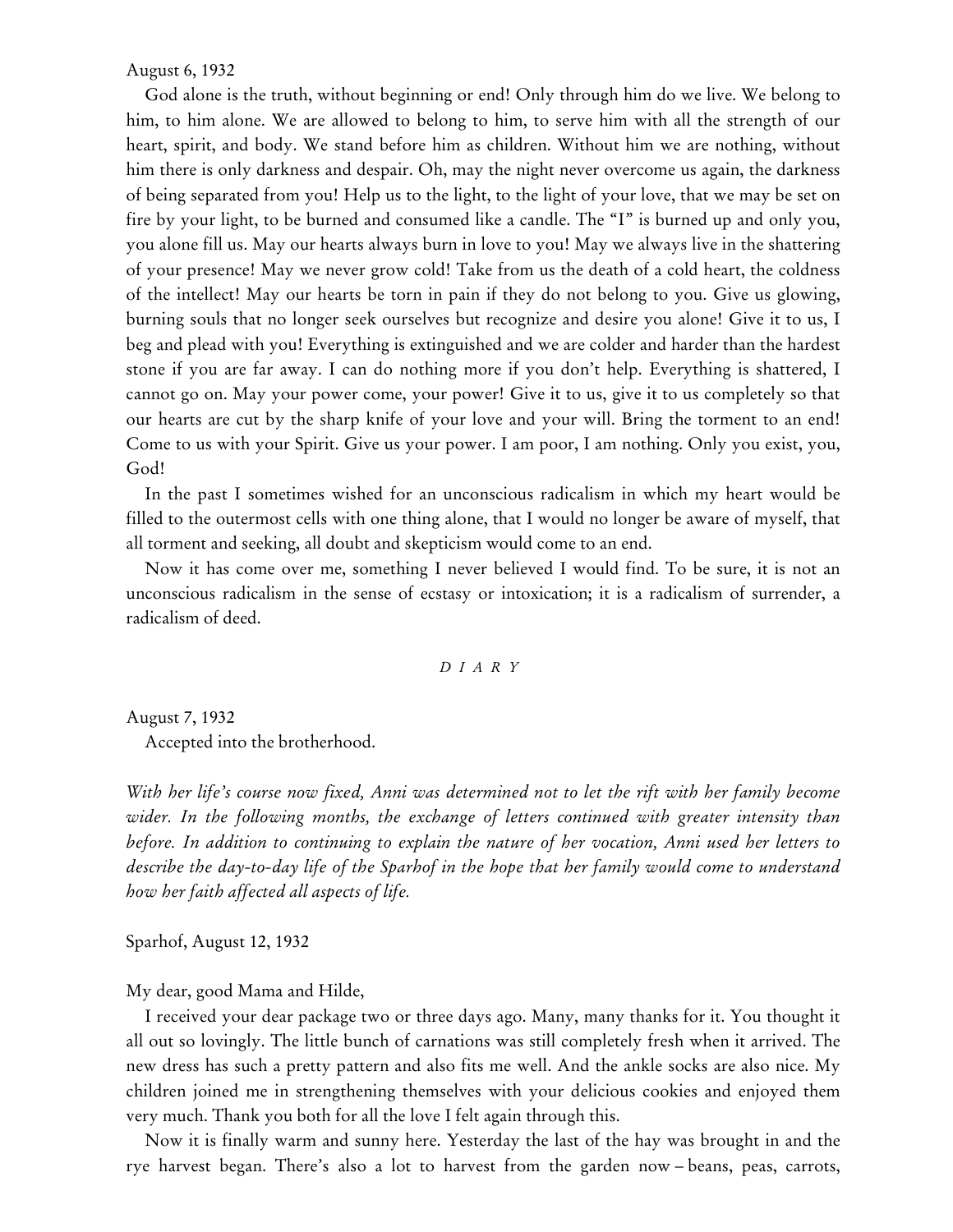August 6, 1932

God alone is the truth, without beginning or end! Only through him do we live. We belong to him, to him alone. We are allowed to belong to him, to serve him with all the strength of our heart, spirit, and body. We stand before him as children. Without him we are nothing, without him there is only darkness and despair. Oh, may the night never overcome us again, the darkness of being separated from you! Help us to the light, to the light of your love, that we may be set on fire by your light, to be burned and consumed like a candle. The "I" is burned up and only you, you alone fill us. May our hearts always burn in love to you! May we always live in the shattering of your presence! May we never grow cold! Take from us the death of a cold heart, the coldness of the intellect! May our hearts be torn in pain if they do not belong to you. Give us glowing, burning souls that no longer seek ourselves but recognize and desire you alone! Give it to us, I beg and plead with you! Everything is extinguished and we are colder and harder than the hardest stone if you are far away. I can do nothing more if you don't help. Everything is shattered, I cannot go on. May your power come, your power! Give it to us, give it to us completely so that our hearts are cut by the sharp knife of your love and your will. Bring the torment to an end! Come to us with your Spirit. Give us your power. I am poor, I am nothing. Only you exist, you, God!

In the past I sometimes wished for an unconscious radicalism in which my heart would be filled to the outermost cells with one thing alone, that I would no longer be aware of myself, that all torment and seeking, all doubt and skepticism would come to an end.

Now it has come over me, something I never believed I would find. To be sure, it is not an unconscious radicalism in the sense of ecstasy or intoxication; it is a radicalism of surrender, a radicalism of deed.

*DIARY*

August 7, 1932

Accepted into the brotherhood.

*With her life's course now fixed, Anni was determined not to let the rift with her family become wider. In the following months, the exchange of letters continued with greater intensity than before. In addition to continuing to explain the nature of her vocation, Anni used her letters to describe the day-to-day life of the Sparhof in the hope that her family would come to understand how her faith affected all aspects of life.*

Sparhof, August 12, 1932

My dear, good Mama and Hilde,

I received your dear package two or three days ago. Many, many thanks for it. You thought it all out so lovingly. The little bunch of carnations was still completely fresh when it arrived. The new dress has such a pretty pattern and also fits me well. And the ankle socks are also nice. My children joined me in strengthening themselves with your delicious cookies and enjoyed them very much. Thank you both for all the love I felt again through this.

Now it is finally warm and sunny here. Yesterday the last of the hay was brought in and the rye harvest began. There's also a lot to harvest from the garden now – beans, peas, carrots,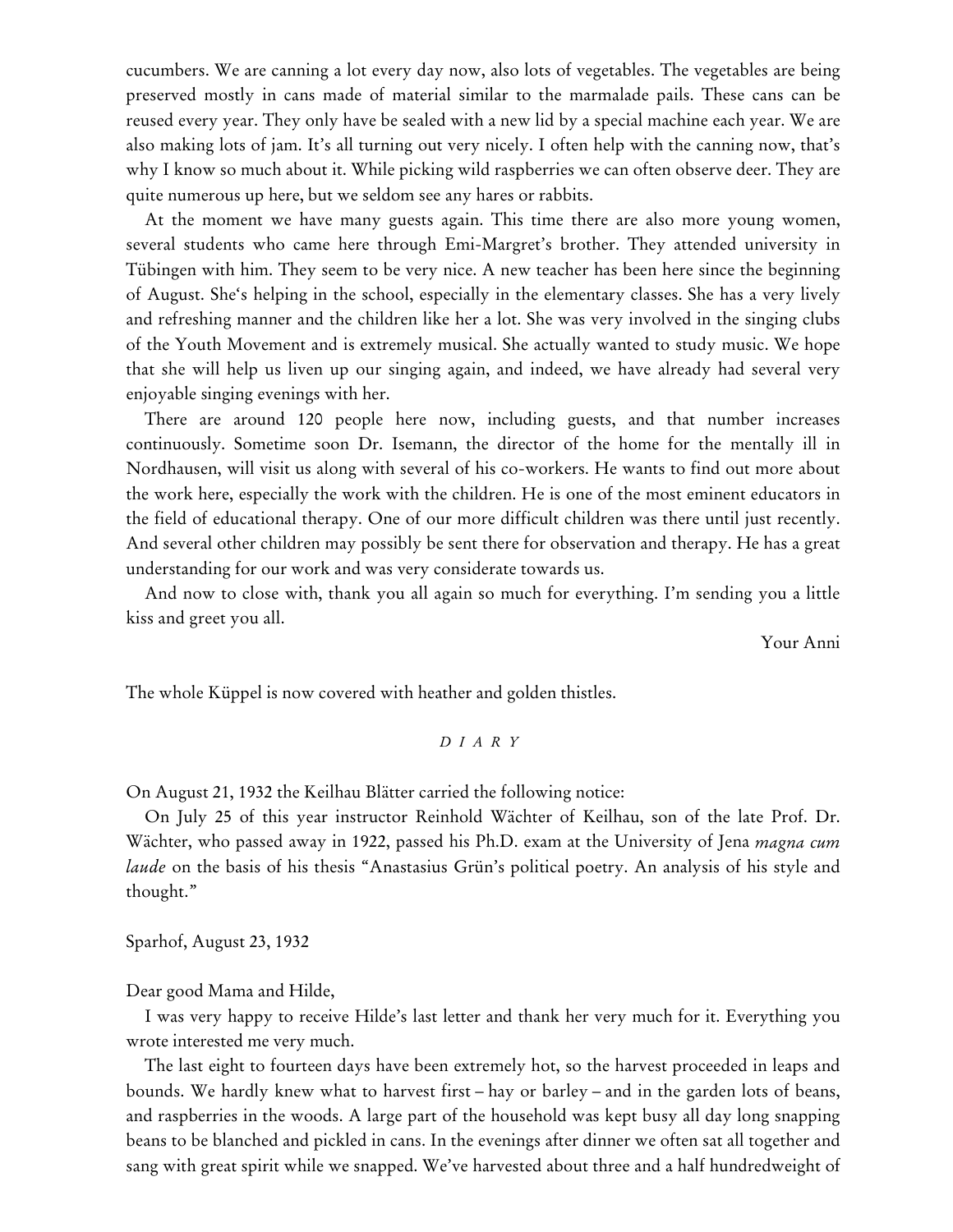cucumbers. We are canning a lot every day now, also lots of vegetables. The vegetables are being preserved mostly in cans made of material similar to the marmalade pails. These cans can be reused every year. They only have be sealed with a new lid by a special machine each year. We are also making lots of jam. It's all turning out very nicely. I often help with the canning now, that's why I know so much about it. While picking wild raspberries we can often observe deer. They are quite numerous up here, but we seldom see any hares or rabbits.

At the moment we have many guests again. This time there are also more young women, several students who came here through Emi-Margret's brother. They attended university in Tübingen with him. They seem to be very nice. A new teacher has been here since the beginning of August. She's helping in the school, especially in the elementary classes. She has a very lively and refreshing manner and the children like her a lot. She was very involved in the singing clubs of the Youth Movement and is extremely musical. She actually wanted to study music. We hope that she will help us liven up our singing again, and indeed, we have already had several very enjoyable singing evenings with her.

There are around 120 people here now, including guests, and that number increases continuously. Sometime soon Dr. Isemann, the director of the home for the mentally ill in Nordhausen, will visit us along with several of his co-workers. He wants to find out more about the work here, especially the work with the children. He is one of the most eminent educators in the field of educational therapy. One of our more difficult children was there until just recently. And several other children may possibly be sent there for observation and therapy. He has a great understanding for our work and was very considerate towards us.

And now to close with, thank you all again so much for everything. I'm sending you a little kiss and greet you all.

Your Anni

The whole Küppel is now covered with heather and golden thistles.

*DIARY*

On August 21, 1932 the Keilhau Blätter carried the following notice:

On July 25 of this year instructor Reinhold Wächter of Keilhau, son of the late Prof. Dr. Wächter, who passed away in 1922, passed his Ph.D. exam at the University of Jena *magna cum laude* on the basis of his thesis "Anastasius Grün's political poetry. An analysis of his style and thought."

Sparhof, August 23, 1932

Dear good Mama and Hilde,

I was very happy to receive Hilde's last letter and thank her very much for it. Everything you wrote interested me very much.

The last eight to fourteen days have been extremely hot, so the harvest proceeded in leaps and bounds. We hardly knew what to harvest first – hay or barley – and in the garden lots of beans, and raspberries in the woods. A large part of the household was kept busy all day long snapping beans to be blanched and pickled in cans. In the evenings after dinner we often sat all together and sang with great spirit while we snapped. We've harvested about three and a half hundredweight of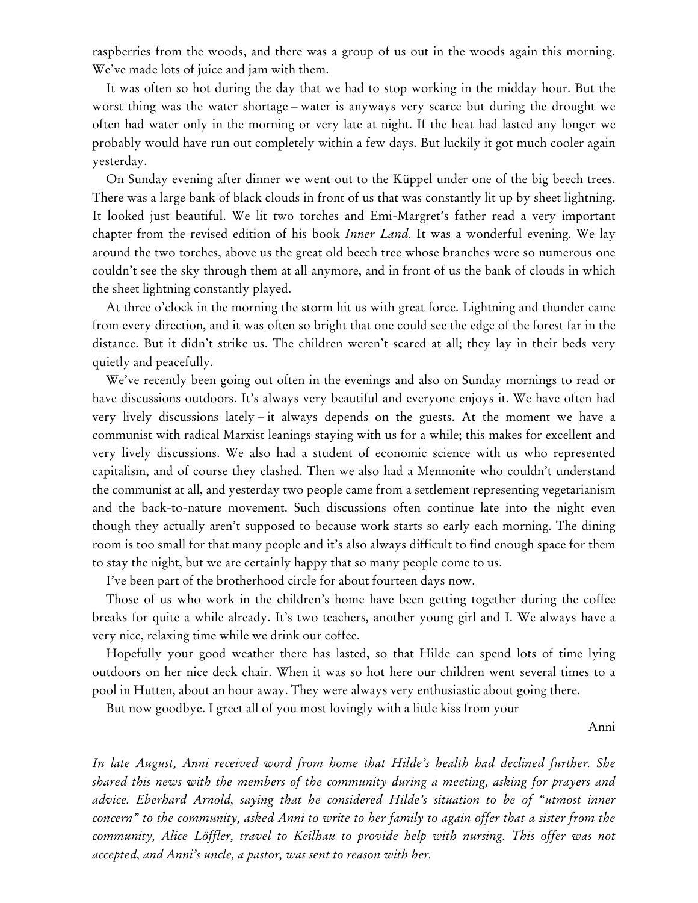raspberries from the woods, and there was a group of us out in the woods again this morning. We've made lots of juice and jam with them.

It was often so hot during the day that we had to stop working in the midday hour. But the worst thing was the water shortage – water is anyways very scarce but during the drought we often had water only in the morning or very late at night. If the heat had lasted any longer we probably would have run out completely within a few days. But luckily it got much cooler again yesterday.

On Sunday evening after dinner we went out to the Küppel under one of the big beech trees. There was a large bank of black clouds in front of us that was constantly lit up by sheet lightning. It looked just beautiful. We lit two torches and Emi-Margret's father read a very important chapter from the revised edition of his book *Inner Land.* It was a wonderful evening. We lay around the two torches, above us the great old beech tree whose branches were so numerous one couldn't see the sky through them at all anymore, and in front of us the bank of clouds in which the sheet lightning constantly played.

At three o'clock in the morning the storm hit us with great force. Lightning and thunder came from every direction, and it was often so bright that one could see the edge of the forest far in the distance. But it didn't strike us. The children weren't scared at all; they lay in their beds very quietly and peacefully.

We've recently been going out often in the evenings and also on Sunday mornings to read or have discussions outdoors. It's always very beautiful and everyone enjoys it. We have often had very lively discussions lately – it always depends on the guests. At the moment we have a communist with radical Marxist leanings staying with us for a while; this makes for excellent and very lively discussions. We also had a student of economic science with us who represented capitalism, and of course they clashed. Then we also had a Mennonite who couldn't understand the communist at all, and yesterday two people came from a settlement representing vegetarianism and the back-to-nature movement. Such discussions often continue late into the night even though they actually aren't supposed to because work starts so early each morning. The dining room is too small for that many people and it's also always difficult to find enough space for them to stay the night, but we are certainly happy that so many people come to us.

I've been part of the brotherhood circle for about fourteen days now.

Those of us who work in the children's home have been getting together during the coffee breaks for quite a while already. It's two teachers, another young girl and I. We always have a very nice, relaxing time while we drink our coffee.

Hopefully your good weather there has lasted, so that Hilde can spend lots of time lying outdoors on her nice deck chair. When it was so hot here our children went several times to a pool in Hutten, about an hour away. They were always very enthusiastic about going there.

But now goodbye. I greet all of you most lovingly with a little kiss from your

Anni

*In late August, Anni received word from home that Hilde's health had declined further. She shared this news with the members of the community during a meeting, asking for prayers and advice. Eberhard Arnold, saying that he considered Hilde's situation to be of "utmost inner concern" to the community, asked Anni to write to her family to again offer that a sister from the community, Alice Löffler, travel to Keilhau to provide help with nursing. This offer was not accepted, and Anni's uncle, a pastor, was sent to reason with her.*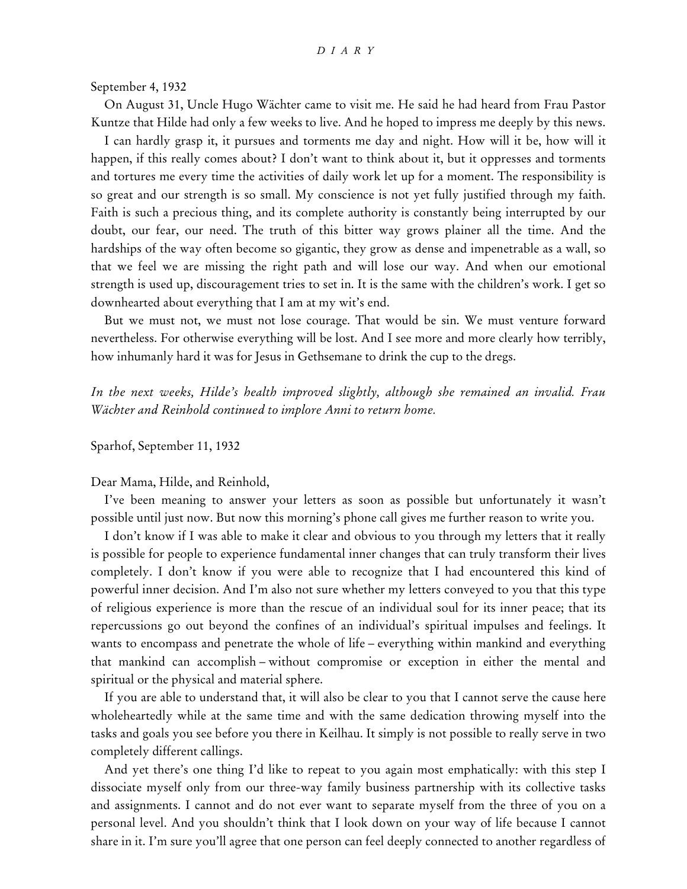September 4, 1932

On August 31, Uncle Hugo Wächter came to visit me. He said he had heard from Frau Pastor Kuntze that Hilde had only a few weeks to live. And he hoped to impress me deeply by this news.

I can hardly grasp it, it pursues and torments me day and night. How will it be, how will it happen, if this really comes about? I don't want to think about it, but it oppresses and torments and tortures me every time the activities of daily work let up for a moment. The responsibility is so great and our strength is so small. My conscience is not yet fully justified through my faith. Faith is such a precious thing, and its complete authority is constantly being interrupted by our doubt, our fear, our need. The truth of this bitter way grows plainer all the time. And the hardships of the way often become so gigantic, they grow as dense and impenetrable as a wall, so that we feel we are missing the right path and will lose our way. And when our emotional strength is used up, discouragement tries to set in. It is the same with the children's work. I get so downhearted about everything that I am at my wit's end.

But we must not, we must not lose courage. That would be sin. We must venture forward nevertheless. For otherwise everything will be lost. And I see more and more clearly how terribly, how inhumanly hard it was for Jesus in Gethsemane to drink the cup to the dregs.

*In the next weeks, Hilde's health improved slightly, although she remained an invalid. Frau Wächter and Reinhold continued to implore Anni to return home.*

Sparhof, September 11, 1932

Dear Mama, Hilde, and Reinhold,

I've been meaning to answer your letters as soon as possible but unfortunately it wasn't possible until just now. But now this morning's phone call gives me further reason to write you.

I don't know if I was able to make it clear and obvious to you through my letters that it really is possible for people to experience fundamental inner changes that can truly transform their lives completely. I don't know if you were able to recognize that I had encountered this kind of powerful inner decision. And I'm also not sure whether my letters conveyed to you that this type of religious experience is more than the rescue of an individual soul for its inner peace; that its repercussions go out beyond the confines of an individual's spiritual impulses and feelings. It wants to encompass and penetrate the whole of life – everything within mankind and everything that mankind can accomplish – without compromise or exception in either the mental and spiritual or the physical and material sphere.

If you are able to understand that, it will also be clear to you that I cannot serve the cause here wholeheartedly while at the same time and with the same dedication throwing myself into the tasks and goals you see before you there in Keilhau. It simply is not possible to really serve in two completely different callings.

And yet there's one thing I'd like to repeat to you again most emphatically: with this step I dissociate myself only from our three-way family business partnership with its collective tasks and assignments. I cannot and do not ever want to separate myself from the three of you on a personal level. And you shouldn't think that I look down on your way of life because I cannot share in it. I'm sure you'll agree that one person can feel deeply connected to another regardless of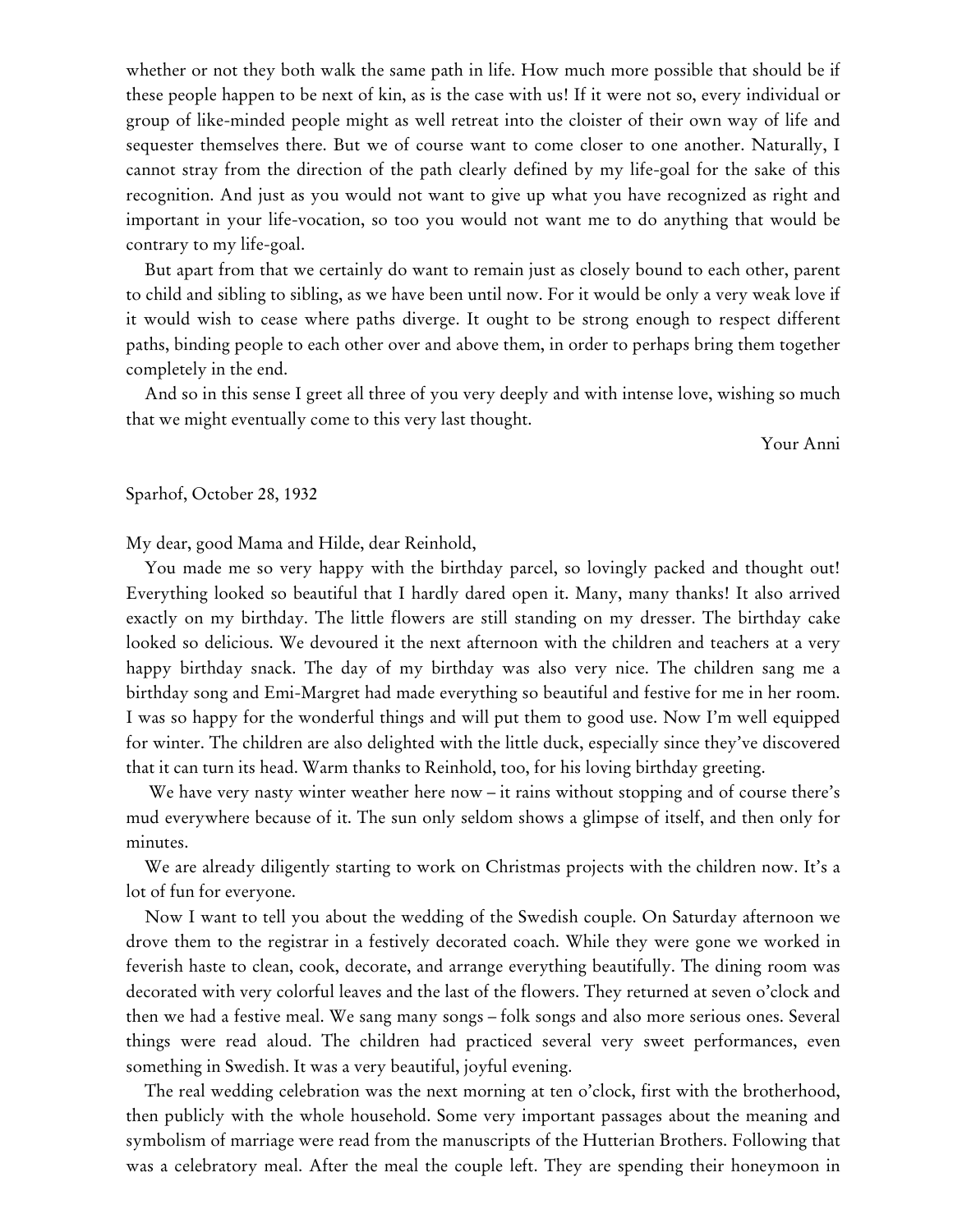whether or not they both walk the same path in life. How much more possible that should be if these people happen to be next of kin, as is the case with us! If it were not so, every individual or group of like-minded people might as well retreat into the cloister of their own way of life and sequester themselves there. But we of course want to come closer to one another. Naturally, I cannot stray from the direction of the path clearly defined by my life-goal for the sake of this recognition. And just as you would not want to give up what you have recognized as right and important in your life-vocation, so too you would not want me to do anything that would be contrary to my life-goal.

But apart from that we certainly do want to remain just as closely bound to each other, parent to child and sibling to sibling, as we have been until now. For it would be only a very weak love if it would wish to cease where paths diverge. It ought to be strong enough to respect different paths, binding people to each other over and above them, in order to perhaps bring them together completely in the end.

And so in this sense I greet all three of you very deeply and with intense love, wishing so much that we might eventually come to this very last thought.

Your Anni

Sparhof, October 28, 1932

My dear, good Mama and Hilde, dear Reinhold,

You made me so very happy with the birthday parcel, so lovingly packed and thought out! Everything looked so beautiful that I hardly dared open it. Many, many thanks! It also arrived exactly on my birthday. The little flowers are still standing on my dresser. The birthday cake looked so delicious. We devoured it the next afternoon with the children and teachers at a very happy birthday snack. The day of my birthday was also very nice. The children sang me a birthday song and Emi-Margret had made everything so beautiful and festive for me in her room. I was so happy for the wonderful things and will put them to good use. Now I'm well equipped for winter. The children are also delighted with the little duck, especially since they've discovered that it can turn its head. Warm thanks to Reinhold, too, for his loving birthday greeting.

We have very nasty winter weather here now – it rains without stopping and of course there's mud everywhere because of it. The sun only seldom shows a glimpse of itself, and then only for minutes.

We are already diligently starting to work on Christmas projects with the children now. It's a lot of fun for everyone.

Now I want to tell you about the wedding of the Swedish couple. On Saturday afternoon we drove them to the registrar in a festively decorated coach. While they were gone we worked in feverish haste to clean, cook, decorate, and arrange everything beautifully. The dining room was decorated with very colorful leaves and the last of the flowers. They returned at seven o'clock and then we had a festive meal. We sang many songs – folk songs and also more serious ones. Several things were read aloud. The children had practiced several very sweet performances, even something in Swedish. It was a very beautiful, joyful evening.

The real wedding celebration was the next morning at ten o'clock, first with the brotherhood, then publicly with the whole household. Some very important passages about the meaning and symbolism of marriage were read from the manuscripts of the Hutterian Brothers. Following that was a celebratory meal. After the meal the couple left. They are spending their honeymoon in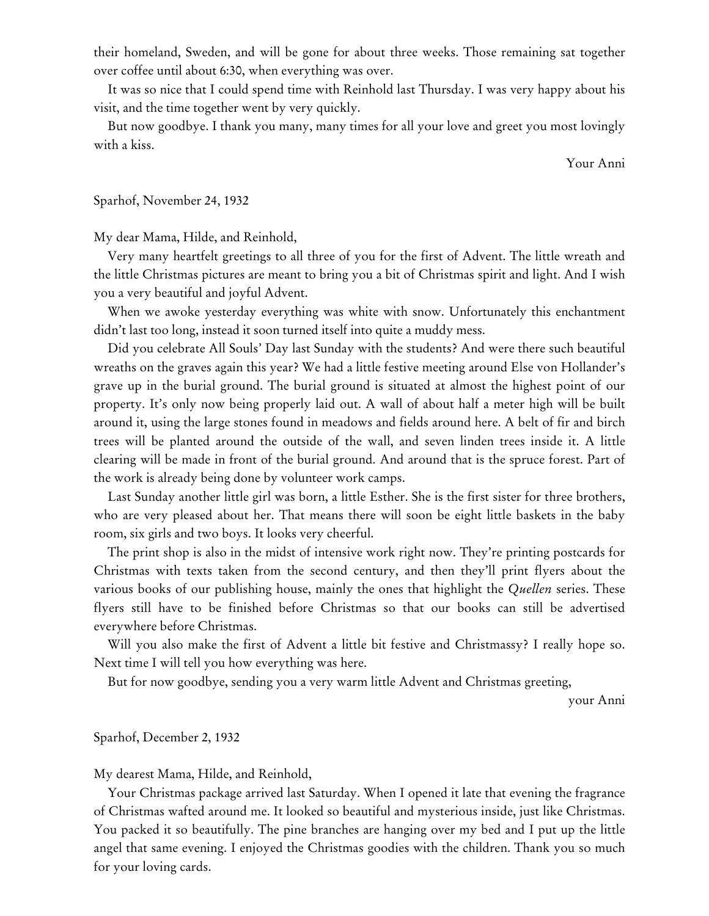their homeland, Sweden, and will be gone for about three weeks. Those remaining sat together over coffee until about 6:30, when everything was over.

It was so nice that I could spend time with Reinhold last Thursday. I was very happy about his visit, and the time together went by very quickly.

But now goodbye. I thank you many, many times for all your love and greet you most lovingly with a kiss.

Your Anni

Sparhof, November 24, 1932

My dear Mama, Hilde, and Reinhold,

Very many heartfelt greetings to all three of you for the first of Advent. The little wreath and the little Christmas pictures are meant to bring you a bit of Christmas spirit and light. And I wish you a very beautiful and joyful Advent.

When we awoke yesterday everything was white with snow. Unfortunately this enchantment didn't last too long, instead it soon turned itself into quite a muddy mess.

Did you celebrate All Souls' Day last Sunday with the students? And were there such beautiful wreaths on the graves again this year? We had a little festive meeting around Else von Hollander's grave up in the burial ground. The burial ground is situated at almost the highest point of our property. It's only now being properly laid out. A wall of about half a meter high will be built around it, using the large stones found in meadows and fields around here. A belt of fir and birch trees will be planted around the outside of the wall, and seven linden trees inside it. A little clearing will be made in front of the burial ground. And around that is the spruce forest. Part of the work is already being done by volunteer work camps.

Last Sunday another little girl was born, a little Esther. She is the first sister for three brothers, who are very pleased about her. That means there will soon be eight little baskets in the baby room, six girls and two boys. It looks very cheerful.

The print shop is also in the midst of intensive work right now. They're printing postcards for Christmas with texts taken from the second century, and then they'll print flyers about the various books of our publishing house, mainly the ones that highlight the *Quellen* series. These flyers still have to be finished before Christmas so that our books can still be advertised everywhere before Christmas.

Will you also make the first of Advent a little bit festive and Christmassy? I really hope so. Next time I will tell you how everything was here.

But for now goodbye, sending you a very warm little Advent and Christmas greeting,

your Anni

Sparhof, December 2, 1932

My dearest Mama, Hilde, and Reinhold,

Your Christmas package arrived last Saturday. When I opened it late that evening the fragrance of Christmas wafted around me. It looked so beautiful and mysterious inside, just like Christmas. You packed it so beautifully. The pine branches are hanging over my bed and I put up the little angel that same evening. I enjoyed the Christmas goodies with the children. Thank you so much for your loving cards.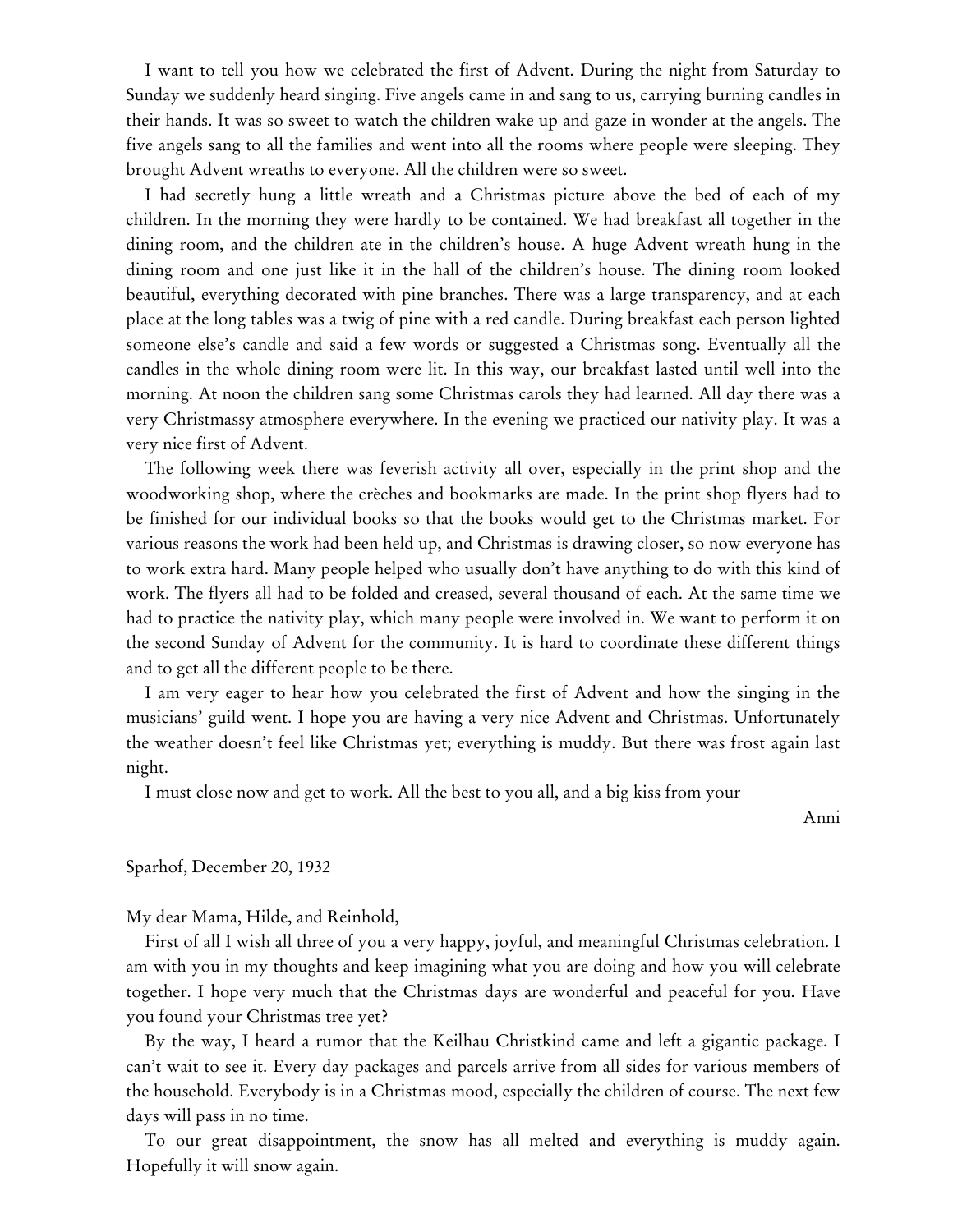I want to tell you how we celebrated the first of Advent. During the night from Saturday to Sunday we suddenly heard singing. Five angels came in and sang to us, carrying burning candles in their hands. It was so sweet to watch the children wake up and gaze in wonder at the angels. The five angels sang to all the families and went into all the rooms where people were sleeping. They brought Advent wreaths to everyone. All the children were so sweet.

I had secretly hung a little wreath and a Christmas picture above the bed of each of my children. In the morning they were hardly to be contained. We had breakfast all together in the dining room, and the children ate in the children's house. A huge Advent wreath hung in the dining room and one just like it in the hall of the children's house. The dining room looked beautiful, everything decorated with pine branches. There was a large transparency, and at each place at the long tables was a twig of pine with a red candle. During breakfast each person lighted someone else's candle and said a few words or suggested a Christmas song. Eventually all the candles in the whole dining room were lit. In this way, our breakfast lasted until well into the morning. At noon the children sang some Christmas carols they had learned. All day there was a very Christmassy atmosphere everywhere. In the evening we practiced our nativity play. It was a very nice first of Advent.

The following week there was feverish activity all over, especially in the print shop and the woodworking shop, where the crèches and bookmarks are made. In the print shop flyers had to be finished for our individual books so that the books would get to the Christmas market. For various reasons the work had been held up, and Christmas is drawing closer, so now everyone has to work extra hard. Many people helped who usually don't have anything to do with this kind of work. The flyers all had to be folded and creased, several thousand of each. At the same time we had to practice the nativity play, which many people were involved in. We want to perform it on the second Sunday of Advent for the community. It is hard to coordinate these different things and to get all the different people to be there.

I am very eager to hear how you celebrated the first of Advent and how the singing in the musicians' guild went. I hope you are having a very nice Advent and Christmas. Unfortunately the weather doesn't feel like Christmas yet; everything is muddy. But there was frost again last night.

I must close now and get to work. All the best to you all, and a big kiss from your

Anni

Sparhof, December 20, 1932

My dear Mama, Hilde, and Reinhold,

First of all I wish all three of you a very happy, joyful, and meaningful Christmas celebration. I am with you in my thoughts and keep imagining what you are doing and how you will celebrate together. I hope very much that the Christmas days are wonderful and peaceful for you. Have you found your Christmas tree yet?

By the way, I heard a rumor that the Keilhau Christkind came and left a gigantic package. I can't wait to see it. Every day packages and parcels arrive from all sides for various members of the household. Everybody is in a Christmas mood, especially the children of course. The next few days will pass in no time.

To our great disappointment, the snow has all melted and everything is muddy again. Hopefully it will snow again.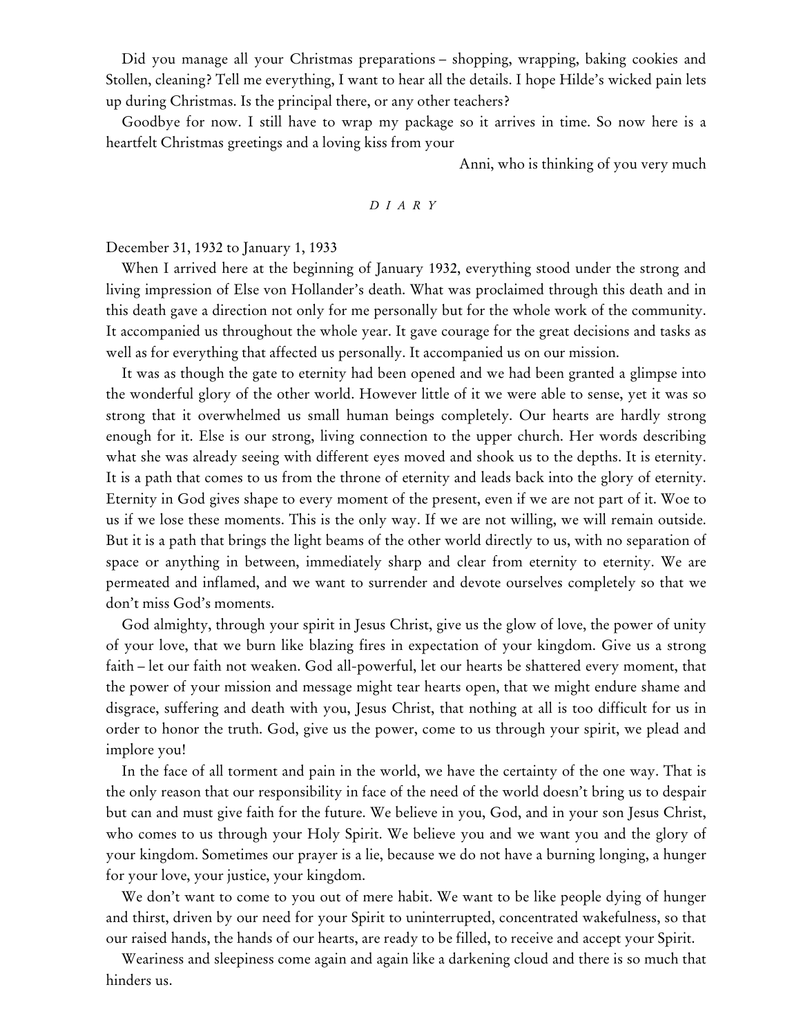Did you manage all your Christmas preparations – shopping, wrapping, baking cookies and Stollen, cleaning? Tell me everything, I want to hear all the details. I hope Hilde's wicked pain lets up during Christmas. Is the principal there, or any other teachers?

Goodbye for now. I still have to wrap my package so it arrives in time. So now here is a heartfelt Christmas greetings and a loving kiss from your

Anni, who is thinking of you very much

*D I A R Y*

December 31, 1932 to January 1, 1933

When I arrived here at the beginning of January 1932, everything stood under the strong and living impression of Else von Hollander's death. What was proclaimed through this death and in this death gave a direction not only for me personally but for the whole work of the community. It accompanied us throughout the whole year. It gave courage for the great decisions and tasks as well as for everything that affected us personally. It accompanied us on our mission.

It was as though the gate to eternity had been opened and we had been granted a glimpse into the wonderful glory of the other world. However little of it we were able to sense, yet it was so strong that it overwhelmed us small human beings completely. Our hearts are hardly strong enough for it. Else is our strong, living connection to the upper church. Her words describing what she was already seeing with different eyes moved and shook us to the depths. It is eternity. It is a path that comes to us from the throne of eternity and leads back into the glory of eternity. Eternity in God gives shape to every moment of the present, even if we are not part of it. Woe to us if we lose these moments. This is the only way. If we are not willing, we will remain outside. But it is a path that brings the light beams of the other world directly to us, with no separation of space or anything in between, immediately sharp and clear from eternity to eternity. We are permeated and inflamed, and we want to surrender and devote ourselves completely so that we don't miss God's moments.

God almighty, through your spirit in Jesus Christ, give us the glow of love, the power of unity of your love, that we burn like blazing fires in expectation of your kingdom. Give us a strong faith – let our faith not weaken. God all-powerful, let our hearts be shattered every moment, that the power of your mission and message might tear hearts open, that we might endure shame and disgrace, suffering and death with you, Jesus Christ, that nothing at all is too difficult for us in order to honor the truth. God, give us the power, come to us through your spirit, we plead and implore you!

In the face of all torment and pain in the world, we have the certainty of the one way. That is the only reason that our responsibility in face of the need of the world doesn't bring us to despair but can and must give faith for the future. We believe in you, God, and in your son Jesus Christ, who comes to us through your Holy Spirit. We believe you and we want you and the glory of your kingdom. Sometimes our prayer is a lie, because we do not have a burning longing, a hunger for your love, your justice, your kingdom.

We don't want to come to you out of mere habit. We want to be like people dying of hunger and thirst, driven by our need for your Spirit to uninterrupted, concentrated wakefulness, so that our raised hands, the hands of our hearts, are ready to be filled, to receive and accept your Spirit.

Weariness and sleepiness come again and again like a darkening cloud and there is so much that hinders us.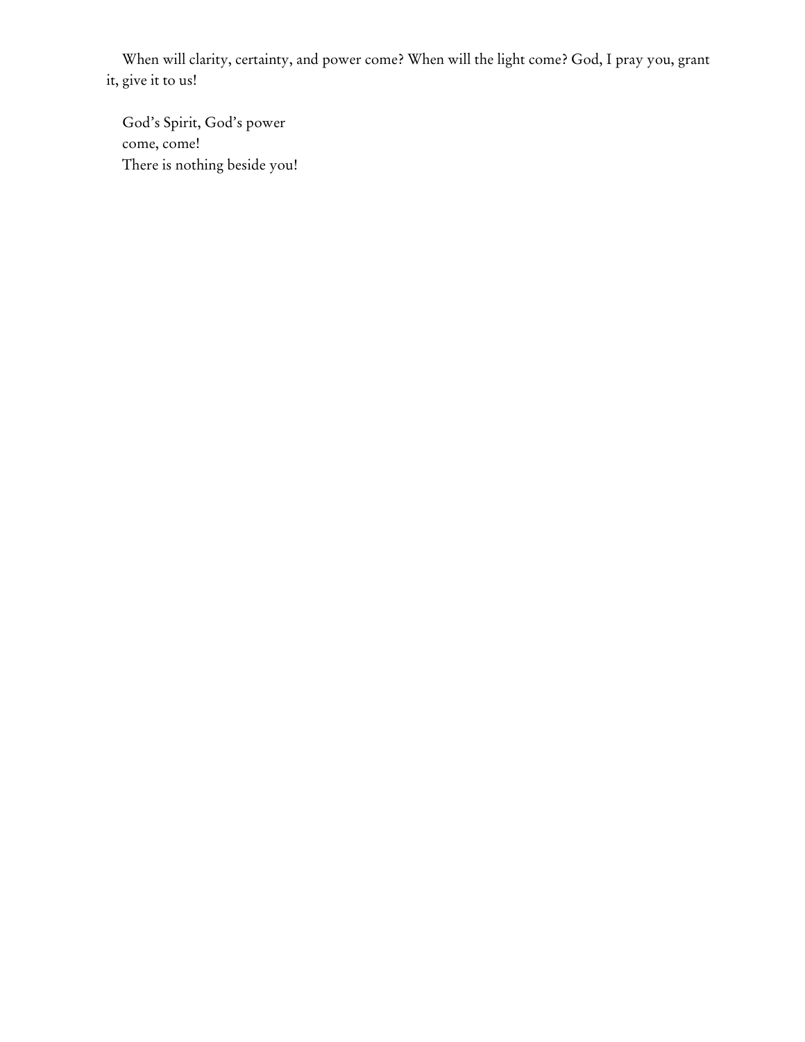When will clarity, certainty, and power come? When will the light come? God, I pray you, grant it, give it to us!

God's Spirit, God's power  
come, come!  
There is nothing beside you!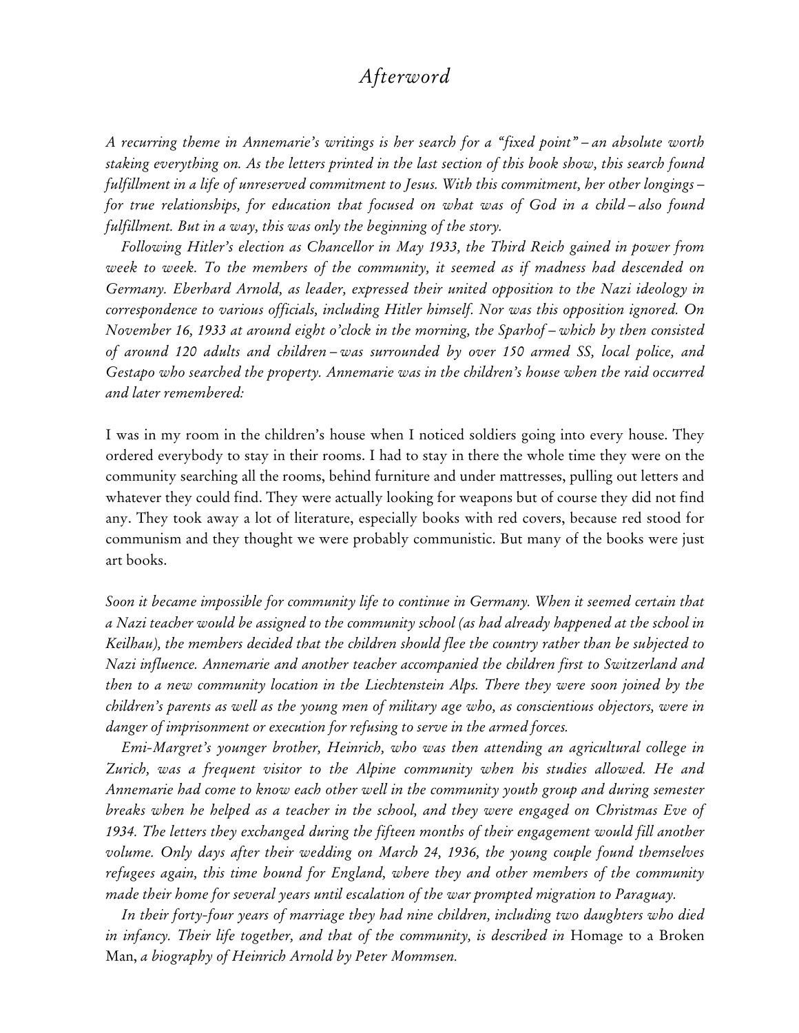# Afterword

*A recurring theme in Annemarie's writings is her search for a "fixed point" – an absolute worth staking everything on. As the letters printed in the last section of this book show, this search found fulfillment in a life of unreserved commitment to Jesus. With this commitment, her other longings – for true relationships, for education that focused on what was of God in a child – also found fulfillment. But in a way, this was only the beginning of the story.*

*Following Hitler's election as Chancellor in May 1933, the Third Reich gained in power from week to week. To the members of the community, it seemed as if madness had descended on Germany. Eberhard Arnold, as leader, expressed their united opposition to the Nazi ideology in correspondence to various officials, including Hitler himself. Nor was this opposition ignored. On November 16, 1933 at around eight o'clock in the morning, the Sparhof – which by then consisted of around 120 adults and children – was surrounded by over 150 armed SS, local police, and Gestapo who searched the property. Annemarie was in the children's house when the raid occurred and later remembered:*

I was in my room in the children's house when I noticed soldiers going into every house. They ordered everybody to stay in their rooms. I had to stay in there the whole time they were on the community searching all the rooms, behind furniture and under mattresses, pulling out letters and whatever they could find. They were actually looking for weapons but of course they did not find any. They took away a lot of literature, especially books with red covers, because red stood for communism and they thought we were probably communistic. But many of the books were just art books.

*Soon it became impossible for community life to continue in Germany. When it seemed certain that a Nazi teacher would be assigned to the community school (as had already happened at the school in Keilhau), the members decided that the children should flee the country rather than be subjected to Nazi influence. Annemarie and another teacher accompanied the children first to Switzerland and then to a new community location in the Liechtenstein Alps. There they were soon joined by the children's parents as well as the young men of military age who, as conscientious objectors, were in danger of imprisonment or execution for refusing to serve in the armed forces.*

*Emi-Margret's younger brother, Heinrich, who was then attending an agricultural college in Zurich, was a frequent visitor to the Alpine community when his studies allowed. He and Annemarie had come to know each other well in the community youth group and during semester breaks when he helped as a teacher in the school, and they were engaged on Christmas Eve of 1934. The letters they exchanged during the fifteen months of their engagement would fill another volume. Only days after their wedding on March 24, 1936, the young couple found themselves refugees again, this time bound for England, where they and other members of the community made their home for several years until escalation of the war prompted migration to Paraguay.*

*In their forty-four years of marriage they had nine children, including two daughters who died in infancy. Their life together, and that of the community, is described in* Homage to a Broken Man, *a biography of Heinrich Arnold by Peter Mommsen.*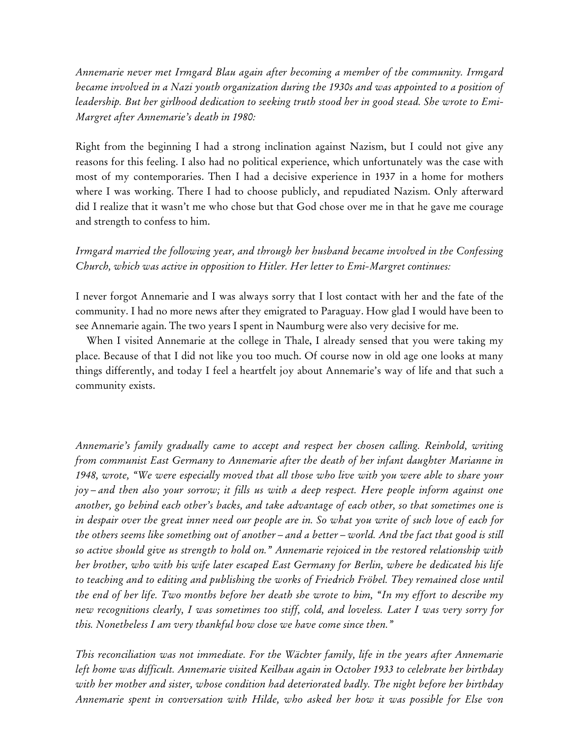*Annemarie never met Irmgard Blau again after becoming a member of the community. Irmgard became involved in a Nazi youth organization during the 1930s and was appointed to a position of leadership. But her girlhood dedication to seeking truth stood her in good stead. She wrote to Emi-Margret after Annemarie's death in 1980:*

Right from the beginning I had a strong inclination against Nazism, but I could not give any reasons for this feeling. I also had no political experience, which unfortunately was the case with most of my contemporaries. Then I had a decisive experience in 1937 in a home for mothers where I was working. There I had to choose publicly, and repudiated Nazism. Only afterward did I realize that it wasn't me who chose but that God chose over me in that he gave me courage and strength to confess to him.

*Irmgard married the following year, and through her husband became involved in the Confessing Church, which was active in opposition to Hitler. Her letter to Emi-Margret continues:*

I never forgot Annemarie and I was always sorry that I lost contact with her and the fate of the community. I had no more news after they emigrated to Paraguay. How glad I would have been to see Annemarie again. The two years I spent in Naumburg were also very decisive for me.

When I visited Annemarie at the college in Thale, I already sensed that you were taking my place. Because of that I did not like you too much. Of course now in old age one looks at many things differently, and today I feel a heartfelt joy about Annemarie's way of life and that such a community exists.

*Annemarie's family gradually came to accept and respect her chosen calling. Reinhold, writing from communist East Germany to Annemarie after the death of her infant daughter Marianne in 1948, wrote, "We were especially moved that all those who live with you were able to share your joy – and then also your sorrow; it fills us with a deep respect. Here people inform against one another, go behind each other's backs, and take advantage of each other, so that sometimes one is in despair over the great inner need our people are in. So what you write of such love of each for the others seems like something out of another – and a better – world. And the fact that good is still so active should give us strength to hold on." Annemarie rejoiced in the restored relationship with her brother, who with his wife later escaped East Germany for Berlin, where he dedicated his life to teaching and to editing and publishing the works of Friedrich Fröbel. They remained close until the end of her life. Two months before her death she wrote to him, "In my effort to describe my new recognitions clearly, I was sometimes too stiff, cold, and loveless. Later I was very sorry for this. Nonetheless I am very thankful how close we have come since then."*

*This reconciliation was not immediate. For the Wächter family, life in the years after Annemarie left home was difficult. Annemarie visited Keilhau again in October 1933 to celebrate her birthday with her mother and sister, whose condition had deteriorated badly. The night before her birthday Annemarie spent in conversation with Hilde, who asked her how it was possible for Else von*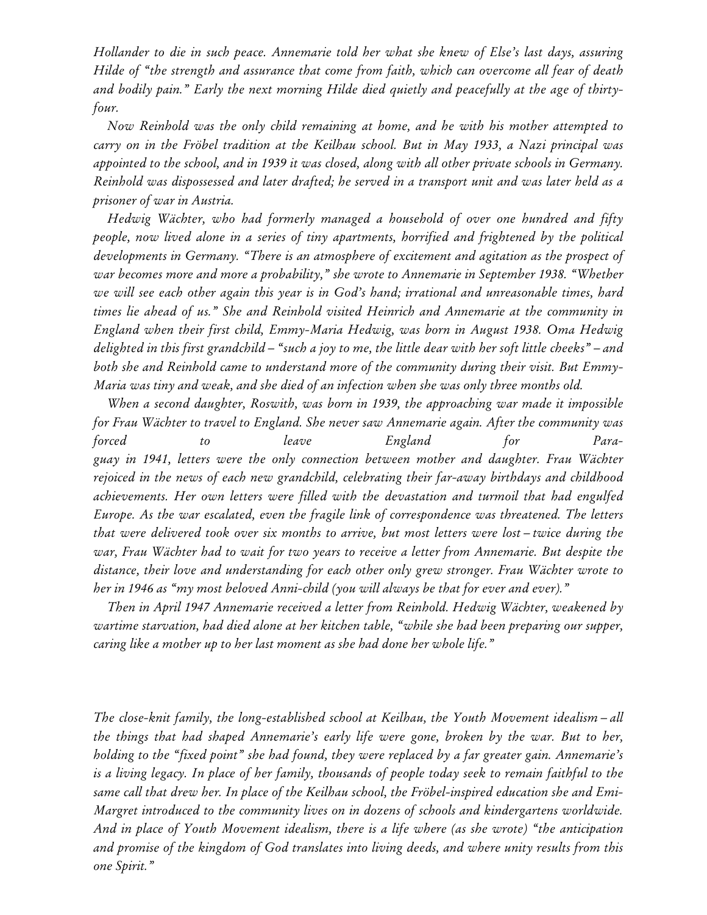*Hollander to die in such peace. Annemarie told her what she knew of Else's last days, assuring Hilde of "the strength and assurance that come from faith, which can overcome all fear of death and bodily pain." Early the next morning Hilde died quietly and peacefully at the age of thirty-four.*

*Now Reinhold was the only child remaining at home, and he with his mother attempted to carry on in the Fröbel tradition at the Keilhau school. But in May 1933, a Nazi principal was appointed to the school, and in 1939 it was closed, along with all other private schools in Germany. Reinhold was dispossessed and later drafted; he served in a transport unit and was later held as a prisoner of war in Austria.*

*Hedwig Wächter, who had formerly managed a household of over one hundred and fifty people, now lived alone in a series of tiny apartments, horrified and frightened by the political developments in Germany. "There is an atmosphere of excitement and agitation as the prospect of war becomes more and more a probability," she wrote to Annemarie in September 1938. "Whether we will see each other again this year is in God's hand; irrational and unreasonable times, hard times lie ahead of us." She and Reinhold visited Heinrich and Annemarie at the community in England when their first child, Emmy-Maria Hedwig, was born in August 1938. Oma Hedwig delighted in this first grandchild – "such a joy to me, the little dear with her soft little cheeks" – and both she and Reinhold came to understand more of the community during their visit. But Emmy-Maria was tiny and weak, and she died of an infection when she was only three months old.*

*When a second daughter, Roswith, was born in 1939, the approaching war made it impossible for Frau Wächter to travel to England. She never saw Annemarie again. After the community was forced to leave England for Paraguay in 1941, letters were the only connection between mother and daughter. Frau Wächter rejoiced in the news of each new grandchild, celebrating their far-away birthdays and childhood achievements. Her own letters were filled with the devastation and turmoil that had engulfed Europe. As the war escalated, even the fragile link of correspondence was threatened. The letters that were delivered took over six months to arrive, but most letters were lost – twice during the war, Frau Wächter had to wait for two years to receive a letter from Annemarie. But despite the distance, their love and understanding for each other only grew stronger. Frau Wächter wrote to her in 1946 as "my most beloved Anni-child (you will always be that for ever and ever)."*

*Then in April 1947 Annemarie received a letter from Reinhold. Hedwig Wächter, weakened by wartime starvation, had died alone at her kitchen table, "while she had been preparing our supper, caring like a mother up to her last moment as she had done her whole life."*

*The close-knit family, the long-established school at Keilhau, the Youth Movement idealism – all the things that had shaped Annemarie's early life were gone, broken by the war. But to her, holding to the "fixed point" she had found, they were replaced by a far greater gain. Annemarie's is a living legacy. In place of her family, thousands of people today seek to remain faithful to the same call that drew her. In place of the Keilhau school, the Fröbel-inspired education she and Emi-Margret introduced to the community lives on in dozens of schools and kindergartens worldwide. And in place of Youth Movement idealism, there is a life where (as she wrote) "the anticipation and promise of the kingdom of God translates into living deeds, and where unity results from this one Spirit."*